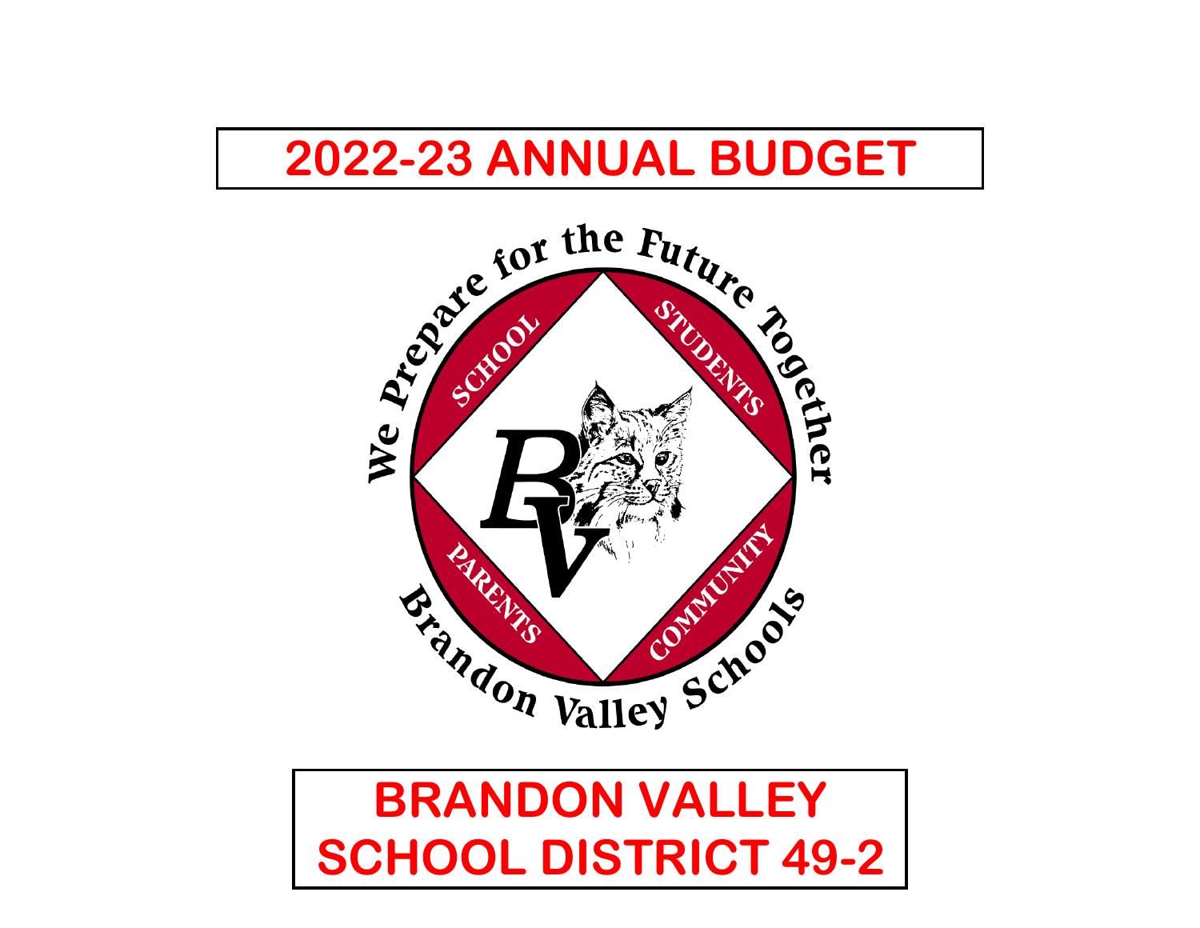# 2022-23 ANNUAL BUDGET

# BRANDON VALLEY SCHOOL DISTRICT 49-2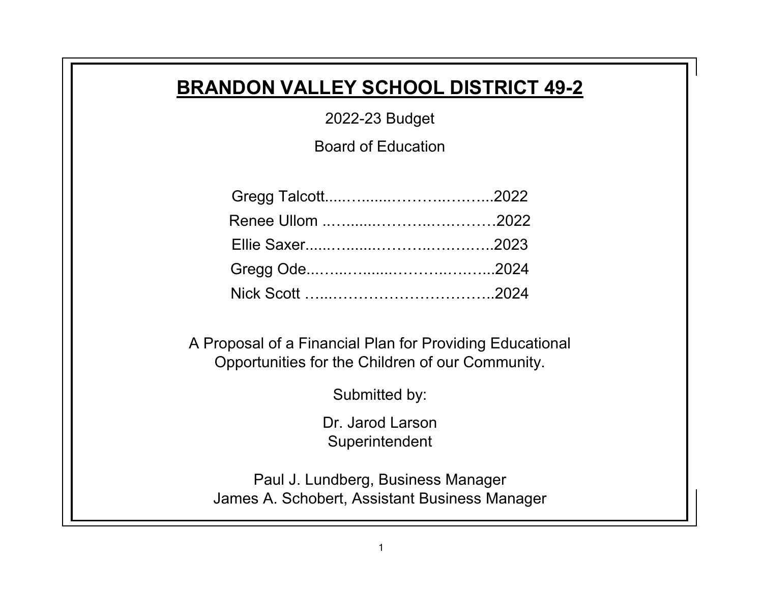# BRANDON VALLEY SCHOOL DISTRICT 49-2

2022-23 Budget

Board of Education

Gregg Talcott......................................2022

Renee Ullom ......................................2022

Ellie Saxer..........................................2023

Gregg Ode..........................................2024

Nick Scott ..........................................2024

A Proposal of a Financial Plan for Providing Educational Opportunities for the Children of our Community.

Submitted by:

Dr. Jarod Larson
Superintendent

Paul J. Lundberg, Business Manager
James A. Schobert, Assistant Business Manager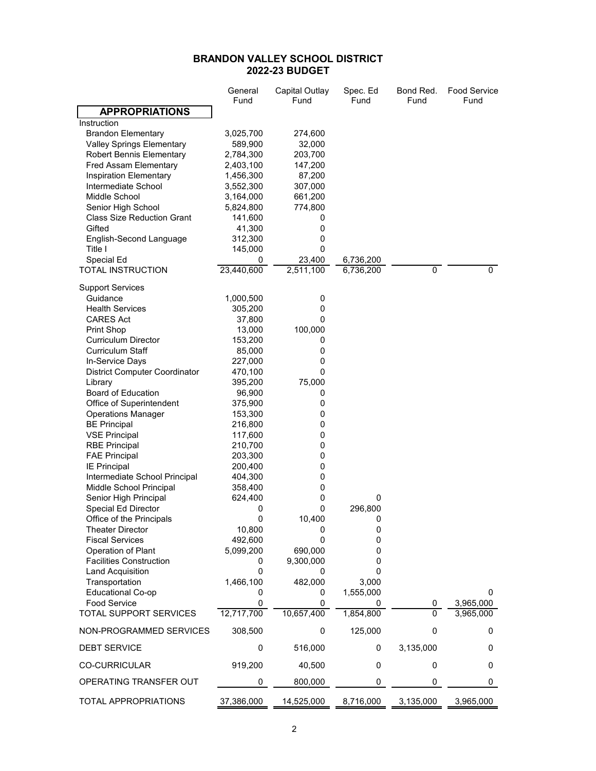# BRANDON VALLEY SCHOOL DISTRICT
## 2022-23 BUDGET

| | General Fund | Capital Outlay Fund | Spec. Ed Fund | Bond Red. Fund | Food Service Fund |
|---|---|---|---|---|---|
| **APPROPRIATIONS** | | | | | |
| Instruction | | | | | |
| Brandon Elementary | 3,025,700 | 274,600 | | | |
| Valley Springs Elementary | 589,900 | 32,000 | | | |
| Robert Bennis Elementary | 2,784,300 | 203,700 | | | |
| Fred Assam Elementary | 2,403,100 | 147,200 | | | |
| Inspiration Elementary | 1,456,300 | 87,200 | | | |
| Intermediate School | 3,552,300 | 307,000 | | | |
| Middle School | 3,164,000 | 661,200 | | | |
| Senior High School | 5,824,800 | 774,800 | | | |
| Class Size Reduction Grant | 141,600 | 0 | | | |
| Gifted | 41,300 | 0 | | | |
| English-Second Language | 312,300 | 0 | | | |
| Title I | 145,000 | 0 | | | |
| Special Ed | 0 | 23,400 | 6,736,200 | | |
| TOTAL INSTRUCTION | 23,440,600 | 2,511,100 | 6,736,200 | 0 | 0 |
| Support Services | | | | | |
| Guidance | 1,000,500 | 0 | | | |
| Health Services | 305,200 | 0 | | | |
| CARES Act | 37,800 | 0 | | | |
| Print Shop | 13,000 | 100,000 | | | |
| Curriculum Director | 153,200 | 0 | | | |
| Curriculum Staff | 85,000 | 0 | | | |
| In-Service Days | 227,000 | 0 | | | |
| District Computer Coordinator | 470,100 | 0 | | | |
| Library | 395,200 | 75,000 | | | |
| Board of Education | 96,900 | 0 | | | |
| Office of Superintendent | 375,900 | 0 | | | |
| Operations Manager | 153,300 | 0 | | | |
| BE Principal | 216,800 | 0 | | | |
| VSE Principal | 117,600 | 0 | | | |
| RBE Principal | 210,700 | 0 | | | |
| FAE Principal | 203,300 | 0 | | | |
| IE Principal | 200,400 | 0 | | | |
| Intermediate School Principal | 404,300 | 0 | | | |
| Middle School Principal | 358,400 | 0 | | | |
| Senior High Principal | 624,400 | 0 | 0 | | |
| Special Ed Director | 0 | 0 | 296,800 | | |
| Office of the Principals | 0 | 10,400 | 0 | | |
| Theater Director | 10,800 | 0 | 0 | | |
| Fiscal Services | 492,600 | 0 | 0 | | |
| Operation of Plant | 5,099,200 | 690,000 | 0 | | |
| Facilities Construction | 0 | 9,300,000 | 0 | | |
| Land Acquisition | 0 | 0 | 0 | | |
| Transportation | 1,466,100 | 482,000 | 3,000 | | |
| Educational Co-op | 0 | 0 | 1,555,000 | | 0 |
| Food Service | 0 | 0 | 0 | 0 | 3,965,000 |
| TOTAL SUPPORT SERVICES | 12,717,700 | 10,657,400 | 1,854,800 | 0 | 3,965,000 |
| NON-PROGRAMMED SERVICES | 308,500 | 0 | 125,000 | 0 | 0 |
| DEBT SERVICE | 0 | 516,000 | 0 | 3,135,000 | 0 |
| CO-CURRICULAR | 919,200 | 40,500 | 0 | 0 | 0 |
| OPERATING TRANSFER OUT | 0 | 800,000 | 0 | 0 | 0 |
| TOTAL APPROPRIATIONS | 37,386,000 | 14,525,000 | 8,716,000 | 3,135,000 | 3,965,000 |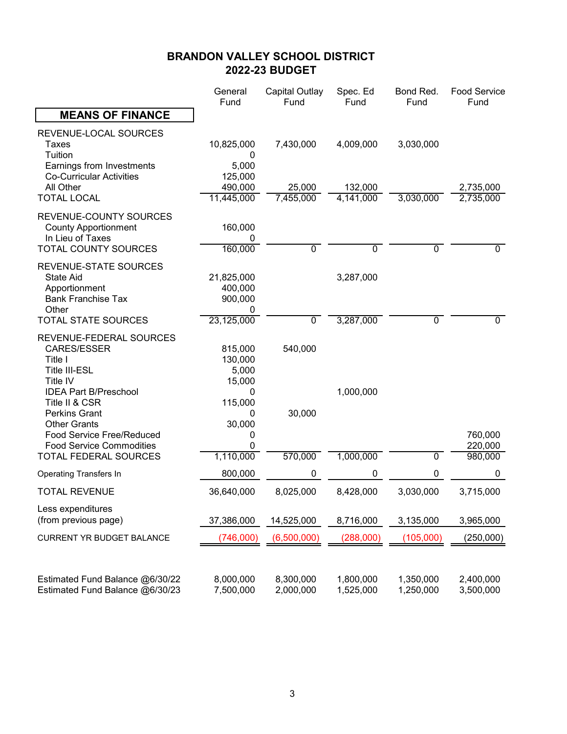# BRANDON VALLEY SCHOOL DISTRICT
## 2022-23 BUDGET

| MEANS OF FINANCE | General Fund | Capital Outlay Fund | Spec. Ed Fund | Bond Red. Fund | Food Service Fund |
|---|---|---|---|---|---|
| REVENUE-LOCAL SOURCES | | | | | |
| Taxes | 10,825,000 | 7,430,000 | 4,009,000 | 3,030,000 | |
| Tuition | 0 | | | | |
| Earnings from Investments | 5,000 | | | | |
| Co-Curricular Activities | 125,000 | | | | |
| All Other | 490,000 | 25,000 | 132,000 | | 2,735,000 |
| TOTAL LOCAL | 11,445,000 | 7,455,000 | 4,141,000 | 3,030,000 | 2,735,000 |
| REVENUE-COUNTY SOURCES | | | | | |
| County Apportionment | 160,000 | | | | |
| In Lieu of Taxes | 0 | | | | |
| TOTAL COUNTY SOURCES | 160,000 | 0 | 0 | 0 | 0 |
| REVENUE-STATE SOURCES | | | | | |
| State Aid | 21,825,000 | | 3,287,000 | | |
| Apportionment | 400,000 | | | | |
| Bank Franchise Tax | 900,000 | | | | |
| Other | 0 | | | | |
| TOTAL STATE SOURCES | 23,125,000 | 0 | 3,287,000 | 0 | 0 |
| REVENUE-FEDERAL SOURCES | | | | | |
| CARES/ESSER | 815,000 | 540,000 | | | |
| Title I | 130,000 | | | | |
| Title III-ESL | 5,000 | | | | |
| Title IV | 15,000 | | | | |
| IDEA Part B/Preschool | 0 | | 1,000,000 | | |
| Title II & CSR | 115,000 | | | | |
| Perkins Grant | 0 | 30,000 | | | |
| Other Grants | 30,000 | | | | |
| Food Service Free/Reduced | 0 | | | | 760,000 |
| Food Service Commodities | 0 | | | | 220,000 |
| TOTAL FEDERAL SOURCES | 1,110,000 | 570,000 | 1,000,000 | 0 | 980,000 |
| Operating Transfers In | 800,000 | 0 | 0 | 0 | 0 |
| TOTAL REVENUE | 36,640,000 | 8,025,000 | 8,428,000 | 3,030,000 | 3,715,000 |
| Less expenditures (from previous page) | 37,386,000 | 14,525,000 | 8,716,000 | 3,135,000 | 3,965,000 |
| CURRENT YR BUDGET BALANCE | (746,000) | (6,500,000) | (288,000) | (105,000) | (250,000) |
| Estimated Fund Balance @6/30/22 | 8,000,000 | 8,300,000 | 1,800,000 | 1,350,000 | 2,400,000 |
| Estimated Fund Balance @6/30/23 | 7,500,000 | 2,000,000 | 1,525,000 | 1,250,000 | 3,500,000 |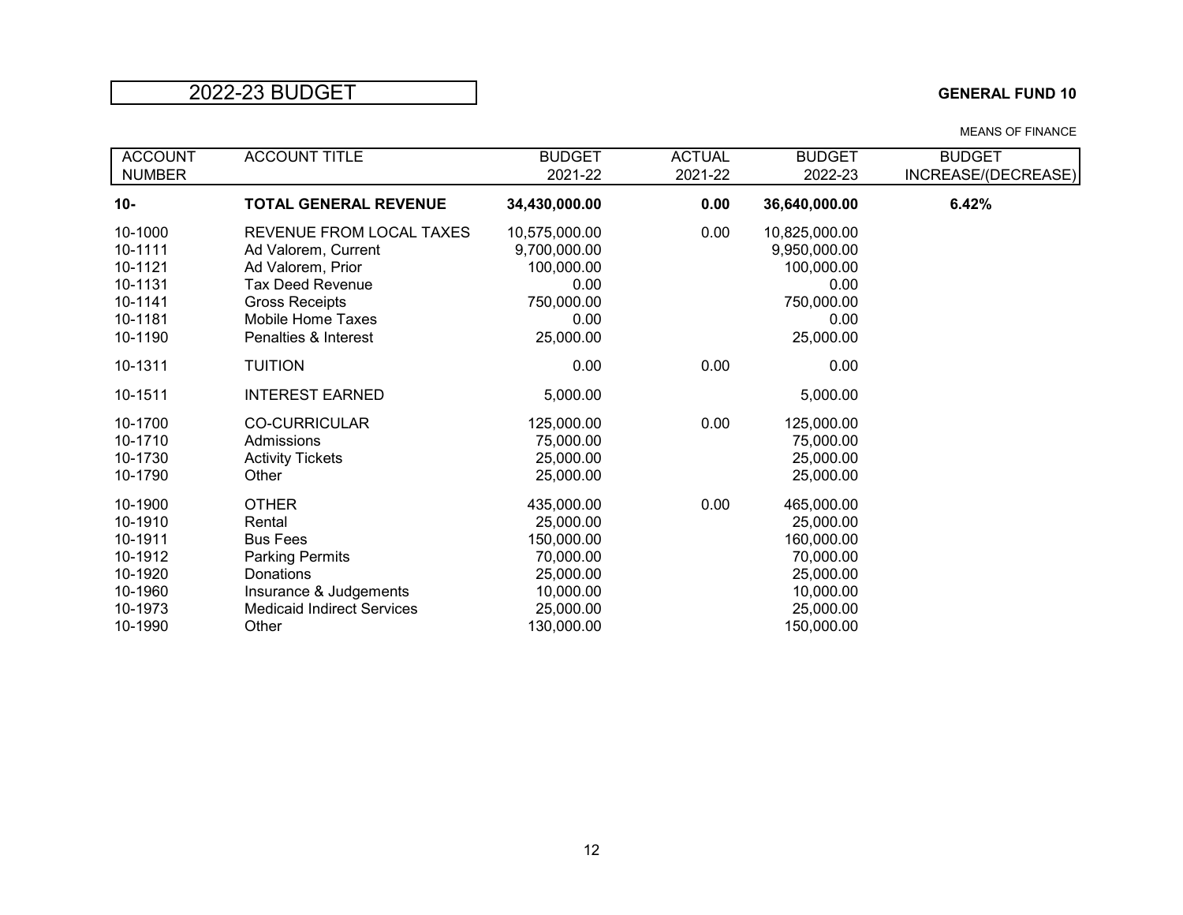# 2022-23 BUDGET

**GENERAL FUND 10**

MEANS OF FINANCE

| ACCOUNT NUMBER | ACCOUNT TITLE | BUDGET 2021-22 | ACTUAL 2021-22 | BUDGET 2022-23 | BUDGET INCREASE/(DECREASE) |
|---|---|---|---|---|---|
| **10-** | **TOTAL GENERAL REVENUE** | **34,430,000.00** | **0.00** | **36,640,000.00** | **6.42%** |
| 10-1000 | REVENUE FROM LOCAL TAXES | 10,575,000.00 | 0.00 | 10,825,000.00 | |
| 10-1111 | Ad Valorem, Current | 9,700,000.00 | | 9,950,000.00 | |
| 10-1121 | Ad Valorem, Prior | 100,000.00 | | 100,000.00 | |
| 10-1131 | Tax Deed Revenue | 0.00 | | 0.00 | |
| 10-1141 | Gross Receipts | 750,000.00 | | 750,000.00 | |
| 10-1181 | Mobile Home Taxes | 0.00 | | 0.00 | |
| 10-1190 | Penalties & Interest | 25,000.00 | | 25,000.00 | |
| 10-1311 | TUITION | 0.00 | 0.00 | 0.00 | |
| 10-1511 | INTEREST EARNED | 5,000.00 | | 5,000.00 | |
| 10-1700 | CO-CURRICULAR | 125,000.00 | 0.00 | 125,000.00 | |
| 10-1710 | Admissions | 75,000.00 | | 75,000.00 | |
| 10-1730 | Activity Tickets | 25,000.00 | | 25,000.00 | |
| 10-1790 | Other | 25,000.00 | | 25,000.00 | |
| 10-1900 | OTHER | 435,000.00 | 0.00 | 465,000.00 | |
| 10-1910 | Rental | 25,000.00 | | 25,000.00 | |
| 10-1911 | Bus Fees | 150,000.00 | | 160,000.00 | |
| 10-1912 | Parking Permits | 70,000.00 | | 70,000.00 | |
| 10-1920 | Donations | 25,000.00 | | 25,000.00 | |
| 10-1960 | Insurance & Judgements | 10,000.00 | | 10,000.00 | |
| 10-1973 | Medicaid Indirect Services | 25,000.00 | | 25,000.00 | |
| 10-1990 | Other | 130,000.00 | | 150,000.00 | |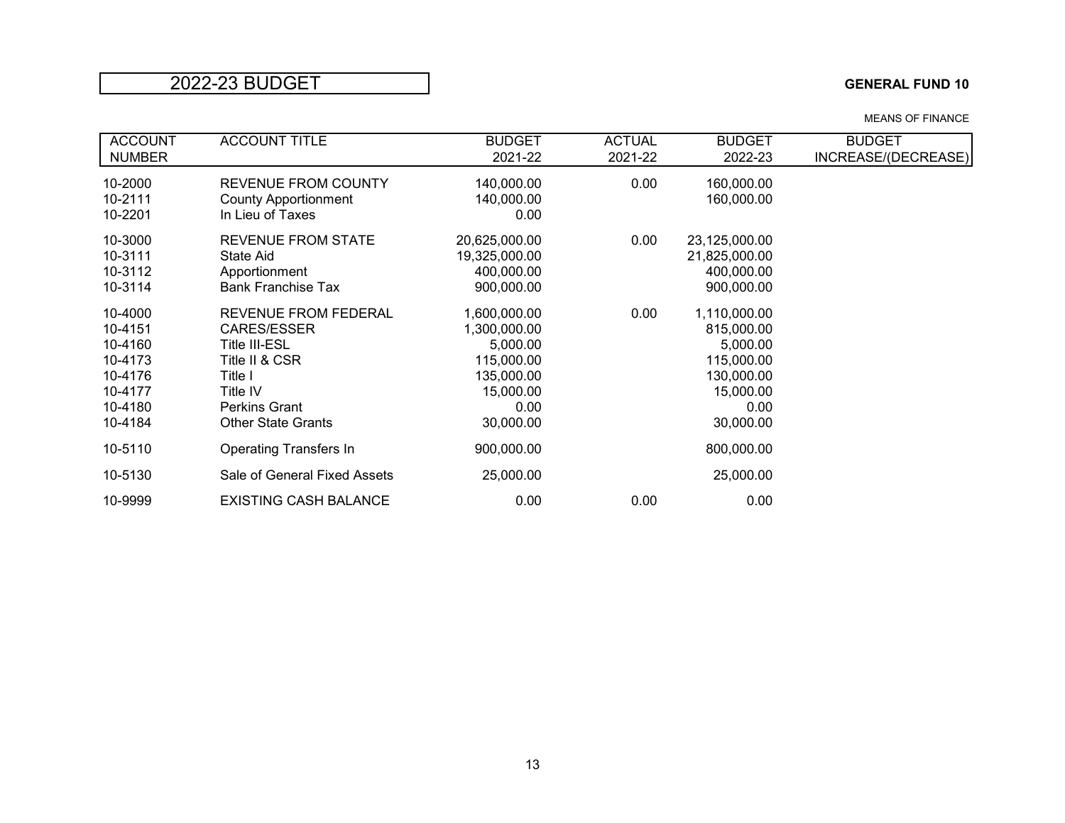# 2022-23 BUDGET

**GENERAL FUND 10**

MEANS OF FINANCE

| ACCOUNT NUMBER | ACCOUNT TITLE | BUDGET 2021-22 | ACTUAL 2021-22 | BUDGET 2022-23 | BUDGET INCREASE/(DECREASE) |
|---|---|---|---|---|---|
| 10-2000 | REVENUE FROM COUNTY | 140,000.00 | 0.00 | 160,000.00 | |
| 10-2111 | County Apportionment | 140,000.00 | | 160,000.00 | |
| 10-2201 | In Lieu of Taxes | 0.00 | | | |
| 10-3000 | REVENUE FROM STATE | 20,625,000.00 | 0.00 | 23,125,000.00 | |
| 10-3111 | State Aid | 19,325,000.00 | | 21,825,000.00 | |
| 10-3112 | Apportionment | 400,000.00 | | 400,000.00 | |
| 10-3114 | Bank Franchise Tax | 900,000.00 | | 900,000.00 | |
| 10-4000 | REVENUE FROM FEDERAL | 1,600,000.00 | 0.00 | 1,110,000.00 | |
| 10-4151 | CARES/ESSER | 1,300,000.00 | | 815,000.00 | |
| 10-4160 | Title III-ESL | 5,000.00 | | 5,000.00 | |
| 10-4173 | Title II & CSR | 115,000.00 | | 115,000.00 | |
| 10-4176 | Title I | 135,000.00 | | 130,000.00 | |
| 10-4177 | Title IV | 15,000.00 | | 15,000.00 | |
| 10-4180 | Perkins Grant | 0.00 | | 0.00 | |
| 10-4184 | Other State Grants | 30,000.00 | | 30,000.00 | |
| 10-5110 | Operating Transfers In | 900,000.00 | | 800,000.00 | |
| 10-5130 | Sale of General Fixed Assets | 25,000.00 | | 25,000.00 | |
| 10-9999 | EXISTING CASH BALANCE | 0.00 | 0.00 | 0.00 | |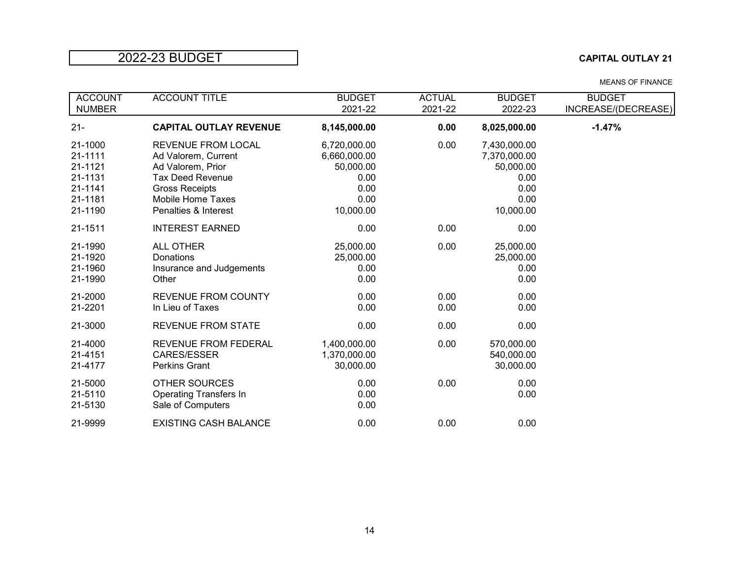# 2022-23 BUDGET

**CAPITAL OUTLAY 21**

MEANS OF FINANCE

| ACCOUNT NUMBER | ACCOUNT TITLE | BUDGET 2021-22 | ACTUAL 2021-22 | BUDGET 2022-23 | BUDGET INCREASE/(DECREASE) |
|---|---|---|---|---|---|
| 21- | **CAPITAL OUTLAY REVENUE** | **8,145,000.00** | **0.00** | **8,025,000.00** | **-1.47%** |
| 21-1000 | REVENUE FROM LOCAL | 6,720,000.00 | 0.00 | 7,430,000.00 | |
| 21-1111 | Ad Valorem, Current | 6,660,000.00 | | 7,370,000.00 | |
| 21-1121 | Ad Valorem, Prior | 50,000.00 | | 50,000.00 | |
| 21-1131 | Tax Deed Revenue | 0.00 | | 0.00 | |
| 21-1141 | Gross Receipts | 0.00 | | 0.00 | |
| 21-1181 | Mobile Home Taxes | 0.00 | | 0.00 | |
| 21-1190 | Penalties & Interest | 10,000.00 | | 10,000.00 | |
| 21-1511 | INTEREST EARNED | 0.00 | 0.00 | 0.00 | |
| 21-1990 | ALL OTHER | 25,000.00 | 0.00 | 25,000.00 | |
| 21-1920 | Donations | 25,000.00 | | 25,000.00 | |
| 21-1960 | Insurance and Judgements | 0.00 | | 0.00 | |
| 21-1990 | Other | 0.00 | | 0.00 | |
| 21-2000 | REVENUE FROM COUNTY | 0.00 | 0.00 | 0.00 | |
| 21-2201 | In Lieu of Taxes | 0.00 | 0.00 | 0.00 | |
| 21-3000 | REVENUE FROM STATE | 0.00 | 0.00 | 0.00 | |
| 21-4000 | REVENUE FROM FEDERAL | 1,400,000.00 | 0.00 | 570,000.00 | |
| 21-4151 | CARES/ESSER | 1,370,000.00 | | 540,000.00 | |
| 21-4177 | Perkins Grant | 30,000.00 | | 30,000.00 | |
| 21-5000 | OTHER SOURCES | 0.00 | 0.00 | 0.00 | |
| 21-5110 | Operating Transfers In | 0.00 | | 0.00 | |
| 21-5130 | Sale of Computers | 0.00 | | | |
| 21-9999 | EXISTING CASH BALANCE | 0.00 | 0.00 | 0.00 | |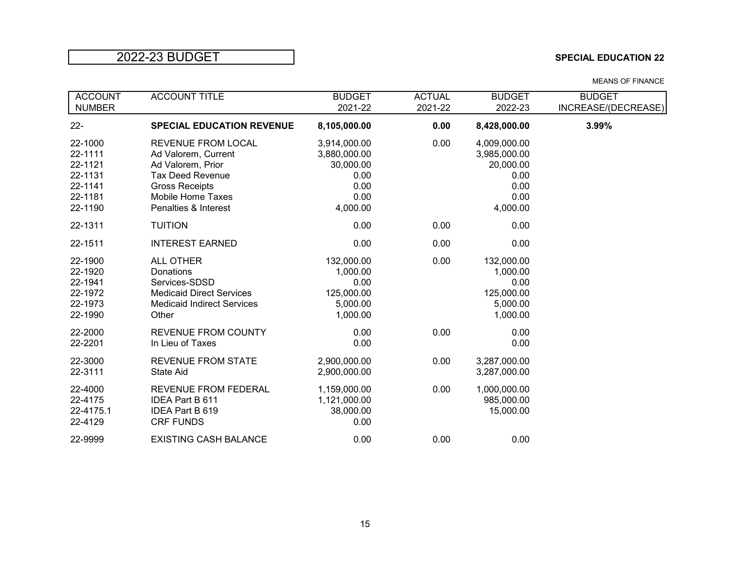# 2022-23 BUDGET

**SPECIAL EDUCATION 22**

MEANS OF FINANCE

| ACCOUNT NUMBER | ACCOUNT TITLE | BUDGET 2021-22 | ACTUAL 2021-22 | BUDGET 2022-23 | BUDGET INCREASE/(DECREASE) |
|---|---|---|---|---|---|
| **22-** | **SPECIAL EDUCATION REVENUE** | **8,105,000.00** | **0.00** | **8,428,000.00** | **3.99%** |
| 22-1000 | REVENUE FROM LOCAL | 3,914,000.00 | 0.00 | 4,009,000.00 | |
| 22-1111 | Ad Valorem, Current | 3,880,000.00 | | 3,985,000.00 | |
| 22-1121 | Ad Valorem, Prior | 30,000.00 | | 20,000.00 | |
| 22-1131 | Tax Deed Revenue | 0.00 | | 0.00 | |
| 22-1141 | Gross Receipts | 0.00 | | 0.00 | |
| 22-1181 | Mobile Home Taxes | 0.00 | | 0.00 | |
| 22-1190 | Penalties & Interest | 4,000.00 | | 4,000.00 | |
| 22-1311 | TUITION | 0.00 | 0.00 | 0.00 | |
| 22-1511 | INTEREST EARNED | 0.00 | 0.00 | 0.00 | |
| 22-1900 | ALL OTHER | 132,000.00 | 0.00 | 132,000.00 | |
| 22-1920 | Donations | 1,000.00 | | 1,000.00 | |
| 22-1941 | Services-SDSD | 0.00 | | 0.00 | |
| 22-1972 | Medicaid Direct Services | 125,000.00 | | 125,000.00 | |
| 22-1973 | Medicaid Indirect Services | 5,000.00 | | 5,000.00 | |
| 22-1990 | Other | 1,000.00 | | 1,000.00 | |
| 22-2000 | REVENUE FROM COUNTY | 0.00 | 0.00 | 0.00 | |
| 22-2201 | In Lieu of Taxes | 0.00 | | 0.00 | |
| 22-3000 | REVENUE FROM STATE | 2,900,000.00 | 0.00 | 3,287,000.00 | |
| 22-3111 | State Aid | 2,900,000.00 | | 3,287,000.00 | |
| 22-4000 | REVENUE FROM FEDERAL | 1,159,000.00 | 0.00 | 1,000,000.00 | |
| 22-4175 | IDEA Part B 611 | 1,121,000.00 | | 985,000.00 | |
| 22-4175.1 | IDEA Part B 619 | 38,000.00 | | 15,000.00 | |
| 22-4129 | CRF FUNDS | 0.00 | | | |
| 22-9999 | EXISTING CASH BALANCE | 0.00 | 0.00 | 0.00 | |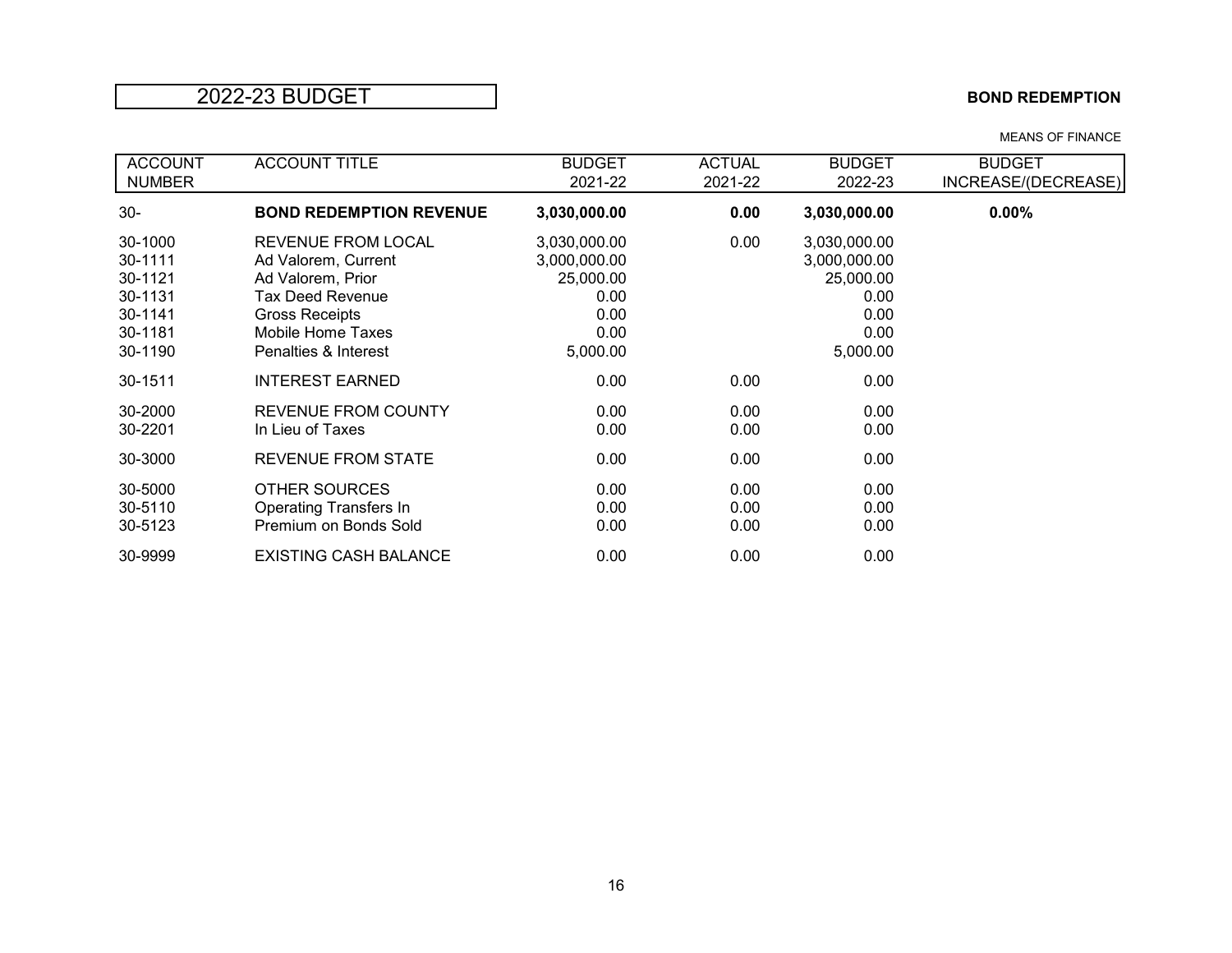# 2022-23 BUDGET

**BOND REDEMPTION**

MEANS OF FINANCE

| ACCOUNT NUMBER | ACCOUNT TITLE | BUDGET 2021-22 | ACTUAL 2021-22 | BUDGET 2022-23 | BUDGET INCREASE/(DECREASE) |
|---|---|---|---|---|---|
| 30- | **BOND REDEMPTION REVENUE** | **3,030,000.00** | **0.00** | **3,030,000.00** | **0.00%** |
| 30-1000 | REVENUE FROM LOCAL | 3,030,000.00 | 0.00 | 3,030,000.00 | |
| 30-1111 | Ad Valorem, Current | 3,000,000.00 | | 3,000,000.00 | |
| 30-1121 | Ad Valorem, Prior | 25,000.00 | | 25,000.00 | |
| 30-1131 | Tax Deed Revenue | 0.00 | | 0.00 | |
| 30-1141 | Gross Receipts | 0.00 | | 0.00 | |
| 30-1181 | Mobile Home Taxes | 0.00 | | 0.00 | |
| 30-1190 | Penalties & Interest | 5,000.00 | | 5,000.00 | |
| 30-1511 | INTEREST EARNED | 0.00 | 0.00 | 0.00 | |
| 30-2000 | REVENUE FROM COUNTY | 0.00 | 0.00 | 0.00 | |
| 30-2201 | In Lieu of Taxes | 0.00 | 0.00 | 0.00 | |
| 30-3000 | REVENUE FROM STATE | 0.00 | 0.00 | 0.00 | |
| 30-5000 | OTHER SOURCES | 0.00 | 0.00 | 0.00 | |
| 30-5110 | Operating Transfers In | 0.00 | 0.00 | 0.00 | |
| 30-5123 | Premium on Bonds Sold | 0.00 | 0.00 | 0.00 | |
| 30-9999 | EXISTING CASH BALANCE | 0.00 | 0.00 | 0.00 | |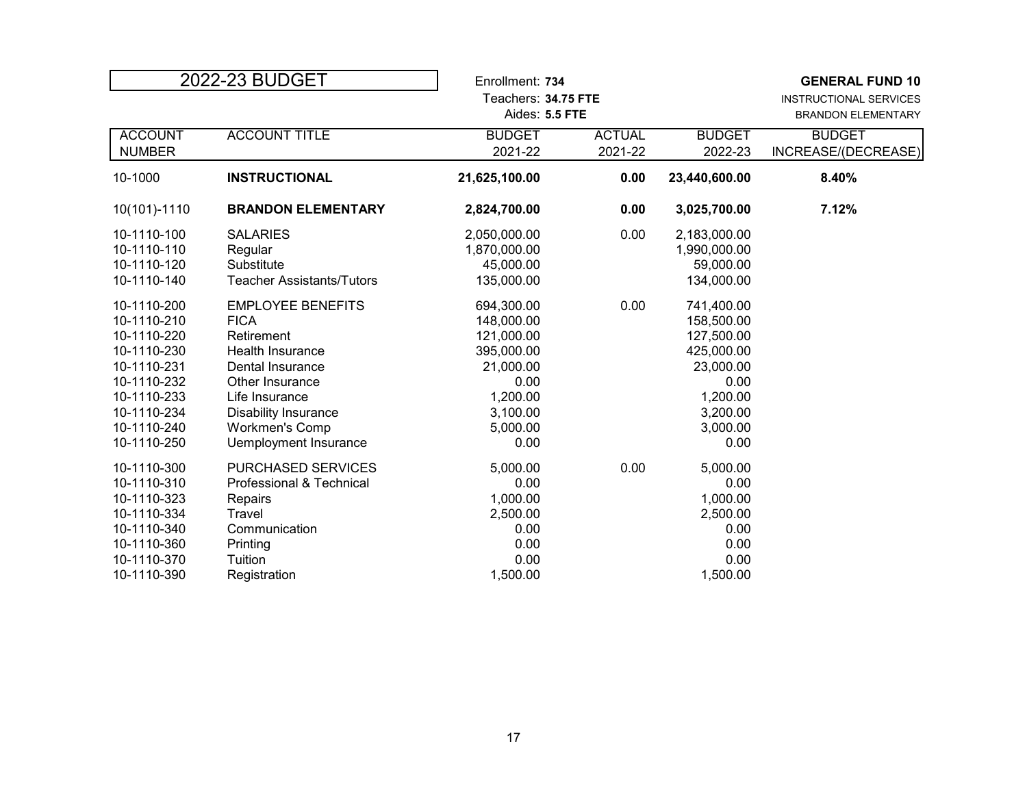# 2022-23 BUDGET

Enrollment: **734**
Teachers: **34.75 FTE**
Aides: **5.5 FTE**

**GENERAL FUND 10**
INSTRUCTIONAL SERVICES
BRANDON ELEMENTARY

| ACCOUNT NUMBER | ACCOUNT TITLE | BUDGET 2021-22 | ACTUAL 2021-22 | BUDGET 2022-23 | BUDGET INCREASE/(DECREASE) |
|---|---|---|---|---|---|
| 10-1000 | **INSTRUCTIONAL** | **21,625,100.00** | **0.00** | **23,440,600.00** | **8.40%** |
| 10(101)-1110 | **BRANDON ELEMENTARY** | **2,824,700.00** | **0.00** | **3,025,700.00** | **7.12%** |
| 10-1110-100 | SALARIES | 2,050,000.00 | 0.00 | 2,183,000.00 | |
| 10-1110-110 | Regular | 1,870,000.00 | | 1,990,000.00 | |
| 10-1110-120 | Substitute | 45,000.00 | | 59,000.00 | |
| 10-1110-140 | Teacher Assistants/Tutors | 135,000.00 | | 134,000.00 | |
| 10-1110-200 | EMPLOYEE BENEFITS | 694,300.00 | 0.00 | 741,400.00 | |
| 10-1110-210 | FICA | 148,000.00 | | 158,500.00 | |
| 10-1110-220 | Retirement | 121,000.00 | | 127,500.00 | |
| 10-1110-230 | Health Insurance | 395,000.00 | | 425,000.00 | |
| 10-1110-231 | Dental Insurance | 21,000.00 | | 23,000.00 | |
| 10-1110-232 | Other Insurance | 0.00 | | 0.00 | |
| 10-1110-233 | Life Insurance | 1,200.00 | | 1,200.00 | |
| 10-1110-234 | Disability Insurance | 3,100.00 | | 3,200.00 | |
| 10-1110-240 | Workmen's Comp | 5,000.00 | | 3,000.00 | |
| 10-1110-250 | Uemployment Insurance | 0.00 | | 0.00 | |
| 10-1110-300 | PURCHASED SERVICES | 5,000.00 | 0.00 | 5,000.00 | |
| 10-1110-310 | Professional & Technical | 0.00 | | 0.00 | |
| 10-1110-323 | Repairs | 1,000.00 | | 1,000.00 | |
| 10-1110-334 | Travel | 2,500.00 | | 2,500.00 | |
| 10-1110-340 | Communication | 0.00 | | 0.00 | |
| 10-1110-360 | Printing | 0.00 | | 0.00 | |
| 10-1110-370 | Tuition | 0.00 | | 0.00 | |
| 10-1110-390 | Registration | 1,500.00 | | 1,500.00 | |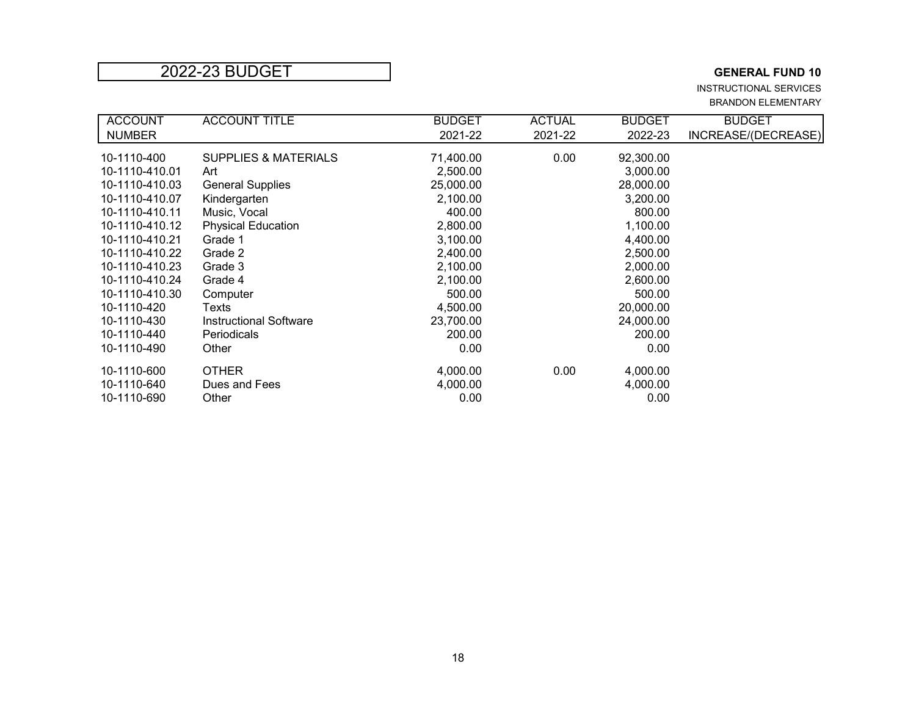# 2022-23 BUDGET

**GENERAL FUND 10**

INSTRUCTIONAL SERVICES

BRANDON ELEMENTARY

| ACCOUNT NUMBER | ACCOUNT TITLE | BUDGET 2021-22 | ACTUAL 2021-22 | BUDGET 2022-23 | BUDGET INCREASE/(DECREASE) |
|---|---|---|---|---|---|
| 10-1110-400 | SUPPLIES & MATERIALS | 71,400.00 | 0.00 | 92,300.00 | |
| 10-1110-410.01 | Art | 2,500.00 | | 3,000.00 | |
| 10-1110-410.03 | General Supplies | 25,000.00 | | 28,000.00 | |
| 10-1110-410.07 | Kindergarten | 2,100.00 | | 3,200.00 | |
| 10-1110-410.11 | Music, Vocal | 400.00 | | 800.00 | |
| 10-1110-410.12 | Physical Education | 2,800.00 | | 1,100.00 | |
| 10-1110-410.21 | Grade 1 | 3,100.00 | | 4,400.00 | |
| 10-1110-410.22 | Grade 2 | 2,400.00 | | 2,500.00 | |
| 10-1110-410.23 | Grade 3 | 2,100.00 | | 2,000.00 | |
| 10-1110-410.24 | Grade 4 | 2,100.00 | | 2,600.00 | |
| 10-1110-410.30 | Computer | 500.00 | | 500.00 | |
| 10-1110-420 | Texts | 4,500.00 | | 20,000.00 | |
| 10-1110-430 | Instructional Software | 23,700.00 | | 24,000.00 | |
| 10-1110-440 | Periodicals | 200.00 | | 200.00 | |
| 10-1110-490 | Other | 0.00 | | 0.00 | |
| 10-1110-600 | OTHER | 4,000.00 | 0.00 | 4,000.00 | |
| 10-1110-640 | Dues and Fees | 4,000.00 | | 4,000.00 | |
| 10-1110-690 | Other | 0.00 | | 0.00 | |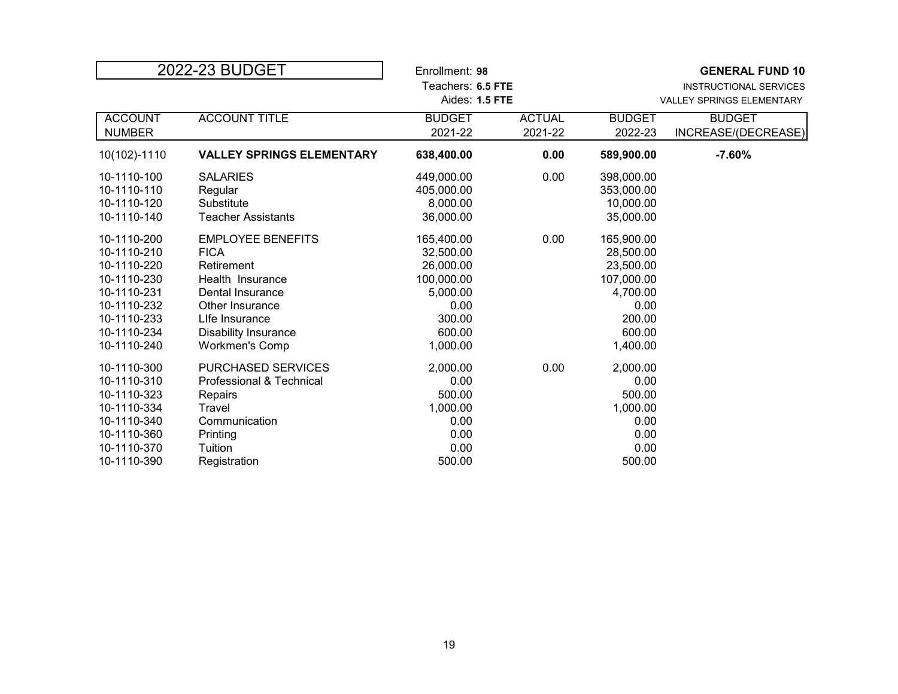## 2022-23 BUDGET

Enrollment: **98**
Teachers: **6.5 FTE**
Aides: **1.5 FTE**

**GENERAL FUND 10**
INSTRUCTIONAL SERVICES
VALLEY SPRINGS ELEMENTARY

| ACCOUNT NUMBER | ACCOUNT TITLE | BUDGET 2021-22 | ACTUAL 2021-22 | BUDGET 2022-23 | BUDGET INCREASE/(DECREASE) |
|---|---|---|---|---|---|
| 10(102)-1110 | **VALLEY SPRINGS ELEMENTARY** | **638,400.00** | **0.00** | **589,900.00** | **-7.60%** |
| 10-1110-100 | SALARIES | 449,000.00 | 0.00 | 398,000.00 | |
| 10-1110-110 | Regular | 405,000.00 | | 353,000.00 | |
| 10-1110-120 | Substitute | 8,000.00 | | 10,000.00 | |
| 10-1110-140 | Teacher Assistants | 36,000.00 | | 35,000.00 | |
| 10-1110-200 | EMPLOYEE BENEFITS | 165,400.00 | 0.00 | 165,900.00 | |
| 10-1110-210 | FICA | 32,500.00 | | 28,500.00 | |
| 10-1110-220 | Retirement | 26,000.00 | | 23,500.00 | |
| 10-1110-230 | Health Insurance | 100,000.00 | | 107,000.00 | |
| 10-1110-231 | Dental Insurance | 5,000.00 | | 4,700.00 | |
| 10-1110-232 | Other Insurance | 0.00 | | 0.00 | |
| 10-1110-233 | LIfe Insurance | 300.00 | | 200.00 | |
| 10-1110-234 | Disability Insurance | 600.00 | | 600.00 | |
| 10-1110-240 | Workmen's Comp | 1,000.00 | | 1,400.00 | |
| 10-1110-300 | PURCHASED SERVICES | 2,000.00 | 0.00 | 2,000.00 | |
| 10-1110-310 | Professional & Technical | 0.00 | | 0.00 | |
| 10-1110-323 | Repairs | 500.00 | | 500.00 | |
| 10-1110-334 | Travel | 1,000.00 | | 1,000.00 | |
| 10-1110-340 | Communication | 0.00 | | 0.00 | |
| 10-1110-360 | Printing | 0.00 | | 0.00 | |
| 10-1110-370 | Tuition | 0.00 | | 0.00 | |
| 10-1110-390 | Registration | 500.00 | | 500.00 | |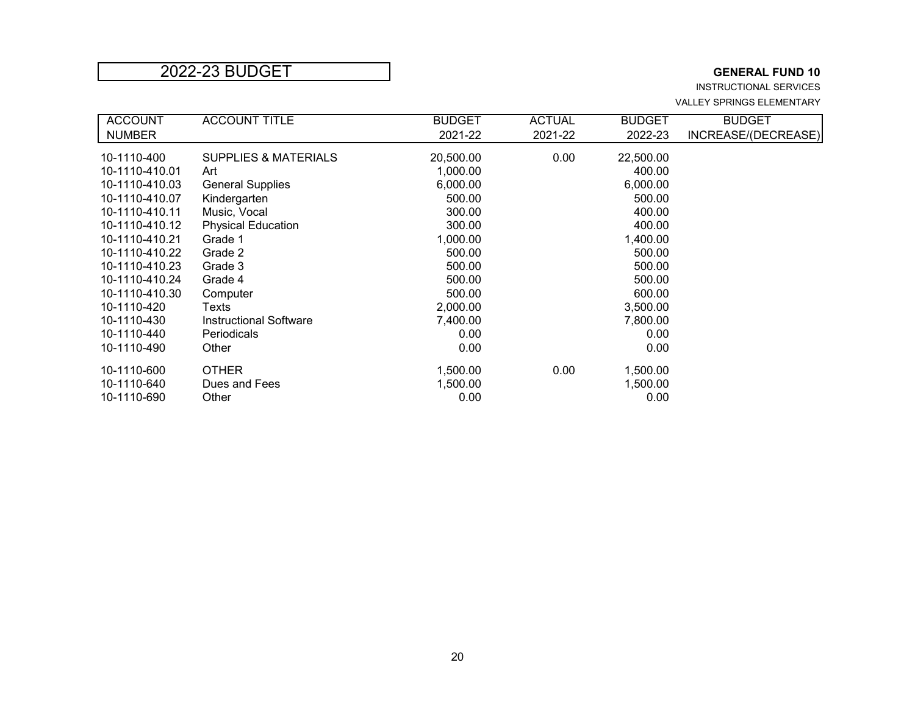# 2022-23 BUDGET

**GENERAL FUND 10**

INSTRUCTIONAL SERVICES

VALLEY SPRINGS ELEMENTARY

| ACCOUNT NUMBER | ACCOUNT TITLE | BUDGET 2021-22 | ACTUAL 2021-22 | BUDGET 2022-23 | BUDGET INCREASE/(DECREASE) |
|---|---|---|---|---|---|
| 10-1110-400 | SUPPLIES & MATERIALS | 20,500.00 | 0.00 | 22,500.00 | |
| 10-1110-410.01 | Art | 1,000.00 | | 400.00 | |
| 10-1110-410.03 | General Supplies | 6,000.00 | | 6,000.00 | |
| 10-1110-410.07 | Kindergarten | 500.00 | | 500.00 | |
| 10-1110-410.11 | Music, Vocal | 300.00 | | 400.00 | |
| 10-1110-410.12 | Physical Education | 300.00 | | 400.00 | |
| 10-1110-410.21 | Grade 1 | 1,000.00 | | 1,400.00 | |
| 10-1110-410.22 | Grade 2 | 500.00 | | 500.00 | |
| 10-1110-410.23 | Grade 3 | 500.00 | | 500.00 | |
| 10-1110-410.24 | Grade 4 | 500.00 | | 500.00 | |
| 10-1110-410.30 | Computer | 500.00 | | 600.00 | |
| 10-1110-420 | Texts | 2,000.00 | | 3,500.00 | |
| 10-1110-430 | Instructional Software | 7,400.00 | | 7,800.00 | |
| 10-1110-440 | Periodicals | 0.00 | | 0.00 | |
| 10-1110-490 | Other | 0.00 | | 0.00 | |
| 10-1110-600 | OTHER | 1,500.00 | 0.00 | 1,500.00 | |
| 10-1110-640 | Dues and Fees | 1,500.00 | | 1,500.00 | |
| 10-1110-690 | Other | 0.00 | | 0.00 | |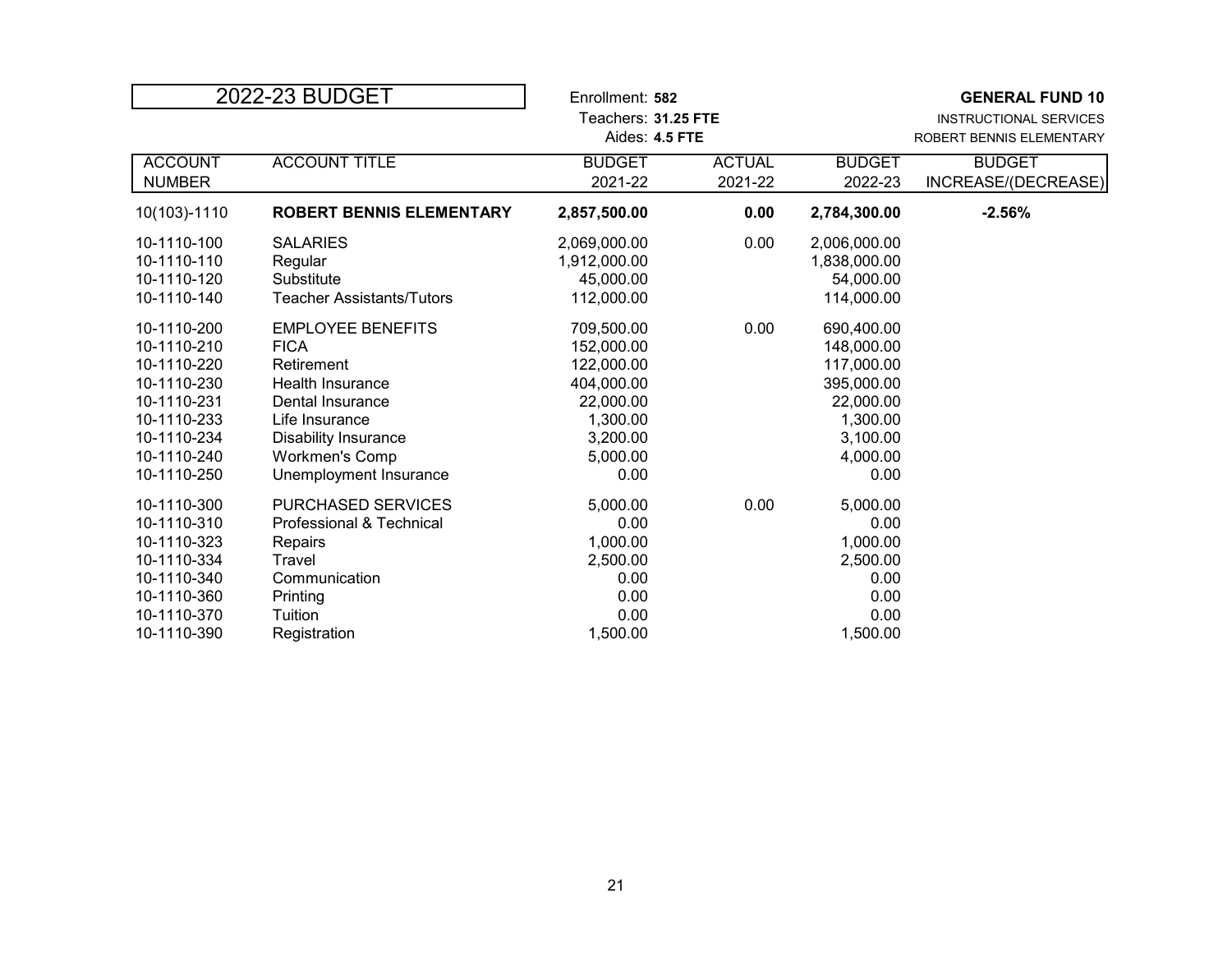| 2022-23 BUDGET | | Enrollment: **582**<br>Teachers: **31.25 FTE**<br>Aides: **4.5 FTE** | | | **GENERAL FUND 10**<br>INSTRUCTIONAL SERVICES<br>ROBERT BENNIS ELEMENTARY |
|---|---|---|---|---|---|
| **ACCOUNT NUMBER** | **ACCOUNT TITLE** | **BUDGET 2021-22** | **ACTUAL 2021-22** | **BUDGET 2022-23** | **BUDGET INCREASE/(DECREASE)** |
| 10(103)-1110 | **ROBERT BENNIS ELEMENTARY** | **2,857,500.00** | **0.00** | **2,784,300.00** | **-2.56%** |
| 10-1110-100 | SALARIES | 2,069,000.00 | 0.00 | 2,006,000.00 | |
| 10-1110-110 | Regular | 1,912,000.00 | | 1,838,000.00 | |
| 10-1110-120 | Substitute | 45,000.00 | | 54,000.00 | |
| 10-1110-140 | Teacher Assistants/Tutors | 112,000.00 | | 114,000.00 | |
| 10-1110-200 | EMPLOYEE BENEFITS | 709,500.00 | 0.00 | 690,400.00 | |
| 10-1110-210 | FICA | 152,000.00 | | 148,000.00 | |
| 10-1110-220 | Retirement | 122,000.00 | | 117,000.00 | |
| 10-1110-230 | Health Insurance | 404,000.00 | | 395,000.00 | |
| 10-1110-231 | Dental Insurance | 22,000.00 | | 22,000.00 | |
| 10-1110-233 | Life Insurance | 1,300.00 | | 1,300.00 | |
| 10-1110-234 | Disability Insurance | 3,200.00 | | 3,100.00 | |
| 10-1110-240 | Workmen's Comp | 5,000.00 | | 4,000.00 | |
| 10-1110-250 | Unemployment Insurance | 0.00 | | 0.00 | |
| 10-1110-300 | PURCHASED SERVICES | 5,000.00 | 0.00 | 5,000.00 | |
| 10-1110-310 | Professional & Technical | 0.00 | | 0.00 | |
| 10-1110-323 | Repairs | 1,000.00 | | 1,000.00 | |
| 10-1110-334 | Travel | 2,500.00 | | 2,500.00 | |
| 10-1110-340 | Communication | 0.00 | | 0.00 | |
| 10-1110-360 | Printing | 0.00 | | 0.00 | |
| 10-1110-370 | Tuition | 0.00 | | 0.00 | |
| 10-1110-390 | Registration | 1,500.00 | | 1,500.00 | |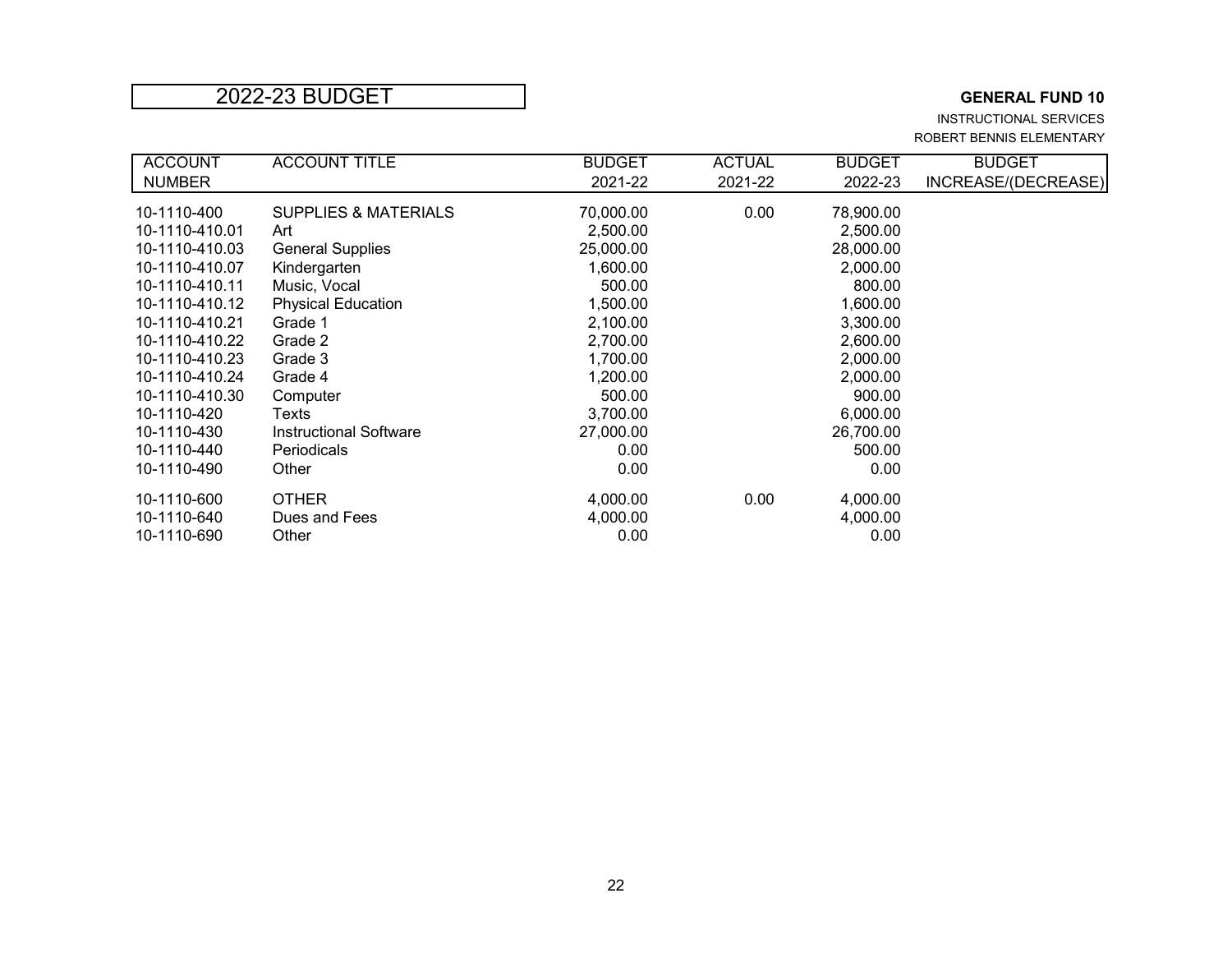# 2022-23 BUDGET

**GENERAL FUND 10**

INSTRUCTIONAL SERVICES

ROBERT BENNIS ELEMENTARY

| ACCOUNT NUMBER | ACCOUNT TITLE | BUDGET 2021-22 | ACTUAL 2021-22 | BUDGET 2022-23 | BUDGET INCREASE/(DECREASE) |
|---|---|---|---|---|---|
| 10-1110-400 | SUPPLIES & MATERIALS | 70,000.00 | 0.00 | 78,900.00 | |
| 10-1110-410.01 | Art | 2,500.00 | | 2,500.00 | |
| 10-1110-410.03 | General Supplies | 25,000.00 | | 28,000.00 | |
| 10-1110-410.07 | Kindergarten | 1,600.00 | | 2,000.00 | |
| 10-1110-410.11 | Music, Vocal | 500.00 | | 800.00 | |
| 10-1110-410.12 | Physical Education | 1,500.00 | | 1,600.00 | |
| 10-1110-410.21 | Grade 1 | 2,100.00 | | 3,300.00 | |
| 10-1110-410.22 | Grade 2 | 2,700.00 | | 2,600.00 | |
| 10-1110-410.23 | Grade 3 | 1,700.00 | | 2,000.00 | |
| 10-1110-410.24 | Grade 4 | 1,200.00 | | 2,000.00 | |
| 10-1110-410.30 | Computer | 500.00 | | 900.00 | |
| 10-1110-420 | Texts | 3,700.00 | | 6,000.00 | |
| 10-1110-430 | Instructional Software | 27,000.00 | | 26,700.00 | |
| 10-1110-440 | Periodicals | 0.00 | | 500.00 | |
| 10-1110-490 | Other | 0.00 | | 0.00 | |
| 10-1110-600 | OTHER | 4,000.00 | 0.00 | 4,000.00 | |
| 10-1110-640 | Dues and Fees | 4,000.00 | | 4,000.00 | |
| 10-1110-690 | Other | 0.00 | | 0.00 | |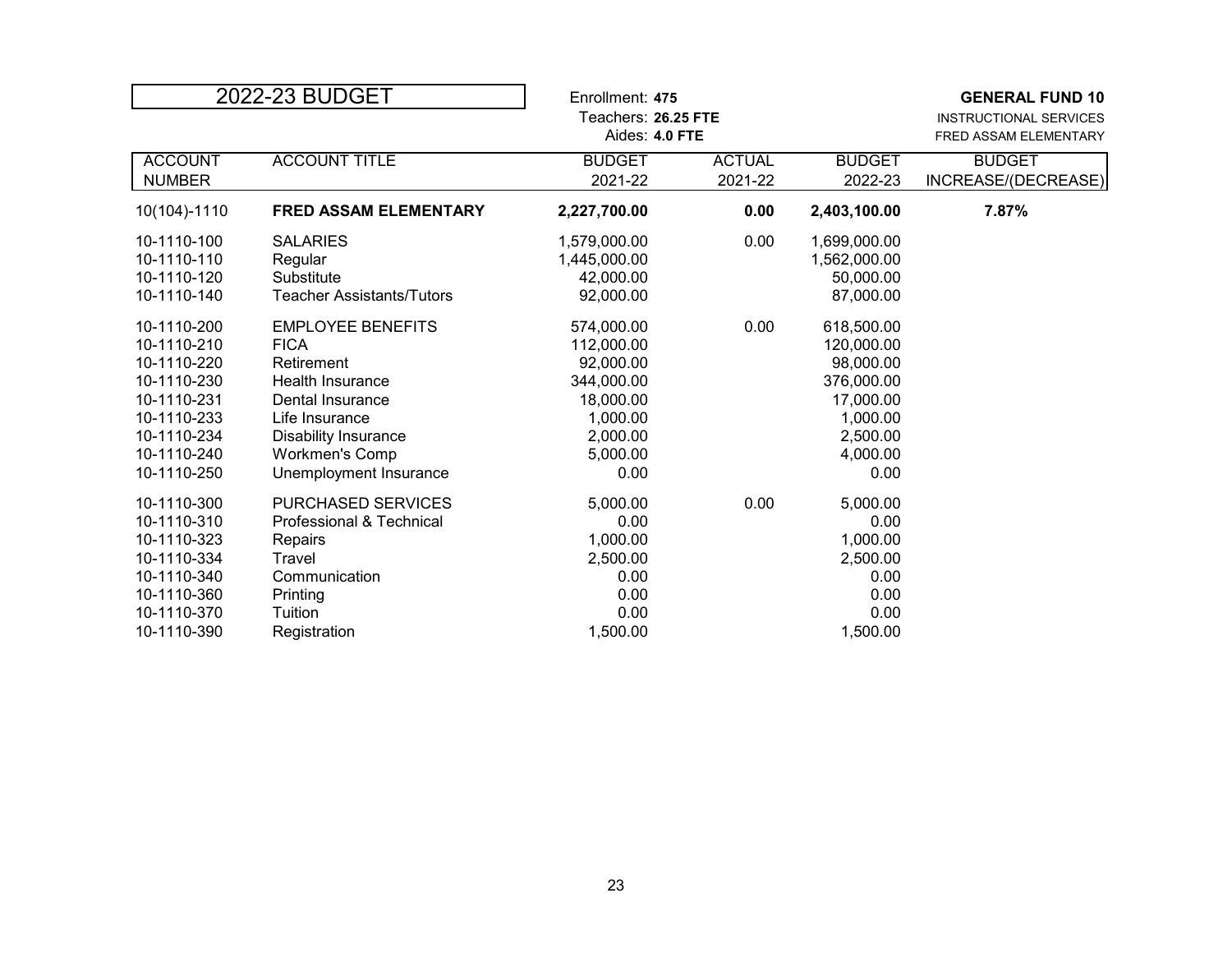# 2022-23 BUDGET

Enrollment: **475**
Teachers: **26.25 FTE**
Aides: **4.0 FTE**

**GENERAL FUND 10**
INSTRUCTIONAL SERVICES
FRED ASSAM ELEMENTARY

| ACCOUNT NUMBER | ACCOUNT TITLE | BUDGET 2021-22 | ACTUAL 2021-22 | BUDGET 2022-23 | BUDGET INCREASE/(DECREASE) |
|---|---|---|---|---|---|
| 10(104)-1110 | **FRED ASSAM ELEMENTARY** | **2,227,700.00** | **0.00** | **2,403,100.00** | **7.87%** |
| 10-1110-100 | SALARIES | 1,579,000.00 | 0.00 | 1,699,000.00 | |
| 10-1110-110 | Regular | 1,445,000.00 | | 1,562,000.00 | |
| 10-1110-120 | Substitute | 42,000.00 | | 50,000.00 | |
| 10-1110-140 | Teacher Assistants/Tutors | 92,000.00 | | 87,000.00 | |
| 10-1110-200 | EMPLOYEE BENEFITS | 574,000.00 | 0.00 | 618,500.00 | |
| 10-1110-210 | FICA | 112,000.00 | | 120,000.00 | |
| 10-1110-220 | Retirement | 92,000.00 | | 98,000.00 | |
| 10-1110-230 | Health Insurance | 344,000.00 | | 376,000.00 | |
| 10-1110-231 | Dental Insurance | 18,000.00 | | 17,000.00 | |
| 10-1110-233 | Life Insurance | 1,000.00 | | 1,000.00 | |
| 10-1110-234 | Disability Insurance | 2,000.00 | | 2,500.00 | |
| 10-1110-240 | Workmen's Comp | 5,000.00 | | 4,000.00 | |
| 10-1110-250 | Unemployment Insurance | 0.00 | | 0.00 | |
| 10-1110-300 | PURCHASED SERVICES | 5,000.00 | 0.00 | 5,000.00 | |
| 10-1110-310 | Professional & Technical | 0.00 | | 0.00 | |
| 10-1110-323 | Repairs | 1,000.00 | | 1,000.00 | |
| 10-1110-334 | Travel | 2,500.00 | | 2,500.00 | |
| 10-1110-340 | Communication | 0.00 | | 0.00 | |
| 10-1110-360 | Printing | 0.00 | | 0.00 | |
| 10-1110-370 | Tuition | 0.00 | | 0.00 | |
| 10-1110-390 | Registration | 1,500.00 | | 1,500.00 | |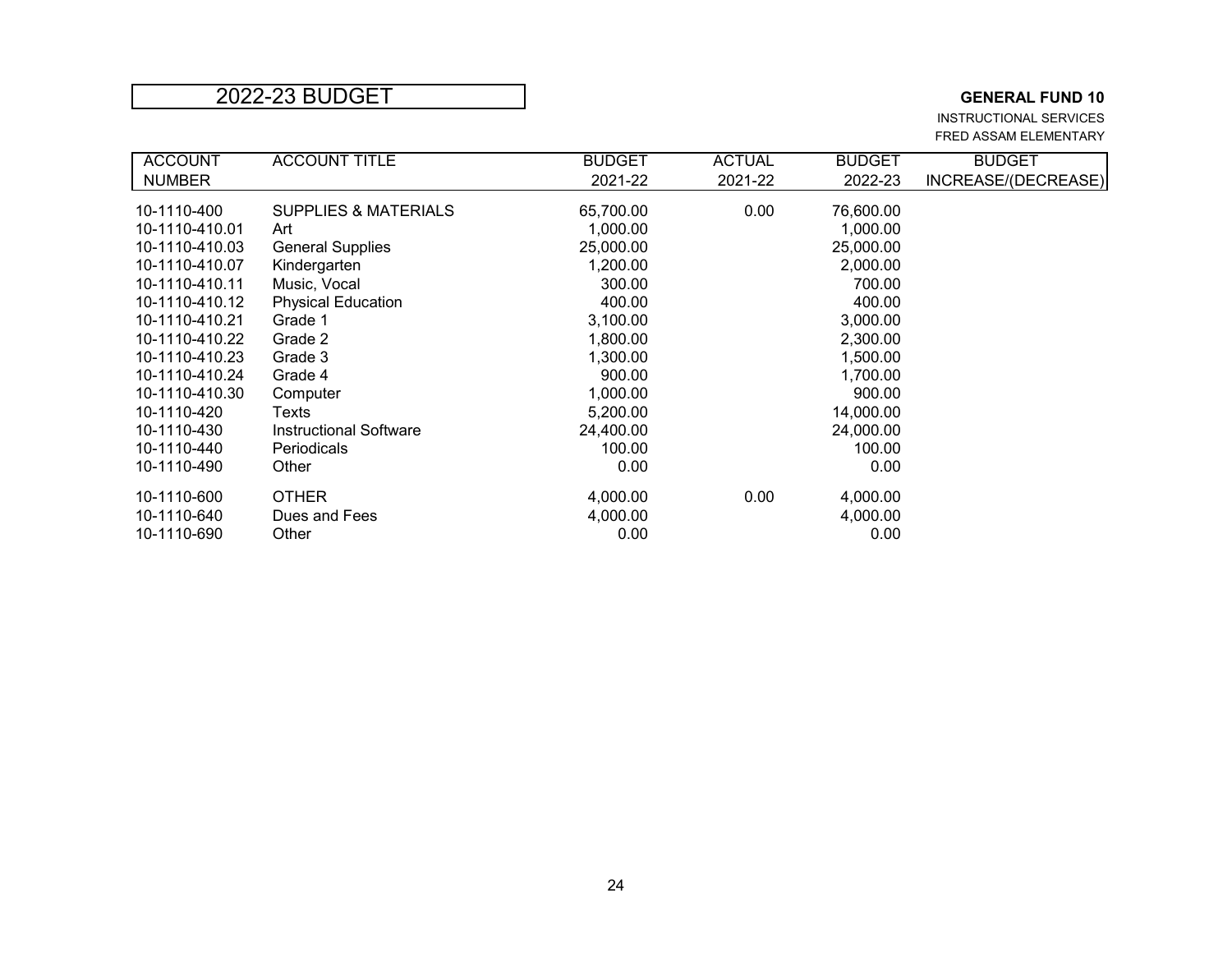## 2022-23 BUDGET

**GENERAL FUND 10**

INSTRUCTIONAL SERVICES
FRED ASSAM ELEMENTARY

| ACCOUNT NUMBER | ACCOUNT TITLE | BUDGET 2021-22 | ACTUAL 2021-22 | BUDGET 2022-23 | BUDGET INCREASE/(DECREASE) |
|---|---|---|---|---|---|
| 10-1110-400 | SUPPLIES & MATERIALS | 65,700.00 | 0.00 | 76,600.00 | |
| 10-1110-410.01 | Art | 1,000.00 | | 1,000.00 | |
| 10-1110-410.03 | General Supplies | 25,000.00 | | 25,000.00 | |
| 10-1110-410.07 | Kindergarten | 1,200.00 | | 2,000.00 | |
| 10-1110-410.11 | Music, Vocal | 300.00 | | 700.00 | |
| 10-1110-410.12 | Physical Education | 400.00 | | 400.00 | |
| 10-1110-410.21 | Grade 1 | 3,100.00 | | 3,000.00 | |
| 10-1110-410.22 | Grade 2 | 1,800.00 | | 2,300.00 | |
| 10-1110-410.23 | Grade 3 | 1,300.00 | | 1,500.00 | |
| 10-1110-410.24 | Grade 4 | 900.00 | | 1,700.00 | |
| 10-1110-410.30 | Computer | 1,000.00 | | 900.00 | |
| 10-1110-420 | Texts | 5,200.00 | | 14,000.00 | |
| 10-1110-430 | Instructional Software | 24,400.00 | | 24,000.00 | |
| 10-1110-440 | Periodicals | 100.00 | | 100.00 | |
| 10-1110-490 | Other | 0.00 | | 0.00 | |
| 10-1110-600 | OTHER | 4,000.00 | 0.00 | 4,000.00 | |
| 10-1110-640 | Dues and Fees | 4,000.00 | | 4,000.00 | |
| 10-1110-690 | Other | 0.00 | | 0.00 | |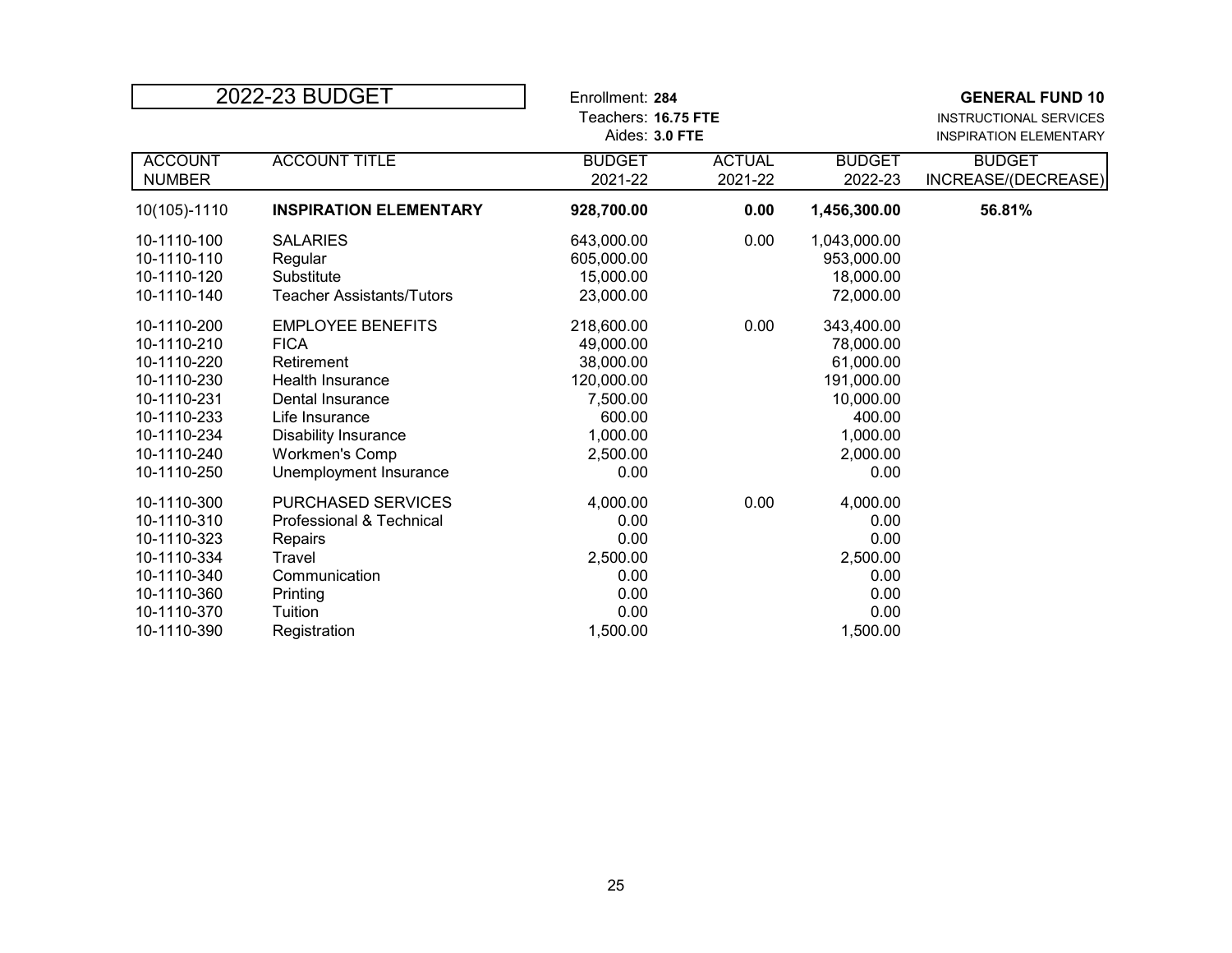| 2022-23 BUDGET | | Enrollment: **284**<br>Teachers: **16.75 FTE**<br>Aides: **3.0 FTE** | | | **GENERAL FUND 10**<br>INSTRUCTIONAL SERVICES<br>INSPIRATION ELEMENTARY |
|---|---|---|---|---|---|
| **ACCOUNT NUMBER** | **ACCOUNT TITLE** | **BUDGET 2021-22** | **ACTUAL 2021-22** | **BUDGET 2022-23** | **BUDGET INCREASE/(DECREASE)** |
| 10(105)-1110 | **INSPIRATION ELEMENTARY** | **928,700.00** | **0.00** | **1,456,300.00** | **56.81%** |
| 10-1110-100 | SALARIES | 643,000.00 | 0.00 | 1,043,000.00 | |
| 10-1110-110 | Regular | 605,000.00 | | 953,000.00 | |
| 10-1110-120 | Substitute | 15,000.00 | | 18,000.00 | |
| 10-1110-140 | Teacher Assistants/Tutors | 23,000.00 | | 72,000.00 | |
| 10-1110-200 | EMPLOYEE BENEFITS | 218,600.00 | 0.00 | 343,400.00 | |
| 10-1110-210 | FICA | 49,000.00 | | 78,000.00 | |
| 10-1110-220 | Retirement | 38,000.00 | | 61,000.00 | |
| 10-1110-230 | Health Insurance | 120,000.00 | | 191,000.00 | |
| 10-1110-231 | Dental Insurance | 7,500.00 | | 10,000.00 | |
| 10-1110-233 | Life Insurance | 600.00 | | 400.00 | |
| 10-1110-234 | Disability Insurance | 1,000.00 | | 1,000.00 | |
| 10-1110-240 | Workmen's Comp | 2,500.00 | | 2,000.00 | |
| 10-1110-250 | Unemployment Insurance | 0.00 | | 0.00 | |
| 10-1110-300 | PURCHASED SERVICES | 4,000.00 | 0.00 | 4,000.00 | |
| 10-1110-310 | Professional & Technical | 0.00 | | 0.00 | |
| 10-1110-323 | Repairs | 0.00 | | 0.00 | |
| 10-1110-334 | Travel | 2,500.00 | | 2,500.00 | |
| 10-1110-340 | Communication | 0.00 | | 0.00 | |
| 10-1110-360 | Printing | 0.00 | | 0.00 | |
| 10-1110-370 | Tuition | 0.00 | | 0.00 | |
| 10-1110-390 | Registration | 1,500.00 | | 1,500.00 | |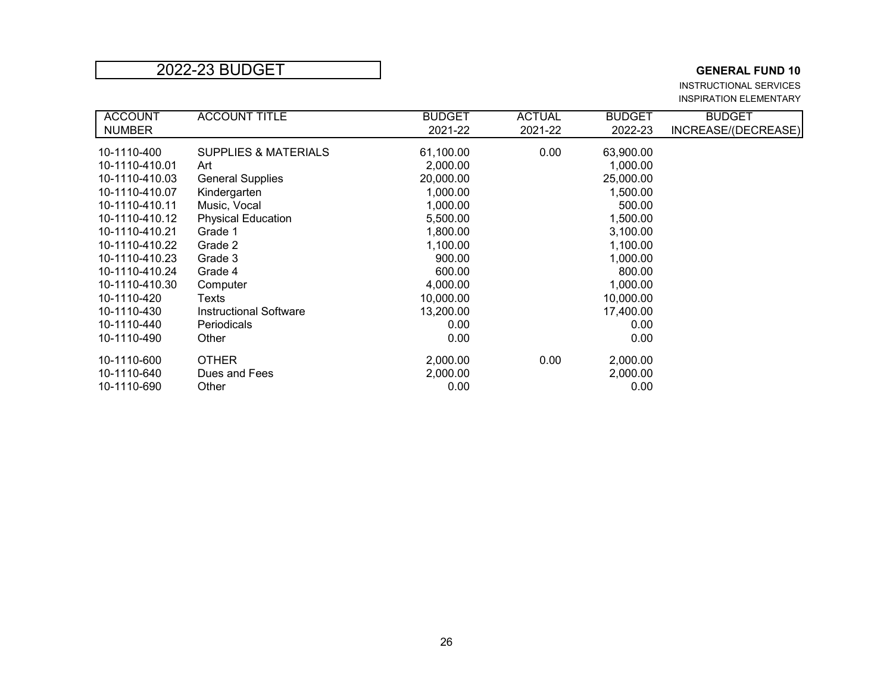# 2022-23 BUDGET

**GENERAL FUND 10**

INSTRUCTIONAL SERVICES

INSPIRATION ELEMENTARY

| ACCOUNT NUMBER | ACCOUNT TITLE | BUDGET 2021-22 | ACTUAL 2021-22 | BUDGET 2022-23 | BUDGET INCREASE/(DECREASE) |
|---|---|---|---|---|---|
| 10-1110-400 | SUPPLIES & MATERIALS | 61,100.00 | 0.00 | 63,900.00 | |
| 10-1110-410.01 | Art | 2,000.00 | | 1,000.00 | |
| 10-1110-410.03 | General Supplies | 20,000.00 | | 25,000.00 | |
| 10-1110-410.07 | Kindergarten | 1,000.00 | | 1,500.00 | |
| 10-1110-410.11 | Music, Vocal | 1,000.00 | | 500.00 | |
| 10-1110-410.12 | Physical Education | 5,500.00 | | 1,500.00 | |
| 10-1110-410.21 | Grade 1 | 1,800.00 | | 3,100.00 | |
| 10-1110-410.22 | Grade 2 | 1,100.00 | | 1,100.00 | |
| 10-1110-410.23 | Grade 3 | 900.00 | | 1,000.00 | |
| 10-1110-410.24 | Grade 4 | 600.00 | | 800.00 | |
| 10-1110-410.30 | Computer | 4,000.00 | | 1,000.00 | |
| 10-1110-420 | Texts | 10,000.00 | | 10,000.00 | |
| 10-1110-430 | Instructional Software | 13,200.00 | | 17,400.00 | |
| 10-1110-440 | Periodicals | 0.00 | | 0.00 | |
| 10-1110-490 | Other | 0.00 | | 0.00 | |
| 10-1110-600 | OTHER | 2,000.00 | 0.00 | 2,000.00 | |
| 10-1110-640 | Dues and Fees | 2,000.00 | | 2,000.00 | |
| 10-1110-690 | Other | 0.00 | | 0.00 | |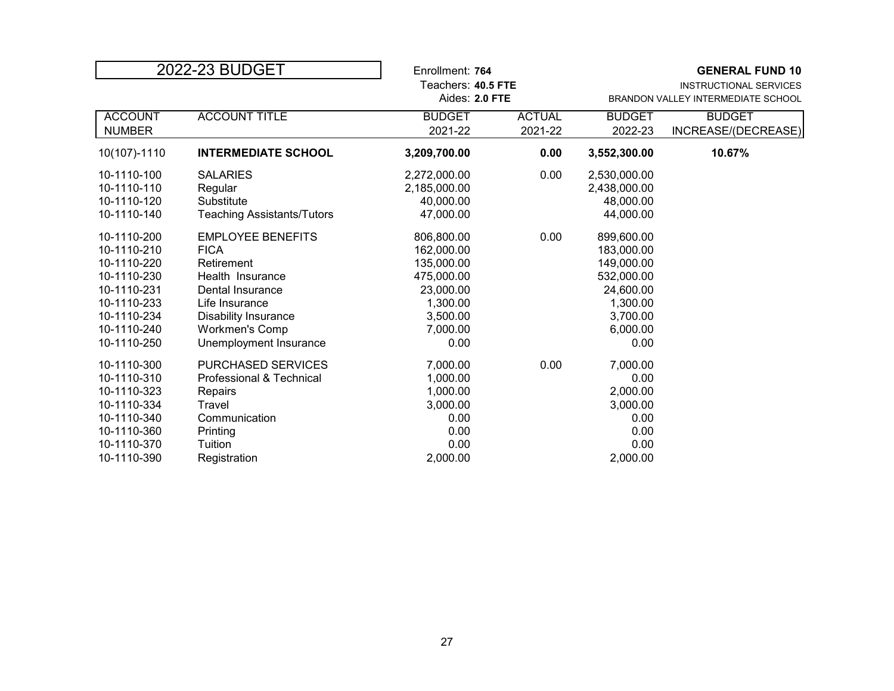| 2022-23 BUDGET | | Enrollment: **764**<br>Teachers: **40.5 FTE**<br>Aides: **2.0 FTE** | | | **GENERAL FUND 10**<br>INSTRUCTIONAL SERVICES<br>BRANDON VALLEY INTERMEDIATE SCHOOL |
|---|---|---|---|---|---|
| ACCOUNT NUMBER | ACCOUNT TITLE | BUDGET 2021-22 | ACTUAL 2021-22 | BUDGET 2022-23 | BUDGET INCREASE/(DECREASE) |
| 10(107)-1110 | **INTERMEDIATE SCHOOL** | **3,209,700.00** | **0.00** | **3,552,300.00** | **10.67%** |
| 10-1110-100 | SALARIES | 2,272,000.00 | 0.00 | 2,530,000.00 | |
| 10-1110-110 | Regular | 2,185,000.00 | | 2,438,000.00 | |
| 10-1110-120 | Substitute | 40,000.00 | | 48,000.00 | |
| 10-1110-140 | Teaching Assistants/Tutors | 47,000.00 | | 44,000.00 | |
| 10-1110-200 | EMPLOYEE BENEFITS | 806,800.00 | 0.00 | 899,600.00 | |
| 10-1110-210 | FICA | 162,000.00 | | 183,000.00 | |
| 10-1110-220 | Retirement | 135,000.00 | | 149,000.00 | |
| 10-1110-230 | Health Insurance | 475,000.00 | | 532,000.00 | |
| 10-1110-231 | Dental Insurance | 23,000.00 | | 24,600.00 | |
| 10-1110-233 | Life Insurance | 1,300.00 | | 1,300.00 | |
| 10-1110-234 | Disability Insurance | 3,500.00 | | 3,700.00 | |
| 10-1110-240 | Workmen's Comp | 7,000.00 | | 6,000.00 | |
| 10-1110-250 | Unemployment Insurance | 0.00 | | 0.00 | |
| 10-1110-300 | PURCHASED SERVICES | 7,000.00 | 0.00 | 7,000.00 | |
| 10-1110-310 | Professional & Technical | 1,000.00 | | 0.00 | |
| 10-1110-323 | Repairs | 1,000.00 | | 2,000.00 | |
| 10-1110-334 | Travel | 3,000.00 | | 3,000.00 | |
| 10-1110-340 | Communication | 0.00 | | 0.00 | |
| 10-1110-360 | Printing | 0.00 | | 0.00 | |
| 10-1110-370 | Tuition | 0.00 | | 0.00 | |
| 10-1110-390 | Registration | 2,000.00 | | 2,000.00 | |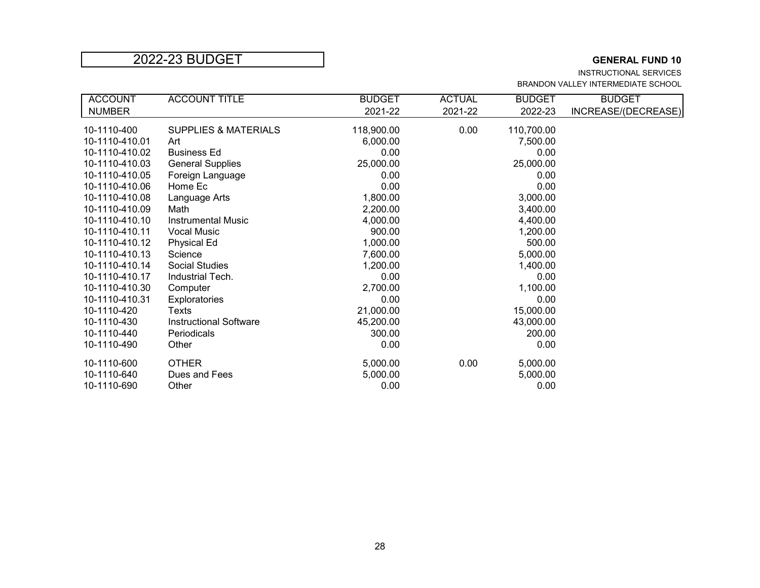# 2022-23 BUDGET

**GENERAL FUND 10**

INSTRUCTIONAL SERVICES

BRANDON VALLEY INTERMEDIATE SCHOOL

| ACCOUNT NUMBER | ACCOUNT TITLE | BUDGET 2021-22 | ACTUAL 2021-22 | BUDGET 2022-23 | BUDGET INCREASE/(DECREASE) |
|---|---|---|---|---|---|
| 10-1110-400 | SUPPLIES & MATERIALS | 118,900.00 | 0.00 | 110,700.00 | |
| 10-1110-410.01 | Art | 6,000.00 | | 7,500.00 | |
| 10-1110-410.02 | Business Ed | 0.00 | | 0.00 | |
| 10-1110-410.03 | General Supplies | 25,000.00 | | 25,000.00 | |
| 10-1110-410.05 | Foreign Language | 0.00 | | 0.00 | |
| 10-1110-410.06 | Home Ec | 0.00 | | 0.00 | |
| 10-1110-410.08 | Language Arts | 1,800.00 | | 3,000.00 | |
| 10-1110-410.09 | Math | 2,200.00 | | 3,400.00 | |
| 10-1110-410.10 | Instrumental Music | 4,000.00 | | 4,400.00 | |
| 10-1110-410.11 | Vocal Music | 900.00 | | 1,200.00 | |
| 10-1110-410.12 | Physical Ed | 1,000.00 | | 500.00 | |
| 10-1110-410.13 | Science | 7,600.00 | | 5,000.00 | |
| 10-1110-410.14 | Social Studies | 1,200.00 | | 1,400.00 | |
| 10-1110-410.17 | Industrial Tech. | 0.00 | | 0.00 | |
| 10-1110-410.30 | Computer | 2,700.00 | | 1,100.00 | |
| 10-1110-410.31 | Exploratories | 0.00 | | 0.00 | |
| 10-1110-420 | Texts | 21,000.00 | | 15,000.00 | |
| 10-1110-430 | Instructional Software | 45,200.00 | | 43,000.00 | |
| 10-1110-440 | Periodicals | 300.00 | | 200.00 | |
| 10-1110-490 | Other | 0.00 | | 0.00 | |
| 10-1110-600 | OTHER | 5,000.00 | 0.00 | 5,000.00 | |
| 10-1110-640 | Dues and Fees | 5,000.00 | | 5,000.00 | |
| 10-1110-690 | Other | 0.00 | | 0.00 | |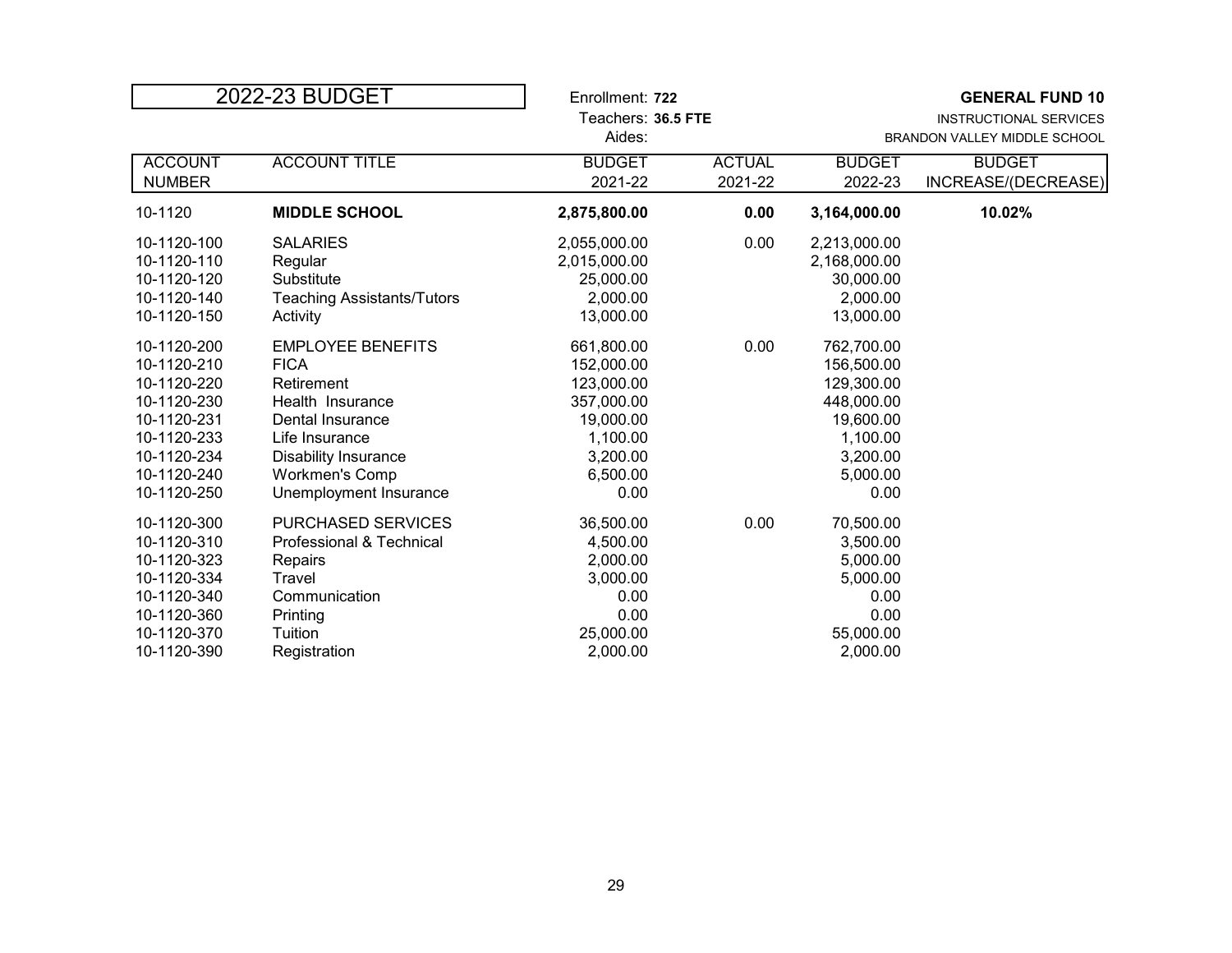# 2022-23 BUDGET

Enrollment: **722**
Teachers: **36.5 FTE**
Aides:

**GENERAL FUND 10**
INSTRUCTIONAL SERVICES
BRANDON VALLEY MIDDLE SCHOOL

| ACCOUNT NUMBER | ACCOUNT TITLE | BUDGET 2021-22 | ACTUAL 2021-22 | BUDGET 2022-23 | BUDGET INCREASE/(DECREASE) |
|---|---|---|---|---|---|
| 10-1120 | **MIDDLE SCHOOL** | **2,875,800.00** | **0.00** | **3,164,000.00** | **10.02%** |
| 10-1120-100 | SALARIES | 2,055,000.00 | 0.00 | 2,213,000.00 | |
| 10-1120-110 | Regular | 2,015,000.00 | | 2,168,000.00 | |
| 10-1120-120 | Substitute | 25,000.00 | | 30,000.00 | |
| 10-1120-140 | Teaching Assistants/Tutors | 2,000.00 | | 2,000.00 | |
| 10-1120-150 | Activity | 13,000.00 | | 13,000.00 | |
| 10-1120-200 | EMPLOYEE BENEFITS | 661,800.00 | 0.00 | 762,700.00 | |
| 10-1120-210 | FICA | 152,000.00 | | 156,500.00 | |
| 10-1120-220 | Retirement | 123,000.00 | | 129,300.00 | |
| 10-1120-230 | Health Insurance | 357,000.00 | | 448,000.00 | |
| 10-1120-231 | Dental Insurance | 19,000.00 | | 19,600.00 | |
| 10-1120-233 | Life Insurance | 1,100.00 | | 1,100.00 | |
| 10-1120-234 | Disability Insurance | 3,200.00 | | 3,200.00 | |
| 10-1120-240 | Workmen's Comp | 6,500.00 | | 5,000.00 | |
| 10-1120-250 | Unemployment Insurance | 0.00 | | 0.00 | |
| 10-1120-300 | PURCHASED SERVICES | 36,500.00 | 0.00 | 70,500.00 | |
| 10-1120-310 | Professional & Technical | 4,500.00 | | 3,500.00 | |
| 10-1120-323 | Repairs | 2,000.00 | | 5,000.00 | |
| 10-1120-334 | Travel | 3,000.00 | | 5,000.00 | |
| 10-1120-340 | Communication | 0.00 | | 0.00 | |
| 10-1120-360 | Printing | 0.00 | | 0.00 | |
| 10-1120-370 | Tuition | 25,000.00 | | 55,000.00 | |
| 10-1120-390 | Registration | 2,000.00 | | 2,000.00 | |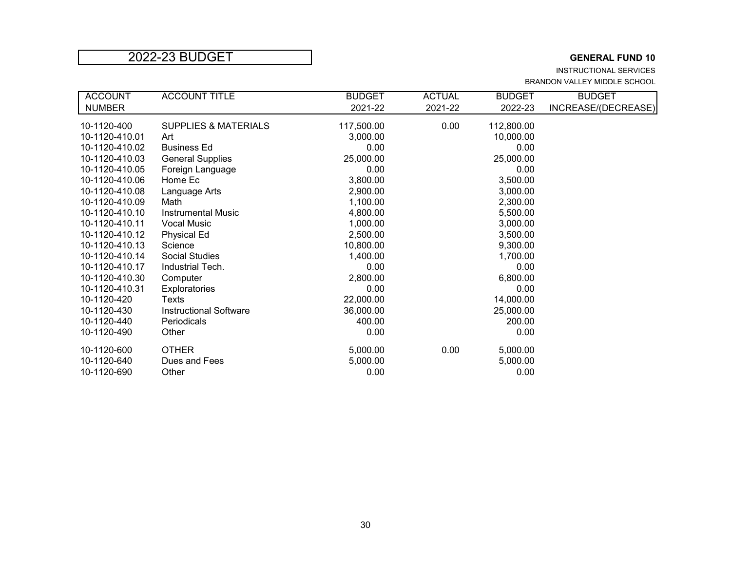# 2022-23 BUDGET

**GENERAL FUND 10**

INSTRUCTIONAL SERVICES

BRANDON VALLEY MIDDLE SCHOOL

| ACCOUNT NUMBER | ACCOUNT TITLE | BUDGET 2021-22 | ACTUAL 2021-22 | BUDGET 2022-23 | BUDGET INCREASE/(DECREASE) |
|---|---|---|---|---|---|
| 10-1120-400 | SUPPLIES & MATERIALS | 117,500.00 | 0.00 | 112,800.00 | |
| 10-1120-410.01 | Art | 3,000.00 | | 10,000.00 | |
| 10-1120-410.02 | Business Ed | 0.00 | | 0.00 | |
| 10-1120-410.03 | General Supplies | 25,000.00 | | 25,000.00 | |
| 10-1120-410.05 | Foreign Language | 0.00 | | 0.00 | |
| 10-1120-410.06 | Home Ec | 3,800.00 | | 3,500.00 | |
| 10-1120-410.08 | Language Arts | 2,900.00 | | 3,000.00 | |
| 10-1120-410.09 | Math | 1,100.00 | | 2,300.00 | |
| 10-1120-410.10 | Instrumental Music | 4,800.00 | | 5,500.00 | |
| 10-1120-410.11 | Vocal Music | 1,000.00 | | 3,000.00 | |
| 10-1120-410.12 | Physical Ed | 2,500.00 | | 3,500.00 | |
| 10-1120-410.13 | Science | 10,800.00 | | 9,300.00 | |
| 10-1120-410.14 | Social Studies | 1,400.00 | | 1,700.00 | |
| 10-1120-410.17 | Industrial Tech. | 0.00 | | 0.00 | |
| 10-1120-410.30 | Computer | 2,800.00 | | 6,800.00 | |
| 10-1120-410.31 | Exploratories | 0.00 | | 0.00 | |
| 10-1120-420 | Texts | 22,000.00 | | 14,000.00 | |
| 10-1120-430 | Instructional Software | 36,000.00 | | 25,000.00 | |
| 10-1120-440 | Periodicals | 400.00 | | 200.00 | |
| 10-1120-490 | Other | 0.00 | | 0.00 | |
| 10-1120-600 | OTHER | 5,000.00 | 0.00 | 5,000.00 | |
| 10-1120-640 | Dues and Fees | 5,000.00 | | 5,000.00 | |
| 10-1120-690 | Other | 0.00 | | 0.00 | |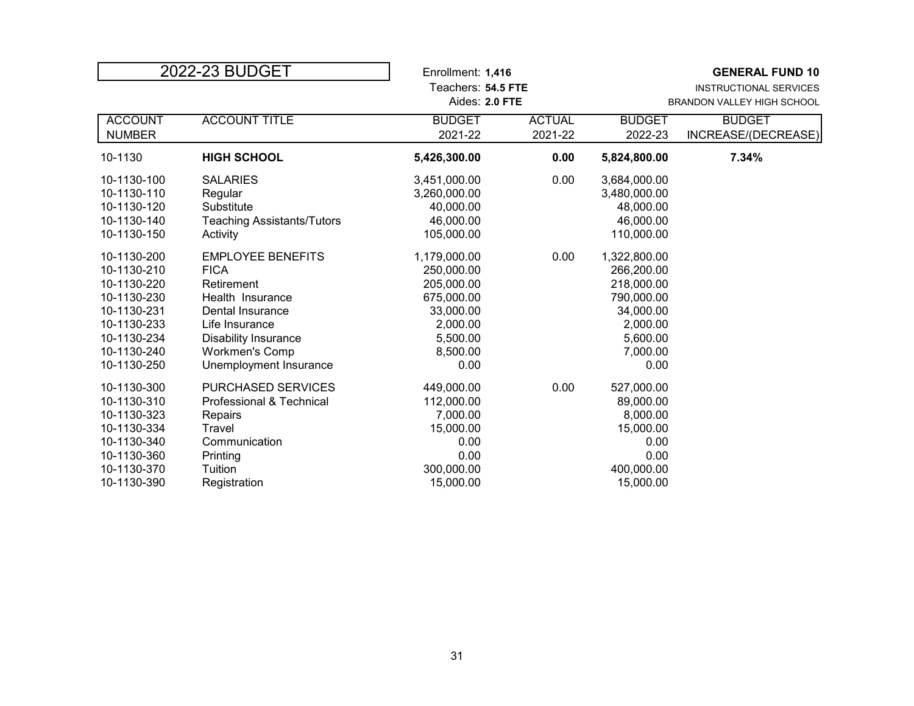# 2022-23 BUDGET

Enrollment: **1,416**
Teachers: **54.5 FTE**
Aides: **2.0 FTE**

**GENERAL FUND 10**
INSTRUCTIONAL SERVICES
BRANDON VALLEY HIGH SCHOOL

| ACCOUNT NUMBER | ACCOUNT TITLE | BUDGET 2021-22 | ACTUAL 2021-22 | BUDGET 2022-23 | BUDGET INCREASE/(DECREASE) |
|---|---|---|---|---|---|
| 10-1130 | **HIGH SCHOOL** | **5,426,300.00** | **0.00** | **5,824,800.00** | **7.34%** |
| 10-1130-100 | SALARIES | 3,451,000.00 | 0.00 | 3,684,000.00 | |
| 10-1130-110 | Regular | 3,260,000.00 | | 3,480,000.00 | |
| 10-1130-120 | Substitute | 40,000.00 | | 48,000.00 | |
| 10-1130-140 | Teaching Assistants/Tutors | 46,000.00 | | 46,000.00 | |
| 10-1130-150 | Activity | 105,000.00 | | 110,000.00 | |
| 10-1130-200 | EMPLOYEE BENEFITS | 1,179,000.00 | 0.00 | 1,322,800.00 | |
| 10-1130-210 | FICA | 250,000.00 | | 266,200.00 | |
| 10-1130-220 | Retirement | 205,000.00 | | 218,000.00 | |
| 10-1130-230 | Health Insurance | 675,000.00 | | 790,000.00 | |
| 10-1130-231 | Dental Insurance | 33,000.00 | | 34,000.00 | |
| 10-1130-233 | Life Insurance | 2,000.00 | | 2,000.00 | |
| 10-1130-234 | Disability Insurance | 5,500.00 | | 5,600.00 | |
| 10-1130-240 | Workmen's Comp | 8,500.00 | | 7,000.00 | |
| 10-1130-250 | Unemployment Insurance | 0.00 | | 0.00 | |
| 10-1130-300 | PURCHASED SERVICES | 449,000.00 | 0.00 | 527,000.00 | |
| 10-1130-310 | Professional & Technical | 112,000.00 | | 89,000.00 | |
| 10-1130-323 | Repairs | 7,000.00 | | 8,000.00 | |
| 10-1130-334 | Travel | 15,000.00 | | 15,000.00 | |
| 10-1130-340 | Communication | 0.00 | | 0.00 | |
| 10-1130-360 | Printing | 0.00 | | 0.00 | |
| 10-1130-370 | Tuition | 300,000.00 | | 400,000.00 | |
| 10-1130-390 | Registration | 15,000.00 | | 15,000.00 | |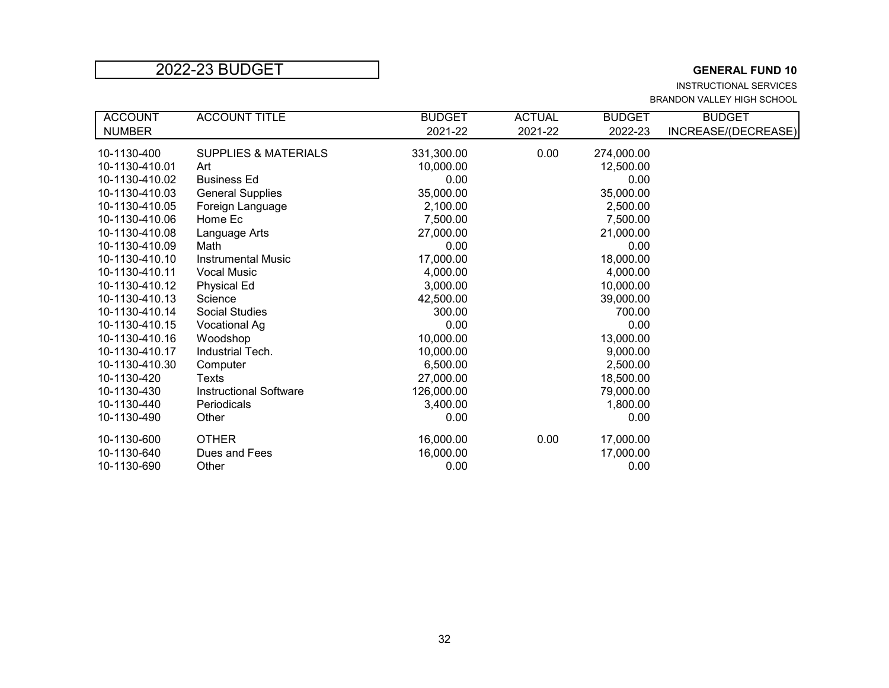# 2022-23 BUDGET

**GENERAL FUND 10**

INSTRUCTIONAL SERVICES

BRANDON VALLEY HIGH SCHOOL

| ACCOUNT NUMBER | ACCOUNT TITLE | BUDGET 2021-22 | ACTUAL 2021-22 | BUDGET 2022-23 | BUDGET INCREASE/(DECREASE) |
|---|---|---|---|---|---|
| 10-1130-400 | SUPPLIES & MATERIALS | 331,300.00 | 0.00 | 274,000.00 | |
| 10-1130-410.01 | Art | 10,000.00 | | 12,500.00 | |
| 10-1130-410.02 | Business Ed | 0.00 | | 0.00 | |
| 10-1130-410.03 | General Supplies | 35,000.00 | | 35,000.00 | |
| 10-1130-410.05 | Foreign Language | 2,100.00 | | 2,500.00 | |
| 10-1130-410.06 | Home Ec | 7,500.00 | | 7,500.00 | |
| 10-1130-410.08 | Language Arts | 27,000.00 | | 21,000.00 | |
| 10-1130-410.09 | Math | 0.00 | | 0.00 | |
| 10-1130-410.10 | Instrumental Music | 17,000.00 | | 18,000.00 | |
| 10-1130-410.11 | Vocal Music | 4,000.00 | | 4,000.00 | |
| 10-1130-410.12 | Physical Ed | 3,000.00 | | 10,000.00 | |
| 10-1130-410.13 | Science | 42,500.00 | | 39,000.00 | |
| 10-1130-410.14 | Social Studies | 300.00 | | 700.00 | |
| 10-1130-410.15 | Vocational Ag | 0.00 | | 0.00 | |
| 10-1130-410.16 | Woodshop | 10,000.00 | | 13,000.00 | |
| 10-1130-410.17 | Industrial Tech. | 10,000.00 | | 9,000.00 | |
| 10-1130-410.30 | Computer | 6,500.00 | | 2,500.00 | |
| 10-1130-420 | Texts | 27,000.00 | | 18,500.00 | |
| 10-1130-430 | Instructional Software | 126,000.00 | | 79,000.00 | |
| 10-1130-440 | Periodicals | 3,400.00 | | 1,800.00 | |
| 10-1130-490 | Other | 0.00 | | 0.00 | |
| 10-1130-600 | OTHER | 16,000.00 | 0.00 | 17,000.00 | |
| 10-1130-640 | Dues and Fees | 16,000.00 | | 17,000.00 | |
| 10-1130-690 | Other | 0.00 | | 0.00 | |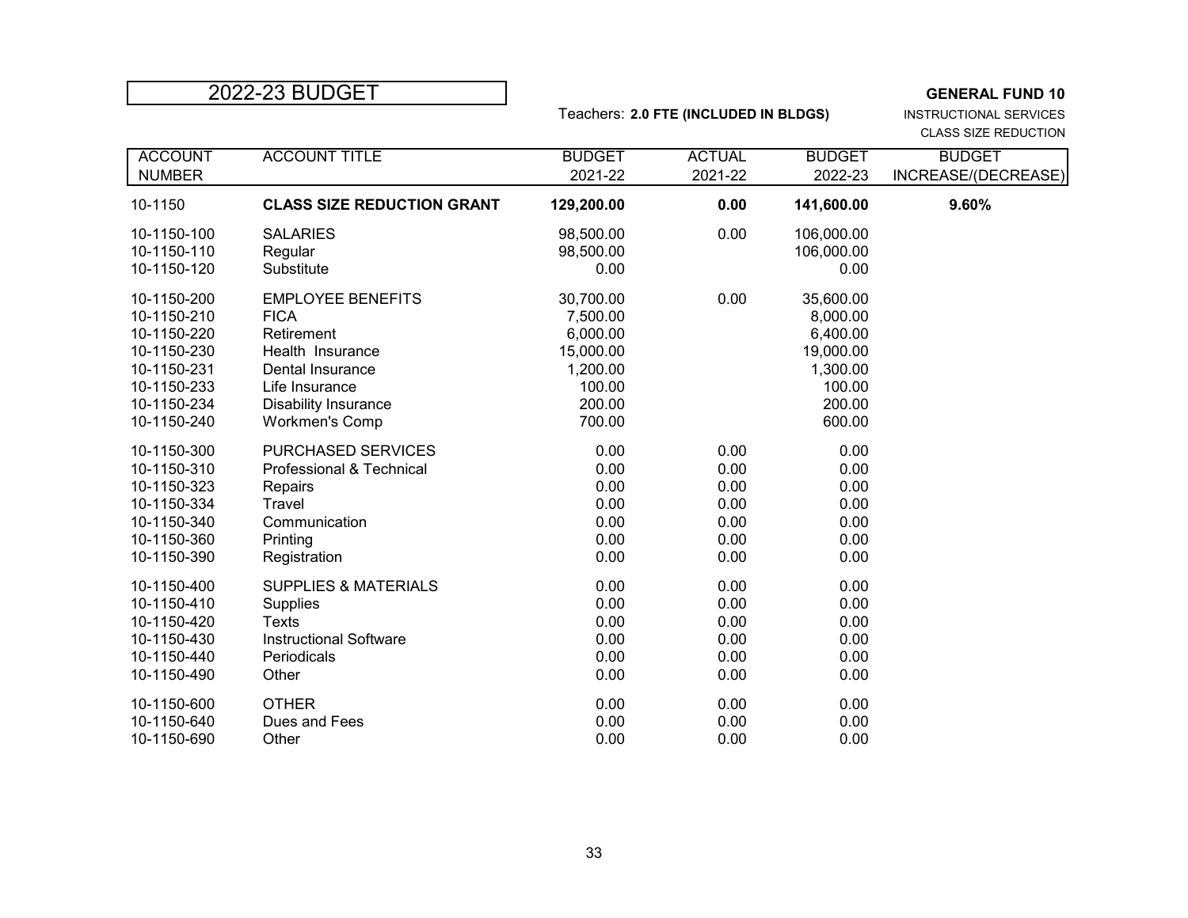# 2022-23 BUDGET

Teachers: **2.0 FTE (INCLUDED IN BLDGS)**

**GENERAL FUND 10**
INSTRUCTIONAL SERVICES
CLASS SIZE REDUCTION

| ACCOUNT NUMBER | ACCOUNT TITLE | BUDGET 2021-22 | ACTUAL 2021-22 | BUDGET 2022-23 | BUDGET INCREASE/(DECREASE) |
|---|---|---|---|---|---|
| 10-1150 | **CLASS SIZE REDUCTION GRANT** | **129,200.00** | **0.00** | **141,600.00** | **9.60%** |
| 10-1150-100 | SALARIES | 98,500.00 | 0.00 | 106,000.00 | |
| 10-1150-110 | Regular | 98,500.00 | | 106,000.00 | |
| 10-1150-120 | Substitute | 0.00 | | 0.00 | |
| 10-1150-200 | EMPLOYEE BENEFITS | 30,700.00 | 0.00 | 35,600.00 | |
| 10-1150-210 | FICA | 7,500.00 | | 8,000.00 | |
| 10-1150-220 | Retirement | 6,000.00 | | 6,400.00 | |
| 10-1150-230 | Health Insurance | 15,000.00 | | 19,000.00 | |
| 10-1150-231 | Dental Insurance | 1,200.00 | | 1,300.00 | |
| 10-1150-233 | Life Insurance | 100.00 | | 100.00 | |
| 10-1150-234 | Disability Insurance | 200.00 | | 200.00 | |
| 10-1150-240 | Workmen's Comp | 700.00 | | 600.00 | |
| 10-1150-300 | PURCHASED SERVICES | 0.00 | 0.00 | 0.00 | |
| 10-1150-310 | Professional & Technical | 0.00 | 0.00 | 0.00 | |
| 10-1150-323 | Repairs | 0.00 | 0.00 | 0.00 | |
| 10-1150-334 | Travel | 0.00 | 0.00 | 0.00 | |
| 10-1150-340 | Communication | 0.00 | 0.00 | 0.00 | |
| 10-1150-360 | Printing | 0.00 | 0.00 | 0.00 | |
| 10-1150-390 | Registration | 0.00 | 0.00 | 0.00 | |
| 10-1150-400 | SUPPLIES & MATERIALS | 0.00 | 0.00 | 0.00 | |
| 10-1150-410 | Supplies | 0.00 | 0.00 | 0.00 | |
| 10-1150-420 | Texts | 0.00 | 0.00 | 0.00 | |
| 10-1150-430 | Instructional Software | 0.00 | 0.00 | 0.00 | |
| 10-1150-440 | Periodicals | 0.00 | 0.00 | 0.00 | |
| 10-1150-490 | Other | 0.00 | 0.00 | 0.00 | |
| 10-1150-600 | OTHER | 0.00 | 0.00 | 0.00 | |
| 10-1150-640 | Dues and Fees | 0.00 | 0.00 | 0.00 | |
| 10-1150-690 | Other | 0.00 | 0.00 | 0.00 | |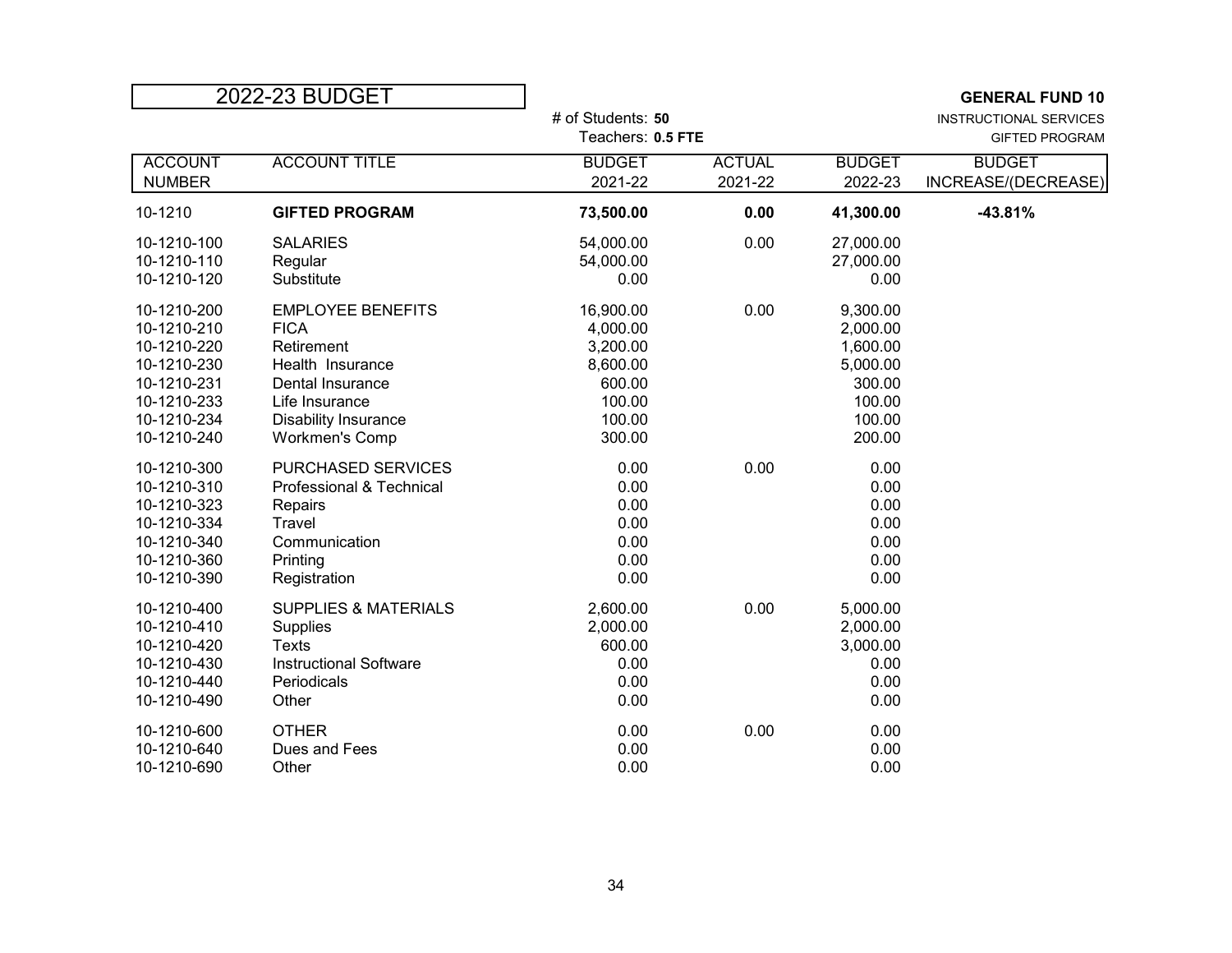# 2022-23 BUDGET

**GENERAL FUND 10**
INSTRUCTIONAL SERVICES
GIFTED PROGRAM

# of Students: **50**
Teachers: **0.5 FTE**

| ACCOUNT NUMBER | ACCOUNT TITLE | BUDGET 2021-22 | ACTUAL 2021-22 | BUDGET 2022-23 | BUDGET INCREASE/(DECREASE) |
|---|---|---|---|---|---|
| 10-1210 | **GIFTED PROGRAM** | **73,500.00** | **0.00** | **41,300.00** | **-43.81%** |
| 10-1210-100 | SALARIES | 54,000.00 | 0.00 | 27,000.00 | |
| 10-1210-110 | Regular | 54,000.00 | | 27,000.00 | |
| 10-1210-120 | Substitute | 0.00 | | 0.00 | |
| 10-1210-200 | EMPLOYEE BENEFITS | 16,900.00 | 0.00 | 9,300.00 | |
| 10-1210-210 | FICA | 4,000.00 | | 2,000.00 | |
| 10-1210-220 | Retirement | 3,200.00 | | 1,600.00 | |
| 10-1210-230 | Health Insurance | 8,600.00 | | 5,000.00 | |
| 10-1210-231 | Dental Insurance | 600.00 | | 300.00 | |
| 10-1210-233 | Life Insurance | 100.00 | | 100.00 | |
| 10-1210-234 | Disability Insurance | 100.00 | | 100.00 | |
| 10-1210-240 | Workmen's Comp | 300.00 | | 200.00 | |
| 10-1210-300 | PURCHASED SERVICES | 0.00 | 0.00 | 0.00 | |
| 10-1210-310 | Professional & Technical | 0.00 | | 0.00 | |
| 10-1210-323 | Repairs | 0.00 | | 0.00 | |
| 10-1210-334 | Travel | 0.00 | | 0.00 | |
| 10-1210-340 | Communication | 0.00 | | 0.00 | |
| 10-1210-360 | Printing | 0.00 | | 0.00 | |
| 10-1210-390 | Registration | 0.00 | | 0.00 | |
| 10-1210-400 | SUPPLIES & MATERIALS | 2,600.00 | 0.00 | 5,000.00 | |
| 10-1210-410 | Supplies | 2,000.00 | | 2,000.00 | |
| 10-1210-420 | Texts | 600.00 | | 3,000.00 | |
| 10-1210-430 | Instructional Software | 0.00 | | 0.00 | |
| 10-1210-440 | Periodicals | 0.00 | | 0.00 | |
| 10-1210-490 | Other | 0.00 | | 0.00 | |
| 10-1210-600 | OTHER | 0.00 | 0.00 | 0.00 | |
| 10-1210-640 | Dues and Fees | 0.00 | | 0.00 | |
| 10-1210-690 | Other | 0.00 | | 0.00 | |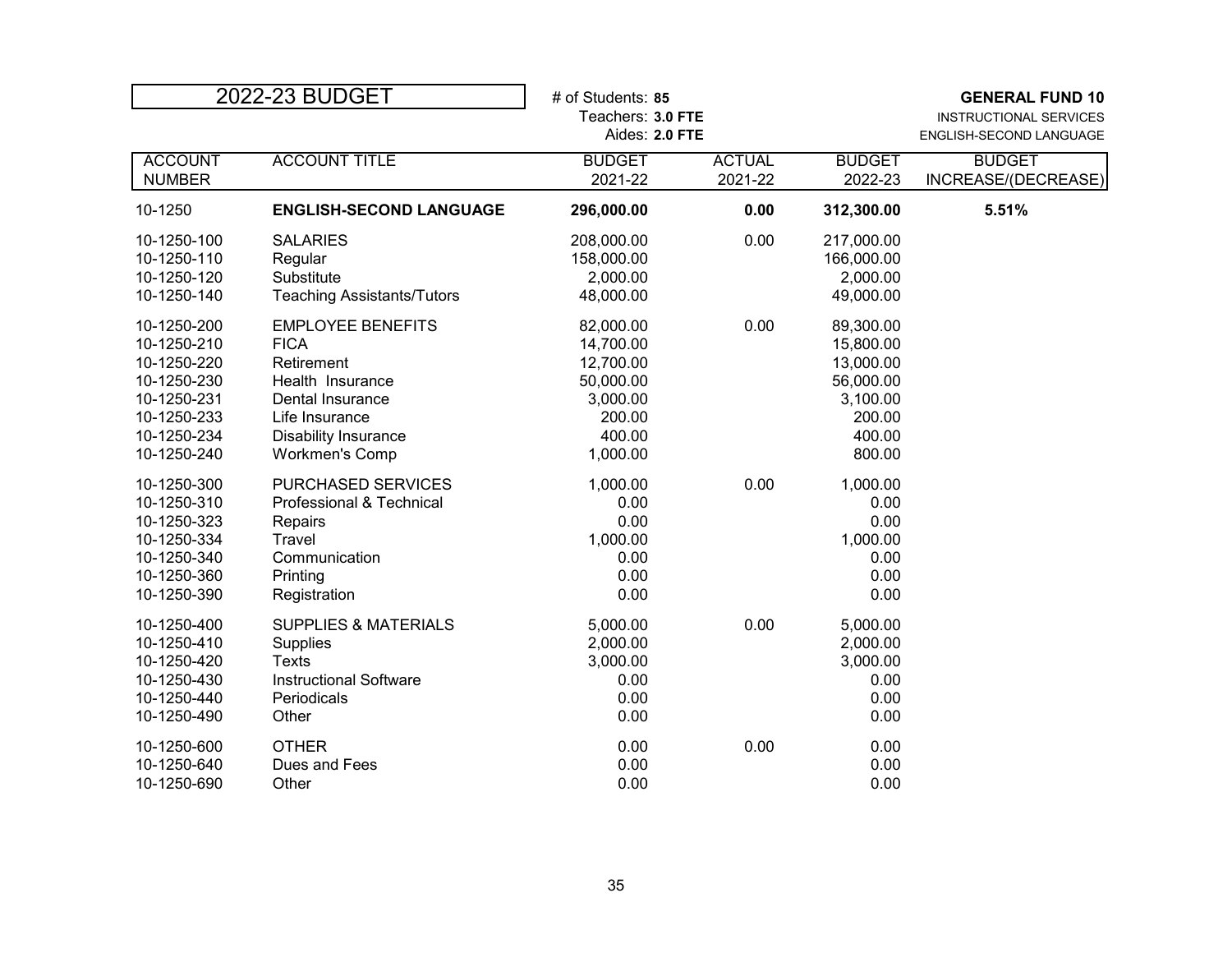# 2022-23 BUDGET

# of Students: **85**
Teachers: **3.0 FTE**
Aides: **2.0 FTE**

**GENERAL FUND 10**
INSTRUCTIONAL SERVICES
ENGLISH-SECOND LANGUAGE

| ACCOUNT NUMBER | ACCOUNT TITLE | BUDGET 2021-22 | ACTUAL 2021-22 | BUDGET 2022-23 | BUDGET INCREASE/(DECREASE) |
|---|---|---|---|---|---|
| 10-1250 | **ENGLISH-SECOND LANGUAGE** | **296,000.00** | **0.00** | **312,300.00** | **5.51%** |
| 10-1250-100 | SALARIES | 208,000.00 | 0.00 | 217,000.00 | |
| 10-1250-110 | Regular | 158,000.00 | | 166,000.00 | |
| 10-1250-120 | Substitute | 2,000.00 | | 2,000.00 | |
| 10-1250-140 | Teaching Assistants/Tutors | 48,000.00 | | 49,000.00 | |
| 10-1250-200 | EMPLOYEE BENEFITS | 82,000.00 | 0.00 | 89,300.00 | |
| 10-1250-210 | FICA | 14,700.00 | | 15,800.00 | |
| 10-1250-220 | Retirement | 12,700.00 | | 13,000.00 | |
| 10-1250-230 | Health Insurance | 50,000.00 | | 56,000.00 | |
| 10-1250-231 | Dental Insurance | 3,000.00 | | 3,100.00 | |
| 10-1250-233 | Life Insurance | 200.00 | | 200.00 | |
| 10-1250-234 | Disability Insurance | 400.00 | | 400.00 | |
| 10-1250-240 | Workmen's Comp | 1,000.00 | | 800.00 | |
| 10-1250-300 | PURCHASED SERVICES | 1,000.00 | 0.00 | 1,000.00 | |
| 10-1250-310 | Professional & Technical | 0.00 | | 0.00 | |
| 10-1250-323 | Repairs | 0.00 | | 0.00 | |
| 10-1250-334 | Travel | 1,000.00 | | 1,000.00 | |
| 10-1250-340 | Communication | 0.00 | | 0.00 | |
| 10-1250-360 | Printing | 0.00 | | 0.00 | |
| 10-1250-390 | Registration | 0.00 | | 0.00 | |
| 10-1250-400 | SUPPLIES & MATERIALS | 5,000.00 | 0.00 | 5,000.00 | |
| 10-1250-410 | Supplies | 2,000.00 | | 2,000.00 | |
| 10-1250-420 | Texts | 3,000.00 | | 3,000.00 | |
| 10-1250-430 | Instructional Software | 0.00 | | 0.00 | |
| 10-1250-440 | Periodicals | 0.00 | | 0.00 | |
| 10-1250-490 | Other | 0.00 | | 0.00 | |
| 10-1250-600 | OTHER | 0.00 | 0.00 | 0.00 | |
| 10-1250-640 | Dues and Fees | 0.00 | | 0.00 | |
| 10-1250-690 | Other | 0.00 | | 0.00 | |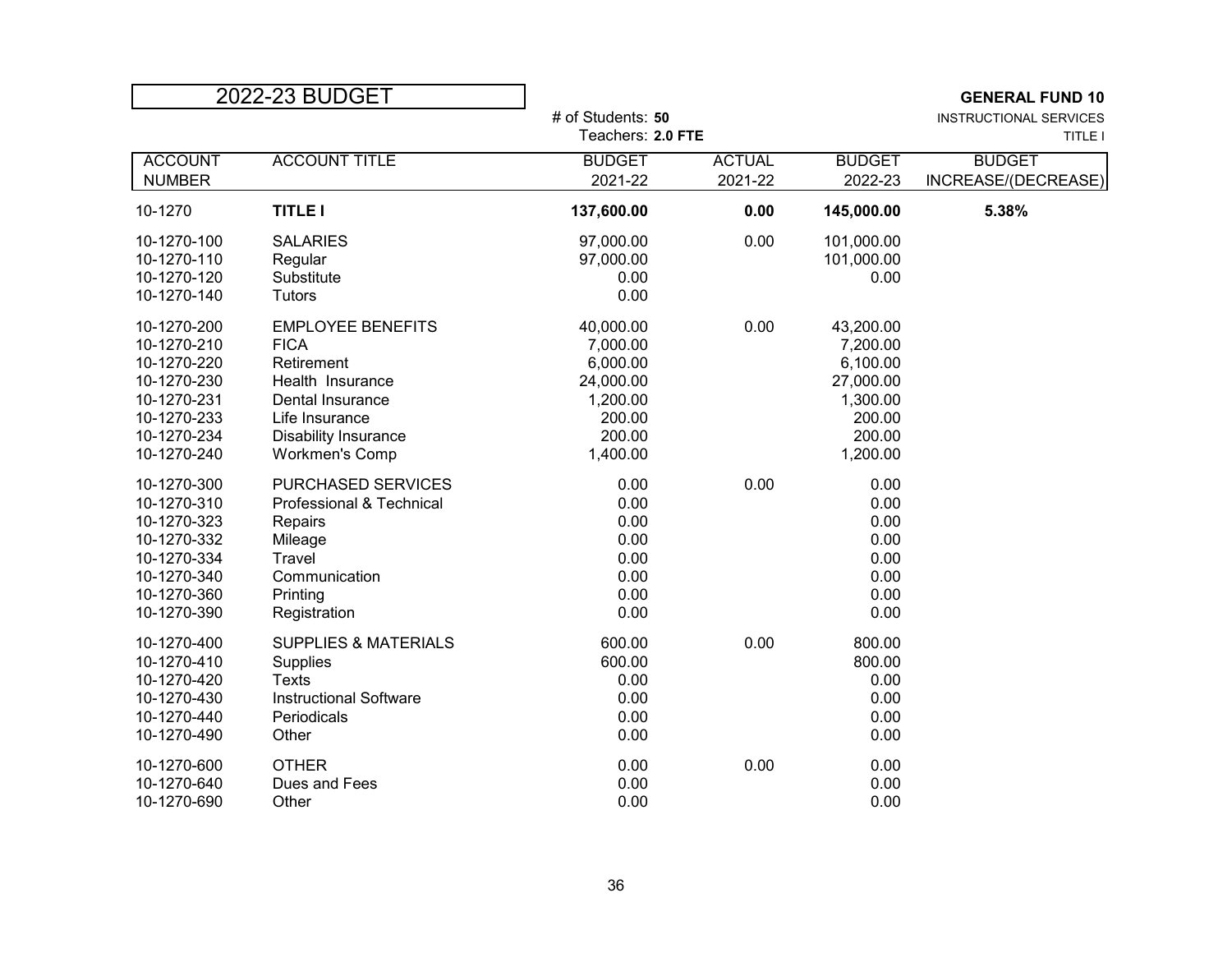# 2022-23 BUDGET

**GENERAL FUND 10**
INSTRUCTIONAL SERVICES
TITLE I

# of Students: **50**
Teachers: **2.0 FTE**

| ACCOUNT NUMBER | ACCOUNT TITLE | BUDGET 2021-22 | ACTUAL 2021-22 | BUDGET 2022-23 | BUDGET INCREASE/(DECREASE) |
|---|---|---|---|---|---|
| 10-1270 | **TITLE I** | **137,600.00** | **0.00** | **145,000.00** | **5.38%** |
| 10-1270-100 | SALARIES | 97,000.00 | 0.00 | 101,000.00 | |
| 10-1270-110 | Regular | 97,000.00 | | 101,000.00 | |
| 10-1270-120 | Substitute | 0.00 | | 0.00 | |
| 10-1270-140 | Tutors | 0.00 | | | |
| 10-1270-200 | EMPLOYEE BENEFITS | 40,000.00 | 0.00 | 43,200.00 | |
| 10-1270-210 | FICA | 7,000.00 | | 7,200.00 | |
| 10-1270-220 | Retirement | 6,000.00 | | 6,100.00 | |
| 10-1270-230 | Health Insurance | 24,000.00 | | 27,000.00 | |
| 10-1270-231 | Dental Insurance | 1,200.00 | | 1,300.00 | |
| 10-1270-233 | Life Insurance | 200.00 | | 200.00 | |
| 10-1270-234 | Disability Insurance | 200.00 | | 200.00 | |
| 10-1270-240 | Workmen's Comp | 1,400.00 | | 1,200.00 | |
| 10-1270-300 | PURCHASED SERVICES | 0.00 | 0.00 | 0.00 | |
| 10-1270-310 | Professional & Technical | 0.00 | | 0.00 | |
| 10-1270-323 | Repairs | 0.00 | | 0.00 | |
| 10-1270-332 | Mileage | 0.00 | | 0.00 | |
| 10-1270-334 | Travel | 0.00 | | 0.00 | |
| 10-1270-340 | Communication | 0.00 | | 0.00 | |
| 10-1270-360 | Printing | 0.00 | | 0.00 | |
| 10-1270-390 | Registration | 0.00 | | 0.00 | |
| 10-1270-400 | SUPPLIES & MATERIALS | 600.00 | 0.00 | 800.00 | |
| 10-1270-410 | Supplies | 600.00 | | 800.00 | |
| 10-1270-420 | Texts | 0.00 | | 0.00 | |
| 10-1270-430 | Instructional Software | 0.00 | | 0.00 | |
| 10-1270-440 | Periodicals | 0.00 | | 0.00 | |
| 10-1270-490 | Other | 0.00 | | 0.00 | |
| 10-1270-600 | OTHER | 0.00 | 0.00 | 0.00 | |
| 10-1270-640 | Dues and Fees | 0.00 | | 0.00 | |
| 10-1270-690 | Other | 0.00 | | 0.00 | |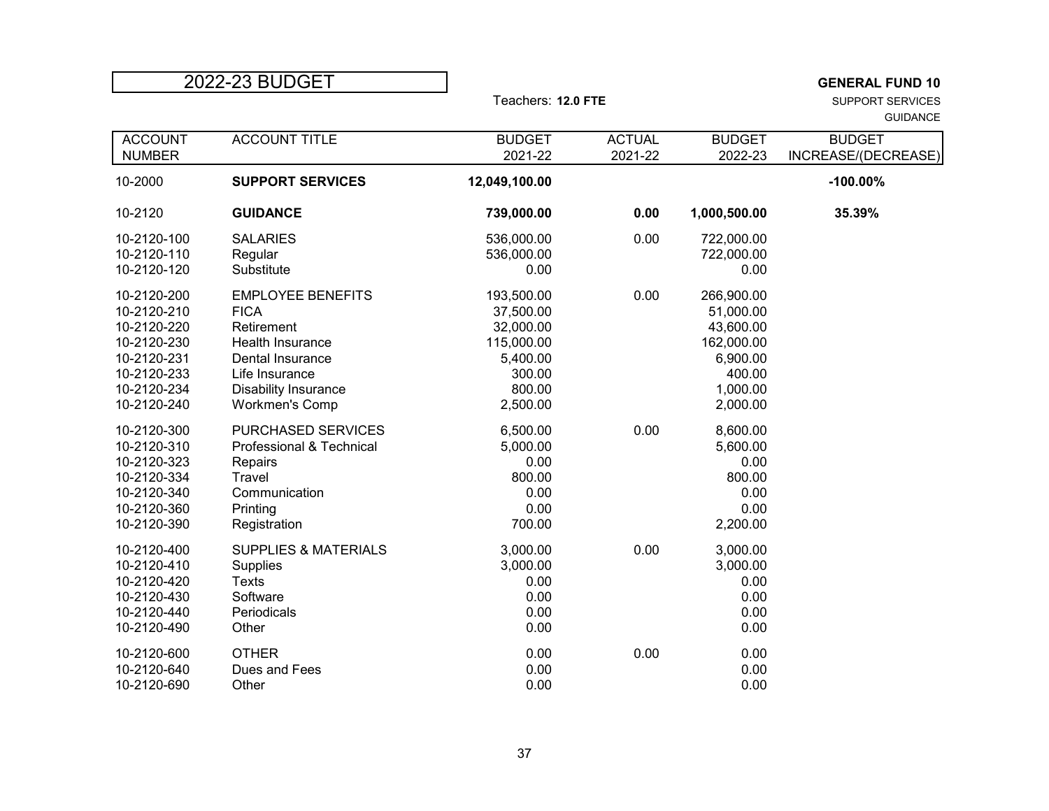# 2022-23 BUDGET

Teachers: **12.0 FTE**

**GENERAL FUND 10**
SUPPORT SERVICES
GUIDANCE

| ACCOUNT NUMBER | ACCOUNT TITLE | BUDGET 2021-22 | ACTUAL 2021-22 | BUDGET 2022-23 | BUDGET INCREASE/(DECREASE) |
|---|---|---|---|---|---|
| 10-2000 | **SUPPORT SERVICES** | **12,049,100.00** | | | **-100.00%** |
| 10-2120 | **GUIDANCE** | **739,000.00** | **0.00** | **1,000,500.00** | **35.39%** |
| 10-2120-100 | SALARIES | 536,000.00 | 0.00 | 722,000.00 | |
| 10-2120-110 | Regular | 536,000.00 | | 722,000.00 | |
| 10-2120-120 | Substitute | 0.00 | | 0.00 | |
| 10-2120-200 | EMPLOYEE BENEFITS | 193,500.00 | 0.00 | 266,900.00 | |
| 10-2120-210 | FICA | 37,500.00 | | 51,000.00 | |
| 10-2120-220 | Retirement | 32,000.00 | | 43,600.00 | |
| 10-2120-230 | Health Insurance | 115,000.00 | | 162,000.00 | |
| 10-2120-231 | Dental Insurance | 5,400.00 | | 6,900.00 | |
| 10-2120-233 | Life Insurance | 300.00 | | 400.00 | |
| 10-2120-234 | Disability Insurance | 800.00 | | 1,000.00 | |
| 10-2120-240 | Workmen's Comp | 2,500.00 | | 2,000.00 | |
| 10-2120-300 | PURCHASED SERVICES | 6,500.00 | 0.00 | 8,600.00 | |
| 10-2120-310 | Professional & Technical | 5,000.00 | | 5,600.00 | |
| 10-2120-323 | Repairs | 0.00 | | 0.00 | |
| 10-2120-334 | Travel | 800.00 | | 800.00 | |
| 10-2120-340 | Communication | 0.00 | | 0.00 | |
| 10-2120-360 | Printing | 0.00 | | 0.00 | |
| 10-2120-390 | Registration | 700.00 | | 2,200.00 | |
| 10-2120-400 | SUPPLIES & MATERIALS | 3,000.00 | 0.00 | 3,000.00 | |
| 10-2120-410 | Supplies | 3,000.00 | | 3,000.00 | |
| 10-2120-420 | Texts | 0.00 | | 0.00 | |
| 10-2120-430 | Software | 0.00 | | 0.00 | |
| 10-2120-440 | Periodicals | 0.00 | | 0.00 | |
| 10-2120-490 | Other | 0.00 | | 0.00 | |
| 10-2120-600 | OTHER | 0.00 | 0.00 | 0.00 | |
| 10-2120-640 | Dues and Fees | 0.00 | | 0.00 | |
| 10-2120-690 | Other | 0.00 | | 0.00 | |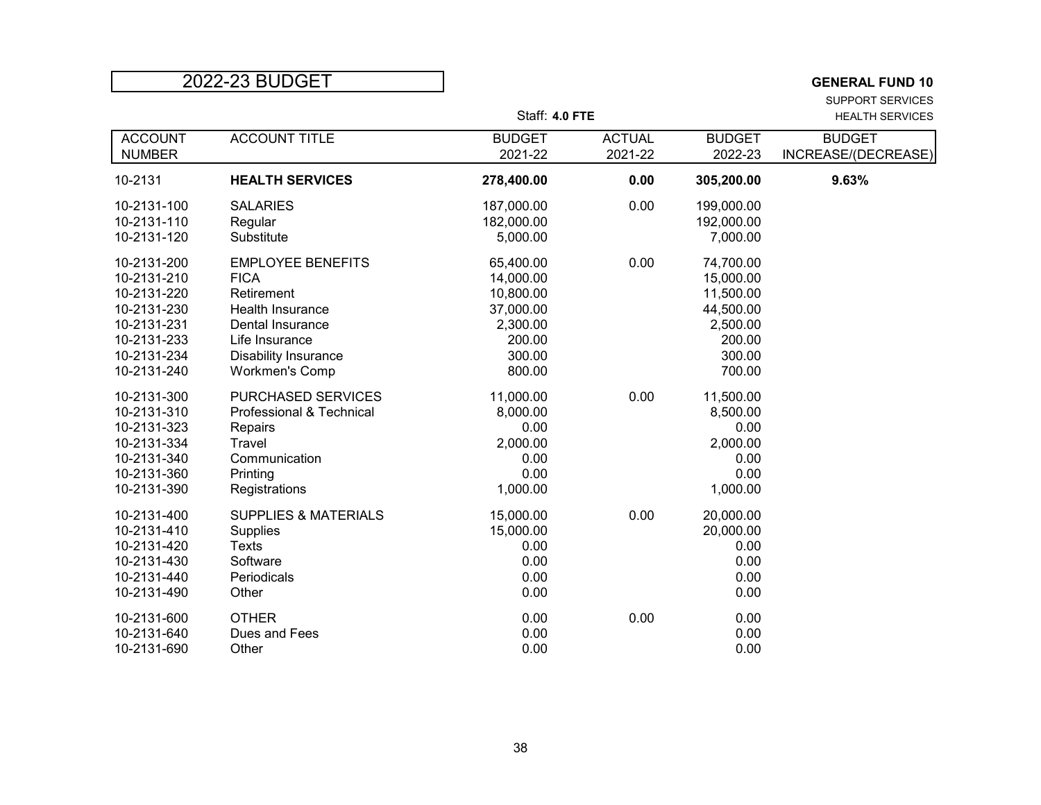# 2022-23 BUDGET

**GENERAL FUND 10**

SUPPORT SERVICES

HEALTH SERVICES

Staff: **4.0 FTE**

| ACCOUNT NUMBER | ACCOUNT TITLE | BUDGET 2021-22 | ACTUAL 2021-22 | BUDGET 2022-23 | BUDGET INCREASE/(DECREASE) |
|---|---|---|---|---|---|
| 10-2131 | **HEALTH SERVICES** | **278,400.00** | **0.00** | **305,200.00** | **9.63%** |
| 10-2131-100 | SALARIES | 187,000.00 | 0.00 | 199,000.00 | |
| 10-2131-110 | Regular | 182,000.00 | | 192,000.00 | |
| 10-2131-120 | Substitute | 5,000.00 | | 7,000.00 | |
| 10-2131-200 | EMPLOYEE BENEFITS | 65,400.00 | 0.00 | 74,700.00 | |
| 10-2131-210 | FICA | 14,000.00 | | 15,000.00 | |
| 10-2131-220 | Retirement | 10,800.00 | | 11,500.00 | |
| 10-2131-230 | Health Insurance | 37,000.00 | | 44,500.00 | |
| 10-2131-231 | Dental Insurance | 2,300.00 | | 2,500.00 | |
| 10-2131-233 | Life Insurance | 200.00 | | 200.00 | |
| 10-2131-234 | Disability Insurance | 300.00 | | 300.00 | |
| 10-2131-240 | Workmen's Comp | 800.00 | | 700.00 | |
| 10-2131-300 | PURCHASED SERVICES | 11,000.00 | 0.00 | 11,500.00 | |
| 10-2131-310 | Professional & Technical | 8,000.00 | | 8,500.00 | |
| 10-2131-323 | Repairs | 0.00 | | 0.00 | |
| 10-2131-334 | Travel | 2,000.00 | | 2,000.00 | |
| 10-2131-340 | Communication | 0.00 | | 0.00 | |
| 10-2131-360 | Printing | 0.00 | | 0.00 | |
| 10-2131-390 | Registrations | 1,000.00 | | 1,000.00 | |
| 10-2131-400 | SUPPLIES & MATERIALS | 15,000.00 | 0.00 | 20,000.00 | |
| 10-2131-410 | Supplies | 15,000.00 | | 20,000.00 | |
| 10-2131-420 | Texts | 0.00 | | 0.00 | |
| 10-2131-430 | Software | 0.00 | | 0.00 | |
| 10-2131-440 | Periodicals | 0.00 | | 0.00 | |
| 10-2131-490 | Other | 0.00 | | 0.00 | |
| 10-2131-600 | OTHER | 0.00 | 0.00 | 0.00 | |
| 10-2131-640 | Dues and Fees | 0.00 | | 0.00 | |
| 10-2131-690 | Other | 0.00 | | 0.00 | |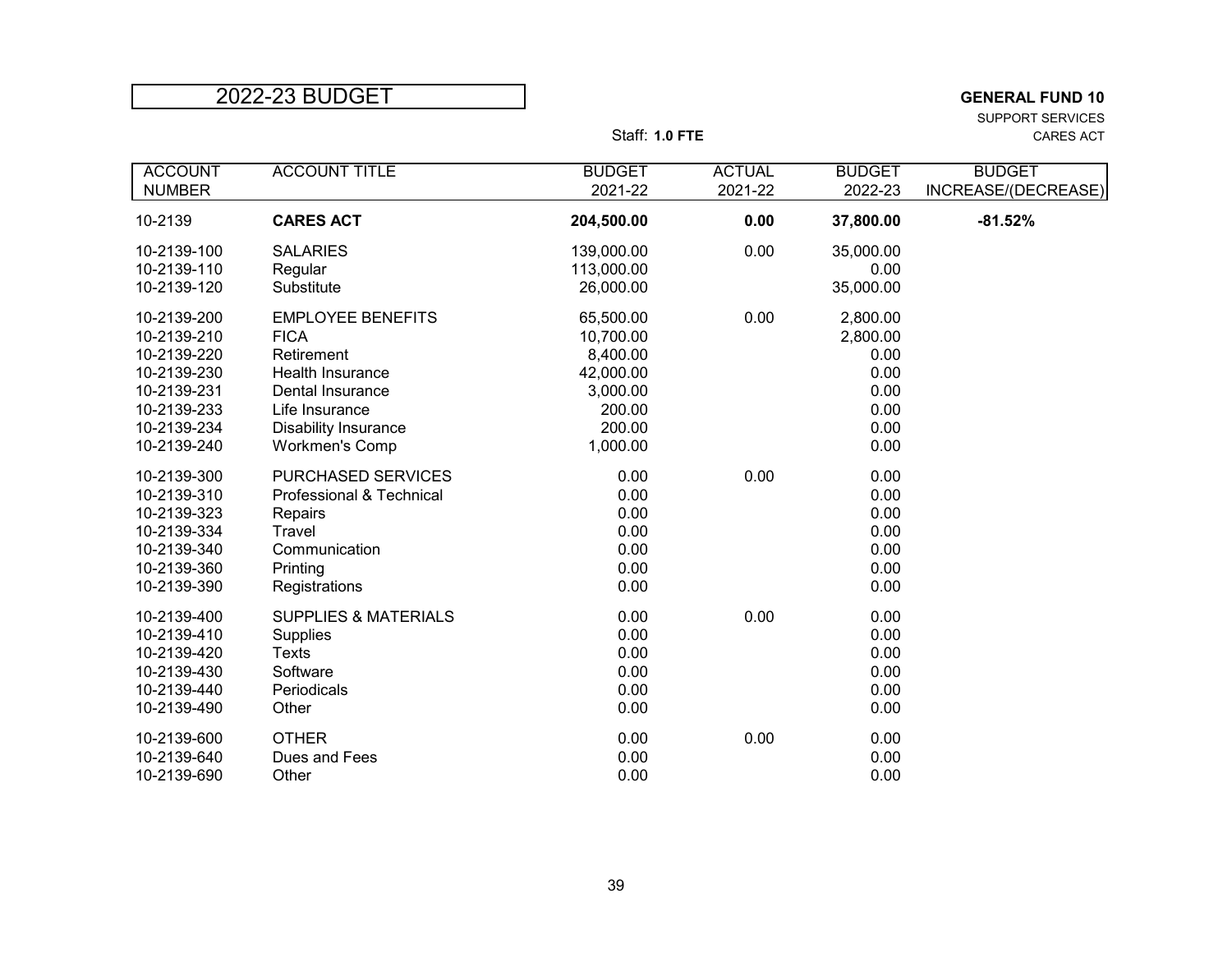# 2022-23 BUDGET

**GENERAL FUND 10**
SUPPORT SERVICES
CARES ACT

Staff: **1.0 FTE**

| ACCOUNT NUMBER | ACCOUNT TITLE | BUDGET 2021-22 | ACTUAL 2021-22 | BUDGET 2022-23 | BUDGET INCREASE/(DECREASE) |
|---|---|---|---|---|---|
| 10-2139 | **CARES ACT** | **204,500.00** | **0.00** | **37,800.00** | **-81.52%** |
| 10-2139-100 | SALARIES | 139,000.00 | 0.00 | 35,000.00 | |
| 10-2139-110 | Regular | 113,000.00 | | 0.00 | |
| 10-2139-120 | Substitute | 26,000.00 | | 35,000.00 | |
| 10-2139-200 | EMPLOYEE BENEFITS | 65,500.00 | 0.00 | 2,800.00 | |
| 10-2139-210 | FICA | 10,700.00 | | 2,800.00 | |
| 10-2139-220 | Retirement | 8,400.00 | | 0.00 | |
| 10-2139-230 | Health Insurance | 42,000.00 | | 0.00 | |
| 10-2139-231 | Dental Insurance | 3,000.00 | | 0.00 | |
| 10-2139-233 | Life Insurance | 200.00 | | 0.00 | |
| 10-2139-234 | Disability Insurance | 200.00 | | 0.00 | |
| 10-2139-240 | Workmen's Comp | 1,000.00 | | 0.00 | |
| 10-2139-300 | PURCHASED SERVICES | 0.00 | 0.00 | 0.00 | |
| 10-2139-310 | Professional & Technical | 0.00 | | 0.00 | |
| 10-2139-323 | Repairs | 0.00 | | 0.00 | |
| 10-2139-334 | Travel | 0.00 | | 0.00 | |
| 10-2139-340 | Communication | 0.00 | | 0.00 | |
| 10-2139-360 | Printing | 0.00 | | 0.00 | |
| 10-2139-390 | Registrations | 0.00 | | 0.00 | |
| 10-2139-400 | SUPPLIES & MATERIALS | 0.00 | 0.00 | 0.00 | |
| 10-2139-410 | Supplies | 0.00 | | 0.00 | |
| 10-2139-420 | Texts | 0.00 | | 0.00 | |
| 10-2139-430 | Software | 0.00 | | 0.00 | |
| 10-2139-440 | Periodicals | 0.00 | | 0.00 | |
| 10-2139-490 | Other | 0.00 | | 0.00 | |
| 10-2139-600 | OTHER | 0.00 | 0.00 | 0.00 | |
| 10-2139-640 | Dues and Fees | 0.00 | | 0.00 | |
| 10-2139-690 | Other | 0.00 | | 0.00 | |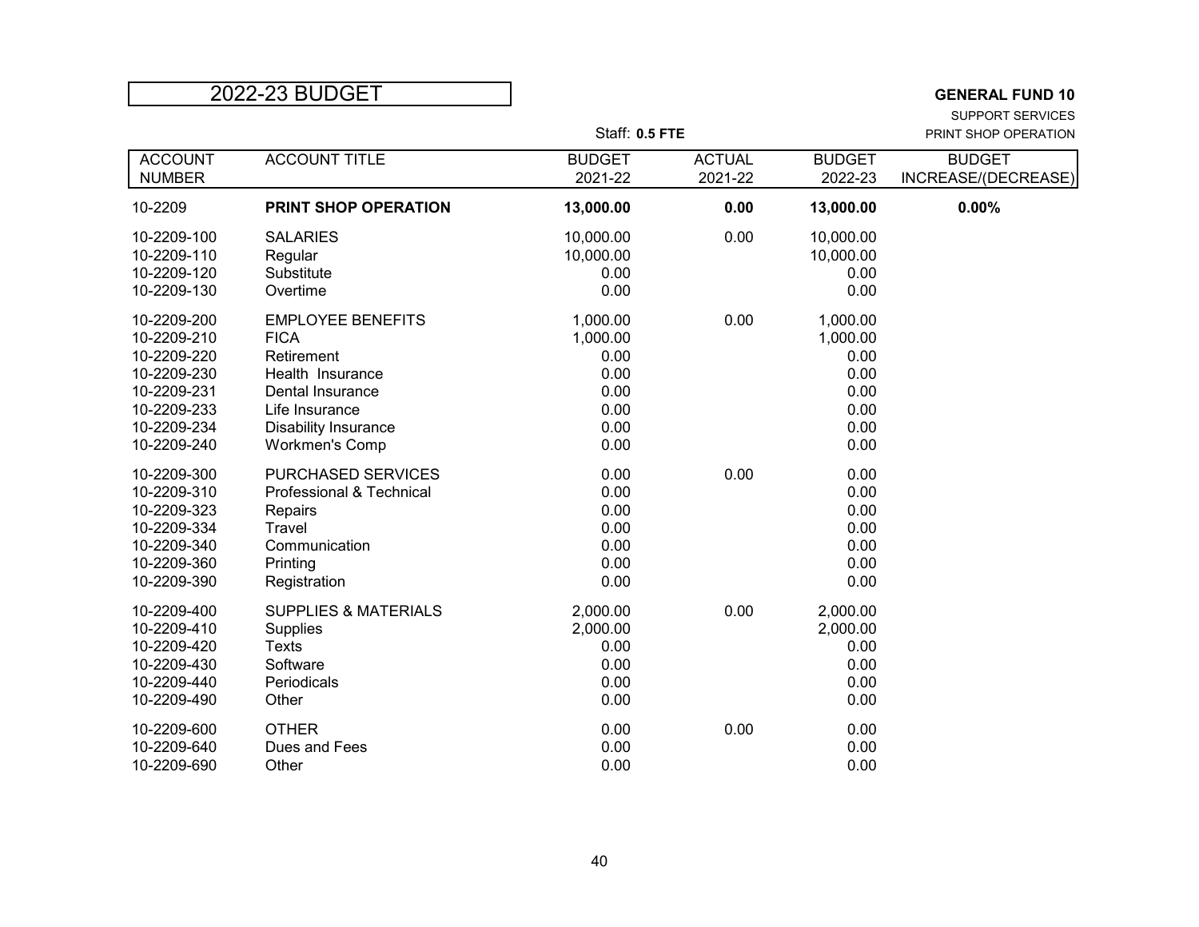# 2022-23 BUDGET

**GENERAL FUND 10**

SUPPORT SERVICES

PRINT SHOP OPERATION

Staff: **0.5 FTE**

| ACCOUNT NUMBER | ACCOUNT TITLE | BUDGET 2021-22 | ACTUAL 2021-22 | BUDGET 2022-23 | BUDGET INCREASE/(DECREASE) |
|---|---|---|---|---|---|
| 10-2209 | **PRINT SHOP OPERATION** | **13,000.00** | **0.00** | **13,000.00** | **0.00%** |
| 10-2209-100 | SALARIES | 10,000.00 | 0.00 | 10,000.00 | |
| 10-2209-110 | Regular | 10,000.00 | | 10,000.00 | |
| 10-2209-120 | Substitute | 0.00 | | 0.00 | |
| 10-2209-130 | Overtime | 0.00 | | 0.00 | |
| 10-2209-200 | EMPLOYEE BENEFITS | 1,000.00 | 0.00 | 1,000.00 | |
| 10-2209-210 | FICA | 1,000.00 | | 1,000.00 | |
| 10-2209-220 | Retirement | 0.00 | | 0.00 | |
| 10-2209-230 | Health Insurance | 0.00 | | 0.00 | |
| 10-2209-231 | Dental Insurance | 0.00 | | 0.00 | |
| 10-2209-233 | Life Insurance | 0.00 | | 0.00 | |
| 10-2209-234 | Disability Insurance | 0.00 | | 0.00 | |
| 10-2209-240 | Workmen's Comp | 0.00 | | 0.00 | |
| 10-2209-300 | PURCHASED SERVICES | 0.00 | 0.00 | 0.00 | |
| 10-2209-310 | Professional & Technical | 0.00 | | 0.00 | |
| 10-2209-323 | Repairs | 0.00 | | 0.00 | |
| 10-2209-334 | Travel | 0.00 | | 0.00 | |
| 10-2209-340 | Communication | 0.00 | | 0.00 | |
| 10-2209-360 | Printing | 0.00 | | 0.00 | |
| 10-2209-390 | Registration | 0.00 | | 0.00 | |
| 10-2209-400 | SUPPLIES & MATERIALS | 2,000.00 | 0.00 | 2,000.00 | |
| 10-2209-410 | Supplies | 2,000.00 | | 2,000.00 | |
| 10-2209-420 | Texts | 0.00 | | 0.00 | |
| 10-2209-430 | Software | 0.00 | | 0.00 | |
| 10-2209-440 | Periodicals | 0.00 | | 0.00 | |
| 10-2209-490 | Other | 0.00 | | 0.00 | |
| 10-2209-600 | OTHER | 0.00 | 0.00 | 0.00 | |
| 10-2209-640 | Dues and Fees | 0.00 | | 0.00 | |
| 10-2209-690 | Other | 0.00 | | 0.00 | |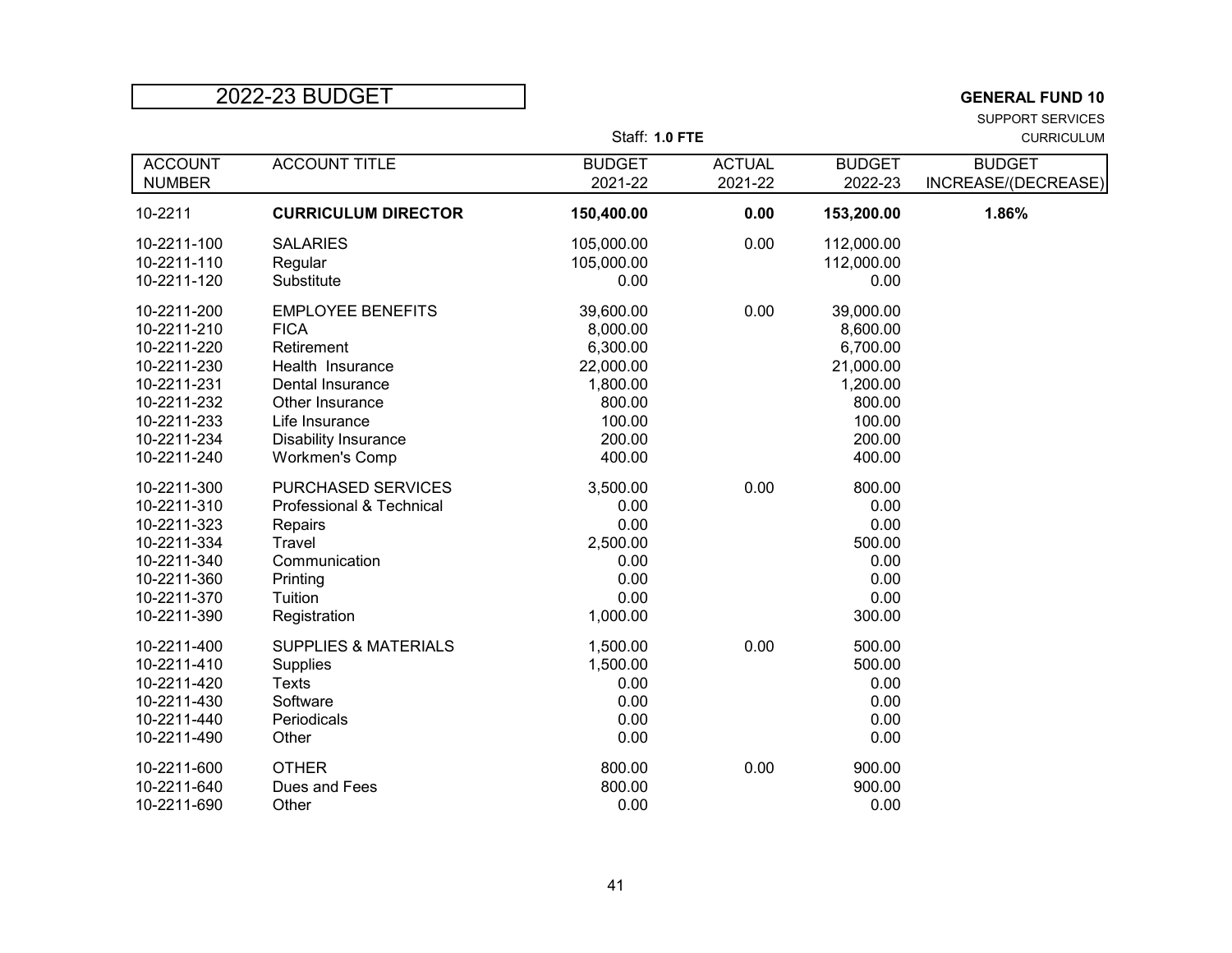# 2022-23 BUDGET

**GENERAL FUND 10**

SUPPORT SERVICES

CURRICULUM

Staff: **1.0 FTE**

| ACCOUNT NUMBER | ACCOUNT TITLE | BUDGET 2021-22 | ACTUAL 2021-22 | BUDGET 2022-23 | BUDGET INCREASE/(DECREASE) |
|---|---|---|---|---|---|
| 10-2211 | **CURRICULUM DIRECTOR** | **150,400.00** | **0.00** | **153,200.00** | **1.86%** |
| 10-2211-100 | SALARIES | 105,000.00 | 0.00 | 112,000.00 | |
| 10-2211-110 | Regular | 105,000.00 | | 112,000.00 | |
| 10-2211-120 | Substitute | 0.00 | | 0.00 | |
| 10-2211-200 | EMPLOYEE BENEFITS | 39,600.00 | 0.00 | 39,000.00 | |
| 10-2211-210 | FICA | 8,000.00 | | 8,600.00 | |
| 10-2211-220 | Retirement | 6,300.00 | | 6,700.00 | |
| 10-2211-230 | Health Insurance | 22,000.00 | | 21,000.00 | |
| 10-2211-231 | Dental Insurance | 1,800.00 | | 1,200.00 | |
| 10-2211-232 | Other Insurance | 800.00 | | 800.00 | |
| 10-2211-233 | Life Insurance | 100.00 | | 100.00 | |
| 10-2211-234 | Disability Insurance | 200.00 | | 200.00 | |
| 10-2211-240 | Workmen's Comp | 400.00 | | 400.00 | |
| 10-2211-300 | PURCHASED SERVICES | 3,500.00 | 0.00 | 800.00 | |
| 10-2211-310 | Professional & Technical | 0.00 | | 0.00 | |
| 10-2211-323 | Repairs | 0.00 | | 0.00 | |
| 10-2211-334 | Travel | 2,500.00 | | 500.00 | |
| 10-2211-340 | Communication | 0.00 | | 0.00 | |
| 10-2211-360 | Printing | 0.00 | | 0.00 | |
| 10-2211-370 | Tuition | 0.00 | | 0.00 | |
| 10-2211-390 | Registration | 1,000.00 | | 300.00 | |
| 10-2211-400 | SUPPLIES & MATERIALS | 1,500.00 | 0.00 | 500.00 | |
| 10-2211-410 | Supplies | 1,500.00 | | 500.00 | |
| 10-2211-420 | Texts | 0.00 | | 0.00 | |
| 10-2211-430 | Software | 0.00 | | 0.00 | |
| 10-2211-440 | Periodicals | 0.00 | | 0.00 | |
| 10-2211-490 | Other | 0.00 | | 0.00 | |
| 10-2211-600 | OTHER | 800.00 | 0.00 | 900.00 | |
| 10-2211-640 | Dues and Fees | 800.00 | | 900.00 | |
| 10-2211-690 | Other | 0.00 | | 0.00 | |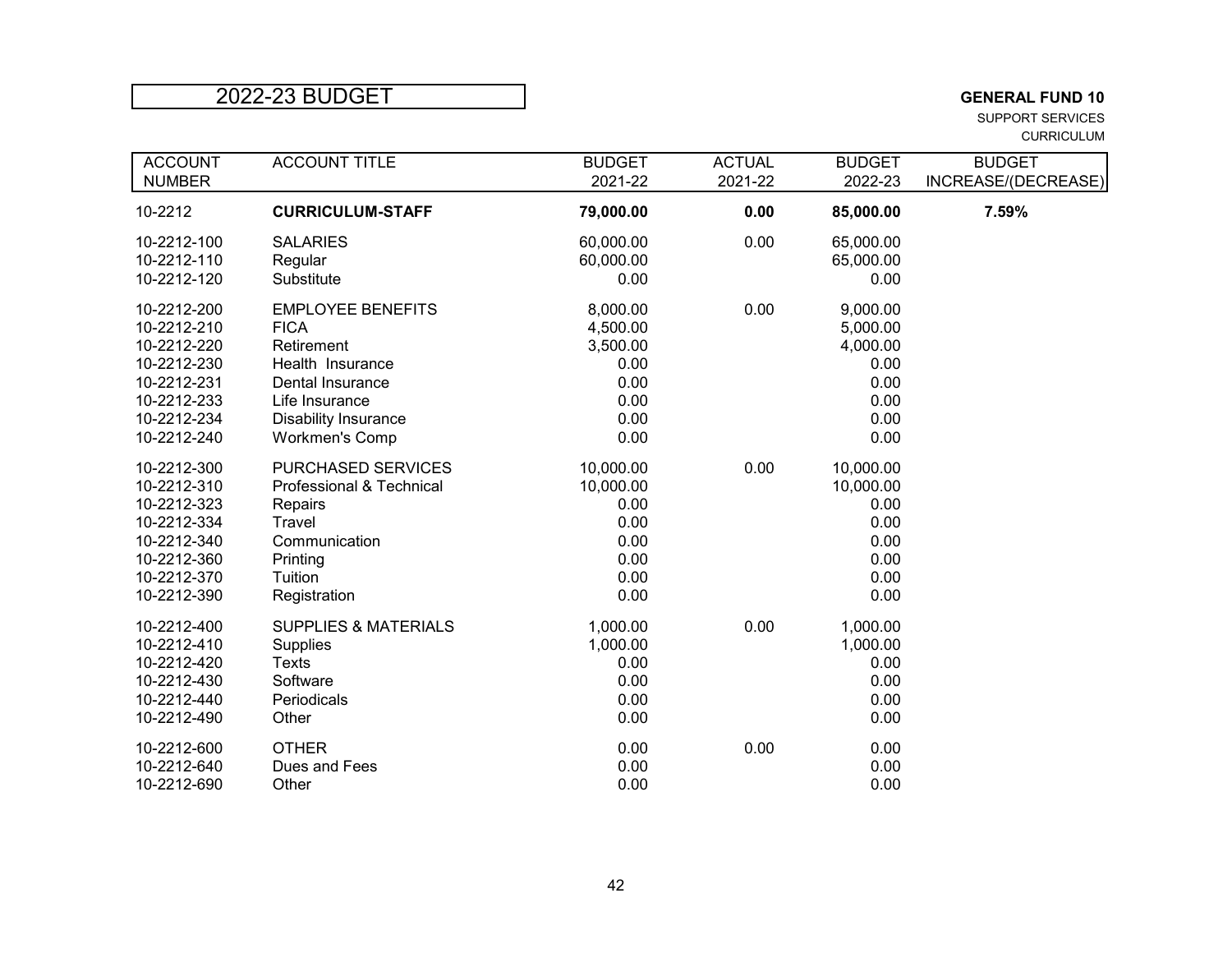# 2022-23 BUDGET

**GENERAL FUND 10**

SUPPORT SERVICES

CURRICULUM

| ACCOUNT NUMBER | ACCOUNT TITLE | BUDGET 2021-22 | ACTUAL 2021-22 | BUDGET 2022-23 | BUDGET INCREASE/(DECREASE) |
|---|---|---|---|---|---|
| 10-2212 | **CURRICULUM-STAFF** | **79,000.00** | **0.00** | **85,000.00** | **7.59%** |
| 10-2212-100 | SALARIES | 60,000.00 | 0.00 | 65,000.00 | |
| 10-2212-110 | Regular | 60,000.00 | | 65,000.00 | |
| 10-2212-120 | Substitute | 0.00 | | 0.00 | |
| 10-2212-200 | EMPLOYEE BENEFITS | 8,000.00 | 0.00 | 9,000.00 | |
| 10-2212-210 | FICA | 4,500.00 | | 5,000.00 | |
| 10-2212-220 | Retirement | 3,500.00 | | 4,000.00 | |
| 10-2212-230 | Health Insurance | 0.00 | | 0.00 | |
| 10-2212-231 | Dental Insurance | 0.00 | | 0.00 | |
| 10-2212-233 | Life Insurance | 0.00 | | 0.00 | |
| 10-2212-234 | Disability Insurance | 0.00 | | 0.00 | |
| 10-2212-240 | Workmen's Comp | 0.00 | | 0.00 | |
| 10-2212-300 | PURCHASED SERVICES | 10,000.00 | 0.00 | 10,000.00 | |
| 10-2212-310 | Professional & Technical | 10,000.00 | | 10,000.00 | |
| 10-2212-323 | Repairs | 0.00 | | 0.00 | |
| 10-2212-334 | Travel | 0.00 | | 0.00 | |
| 10-2212-340 | Communication | 0.00 | | 0.00 | |
| 10-2212-360 | Printing | 0.00 | | 0.00 | |
| 10-2212-370 | Tuition | 0.00 | | 0.00 | |
| 10-2212-390 | Registration | 0.00 | | 0.00 | |
| 10-2212-400 | SUPPLIES & MATERIALS | 1,000.00 | 0.00 | 1,000.00 | |
| 10-2212-410 | Supplies | 1,000.00 | | 1,000.00 | |
| 10-2212-420 | Texts | 0.00 | | 0.00 | |
| 10-2212-430 | Software | 0.00 | | 0.00 | |
| 10-2212-440 | Periodicals | 0.00 | | 0.00 | |
| 10-2212-490 | Other | 0.00 | | 0.00 | |
| 10-2212-600 | OTHER | 0.00 | 0.00 | 0.00 | |
| 10-2212-640 | Dues and Fees | 0.00 | | 0.00 | |
| 10-2212-690 | Other | 0.00 | | 0.00 | |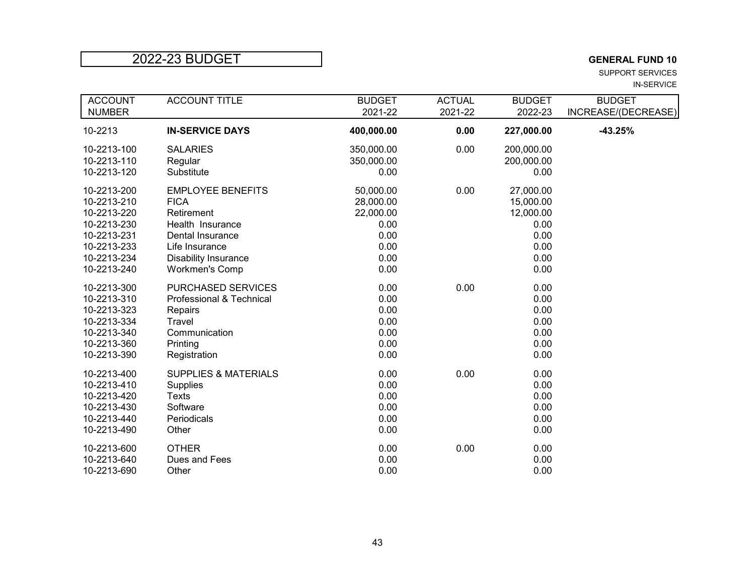# 2022-23 BUDGET

**GENERAL FUND 10**

SUPPORT SERVICES

IN-SERVICE

| ACCOUNT NUMBER | ACCOUNT TITLE | BUDGET 2021-22 | ACTUAL 2021-22 | BUDGET 2022-23 | BUDGET INCREASE/(DECREASE) |
|---|---|---|---|---|---|
| 10-2213 | **IN-SERVICE DAYS** | **400,000.00** | **0.00** | **227,000.00** | **-43.25%** |
| 10-2213-100 | SALARIES | 350,000.00 | 0.00 | 200,000.00 | |
| 10-2213-110 | Regular | 350,000.00 | | 200,000.00 | |
| 10-2213-120 | Substitute | 0.00 | | 0.00 | |
| 10-2213-200 | EMPLOYEE BENEFITS | 50,000.00 | 0.00 | 27,000.00 | |
| 10-2213-210 | FICA | 28,000.00 | | 15,000.00 | |
| 10-2213-220 | Retirement | 22,000.00 | | 12,000.00 | |
| 10-2213-230 | Health Insurance | 0.00 | | 0.00 | |
| 10-2213-231 | Dental Insurance | 0.00 | | 0.00 | |
| 10-2213-233 | Life Insurance | 0.00 | | 0.00 | |
| 10-2213-234 | Disability Insurance | 0.00 | | 0.00 | |
| 10-2213-240 | Workmen's Comp | 0.00 | | 0.00 | |
| 10-2213-300 | PURCHASED SERVICES | 0.00 | 0.00 | 0.00 | |
| 10-2213-310 | Professional & Technical | 0.00 | | 0.00 | |
| 10-2213-323 | Repairs | 0.00 | | 0.00 | |
| 10-2213-334 | Travel | 0.00 | | 0.00 | |
| 10-2213-340 | Communication | 0.00 | | 0.00 | |
| 10-2213-360 | Printing | 0.00 | | 0.00 | |
| 10-2213-390 | Registration | 0.00 | | 0.00 | |
| 10-2213-400 | SUPPLIES & MATERIALS | 0.00 | 0.00 | 0.00 | |
| 10-2213-410 | Supplies | 0.00 | | 0.00 | |
| 10-2213-420 | Texts | 0.00 | | 0.00 | |
| 10-2213-430 | Software | 0.00 | | 0.00 | |
| 10-2213-440 | Periodicals | 0.00 | | 0.00 | |
| 10-2213-490 | Other | 0.00 | | 0.00 | |
| 10-2213-600 | OTHER | 0.00 | 0.00 | 0.00 | |
| 10-2213-640 | Dues and Fees | 0.00 | | 0.00 | |
| 10-2213-690 | Other | 0.00 | | 0.00 | |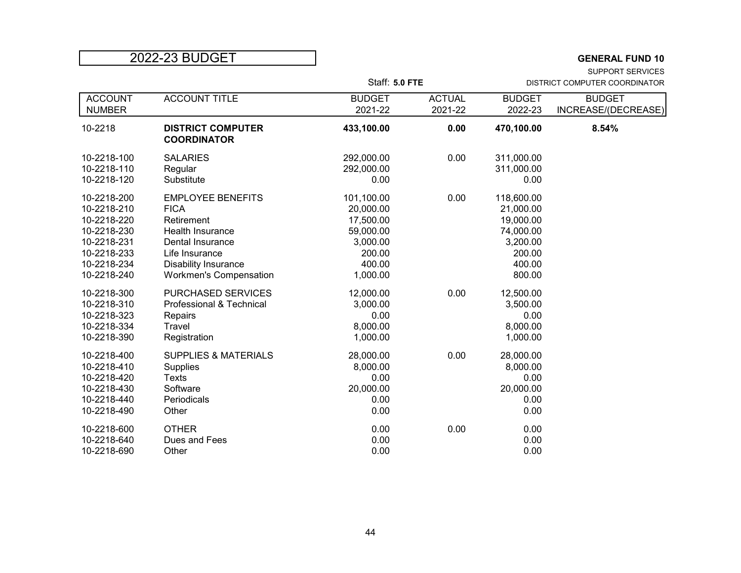# 2022-23 BUDGET

**GENERAL FUND 10**

SUPPORT SERVICES

Staff: **5.0 FTE**

DISTRICT COMPUTER COORDINATOR

| ACCOUNT NUMBER | ACCOUNT TITLE | BUDGET 2021-22 | ACTUAL 2021-22 | BUDGET 2022-23 | BUDGET INCREASE/(DECREASE) |
|---|---|---|---|---|---|
| 10-2218 | **DISTRICT COMPUTER COORDINATOR** | **433,100.00** | **0.00** | **470,100.00** | **8.54%** |
| 10-2218-100 | SALARIES | 292,000.00 | 0.00 | 311,000.00 | |
| 10-2218-110 | Regular | 292,000.00 | | 311,000.00 | |
| 10-2218-120 | Substitute | 0.00 | | 0.00 | |
| 10-2218-200 | EMPLOYEE BENEFITS | 101,100.00 | 0.00 | 118,600.00 | |
| 10-2218-210 | FICA | 20,000.00 | | 21,000.00 | |
| 10-2218-220 | Retirement | 17,500.00 | | 19,000.00 | |
| 10-2218-230 | Health Insurance | 59,000.00 | | 74,000.00 | |
| 10-2218-231 | Dental Insurance | 3,000.00 | | 3,200.00 | |
| 10-2218-233 | Life Insurance | 200.00 | | 200.00 | |
| 10-2218-234 | Disability Insurance | 400.00 | | 400.00 | |
| 10-2218-240 | Workmen's Compensation | 1,000.00 | | 800.00 | |
| 10-2218-300 | PURCHASED SERVICES | 12,000.00 | 0.00 | 12,500.00 | |
| 10-2218-310 | Professional & Technical | 3,000.00 | | 3,500.00 | |
| 10-2218-323 | Repairs | 0.00 | | 0.00 | |
| 10-2218-334 | Travel | 8,000.00 | | 8,000.00 | |
| 10-2218-390 | Registration | 1,000.00 | | 1,000.00 | |
| 10-2218-400 | SUPPLIES & MATERIALS | 28,000.00 | 0.00 | 28,000.00 | |
| 10-2218-410 | Supplies | 8,000.00 | | 8,000.00 | |
| 10-2218-420 | Texts | 0.00 | | 0.00 | |
| 10-2218-430 | Software | 20,000.00 | | 20,000.00 | |
| 10-2218-440 | Periodicals | 0.00 | | 0.00 | |
| 10-2218-490 | Other | 0.00 | | 0.00 | |
| 10-2218-600 | OTHER | 0.00 | 0.00 | 0.00 | |
| 10-2218-640 | Dues and Fees | 0.00 | | 0.00 | |
| 10-2218-690 | Other | 0.00 | | 0.00 | |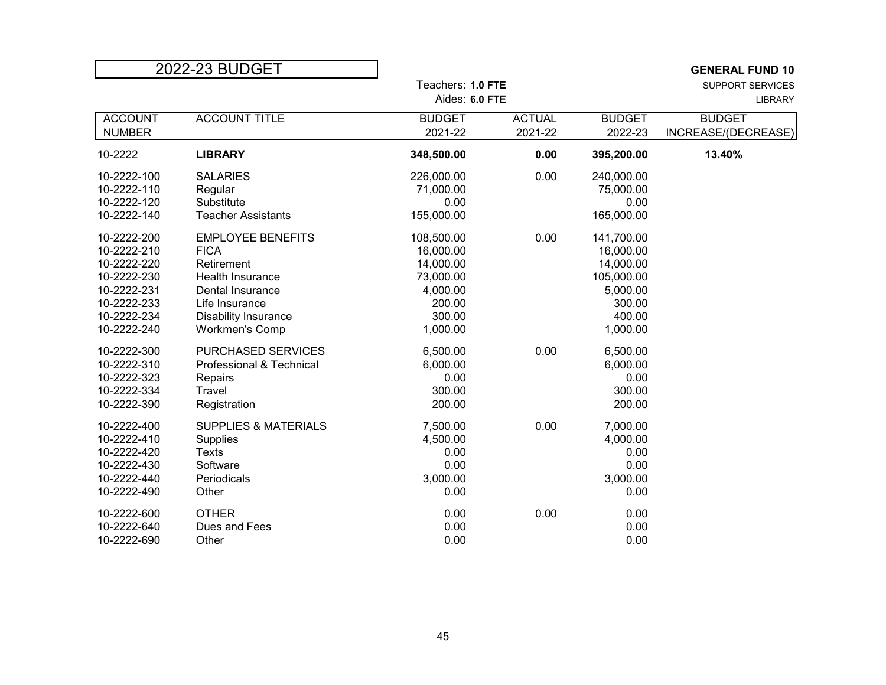# 2022-23 BUDGET

**GENERAL FUND 10**
SUPPORT SERVICES
LIBRARY

Teachers: **1.0 FTE**
Aides: **6.0 FTE**

| ACCOUNT NUMBER | ACCOUNT TITLE | BUDGET 2021-22 | ACTUAL 2021-22 | BUDGET 2022-23 | BUDGET INCREASE/(DECREASE) |
|---|---|---|---|---|---|
| 10-2222 | **LIBRARY** | **348,500.00** | **0.00** | **395,200.00** | **13.40%** |
| 10-2222-100 | SALARIES | 226,000.00 | 0.00 | 240,000.00 | |
| 10-2222-110 | Regular | 71,000.00 | | 75,000.00 | |
| 10-2222-120 | Substitute | 0.00 | | 0.00 | |
| 10-2222-140 | Teacher Assistants | 155,000.00 | | 165,000.00 | |
| 10-2222-200 | EMPLOYEE BENEFITS | 108,500.00 | 0.00 | 141,700.00 | |
| 10-2222-210 | FICA | 16,000.00 | | 16,000.00 | |
| 10-2222-220 | Retirement | 14,000.00 | | 14,000.00 | |
| 10-2222-230 | Health Insurance | 73,000.00 | | 105,000.00 | |
| 10-2222-231 | Dental Insurance | 4,000.00 | | 5,000.00 | |
| 10-2222-233 | Life Insurance | 200.00 | | 300.00 | |
| 10-2222-234 | Disability Insurance | 300.00 | | 400.00 | |
| 10-2222-240 | Workmen's Comp | 1,000.00 | | 1,000.00 | |
| 10-2222-300 | PURCHASED SERVICES | 6,500.00 | 0.00 | 6,500.00 | |
| 10-2222-310 | Professional & Technical | 6,000.00 | | 6,000.00 | |
| 10-2222-323 | Repairs | 0.00 | | 0.00 | |
| 10-2222-334 | Travel | 300.00 | | 300.00 | |
| 10-2222-390 | Registration | 200.00 | | 200.00 | |
| 10-2222-400 | SUPPLIES & MATERIALS | 7,500.00 | 0.00 | 7,000.00 | |
| 10-2222-410 | Supplies | 4,500.00 | | 4,000.00 | |
| 10-2222-420 | Texts | 0.00 | | 0.00 | |
| 10-2222-430 | Software | 0.00 | | 0.00 | |
| 10-2222-440 | Periodicals | 3,000.00 | | 3,000.00 | |
| 10-2222-490 | Other | 0.00 | | 0.00 | |
| 10-2222-600 | OTHER | 0.00 | 0.00 | 0.00 | |
| 10-2222-640 | Dues and Fees | 0.00 | | 0.00 | |
| 10-2222-690 | Other | 0.00 | | 0.00 | |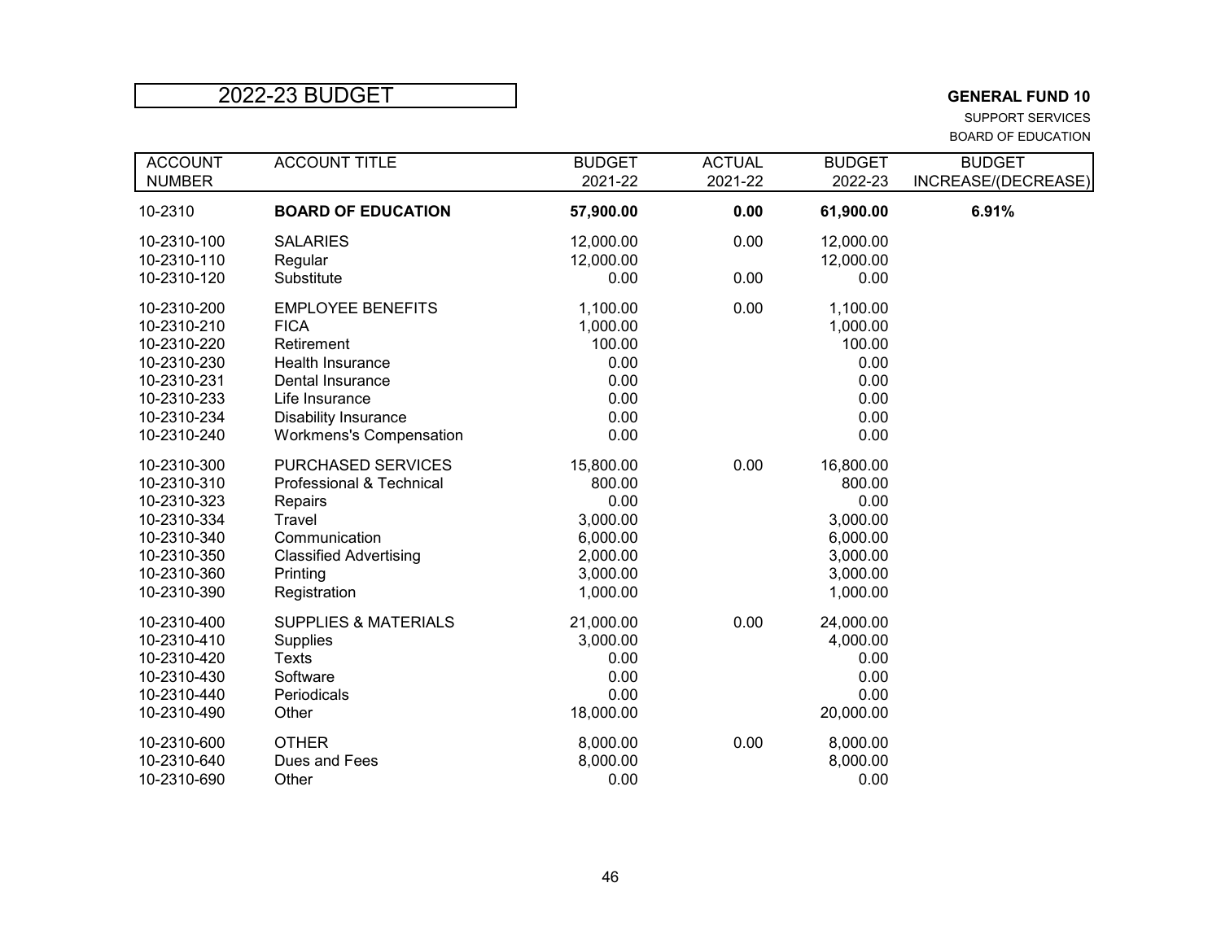# 2022-23 BUDGET

**GENERAL FUND 10**

SUPPORT SERVICES

BOARD OF EDUCATION

| ACCOUNT NUMBER | ACCOUNT TITLE | BUDGET 2021-22 | ACTUAL 2021-22 | BUDGET 2022-23 | BUDGET INCREASE/(DECREASE) |
|---|---|---|---|---|---|
| 10-2310 | **BOARD OF EDUCATION** | **57,900.00** | **0.00** | **61,900.00** | **6.91%** |
| 10-2310-100 | SALARIES | 12,000.00 | 0.00 | 12,000.00 | |
| 10-2310-110 | Regular | 12,000.00 | | 12,000.00 | |
| 10-2310-120 | Substitute | 0.00 | 0.00 | 0.00 | |
| 10-2310-200 | EMPLOYEE BENEFITS | 1,100.00 | 0.00 | 1,100.00 | |
| 10-2310-210 | FICA | 1,000.00 | | 1,000.00 | |
| 10-2310-220 | Retirement | 100.00 | | 100.00 | |
| 10-2310-230 | Health Insurance | 0.00 | | 0.00 | |
| 10-2310-231 | Dental Insurance | 0.00 | | 0.00 | |
| 10-2310-233 | Life Insurance | 0.00 | | 0.00 | |
| 10-2310-234 | Disability Insurance | 0.00 | | 0.00 | |
| 10-2310-240 | Workmens's Compensation | 0.00 | | 0.00 | |
| 10-2310-300 | PURCHASED SERVICES | 15,800.00 | 0.00 | 16,800.00 | |
| 10-2310-310 | Professional & Technical | 800.00 | | 800.00 | |
| 10-2310-323 | Repairs | 0.00 | | 0.00 | |
| 10-2310-334 | Travel | 3,000.00 | | 3,000.00 | |
| 10-2310-340 | Communication | 6,000.00 | | 6,000.00 | |
| 10-2310-350 | Classified Advertising | 2,000.00 | | 3,000.00 | |
| 10-2310-360 | Printing | 3,000.00 | | 3,000.00 | |
| 10-2310-390 | Registration | 1,000.00 | | 1,000.00 | |
| 10-2310-400 | SUPPLIES & MATERIALS | 21,000.00 | 0.00 | 24,000.00 | |
| 10-2310-410 | Supplies | 3,000.00 | | 4,000.00 | |
| 10-2310-420 | Texts | 0.00 | | 0.00 | |
| 10-2310-430 | Software | 0.00 | | 0.00 | |
| 10-2310-440 | Periodicals | 0.00 | | 0.00 | |
| 10-2310-490 | Other | 18,000.00 | | 20,000.00 | |
| 10-2310-600 | OTHER | 8,000.00 | 0.00 | 8,000.00 | |
| 10-2310-640 | Dues and Fees | 8,000.00 | | 8,000.00 | |
| 10-2310-690 | Other | 0.00 | | 0.00 | |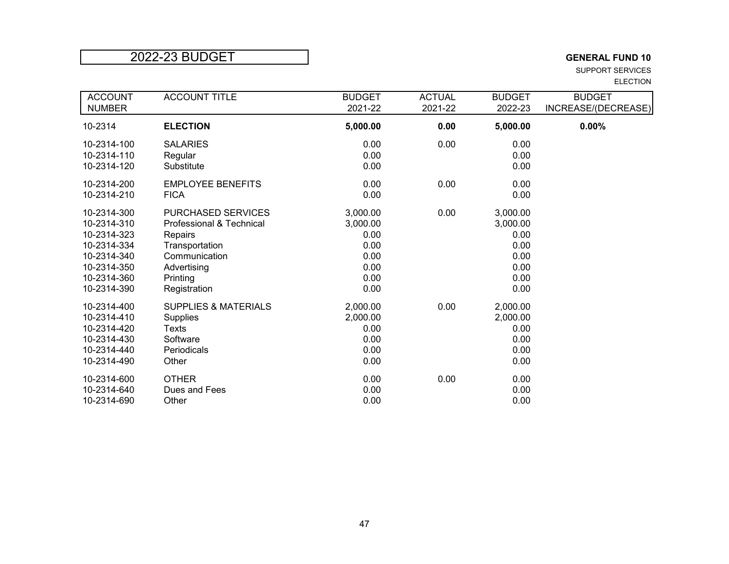# 2022-23 BUDGET

**GENERAL FUND 10**
SUPPORT SERVICES
ELECTION

| ACCOUNT NUMBER | ACCOUNT TITLE | BUDGET 2021-22 | ACTUAL 2021-22 | BUDGET 2022-23 | BUDGET INCREASE/(DECREASE) |
|---|---|---|---|---|---|
| 10-2314 | **ELECTION** | **5,000.00** | **0.00** | **5,000.00** | **0.00%** |
| 10-2314-100 | SALARIES | 0.00 | 0.00 | 0.00 | |
| 10-2314-110 | Regular | 0.00 | | 0.00 | |
| 10-2314-120 | Substitute | 0.00 | | 0.00 | |
| 10-2314-200 | EMPLOYEE BENEFITS | 0.00 | 0.00 | 0.00 | |
| 10-2314-210 | FICA | 0.00 | | 0.00 | |
| 10-2314-300 | PURCHASED SERVICES | 3,000.00 | 0.00 | 3,000.00 | |
| 10-2314-310 | Professional & Technical | 3,000.00 | | 3,000.00 | |
| 10-2314-323 | Repairs | 0.00 | | 0.00 | |
| 10-2314-334 | Transportation | 0.00 | | 0.00 | |
| 10-2314-340 | Communication | 0.00 | | 0.00 | |
| 10-2314-350 | Advertising | 0.00 | | 0.00 | |
| 10-2314-360 | Printing | 0.00 | | 0.00 | |
| 10-2314-390 | Registration | 0.00 | | 0.00 | |
| 10-2314-400 | SUPPLIES & MATERIALS | 2,000.00 | 0.00 | 2,000.00 | |
| 10-2314-410 | Supplies | 2,000.00 | | 2,000.00 | |
| 10-2314-420 | Texts | 0.00 | | 0.00 | |
| 10-2314-430 | Software | 0.00 | | 0.00 | |
| 10-2314-440 | Periodicals | 0.00 | | 0.00 | |
| 10-2314-490 | Other | 0.00 | | 0.00 | |
| 10-2314-600 | OTHER | 0.00 | 0.00 | 0.00 | |
| 10-2314-640 | Dues and Fees | 0.00 | | 0.00 | |
| 10-2314-690 | Other | 0.00 | | 0.00 | |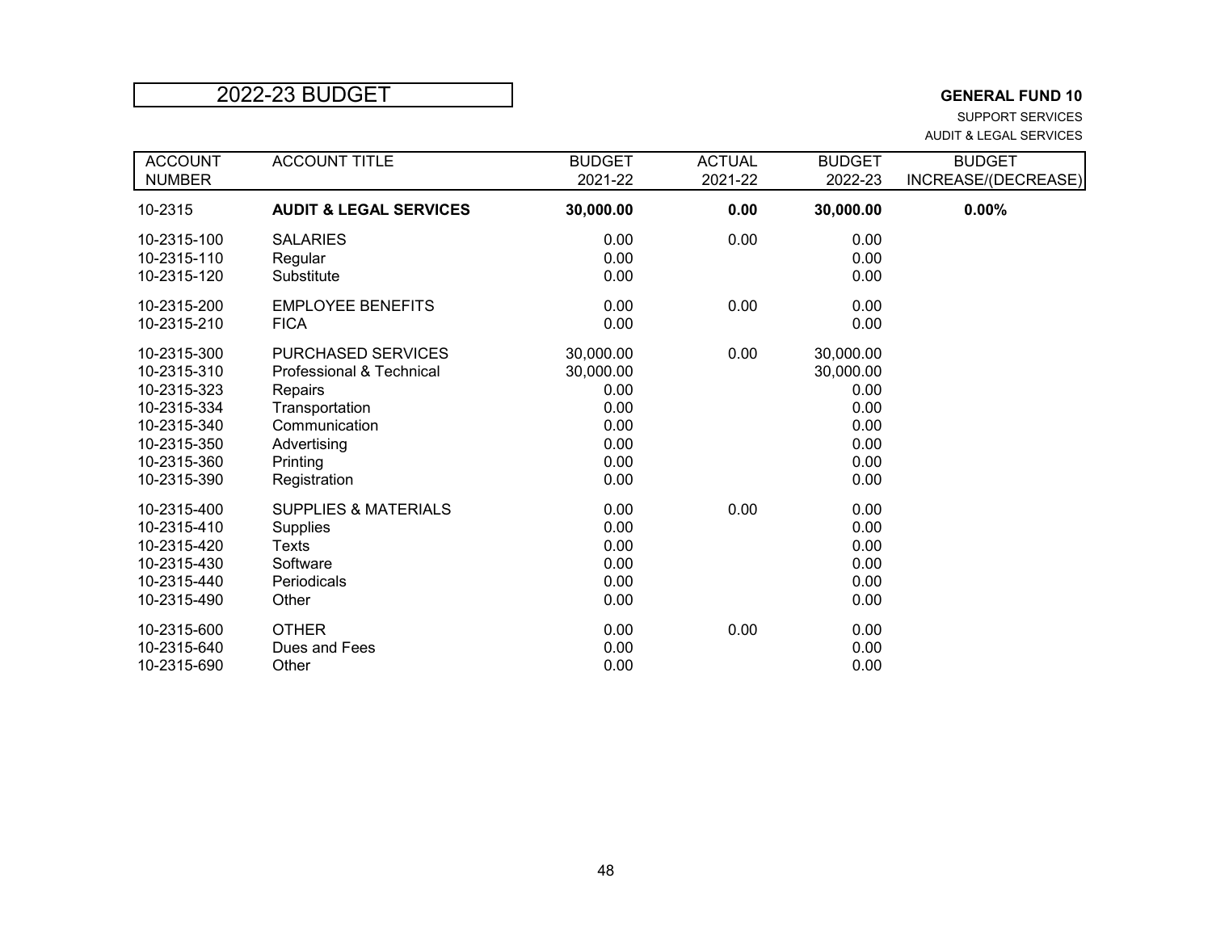# 2022-23 BUDGET

**GENERAL FUND 10**

SUPPORT SERVICES

AUDIT & LEGAL SERVICES

| ACCOUNT NUMBER | ACCOUNT TITLE | BUDGET 2021-22 | ACTUAL 2021-22 | BUDGET 2022-23 | BUDGET INCREASE/(DECREASE) |
|---|---|---|---|---|---|
| 10-2315 | **AUDIT & LEGAL SERVICES** | **30,000.00** | **0.00** | **30,000.00** | **0.00%** |
| 10-2315-100 | SALARIES | 0.00 | 0.00 | 0.00 | |
| 10-2315-110 | Regular | 0.00 | | 0.00 | |
| 10-2315-120 | Substitute | 0.00 | | 0.00 | |
| 10-2315-200 | EMPLOYEE BENEFITS | 0.00 | 0.00 | 0.00 | |
| 10-2315-210 | FICA | 0.00 | | 0.00 | |
| 10-2315-300 | PURCHASED SERVICES | 30,000.00 | 0.00 | 30,000.00 | |
| 10-2315-310 | Professional & Technical | 30,000.00 | | 30,000.00 | |
| 10-2315-323 | Repairs | 0.00 | | 0.00 | |
| 10-2315-334 | Transportation | 0.00 | | 0.00 | |
| 10-2315-340 | Communication | 0.00 | | 0.00 | |
| 10-2315-350 | Advertising | 0.00 | | 0.00 | |
| 10-2315-360 | Printing | 0.00 | | 0.00 | |
| 10-2315-390 | Registration | 0.00 | | 0.00 | |
| 10-2315-400 | SUPPLIES & MATERIALS | 0.00 | 0.00 | 0.00 | |
| 10-2315-410 | Supplies | 0.00 | | 0.00 | |
| 10-2315-420 | Texts | 0.00 | | 0.00 | |
| 10-2315-430 | Software | 0.00 | | 0.00 | |
| 10-2315-440 | Periodicals | 0.00 | | 0.00 | |
| 10-2315-490 | Other | 0.00 | | 0.00 | |
| 10-2315-600 | OTHER | 0.00 | 0.00 | 0.00 | |
| 10-2315-640 | Dues and Fees | 0.00 | | 0.00 | |
| 10-2315-690 | Other | 0.00 | | 0.00 | |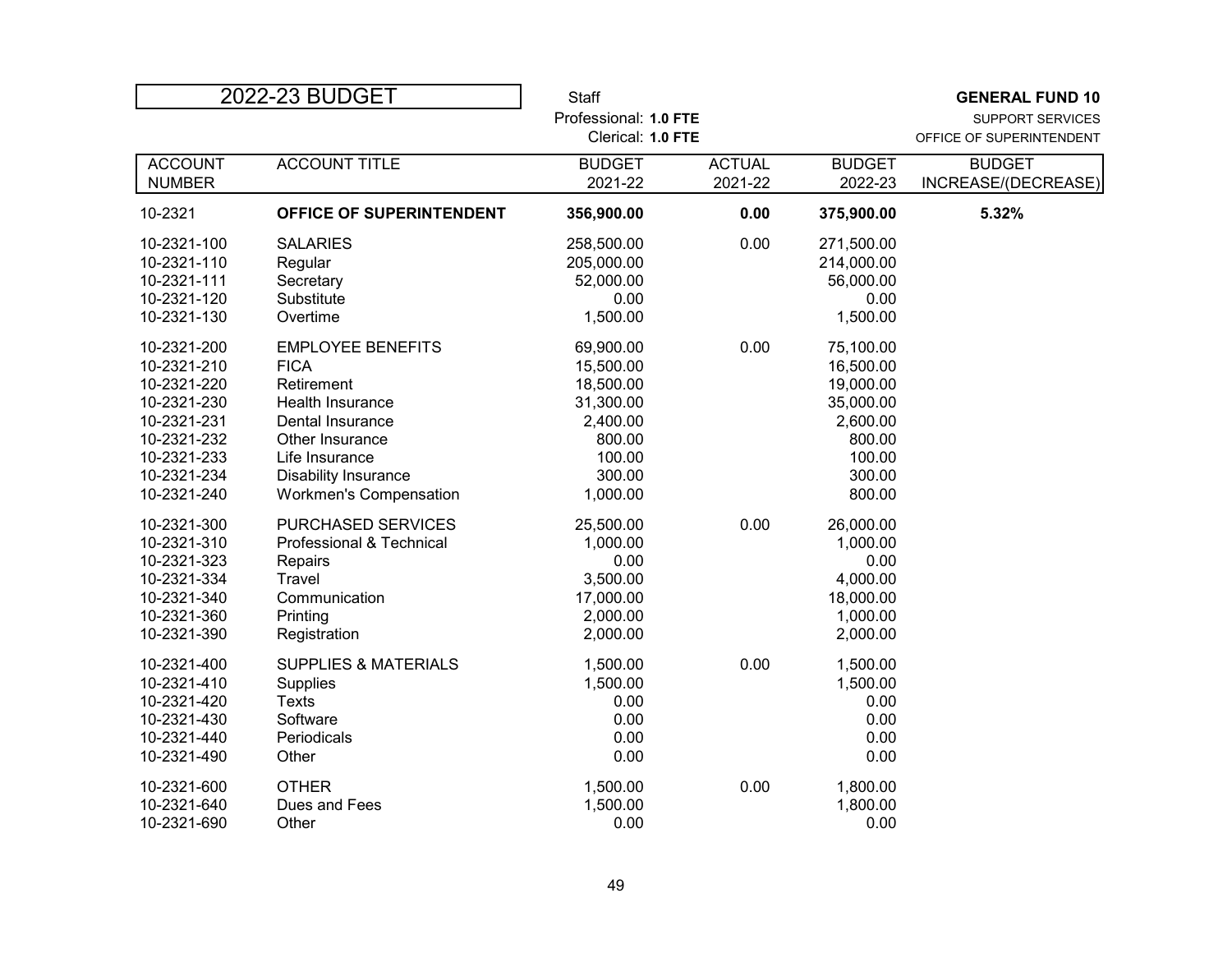# 2022-23 BUDGET

Staff
Professional: **1.0 FTE**
Clerical: **1.0 FTE**

**GENERAL FUND 10**
SUPPORT SERVICES
OFFICE OF SUPERINTENDENT

| ACCOUNT NUMBER | ACCOUNT TITLE | BUDGET 2021-22 | ACTUAL 2021-22 | BUDGET 2022-23 | BUDGET INCREASE/(DECREASE) |
|---|---|---|---|---|---|
| 10-2321 | **OFFICE OF SUPERINTENDENT** | **356,900.00** | **0.00** | **375,900.00** | **5.32%** |
| 10-2321-100 | SALARIES | 258,500.00 | 0.00 | 271,500.00 | |
| 10-2321-110 | Regular | 205,000.00 | | 214,000.00 | |
| 10-2321-111 | Secretary | 52,000.00 | | 56,000.00 | |
| 10-2321-120 | Substitute | 0.00 | | 0.00 | |
| 10-2321-130 | Overtime | 1,500.00 | | 1,500.00 | |
| 10-2321-200 | EMPLOYEE BENEFITS | 69,900.00 | 0.00 | 75,100.00 | |
| 10-2321-210 | FICA | 15,500.00 | | 16,500.00 | |
| 10-2321-220 | Retirement | 18,500.00 | | 19,000.00 | |
| 10-2321-230 | Health Insurance | 31,300.00 | | 35,000.00 | |
| 10-2321-231 | Dental Insurance | 2,400.00 | | 2,600.00 | |
| 10-2321-232 | Other Insurance | 800.00 | | 800.00 | |
| 10-2321-233 | Life Insurance | 100.00 | | 100.00 | |
| 10-2321-234 | Disability Insurance | 300.00 | | 300.00 | |
| 10-2321-240 | Workmen's Compensation | 1,000.00 | | 800.00 | |
| 10-2321-300 | PURCHASED SERVICES | 25,500.00 | 0.00 | 26,000.00 | |
| 10-2321-310 | Professional & Technical | 1,000.00 | | 1,000.00 | |
| 10-2321-323 | Repairs | 0.00 | | 0.00 | |
| 10-2321-334 | Travel | 3,500.00 | | 4,000.00 | |
| 10-2321-340 | Communication | 17,000.00 | | 18,000.00 | |
| 10-2321-360 | Printing | 2,000.00 | | 1,000.00 | |
| 10-2321-390 | Registration | 2,000.00 | | 2,000.00 | |
| 10-2321-400 | SUPPLIES & MATERIALS | 1,500.00 | 0.00 | 1,500.00 | |
| 10-2321-410 | Supplies | 1,500.00 | | 1,500.00 | |
| 10-2321-420 | Texts | 0.00 | | 0.00 | |
| 10-2321-430 | Software | 0.00 | | 0.00 | |
| 10-2321-440 | Periodicals | 0.00 | | 0.00 | |
| 10-2321-490 | Other | 0.00 | | 0.00 | |
| 10-2321-600 | OTHER | 1,500.00 | 0.00 | 1,800.00 | |
| 10-2321-640 | Dues and Fees | 1,500.00 | | 1,800.00 | |
| 10-2321-690 | Other | 0.00 | | 0.00 | |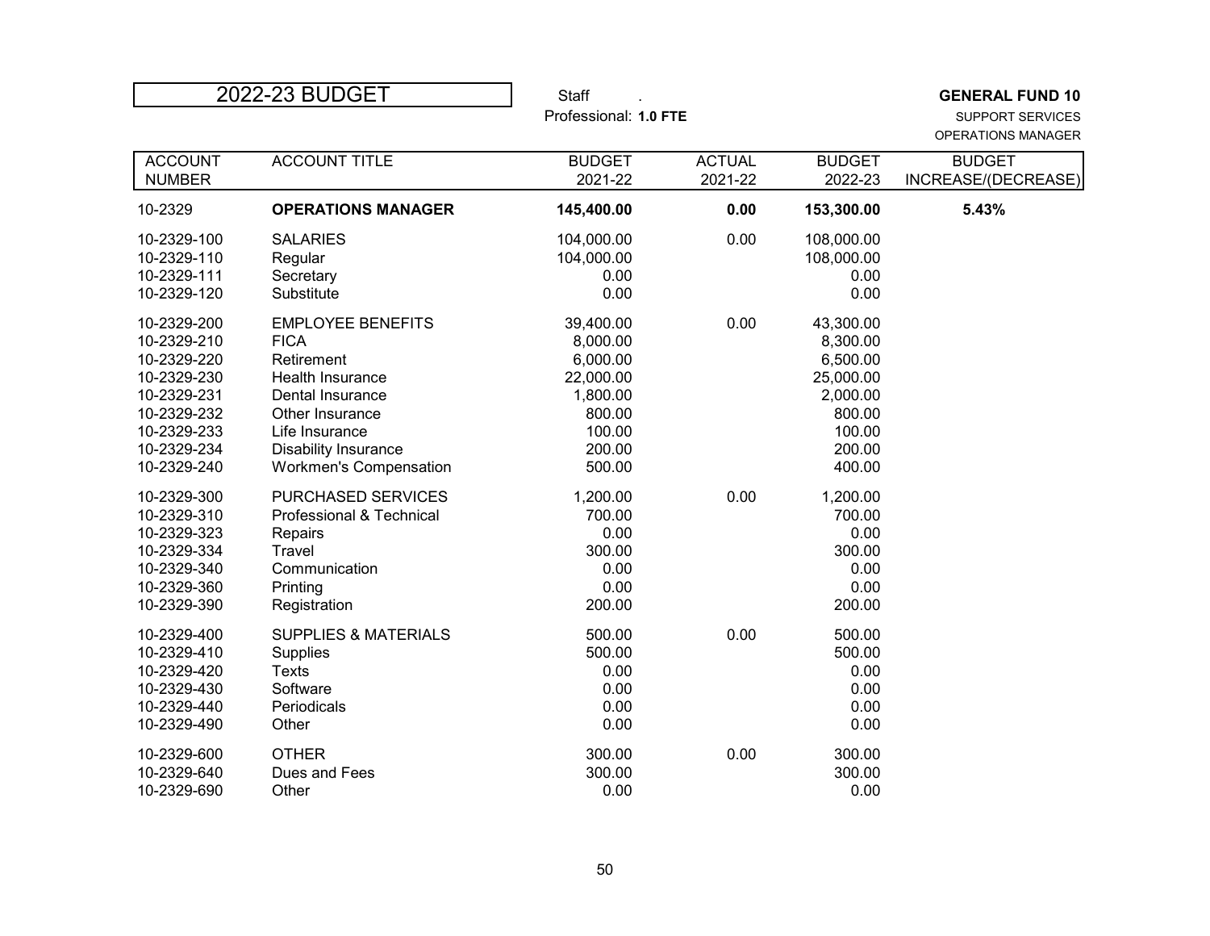# 2022-23 BUDGET

Staff .
Professional: **1.0 FTE**

**GENERAL FUND 10**
SUPPORT SERVICES
OPERATIONS MANAGER

| ACCOUNT NUMBER | ACCOUNT TITLE | BUDGET 2021-22 | ACTUAL 2021-22 | BUDGET 2022-23 | BUDGET INCREASE/(DECREASE) |
|---|---|---|---|---|---|
| 10-2329 | **OPERATIONS MANAGER** | **145,400.00** | **0.00** | **153,300.00** | **5.43%** |
| 10-2329-100 | SALARIES | 104,000.00 | 0.00 | 108,000.00 | |
| 10-2329-110 | Regular | 104,000.00 | | 108,000.00 | |
| 10-2329-111 | Secretary | 0.00 | | 0.00 | |
| 10-2329-120 | Substitute | 0.00 | | 0.00 | |
| 10-2329-200 | EMPLOYEE BENEFITS | 39,400.00 | 0.00 | 43,300.00 | |
| 10-2329-210 | FICA | 8,000.00 | | 8,300.00 | |
| 10-2329-220 | Retirement | 6,000.00 | | 6,500.00 | |
| 10-2329-230 | Health Insurance | 22,000.00 | | 25,000.00 | |
| 10-2329-231 | Dental Insurance | 1,800.00 | | 2,000.00 | |
| 10-2329-232 | Other Insurance | 800.00 | | 800.00 | |
| 10-2329-233 | Life Insurance | 100.00 | | 100.00 | |
| 10-2329-234 | Disability Insurance | 200.00 | | 200.00 | |
| 10-2329-240 | Workmen's Compensation | 500.00 | | 400.00 | |
| 10-2329-300 | PURCHASED SERVICES | 1,200.00 | 0.00 | 1,200.00 | |
| 10-2329-310 | Professional & Technical | 700.00 | | 700.00 | |
| 10-2329-323 | Repairs | 0.00 | | 0.00 | |
| 10-2329-334 | Travel | 300.00 | | 300.00 | |
| 10-2329-340 | Communication | 0.00 | | 0.00 | |
| 10-2329-360 | Printing | 0.00 | | 0.00 | |
| 10-2329-390 | Registration | 200.00 | | 200.00 | |
| 10-2329-400 | SUPPLIES & MATERIALS | 500.00 | 0.00 | 500.00 | |
| 10-2329-410 | Supplies | 500.00 | | 500.00 | |
| 10-2329-420 | Texts | 0.00 | | 0.00 | |
| 10-2329-430 | Software | 0.00 | | 0.00 | |
| 10-2329-440 | Periodicals | 0.00 | | 0.00 | |
| 10-2329-490 | Other | 0.00 | | 0.00 | |
| 10-2329-600 | OTHER | 300.00 | 0.00 | 300.00 | |
| 10-2329-640 | Dues and Fees | 300.00 | | 300.00 | |
| 10-2329-690 | Other | 0.00 | | 0.00 | |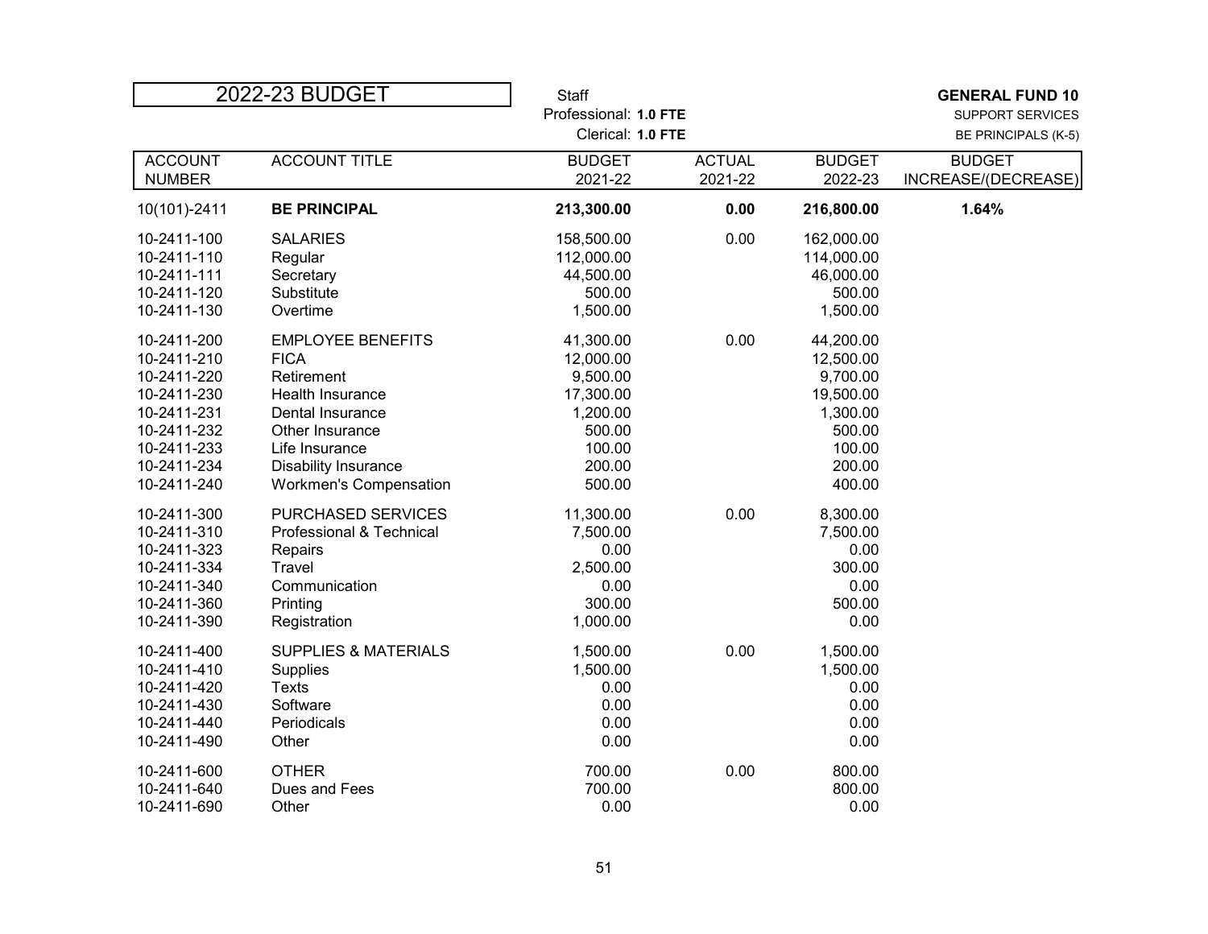# 2022-23 BUDGET

Staff
Professional: **1.0 FTE**
Clerical: **1.0 FTE**

**GENERAL FUND 10**
SUPPORT SERVICES
BE PRINCIPALS (K-5)

| ACCOUNT NUMBER | ACCOUNT TITLE | BUDGET 2021-22 | ACTUAL 2021-22 | BUDGET 2022-23 | BUDGET INCREASE/(DECREASE) |
|---|---|---|---|---|---|
| 10(101)-2411 | **BE PRINCIPAL** | **213,300.00** | **0.00** | **216,800.00** | **1.64%** |
| 10-2411-100 | SALARIES | 158,500.00 | 0.00 | 162,000.00 | |
| 10-2411-110 | Regular | 112,000.00 | | 114,000.00 | |
| 10-2411-111 | Secretary | 44,500.00 | | 46,000.00 | |
| 10-2411-120 | Substitute | 500.00 | | 500.00 | |
| 10-2411-130 | Overtime | 1,500.00 | | 1,500.00 | |
| 10-2411-200 | EMPLOYEE BENEFITS | 41,300.00 | 0.00 | 44,200.00 | |
| 10-2411-210 | FICA | 12,000.00 | | 12,500.00 | |
| 10-2411-220 | Retirement | 9,500.00 | | 9,700.00 | |
| 10-2411-230 | Health Insurance | 17,300.00 | | 19,500.00 | |
| 10-2411-231 | Dental Insurance | 1,200.00 | | 1,300.00 | |
| 10-2411-232 | Other Insurance | 500.00 | | 500.00 | |
| 10-2411-233 | Life Insurance | 100.00 | | 100.00 | |
| 10-2411-234 | Disability Insurance | 200.00 | | 200.00 | |
| 10-2411-240 | Workmen's Compensation | 500.00 | | 400.00 | |
| 10-2411-300 | PURCHASED SERVICES | 11,300.00 | 0.00 | 8,300.00 | |
| 10-2411-310 | Professional & Technical | 7,500.00 | | 7,500.00 | |
| 10-2411-323 | Repairs | 0.00 | | 0.00 | |
| 10-2411-334 | Travel | 2,500.00 | | 300.00 | |
| 10-2411-340 | Communication | 0.00 | | 0.00 | |
| 10-2411-360 | Printing | 300.00 | | 500.00 | |
| 10-2411-390 | Registration | 1,000.00 | | 0.00 | |
| 10-2411-400 | SUPPLIES & MATERIALS | 1,500.00 | 0.00 | 1,500.00 | |
| 10-2411-410 | Supplies | 1,500.00 | | 1,500.00 | |
| 10-2411-420 | Texts | 0.00 | | 0.00 | |
| 10-2411-430 | Software | 0.00 | | 0.00 | |
| 10-2411-440 | Periodicals | 0.00 | | 0.00 | |
| 10-2411-490 | Other | 0.00 | | 0.00 | |
| 10-2411-600 | OTHER | 700.00 | 0.00 | 800.00 | |
| 10-2411-640 | Dues and Fees | 700.00 | | 800.00 | |
| 10-2411-690 | Other | 0.00 | | 0.00 | |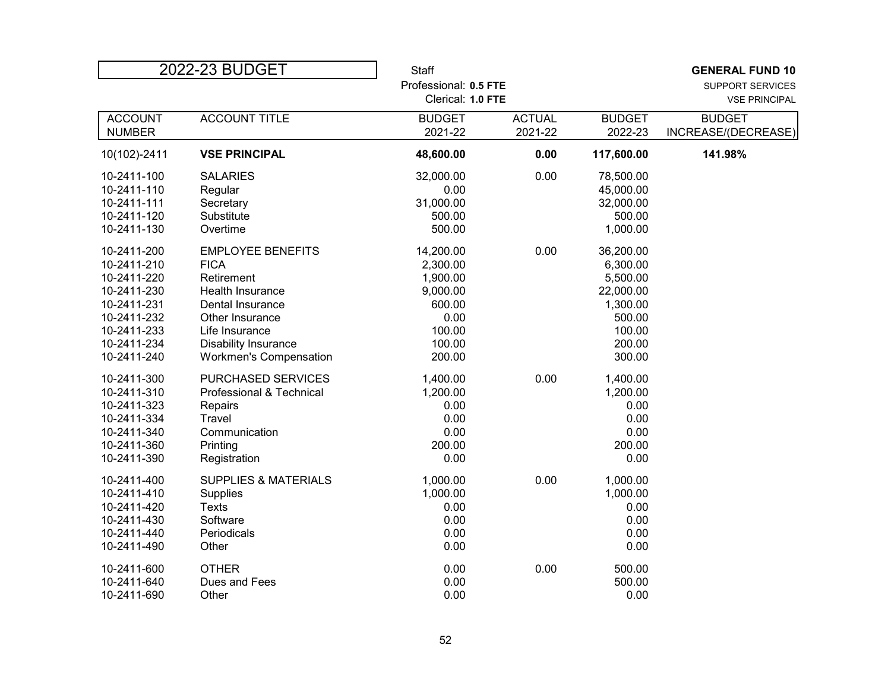# 2022-23 BUDGET

Staff
Professional: **0.5 FTE**
Clerical: **1.0 FTE**

**GENERAL FUND 10**
SUPPORT SERVICES
VSE PRINCIPAL

| ACCOUNT NUMBER | ACCOUNT TITLE | BUDGET 2021-22 | ACTUAL 2021-22 | BUDGET 2022-23 | BUDGET INCREASE/(DECREASE) |
|---|---|---|---|---|---|
| 10(102)-2411 | **VSE PRINCIPAL** | **48,600.00** | **0.00** | **117,600.00** | **141.98%** |
| 10-2411-100 | SALARIES | 32,000.00 | 0.00 | 78,500.00 | |
| 10-2411-110 | Regular | 0.00 | | 45,000.00 | |
| 10-2411-111 | Secretary | 31,000.00 | | 32,000.00 | |
| 10-2411-120 | Substitute | 500.00 | | 500.00 | |
| 10-2411-130 | Overtime | 500.00 | | 1,000.00 | |
| 10-2411-200 | EMPLOYEE BENEFITS | 14,200.00 | 0.00 | 36,200.00 | |
| 10-2411-210 | FICA | 2,300.00 | | 6,300.00 | |
| 10-2411-220 | Retirement | 1,900.00 | | 5,500.00 | |
| 10-2411-230 | Health Insurance | 9,000.00 | | 22,000.00 | |
| 10-2411-231 | Dental Insurance | 600.00 | | 1,300.00 | |
| 10-2411-232 | Other Insurance | 0.00 | | 500.00 | |
| 10-2411-233 | Life Insurance | 100.00 | | 100.00 | |
| 10-2411-234 | Disability Insurance | 100.00 | | 200.00 | |
| 10-2411-240 | Workmen's Compensation | 200.00 | | 300.00 | |
| 10-2411-300 | PURCHASED SERVICES | 1,400.00 | 0.00 | 1,400.00 | |
| 10-2411-310 | Professional & Technical | 1,200.00 | | 1,200.00 | |
| 10-2411-323 | Repairs | 0.00 | | 0.00 | |
| 10-2411-334 | Travel | 0.00 | | 0.00 | |
| 10-2411-340 | Communication | 0.00 | | 0.00 | |
| 10-2411-360 | Printing | 200.00 | | 200.00 | |
| 10-2411-390 | Registration | 0.00 | | 0.00 | |
| 10-2411-400 | SUPPLIES & MATERIALS | 1,000.00 | 0.00 | 1,000.00 | |
| 10-2411-410 | Supplies | 1,000.00 | | 1,000.00 | |
| 10-2411-420 | Texts | 0.00 | | 0.00 | |
| 10-2411-430 | Software | 0.00 | | 0.00 | |
| 10-2411-440 | Periodicals | 0.00 | | 0.00 | |
| 10-2411-490 | Other | 0.00 | | 0.00 | |
| 10-2411-600 | OTHER | 0.00 | 0.00 | 500.00 | |
| 10-2411-640 | Dues and Fees | 0.00 | | 500.00 | |
| 10-2411-690 | Other | 0.00 | | 0.00 | |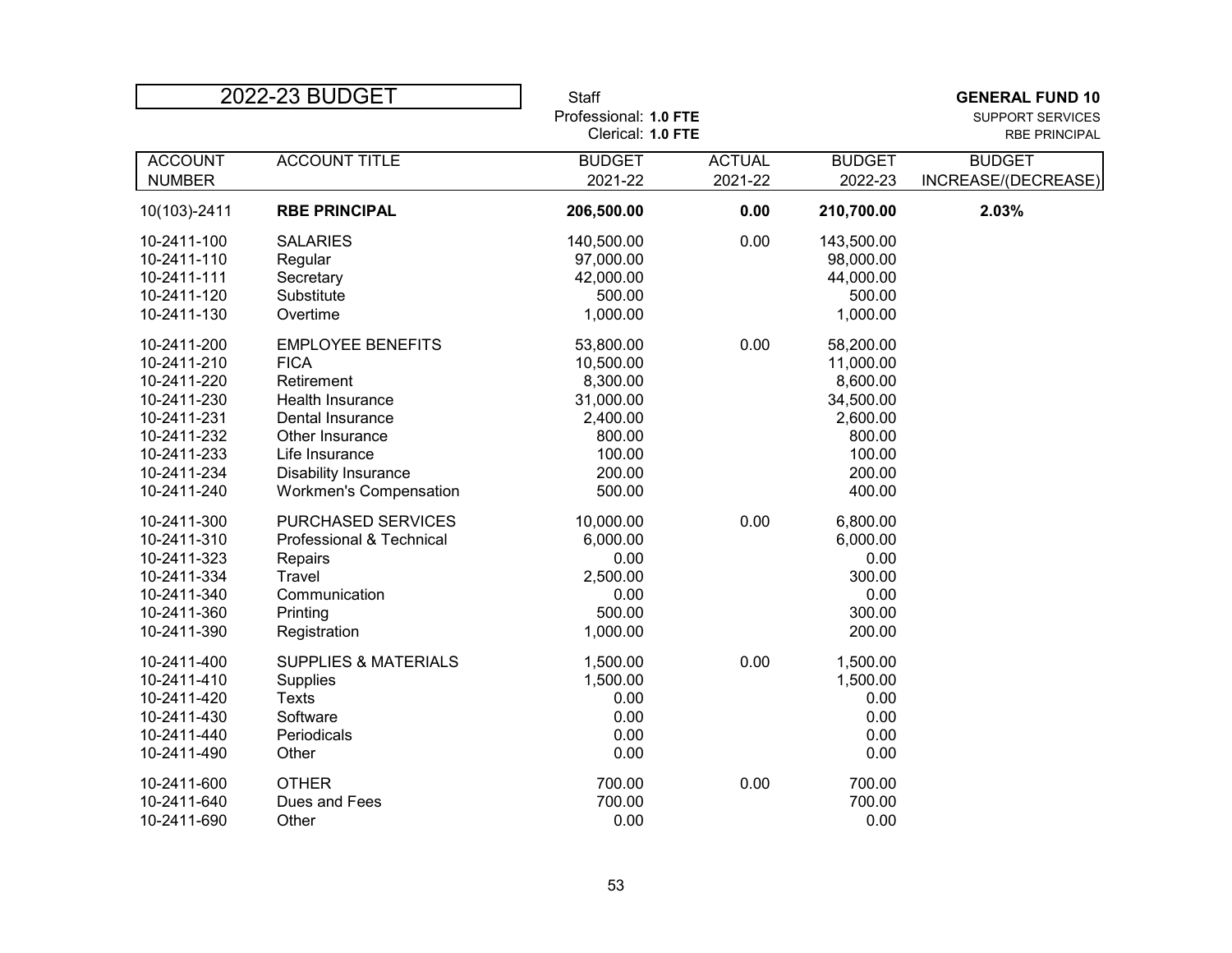# 2022-23 BUDGET

Staff
Professional: **1.0 FTE**
Clerical: **1.0 FTE**

**GENERAL FUND 10**
SUPPORT SERVICES
RBE PRINCIPAL

| ACCOUNT NUMBER | ACCOUNT TITLE | BUDGET 2021-22 | ACTUAL 2021-22 | BUDGET 2022-23 | BUDGET INCREASE/(DECREASE) |
|---|---|---|---|---|---|
| 10(103)-2411 | **RBE PRINCIPAL** | **206,500.00** | **0.00** | **210,700.00** | **2.03%** |
| 10-2411-100 | SALARIES | 140,500.00 | 0.00 | 143,500.00 | |
| 10-2411-110 | Regular | 97,000.00 | | 98,000.00 | |
| 10-2411-111 | Secretary | 42,000.00 | | 44,000.00 | |
| 10-2411-120 | Substitute | 500.00 | | 500.00 | |
| 10-2411-130 | Overtime | 1,000.00 | | 1,000.00 | |
| 10-2411-200 | EMPLOYEE BENEFITS | 53,800.00 | 0.00 | 58,200.00 | |
| 10-2411-210 | FICA | 10,500.00 | | 11,000.00 | |
| 10-2411-220 | Retirement | 8,300.00 | | 8,600.00 | |
| 10-2411-230 | Health Insurance | 31,000.00 | | 34,500.00 | |
| 10-2411-231 | Dental Insurance | 2,400.00 | | 2,600.00 | |
| 10-2411-232 | Other Insurance | 800.00 | | 800.00 | |
| 10-2411-233 | Life Insurance | 100.00 | | 100.00 | |
| 10-2411-234 | Disability Insurance | 200.00 | | 200.00 | |
| 10-2411-240 | Workmen's Compensation | 500.00 | | 400.00 | |
| 10-2411-300 | PURCHASED SERVICES | 10,000.00 | 0.00 | 6,800.00 | |
| 10-2411-310 | Professional & Technical | 6,000.00 | | 6,000.00 | |
| 10-2411-323 | Repairs | 0.00 | | 0.00 | |
| 10-2411-334 | Travel | 2,500.00 | | 300.00 | |
| 10-2411-340 | Communication | 0.00 | | 0.00 | |
| 10-2411-360 | Printing | 500.00 | | 300.00 | |
| 10-2411-390 | Registration | 1,000.00 | | 200.00 | |
| 10-2411-400 | SUPPLIES & MATERIALS | 1,500.00 | 0.00 | 1,500.00 | |
| 10-2411-410 | Supplies | 1,500.00 | | 1,500.00 | |
| 10-2411-420 | Texts | 0.00 | | 0.00 | |
| 10-2411-430 | Software | 0.00 | | 0.00 | |
| 10-2411-440 | Periodicals | 0.00 | | 0.00 | |
| 10-2411-490 | Other | 0.00 | | 0.00 | |
| 10-2411-600 | OTHER | 700.00 | 0.00 | 700.00 | |
| 10-2411-640 | Dues and Fees | 700.00 | | 700.00 | |
| 10-2411-690 | Other | 0.00 | | 0.00 | |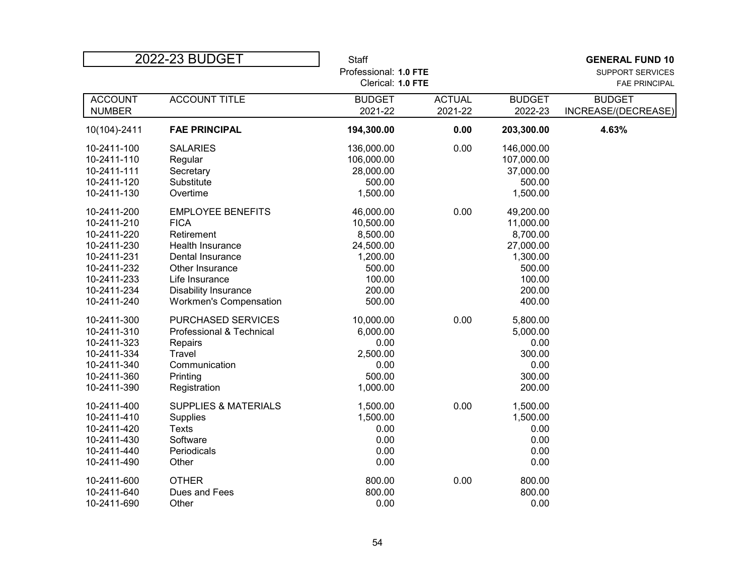# 2022-23 BUDGET

Staff
Professional: **1.0 FTE**
Clerical: **1.0 FTE**

**GENERAL FUND 10**
SUPPORT SERVICES
FAE PRINCIPAL

| ACCOUNT NUMBER | ACCOUNT TITLE | BUDGET 2021-22 | ACTUAL 2021-22 | BUDGET 2022-23 | BUDGET INCREASE/(DECREASE) |
|---|---|---|---|---|---|
| 10(104)-2411 | **FAE PRINCIPAL** | **194,300.00** | **0.00** | **203,300.00** | **4.63%** |
| 10-2411-100 | SALARIES | 136,000.00 | 0.00 | 146,000.00 | |
| 10-2411-110 | Regular | 106,000.00 | | 107,000.00 | |
| 10-2411-111 | Secretary | 28,000.00 | | 37,000.00 | |
| 10-2411-120 | Substitute | 500.00 | | 500.00 | |
| 10-2411-130 | Overtime | 1,500.00 | | 1,500.00 | |
| 10-2411-200 | EMPLOYEE BENEFITS | 46,000.00 | 0.00 | 49,200.00 | |
| 10-2411-210 | FICA | 10,500.00 | | 11,000.00 | |
| 10-2411-220 | Retirement | 8,500.00 | | 8,700.00 | |
| 10-2411-230 | Health Insurance | 24,500.00 | | 27,000.00 | |
| 10-2411-231 | Dental Insurance | 1,200.00 | | 1,300.00 | |
| 10-2411-232 | Other Insurance | 500.00 | | 500.00 | |
| 10-2411-233 | Life Insurance | 100.00 | | 100.00 | |
| 10-2411-234 | Disability Insurance | 200.00 | | 200.00 | |
| 10-2411-240 | Workmen's Compensation | 500.00 | | 400.00 | |
| 10-2411-300 | PURCHASED SERVICES | 10,000.00 | 0.00 | 5,800.00 | |
| 10-2411-310 | Professional & Technical | 6,000.00 | | 5,000.00 | |
| 10-2411-323 | Repairs | 0.00 | | 0.00 | |
| 10-2411-334 | Travel | 2,500.00 | | 300.00 | |
| 10-2411-340 | Communication | 0.00 | | 0.00 | |
| 10-2411-360 | Printing | 500.00 | | 300.00 | |
| 10-2411-390 | Registration | 1,000.00 | | 200.00 | |
| 10-2411-400 | SUPPLIES & MATERIALS | 1,500.00 | 0.00 | 1,500.00 | |
| 10-2411-410 | Supplies | 1,500.00 | | 1,500.00 | |
| 10-2411-420 | Texts | 0.00 | | 0.00 | |
| 10-2411-430 | Software | 0.00 | | 0.00 | |
| 10-2411-440 | Periodicals | 0.00 | | 0.00 | |
| 10-2411-490 | Other | 0.00 | | 0.00 | |
| 10-2411-600 | OTHER | 800.00 | 0.00 | 800.00 | |
| 10-2411-640 | Dues and Fees | 800.00 | | 800.00 | |
| 10-2411-690 | Other | 0.00 | | 0.00 | |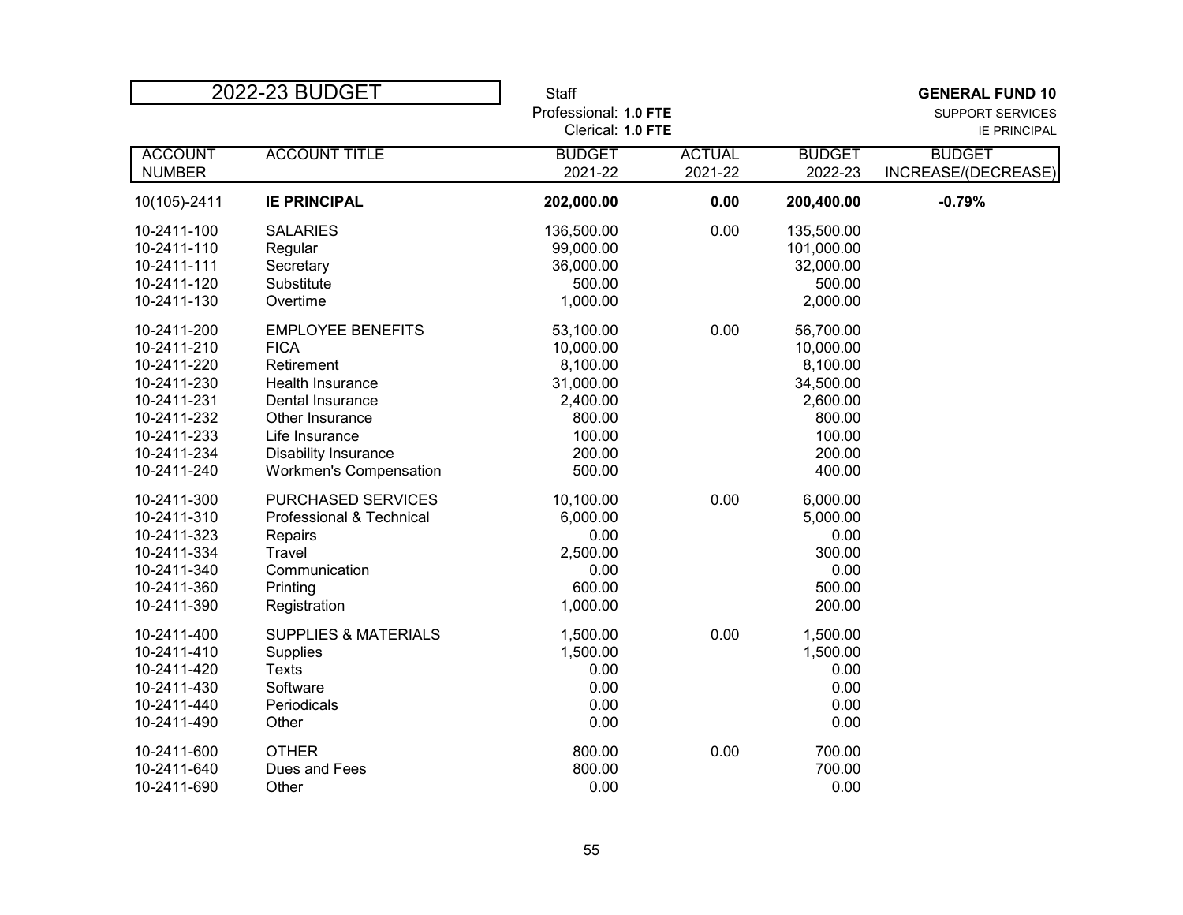# 2022-23 BUDGET

Staff
Professional: **1.0 FTE**
Clerical: **1.0 FTE**

**GENERAL FUND 10**
SUPPORT SERVICES
IE PRINCIPAL

| ACCOUNT NUMBER | ACCOUNT TITLE | BUDGET 2021-22 | ACTUAL 2021-22 | BUDGET 2022-23 | BUDGET INCREASE/(DECREASE) |
|---|---|---|---|---|---|
| 10(105)-2411 | **IE PRINCIPAL** | **202,000.00** | **0.00** | **200,400.00** | **-0.79%** |
| 10-2411-100 | SALARIES | 136,500.00 | 0.00 | 135,500.00 | |
| 10-2411-110 | Regular | 99,000.00 | | 101,000.00 | |
| 10-2411-111 | Secretary | 36,000.00 | | 32,000.00 | |
| 10-2411-120 | Substitute | 500.00 | | 500.00 | |
| 10-2411-130 | Overtime | 1,000.00 | | 2,000.00 | |
| 10-2411-200 | EMPLOYEE BENEFITS | 53,100.00 | 0.00 | 56,700.00 | |
| 10-2411-210 | FICA | 10,000.00 | | 10,000.00 | |
| 10-2411-220 | Retirement | 8,100.00 | | 8,100.00 | |
| 10-2411-230 | Health Insurance | 31,000.00 | | 34,500.00 | |
| 10-2411-231 | Dental Insurance | 2,400.00 | | 2,600.00 | |
| 10-2411-232 | Other Insurance | 800.00 | | 800.00 | |
| 10-2411-233 | Life Insurance | 100.00 | | 100.00 | |
| 10-2411-234 | Disability Insurance | 200.00 | | 200.00 | |
| 10-2411-240 | Workmen's Compensation | 500.00 | | 400.00 | |
| 10-2411-300 | PURCHASED SERVICES | 10,100.00 | 0.00 | 6,000.00 | |
| 10-2411-310 | Professional & Technical | 6,000.00 | | 5,000.00 | |
| 10-2411-323 | Repairs | 0.00 | | 0.00 | |
| 10-2411-334 | Travel | 2,500.00 | | 300.00 | |
| 10-2411-340 | Communication | 0.00 | | 0.00 | |
| 10-2411-360 | Printing | 600.00 | | 500.00 | |
| 10-2411-390 | Registration | 1,000.00 | | 200.00 | |
| 10-2411-400 | SUPPLIES & MATERIALS | 1,500.00 | 0.00 | 1,500.00 | |
| 10-2411-410 | Supplies | 1,500.00 | | 1,500.00 | |
| 10-2411-420 | Texts | 0.00 | | 0.00 | |
| 10-2411-430 | Software | 0.00 | | 0.00 | |
| 10-2411-440 | Periodicals | 0.00 | | 0.00 | |
| 10-2411-490 | Other | 0.00 | | 0.00 | |
| 10-2411-600 | OTHER | 800.00 | 0.00 | 700.00 | |
| 10-2411-640 | Dues and Fees | 800.00 | | 700.00 | |
| 10-2411-690 | Other | 0.00 | | 0.00 | |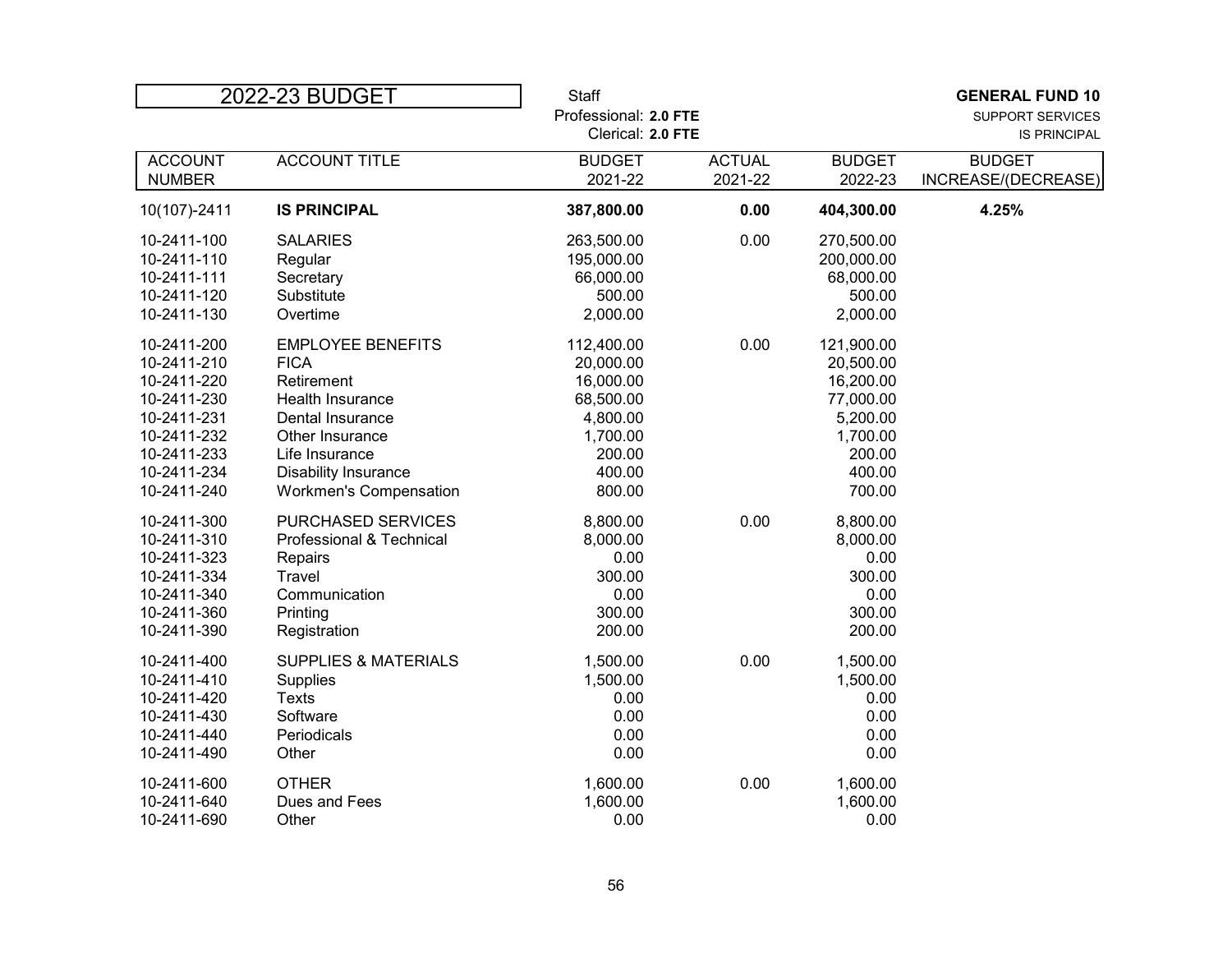# 2022-23 BUDGET

Staff
Professional: **2.0 FTE**
Clerical: **2.0 FTE**

**GENERAL FUND 10**
SUPPORT SERVICES
IS PRINCIPAL

| ACCOUNT NUMBER | ACCOUNT TITLE | BUDGET 2021-22 | ACTUAL 2021-22 | BUDGET 2022-23 | BUDGET INCREASE/(DECREASE) |
|---|---|---|---|---|---|
| 10(107)-2411 | **IS PRINCIPAL** | **387,800.00** | **0.00** | **404,300.00** | **4.25%** |
| 10-2411-100 | SALARIES | 263,500.00 | 0.00 | 270,500.00 | |
| 10-2411-110 | Regular | 195,000.00 | | 200,000.00 | |
| 10-2411-111 | Secretary | 66,000.00 | | 68,000.00 | |
| 10-2411-120 | Substitute | 500.00 | | 500.00 | |
| 10-2411-130 | Overtime | 2,000.00 | | 2,000.00 | |
| 10-2411-200 | EMPLOYEE BENEFITS | 112,400.00 | 0.00 | 121,900.00 | |
| 10-2411-210 | FICA | 20,000.00 | | 20,500.00 | |
| 10-2411-220 | Retirement | 16,000.00 | | 16,200.00 | |
| 10-2411-230 | Health Insurance | 68,500.00 | | 77,000.00 | |
| 10-2411-231 | Dental Insurance | 4,800.00 | | 5,200.00 | |
| 10-2411-232 | Other Insurance | 1,700.00 | | 1,700.00 | |
| 10-2411-233 | Life Insurance | 200.00 | | 200.00 | |
| 10-2411-234 | Disability Insurance | 400.00 | | 400.00 | |
| 10-2411-240 | Workmen's Compensation | 800.00 | | 700.00 | |
| 10-2411-300 | PURCHASED SERVICES | 8,800.00 | 0.00 | 8,800.00 | |
| 10-2411-310 | Professional & Technical | 8,000.00 | | 8,000.00 | |
| 10-2411-323 | Repairs | 0.00 | | 0.00 | |
| 10-2411-334 | Travel | 300.00 | | 300.00 | |
| 10-2411-340 | Communication | 0.00 | | 0.00 | |
| 10-2411-360 | Printing | 300.00 | | 300.00 | |
| 10-2411-390 | Registration | 200.00 | | 200.00 | |
| 10-2411-400 | SUPPLIES & MATERIALS | 1,500.00 | 0.00 | 1,500.00 | |
| 10-2411-410 | Supplies | 1,500.00 | | 1,500.00 | |
| 10-2411-420 | Texts | 0.00 | | 0.00 | |
| 10-2411-430 | Software | 0.00 | | 0.00 | |
| 10-2411-440 | Periodicals | 0.00 | | 0.00 | |
| 10-2411-490 | Other | 0.00 | | 0.00 | |
| 10-2411-600 | OTHER | 1,600.00 | 0.00 | 1,600.00 | |
| 10-2411-640 | Dues and Fees | 1,600.00 | | 1,600.00 | |
| 10-2411-690 | Other | 0.00 | | 0.00 | |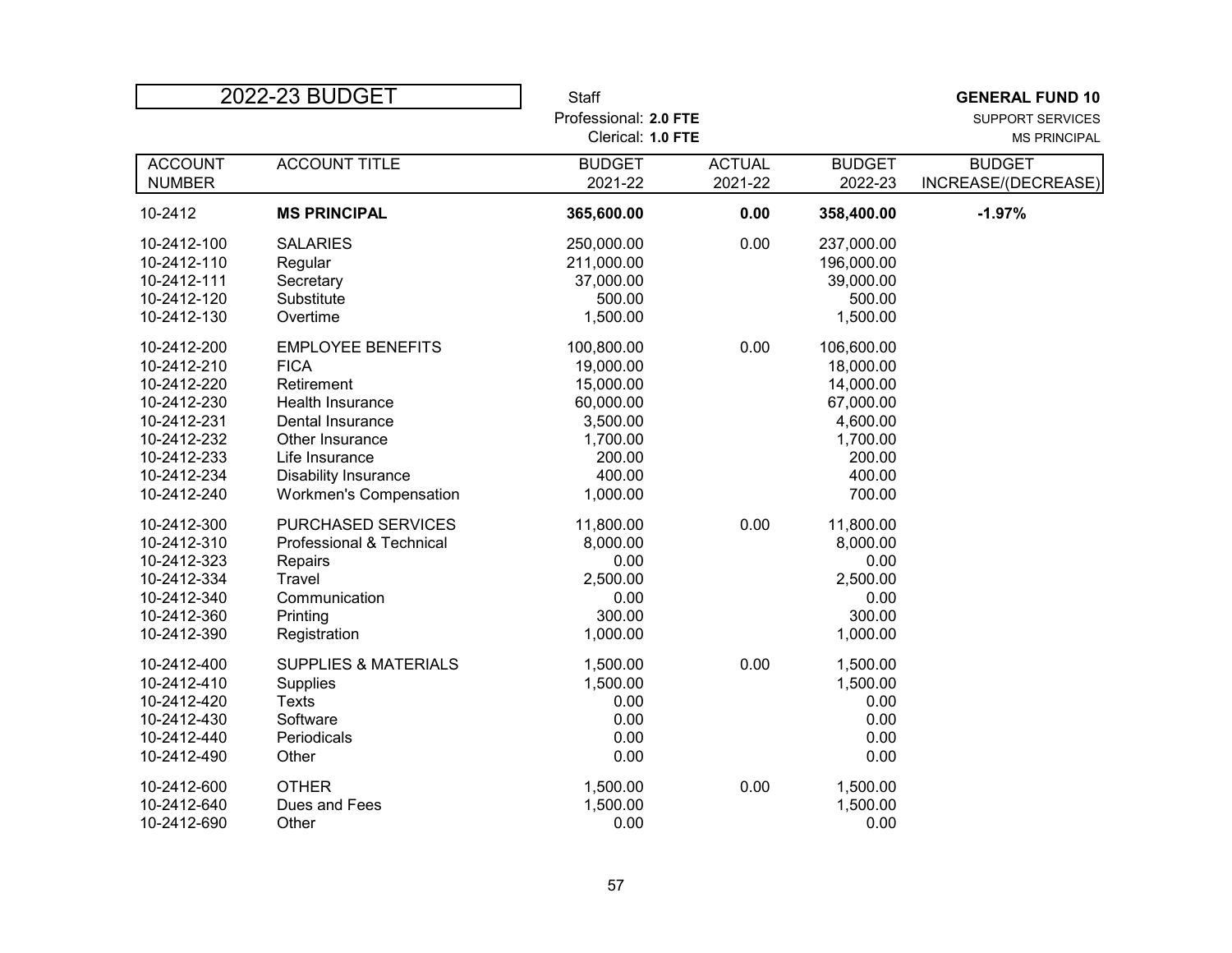# 2022-23 BUDGET

Staff
Professional: **2.0 FTE**
Clerical: **1.0 FTE**

**GENERAL FUND 10**
SUPPORT SERVICES
MS PRINCIPAL

| ACCOUNT NUMBER | ACCOUNT TITLE | BUDGET 2021-22 | ACTUAL 2021-22 | BUDGET 2022-23 | BUDGET INCREASE/(DECREASE) |
|---|---|---|---|---|---|
| 10-2412 | **MS PRINCIPAL** | **365,600.00** | **0.00** | **358,400.00** | **-1.97%** |
| 10-2412-100 | SALARIES | 250,000.00 | 0.00 | 237,000.00 | |
| 10-2412-110 | Regular | 211,000.00 | | 196,000.00 | |
| 10-2412-111 | Secretary | 37,000.00 | | 39,000.00 | |
| 10-2412-120 | Substitute | 500.00 | | 500.00 | |
| 10-2412-130 | Overtime | 1,500.00 | | 1,500.00 | |
| 10-2412-200 | EMPLOYEE BENEFITS | 100,800.00 | 0.00 | 106,600.00 | |
| 10-2412-210 | FICA | 19,000.00 | | 18,000.00 | |
| 10-2412-220 | Retirement | 15,000.00 | | 14,000.00 | |
| 10-2412-230 | Health Insurance | 60,000.00 | | 67,000.00 | |
| 10-2412-231 | Dental Insurance | 3,500.00 | | 4,600.00 | |
| 10-2412-232 | Other Insurance | 1,700.00 | | 1,700.00 | |
| 10-2412-233 | Life Insurance | 200.00 | | 200.00 | |
| 10-2412-234 | Disability Insurance | 400.00 | | 400.00 | |
| 10-2412-240 | Workmen's Compensation | 1,000.00 | | 700.00 | |
| 10-2412-300 | PURCHASED SERVICES | 11,800.00 | 0.00 | 11,800.00 | |
| 10-2412-310 | Professional & Technical | 8,000.00 | | 8,000.00 | |
| 10-2412-323 | Repairs | 0.00 | | 0.00 | |
| 10-2412-334 | Travel | 2,500.00 | | 2,500.00 | |
| 10-2412-340 | Communication | 0.00 | | 0.00 | |
| 10-2412-360 | Printing | 300.00 | | 300.00 | |
| 10-2412-390 | Registration | 1,000.00 | | 1,000.00 | |
| 10-2412-400 | SUPPLIES & MATERIALS | 1,500.00 | 0.00 | 1,500.00 | |
| 10-2412-410 | Supplies | 1,500.00 | | 1,500.00 | |
| 10-2412-420 | Texts | 0.00 | | 0.00 | |
| 10-2412-430 | Software | 0.00 | | 0.00 | |
| 10-2412-440 | Periodicals | 0.00 | | 0.00 | |
| 10-2412-490 | Other | 0.00 | | 0.00 | |
| 10-2412-600 | OTHER | 1,500.00 | 0.00 | 1,500.00 | |
| 10-2412-640 | Dues and Fees | 1,500.00 | | 1,500.00 | |
| 10-2412-690 | Other | 0.00 | | 0.00 | |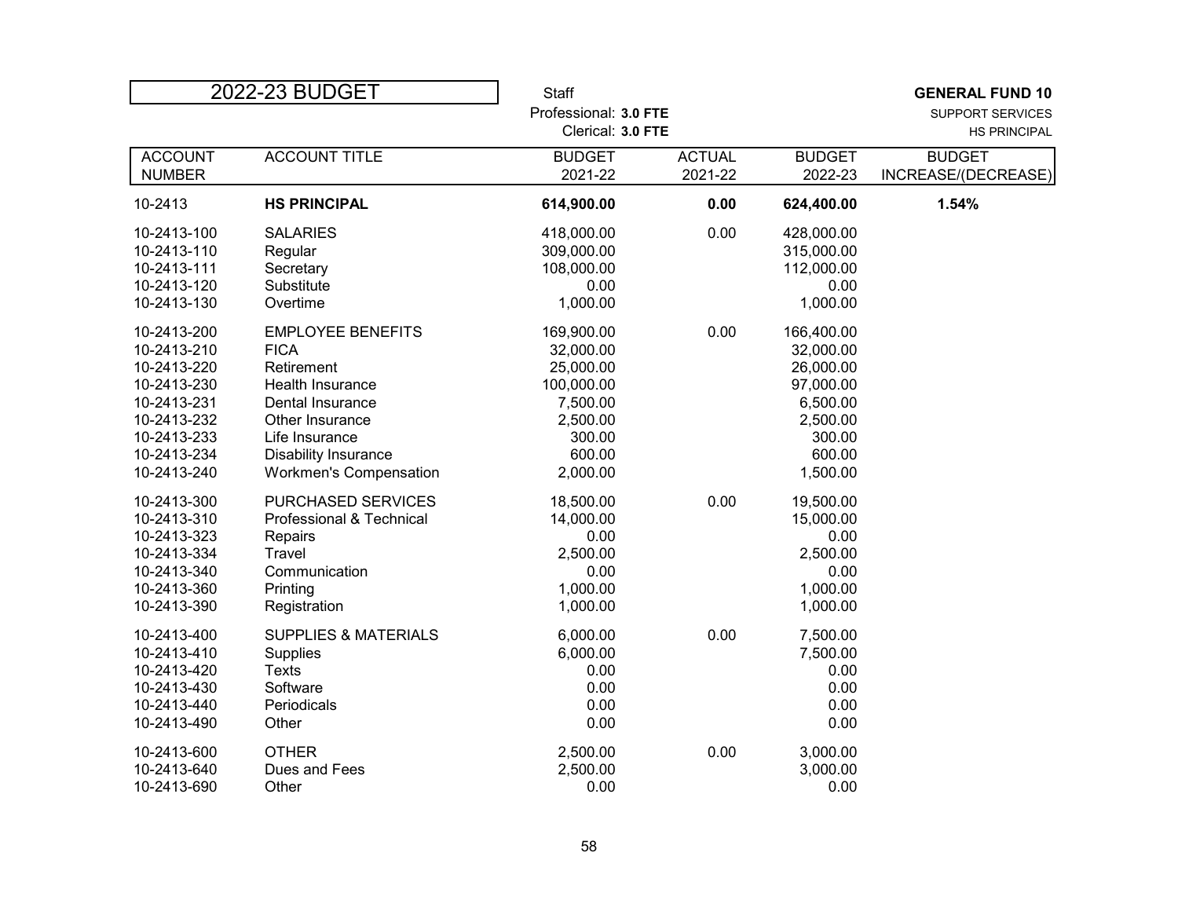# 2022-23 BUDGET

Staff
Professional: **3.0 FTE**
Clerical: **3.0 FTE**

**GENERAL FUND 10**
SUPPORT SERVICES
HS PRINCIPAL

| ACCOUNT NUMBER | ACCOUNT TITLE | BUDGET 2021-22 | ACTUAL 2021-22 | BUDGET 2022-23 | BUDGET INCREASE/(DECREASE) |
|---|---|---|---|---|---|
| 10-2413 | **HS PRINCIPAL** | **614,900.00** | **0.00** | **624,400.00** | **1.54%** |
| 10-2413-100 | SALARIES | 418,000.00 | 0.00 | 428,000.00 | |
| 10-2413-110 | Regular | 309,000.00 | | 315,000.00 | |
| 10-2413-111 | Secretary | 108,000.00 | | 112,000.00 | |
| 10-2413-120 | Substitute | 0.00 | | 0.00 | |
| 10-2413-130 | Overtime | 1,000.00 | | 1,000.00 | |
| 10-2413-200 | EMPLOYEE BENEFITS | 169,900.00 | 0.00 | 166,400.00 | |
| 10-2413-210 | FICA | 32,000.00 | | 32,000.00 | |
| 10-2413-220 | Retirement | 25,000.00 | | 26,000.00 | |
| 10-2413-230 | Health Insurance | 100,000.00 | | 97,000.00 | |
| 10-2413-231 | Dental Insurance | 7,500.00 | | 6,500.00 | |
| 10-2413-232 | Other Insurance | 2,500.00 | | 2,500.00 | |
| 10-2413-233 | Life Insurance | 300.00 | | 300.00 | |
| 10-2413-234 | Disability Insurance | 600.00 | | 600.00 | |
| 10-2413-240 | Workmen's Compensation | 2,000.00 | | 1,500.00 | |
| 10-2413-300 | PURCHASED SERVICES | 18,500.00 | 0.00 | 19,500.00 | |
| 10-2413-310 | Professional & Technical | 14,000.00 | | 15,000.00 | |
| 10-2413-323 | Repairs | 0.00 | | 0.00 | |
| 10-2413-334 | Travel | 2,500.00 | | 2,500.00 | |
| 10-2413-340 | Communication | 0.00 | | 0.00 | |
| 10-2413-360 | Printing | 1,000.00 | | 1,000.00 | |
| 10-2413-390 | Registration | 1,000.00 | | 1,000.00 | |
| 10-2413-400 | SUPPLIES & MATERIALS | 6,000.00 | 0.00 | 7,500.00 | |
| 10-2413-410 | Supplies | 6,000.00 | | 7,500.00 | |
| 10-2413-420 | Texts | 0.00 | | 0.00 | |
| 10-2413-430 | Software | 0.00 | | 0.00 | |
| 10-2413-440 | Periodicals | 0.00 | | 0.00 | |
| 10-2413-490 | Other | 0.00 | | 0.00 | |
| 10-2413-600 | OTHER | 2,500.00 | 0.00 | 3,000.00 | |
| 10-2413-640 | Dues and Fees | 2,500.00 | | 3,000.00 | |
| 10-2413-690 | Other | 0.00 | | 0.00 | |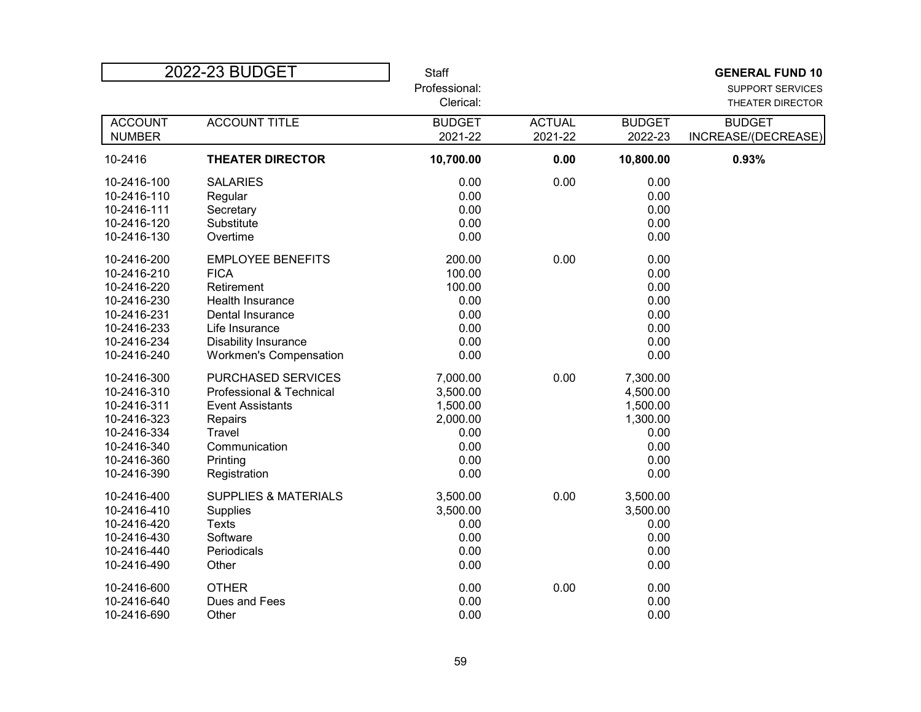# 2022-23 BUDGET

Staff
Professional:
Clerical:

**GENERAL FUND 10**
SUPPORT SERVICES
THEATER DIRECTOR

| ACCOUNT NUMBER | ACCOUNT TITLE | BUDGET 2021-22 | ACTUAL 2021-22 | BUDGET 2022-23 | BUDGET INCREASE/(DECREASE) |
|---|---|---|---|---|---|
| 10-2416 | **THEATER DIRECTOR** | **10,700.00** | **0.00** | **10,800.00** | **0.93%** |
| 10-2416-100 | SALARIES | 0.00 | 0.00 | 0.00 | |
| 10-2416-110 | Regular | 0.00 | | 0.00 | |
| 10-2416-111 | Secretary | 0.00 | | 0.00 | |
| 10-2416-120 | Substitute | 0.00 | | 0.00 | |
| 10-2416-130 | Overtime | 0.00 | | 0.00 | |
| 10-2416-200 | EMPLOYEE BENEFITS | 200.00 | 0.00 | 0.00 | |
| 10-2416-210 | FICA | 100.00 | | 0.00 | |
| 10-2416-220 | Retirement | 100.00 | | 0.00 | |
| 10-2416-230 | Health Insurance | 0.00 | | 0.00 | |
| 10-2416-231 | Dental Insurance | 0.00 | | 0.00 | |
| 10-2416-233 | Life Insurance | 0.00 | | 0.00 | |
| 10-2416-234 | Disability Insurance | 0.00 | | 0.00 | |
| 10-2416-240 | Workmen's Compensation | 0.00 | | 0.00 | |
| 10-2416-300 | PURCHASED SERVICES | 7,000.00 | 0.00 | 7,300.00 | |
| 10-2416-310 | Professional & Technical | 3,500.00 | | 4,500.00 | |
| 10-2416-311 | Event Assistants | 1,500.00 | | 1,500.00 | |
| 10-2416-323 | Repairs | 2,000.00 | | 1,300.00 | |
| 10-2416-334 | Travel | 0.00 | | 0.00 | |
| 10-2416-340 | Communication | 0.00 | | 0.00 | |
| 10-2416-360 | Printing | 0.00 | | 0.00 | |
| 10-2416-390 | Registration | 0.00 | | 0.00 | |
| 10-2416-400 | SUPPLIES & MATERIALS | 3,500.00 | 0.00 | 3,500.00 | |
| 10-2416-410 | Supplies | 3,500.00 | | 3,500.00 | |
| 10-2416-420 | Texts | 0.00 | | 0.00 | |
| 10-2416-430 | Software | 0.00 | | 0.00 | |
| 10-2416-440 | Periodicals | 0.00 | | 0.00 | |
| 10-2416-490 | Other | 0.00 | | 0.00 | |
| 10-2416-600 | OTHER | 0.00 | 0.00 | 0.00 | |
| 10-2416-640 | Dues and Fees | 0.00 | | 0.00 | |
| 10-2416-690 | Other | 0.00 | | 0.00 | |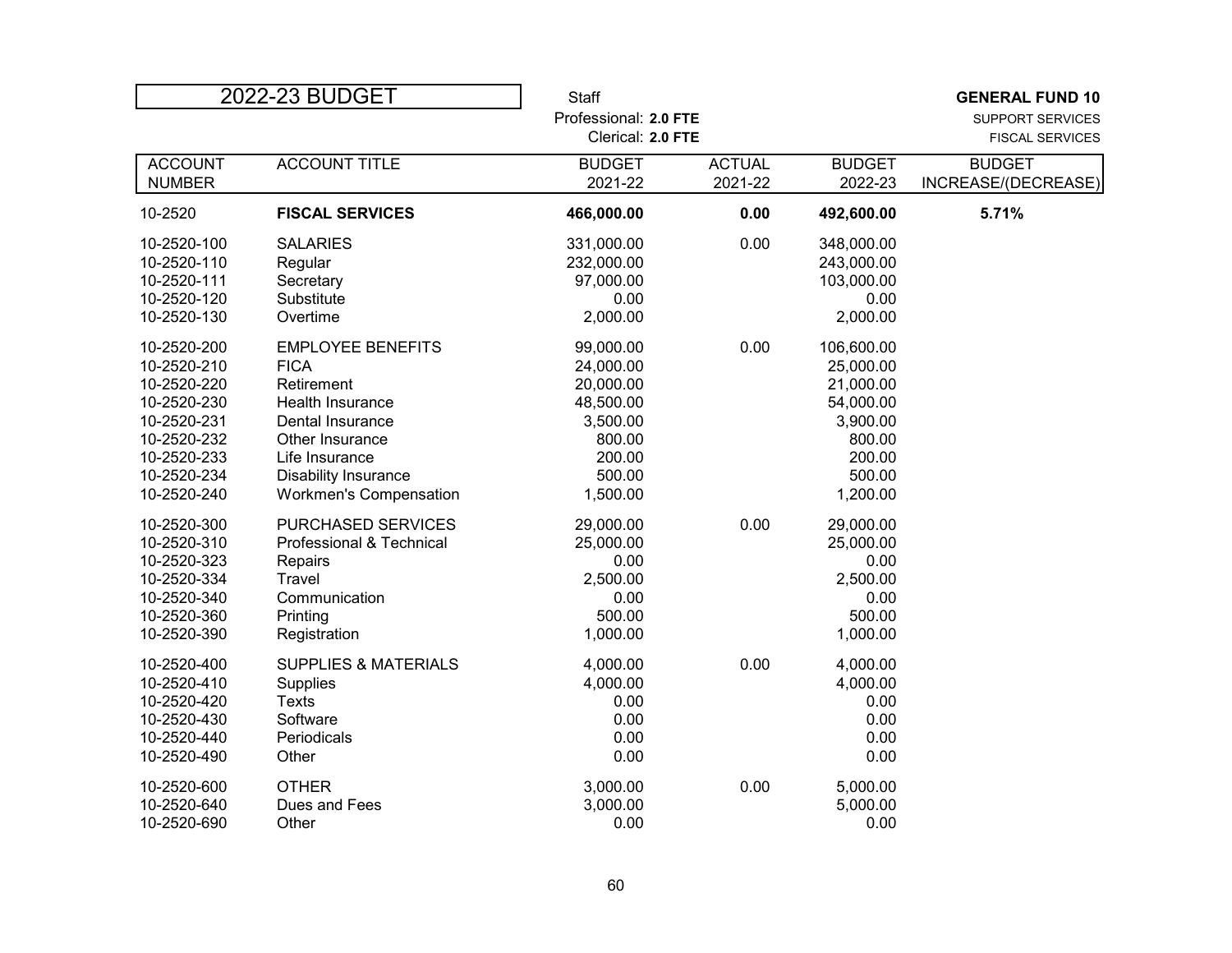# 2022-23 BUDGET

Staff
Professional: **2.0 FTE**
Clerical: **2.0 FTE**

**GENERAL FUND 10**
SUPPORT SERVICES
FISCAL SERVICES

| ACCOUNT NUMBER | ACCOUNT TITLE | BUDGET 2021-22 | ACTUAL 2021-22 | BUDGET 2022-23 | BUDGET INCREASE/(DECREASE) |
|---|---|---|---|---|---|
| 10-2520 | **FISCAL SERVICES** | **466,000.00** | **0.00** | **492,600.00** | **5.71%** |
| 10-2520-100 | SALARIES | 331,000.00 | 0.00 | 348,000.00 | |
| 10-2520-110 | Regular | 232,000.00 | | 243,000.00 | |
| 10-2520-111 | Secretary | 97,000.00 | | 103,000.00 | |
| 10-2520-120 | Substitute | 0.00 | | 0.00 | |
| 10-2520-130 | Overtime | 2,000.00 | | 2,000.00 | |
| 10-2520-200 | EMPLOYEE BENEFITS | 99,000.00 | 0.00 | 106,600.00 | |
| 10-2520-210 | FICA | 24,000.00 | | 25,000.00 | |
| 10-2520-220 | Retirement | 20,000.00 | | 21,000.00 | |
| 10-2520-230 | Health Insurance | 48,500.00 | | 54,000.00 | |
| 10-2520-231 | Dental Insurance | 3,500.00 | | 3,900.00 | |
| 10-2520-232 | Other Insurance | 800.00 | | 800.00 | |
| 10-2520-233 | Life Insurance | 200.00 | | 200.00 | |
| 10-2520-234 | Disability Insurance | 500.00 | | 500.00 | |
| 10-2520-240 | Workmen's Compensation | 1,500.00 | | 1,200.00 | |
| 10-2520-300 | PURCHASED SERVICES | 29,000.00 | 0.00 | 29,000.00 | |
| 10-2520-310 | Professional & Technical | 25,000.00 | | 25,000.00 | |
| 10-2520-323 | Repairs | 0.00 | | 0.00 | |
| 10-2520-334 | Travel | 2,500.00 | | 2,500.00 | |
| 10-2520-340 | Communication | 0.00 | | 0.00 | |
| 10-2520-360 | Printing | 500.00 | | 500.00 | |
| 10-2520-390 | Registration | 1,000.00 | | 1,000.00 | |
| 10-2520-400 | SUPPLIES & MATERIALS | 4,000.00 | 0.00 | 4,000.00 | |
| 10-2520-410 | Supplies | 4,000.00 | | 4,000.00 | |
| 10-2520-420 | Texts | 0.00 | | 0.00 | |
| 10-2520-430 | Software | 0.00 | | 0.00 | |
| 10-2520-440 | Periodicals | 0.00 | | 0.00 | |
| 10-2520-490 | Other | 0.00 | | 0.00 | |
| 10-2520-600 | OTHER | 3,000.00 | 0.00 | 5,000.00 | |
| 10-2520-640 | Dues and Fees | 3,000.00 | | 5,000.00 | |
| 10-2520-690 | Other | 0.00 | | 0.00 | |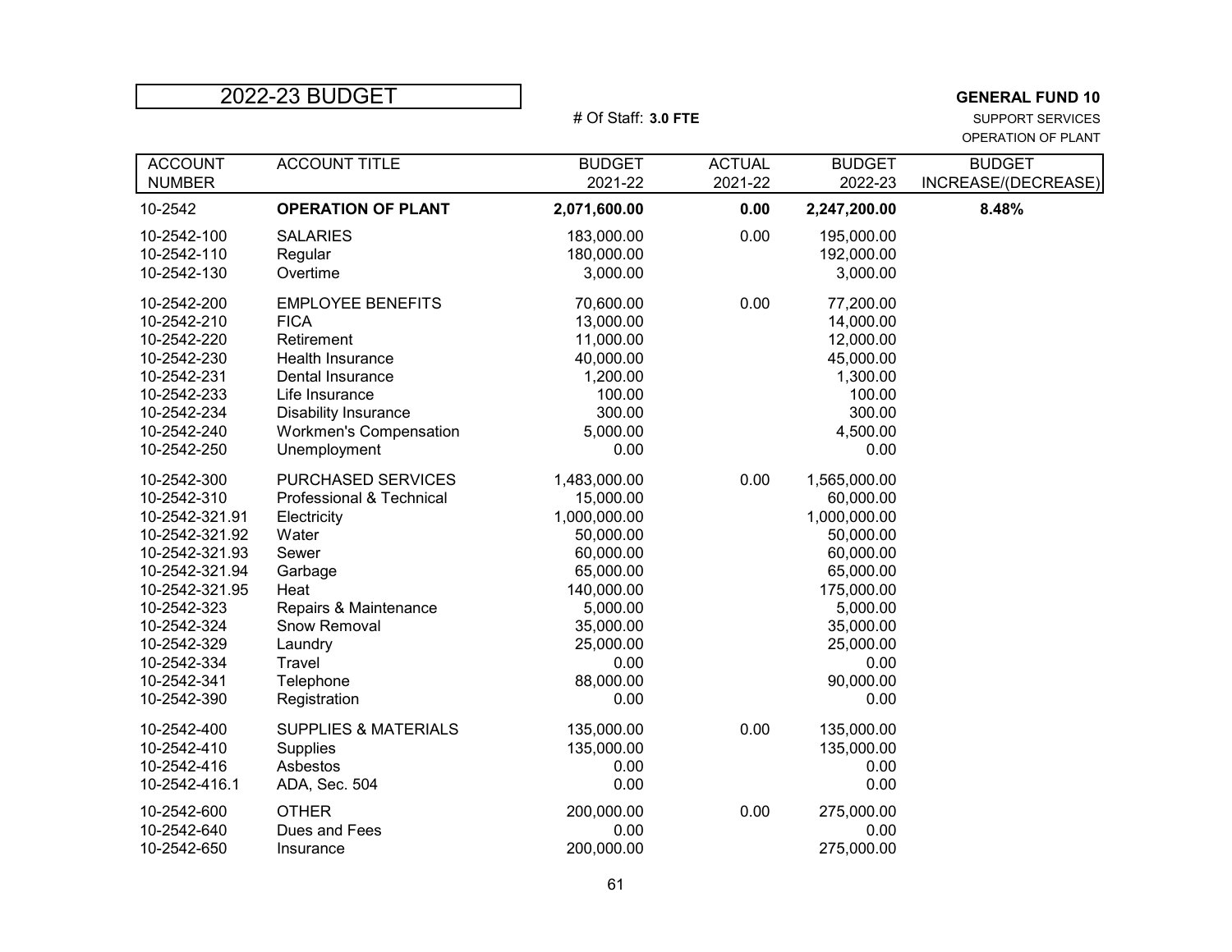# 2022-23 BUDGET

**GENERAL FUND 10**

# Of Staff: **3.0 FTE**

SUPPORT SERVICES
OPERATION OF PLANT

| ACCOUNT NUMBER | ACCOUNT TITLE | BUDGET 2021-22 | ACTUAL 2021-22 | BUDGET 2022-23 | BUDGET INCREASE/(DECREASE) |
|---|---|---|---|---|---|
| 10-2542 | **OPERATION OF PLANT** | **2,071,600.00** | **0.00** | **2,247,200.00** | **8.48%** |
| 10-2542-100 | SALARIES | 183,000.00 | 0.00 | 195,000.00 | |
| 10-2542-110 | Regular | 180,000.00 | | 192,000.00 | |
| 10-2542-130 | Overtime | 3,000.00 | | 3,000.00 | |
| 10-2542-200 | EMPLOYEE BENEFITS | 70,600.00 | 0.00 | 77,200.00 | |
| 10-2542-210 | FICA | 13,000.00 | | 14,000.00 | |
| 10-2542-220 | Retirement | 11,000.00 | | 12,000.00 | |
| 10-2542-230 | Health Insurance | 40,000.00 | | 45,000.00 | |
| 10-2542-231 | Dental Insurance | 1,200.00 | | 1,300.00 | |
| 10-2542-233 | Life Insurance | 100.00 | | 100.00 | |
| 10-2542-234 | Disability Insurance | 300.00 | | 300.00 | |
| 10-2542-240 | Workmen's Compensation | 5,000.00 | | 4,500.00 | |
| 10-2542-250 | Unemployment | 0.00 | | 0.00 | |
| 10-2542-300 | PURCHASED SERVICES | 1,483,000.00 | 0.00 | 1,565,000.00 | |
| 10-2542-310 | Professional & Technical | 15,000.00 | | 60,000.00 | |
| 10-2542-321.91 | Electricity | 1,000,000.00 | | 1,000,000.00 | |
| 10-2542-321.92 | Water | 50,000.00 | | 50,000.00 | |
| 10-2542-321.93 | Sewer | 60,000.00 | | 60,000.00 | |
| 10-2542-321.94 | Garbage | 65,000.00 | | 65,000.00 | |
| 10-2542-321.95 | Heat | 140,000.00 | | 175,000.00 | |
| 10-2542-323 | Repairs & Maintenance | 5,000.00 | | 5,000.00 | |
| 10-2542-324 | Snow Removal | 35,000.00 | | 35,000.00 | |
| 10-2542-329 | Laundry | 25,000.00 | | 25,000.00 | |
| 10-2542-334 | Travel | 0.00 | | 0.00 | |
| 10-2542-341 | Telephone | 88,000.00 | | 90,000.00 | |
| 10-2542-390 | Registration | 0.00 | | 0.00 | |
| 10-2542-400 | SUPPLIES & MATERIALS | 135,000.00 | 0.00 | 135,000.00 | |
| 10-2542-410 | Supplies | 135,000.00 | | 135,000.00 | |
| 10-2542-416 | Asbestos | 0.00 | | 0.00 | |
| 10-2542-416.1 | ADA, Sec. 504 | 0.00 | | 0.00 | |
| 10-2542-600 | OTHER | 200,000.00 | 0.00 | 275,000.00 | |
| 10-2542-640 | Dues and Fees | 0.00 | | 0.00 | |
| 10-2542-650 | Insurance | 200,000.00 | | 275,000.00 | |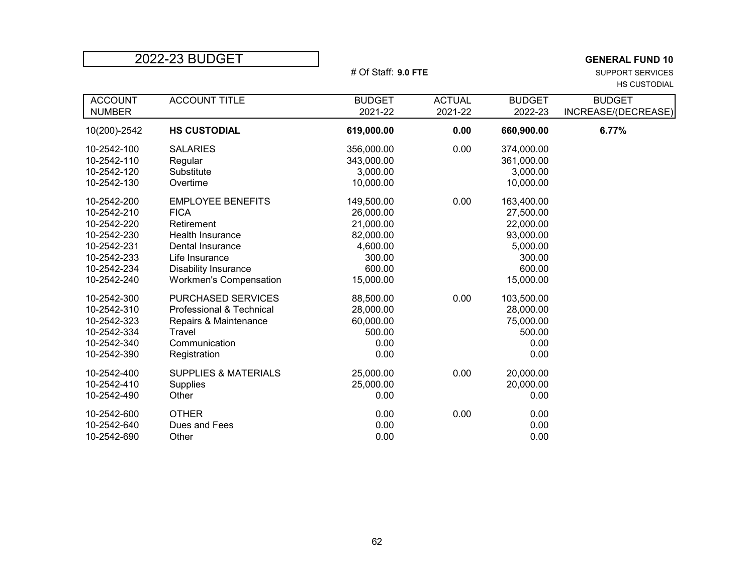# 2022-23 BUDGET

# Of Staff: **9.0 FTE**

**GENERAL FUND 10**

SUPPORT SERVICES

HS CUSTODIAL

| ACCOUNT NUMBER | ACCOUNT TITLE | BUDGET 2021-22 | ACTUAL 2021-22 | BUDGET 2022-23 | BUDGET INCREASE/(DECREASE) |
|---|---|---|---|---|---|
| 10(200)-2542 | **HS CUSTODIAL** | **619,000.00** | **0.00** | **660,900.00** | **6.77%** |
| 10-2542-100 | SALARIES | 356,000.00 | 0.00 | 374,000.00 | |
| 10-2542-110 | Regular | 343,000.00 | | 361,000.00 | |
| 10-2542-120 | Substitute | 3,000.00 | | 3,000.00 | |
| 10-2542-130 | Overtime | 10,000.00 | | 10,000.00 | |
| 10-2542-200 | EMPLOYEE BENEFITS | 149,500.00 | 0.00 | 163,400.00 | |
| 10-2542-210 | FICA | 26,000.00 | | 27,500.00 | |
| 10-2542-220 | Retirement | 21,000.00 | | 22,000.00 | |
| 10-2542-230 | Health Insurance | 82,000.00 | | 93,000.00 | |
| 10-2542-231 | Dental Insurance | 4,600.00 | | 5,000.00 | |
| 10-2542-233 | Life Insurance | 300.00 | | 300.00 | |
| 10-2542-234 | Disability Insurance | 600.00 | | 600.00 | |
| 10-2542-240 | Workmen's Compensation | 15,000.00 | | 15,000.00 | |
| 10-2542-300 | PURCHASED SERVICES | 88,500.00 | 0.00 | 103,500.00 | |
| 10-2542-310 | Professional & Technical | 28,000.00 | | 28,000.00 | |
| 10-2542-323 | Repairs & Maintenance | 60,000.00 | | 75,000.00 | |
| 10-2542-334 | Travel | 500.00 | | 500.00 | |
| 10-2542-340 | Communication | 0.00 | | 0.00 | |
| 10-2542-390 | Registration | 0.00 | | 0.00 | |
| 10-2542-400 | SUPPLIES & MATERIALS | 25,000.00 | 0.00 | 20,000.00 | |
| 10-2542-410 | Supplies | 25,000.00 | | 20,000.00 | |
| 10-2542-490 | Other | 0.00 | | 0.00 | |
| 10-2542-600 | OTHER | 0.00 | 0.00 | 0.00 | |
| 10-2542-640 | Dues and Fees | 0.00 | | 0.00 | |
| 10-2542-690 | Other | 0.00 | | 0.00 | |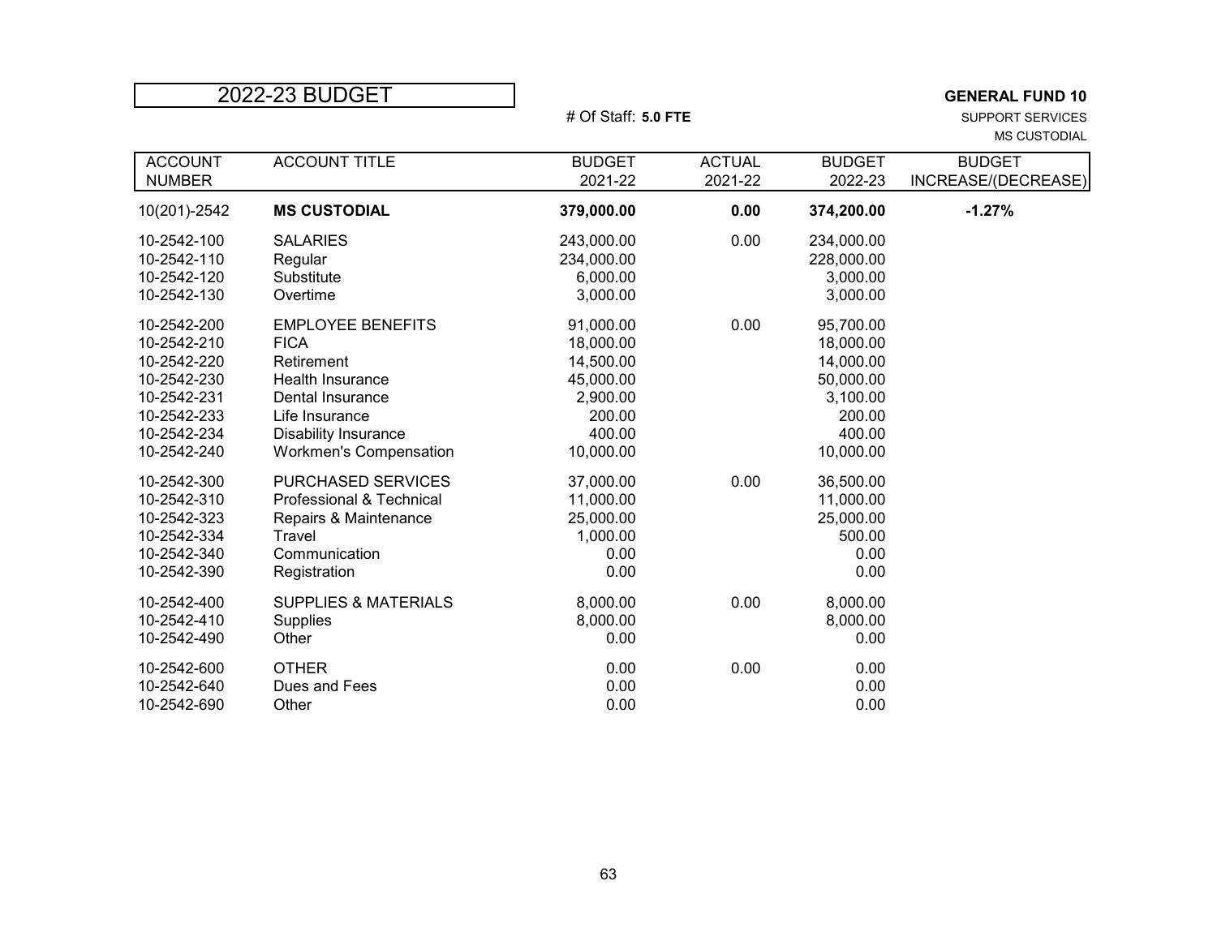# 2022-23 BUDGET

**GENERAL FUND 10**
SUPPORT SERVICES
MS CUSTODIAL

# Of Staff: **5.0 FTE**

| ACCOUNT NUMBER | ACCOUNT TITLE | BUDGET 2021-22 | ACTUAL 2021-22 | BUDGET 2022-23 | BUDGET INCREASE/(DECREASE) |
|---|---|---|---|---|---|
| 10(201)-2542 | **MS CUSTODIAL** | **379,000.00** | **0.00** | **374,200.00** | **-1.27%** |
| 10-2542-100 | SALARIES | 243,000.00 | 0.00 | 234,000.00 | |
| 10-2542-110 | Regular | 234,000.00 | | 228,000.00 | |
| 10-2542-120 | Substitute | 6,000.00 | | 3,000.00 | |
| 10-2542-130 | Overtime | 3,000.00 | | 3,000.00 | |
| 10-2542-200 | EMPLOYEE BENEFITS | 91,000.00 | 0.00 | 95,700.00 | |
| 10-2542-210 | FICA | 18,000.00 | | 18,000.00 | |
| 10-2542-220 | Retirement | 14,500.00 | | 14,000.00 | |
| 10-2542-230 | Health Insurance | 45,000.00 | | 50,000.00 | |
| 10-2542-231 | Dental Insurance | 2,900.00 | | 3,100.00 | |
| 10-2542-233 | Life Insurance | 200.00 | | 200.00 | |
| 10-2542-234 | Disability Insurance | 400.00 | | 400.00 | |
| 10-2542-240 | Workmen's Compensation | 10,000.00 | | 10,000.00 | |
| 10-2542-300 | PURCHASED SERVICES | 37,000.00 | 0.00 | 36,500.00 | |
| 10-2542-310 | Professional & Technical | 11,000.00 | | 11,000.00 | |
| 10-2542-323 | Repairs & Maintenance | 25,000.00 | | 25,000.00 | |
| 10-2542-334 | Travel | 1,000.00 | | 500.00 | |
| 10-2542-340 | Communication | 0.00 | | 0.00 | |
| 10-2542-390 | Registration | 0.00 | | 0.00 | |
| 10-2542-400 | SUPPLIES & MATERIALS | 8,000.00 | 0.00 | 8,000.00 | |
| 10-2542-410 | Supplies | 8,000.00 | | 8,000.00 | |
| 10-2542-490 | Other | 0.00 | | 0.00 | |
| 10-2542-600 | OTHER | 0.00 | 0.00 | 0.00 | |
| 10-2542-640 | Dues and Fees | 0.00 | | 0.00 | |
| 10-2542-690 | Other | 0.00 | | 0.00 | |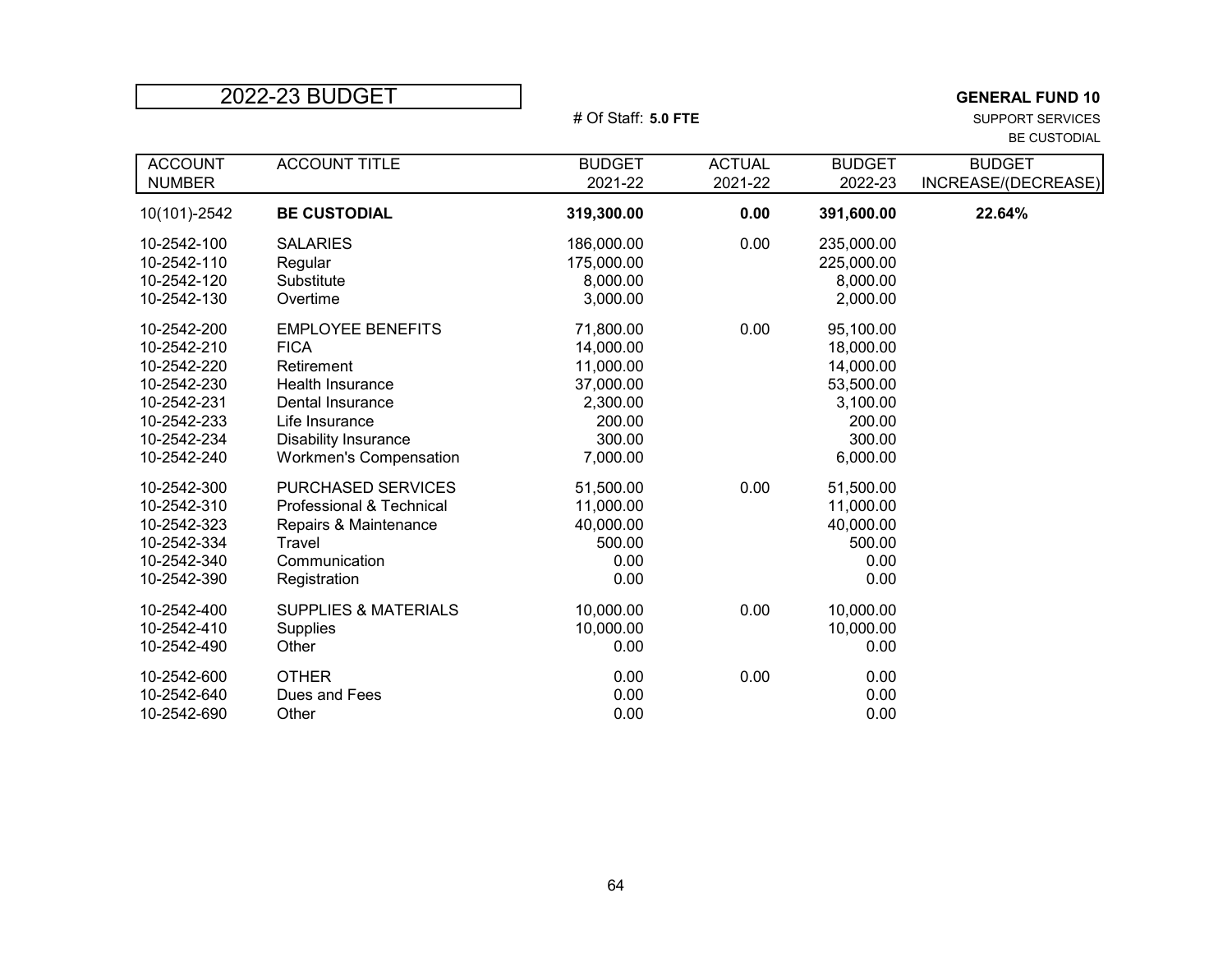# 2022-23 BUDGET

**GENERAL FUND 10**

SUPPORT SERVICES

BE CUSTODIAL

# Of Staff: **5.0 FTE**

| ACCOUNT NUMBER | ACCOUNT TITLE | BUDGET 2021-22 | ACTUAL 2021-22 | BUDGET 2022-23 | BUDGET INCREASE/(DECREASE) |
|---|---|---|---|---|---|
| 10(101)-2542 | **BE CUSTODIAL** | **319,300.00** | **0.00** | **391,600.00** | **22.64%** |
| 10-2542-100 | SALARIES | 186,000.00 | 0.00 | 235,000.00 | |
| 10-2542-110 | Regular | 175,000.00 | | 225,000.00 | |
| 10-2542-120 | Substitute | 8,000.00 | | 8,000.00 | |
| 10-2542-130 | Overtime | 3,000.00 | | 2,000.00 | |
| 10-2542-200 | EMPLOYEE BENEFITS | 71,800.00 | 0.00 | 95,100.00 | |
| 10-2542-210 | FICA | 14,000.00 | | 18,000.00 | |
| 10-2542-220 | Retirement | 11,000.00 | | 14,000.00 | |
| 10-2542-230 | Health Insurance | 37,000.00 | | 53,500.00 | |
| 10-2542-231 | Dental Insurance | 2,300.00 | | 3,100.00 | |
| 10-2542-233 | Life Insurance | 200.00 | | 200.00 | |
| 10-2542-234 | Disability Insurance | 300.00 | | 300.00 | |
| 10-2542-240 | Workmen's Compensation | 7,000.00 | | 6,000.00 | |
| 10-2542-300 | PURCHASED SERVICES | 51,500.00 | 0.00 | 51,500.00 | |
| 10-2542-310 | Professional & Technical | 11,000.00 | | 11,000.00 | |
| 10-2542-323 | Repairs & Maintenance | 40,000.00 | | 40,000.00 | |
| 10-2542-334 | Travel | 500.00 | | 500.00 | |
| 10-2542-340 | Communication | 0.00 | | 0.00 | |
| 10-2542-390 | Registration | 0.00 | | 0.00 | |
| 10-2542-400 | SUPPLIES & MATERIALS | 10,000.00 | 0.00 | 10,000.00 | |
| 10-2542-410 | Supplies | 10,000.00 | | 10,000.00 | |
| 10-2542-490 | Other | 0.00 | | 0.00 | |
| 10-2542-600 | OTHER | 0.00 | 0.00 | 0.00 | |
| 10-2542-640 | Dues and Fees | 0.00 | | 0.00 | |
| 10-2542-690 | Other | 0.00 | | 0.00 | |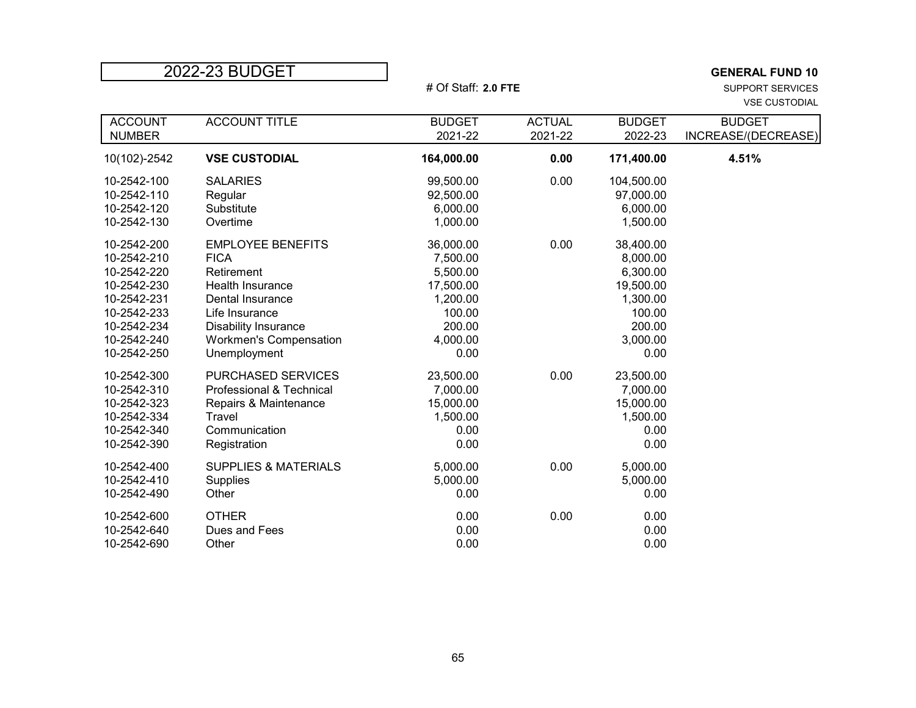# 2022-23 BUDGET

# Of Staff: **2.0 FTE**

**GENERAL FUND 10**
SUPPORT SERVICES
VSE CUSTODIAL

| ACCOUNT NUMBER | ACCOUNT TITLE | BUDGET 2021-22 | ACTUAL 2021-22 | BUDGET 2022-23 | BUDGET INCREASE/(DECREASE) |
|---|---|---|---|---|---|
| 10(102)-2542 | **VSE CUSTODIAL** | **164,000.00** | **0.00** | **171,400.00** | **4.51%** |
| 10-2542-100 | SALARIES | 99,500.00 | 0.00 | 104,500.00 | |
| 10-2542-110 | Regular | 92,500.00 | | 97,000.00 | |
| 10-2542-120 | Substitute | 6,000.00 | | 6,000.00 | |
| 10-2542-130 | Overtime | 1,000.00 | | 1,500.00 | |
| 10-2542-200 | EMPLOYEE BENEFITS | 36,000.00 | 0.00 | 38,400.00 | |
| 10-2542-210 | FICA | 7,500.00 | | 8,000.00 | |
| 10-2542-220 | Retirement | 5,500.00 | | 6,300.00 | |
| 10-2542-230 | Health Insurance | 17,500.00 | | 19,500.00 | |
| 10-2542-231 | Dental Insurance | 1,200.00 | | 1,300.00 | |
| 10-2542-233 | Life Insurance | 100.00 | | 100.00 | |
| 10-2542-234 | Disability Insurance | 200.00 | | 200.00 | |
| 10-2542-240 | Workmen's Compensation | 4,000.00 | | 3,000.00 | |
| 10-2542-250 | Unemployment | 0.00 | | 0.00 | |
| 10-2542-300 | PURCHASED SERVICES | 23,500.00 | 0.00 | 23,500.00 | |
| 10-2542-310 | Professional & Technical | 7,000.00 | | 7,000.00 | |
| 10-2542-323 | Repairs & Maintenance | 15,000.00 | | 15,000.00 | |
| 10-2542-334 | Travel | 1,500.00 | | 1,500.00 | |
| 10-2542-340 | Communication | 0.00 | | 0.00 | |
| 10-2542-390 | Registration | 0.00 | | 0.00 | |
| 10-2542-400 | SUPPLIES & MATERIALS | 5,000.00 | 0.00 | 5,000.00 | |
| 10-2542-410 | Supplies | 5,000.00 | | 5,000.00 | |
| 10-2542-490 | Other | 0.00 | | 0.00 | |
| 10-2542-600 | OTHER | 0.00 | 0.00 | 0.00 | |
| 10-2542-640 | Dues and Fees | 0.00 | | 0.00 | |
| 10-2542-690 | Other | 0.00 | | 0.00 | |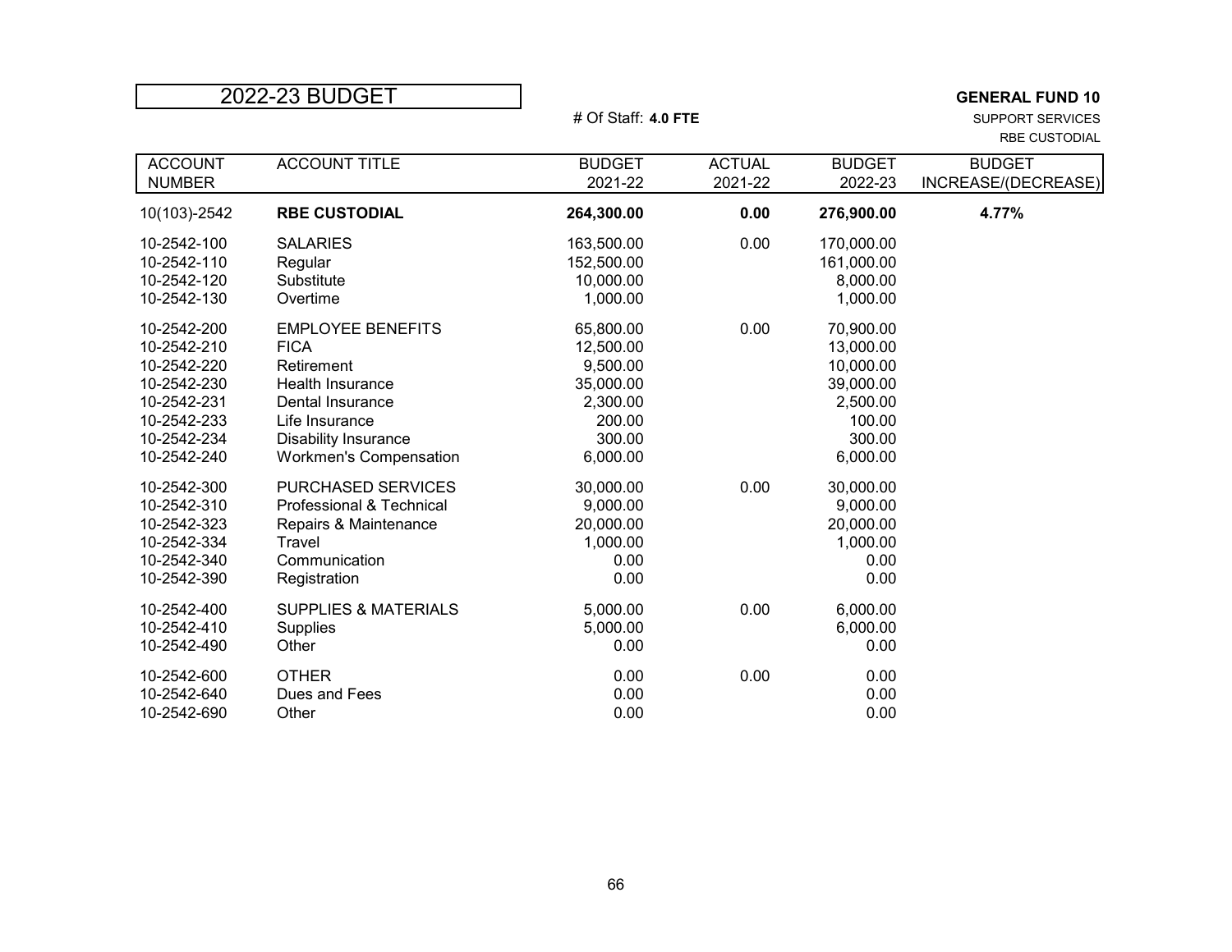# 2022-23 BUDGET

**GENERAL FUND 10**

SUPPORT SERVICES

RBE CUSTODIAL

# Of Staff: **4.0 FTE**

| ACCOUNT NUMBER | ACCOUNT TITLE | BUDGET 2021-22 | ACTUAL 2021-22 | BUDGET 2022-23 | BUDGET INCREASE/(DECREASE) |
|---|---|---|---|---|---|
| 10(103)-2542 | **RBE CUSTODIAL** | **264,300.00** | **0.00** | **276,900.00** | **4.77%** |
| 10-2542-100 | SALARIES | 163,500.00 | 0.00 | 170,000.00 | |
| 10-2542-110 | Regular | 152,500.00 | | 161,000.00 | |
| 10-2542-120 | Substitute | 10,000.00 | | 8,000.00 | |
| 10-2542-130 | Overtime | 1,000.00 | | 1,000.00 | |
| 10-2542-200 | EMPLOYEE BENEFITS | 65,800.00 | 0.00 | 70,900.00 | |
| 10-2542-210 | FICA | 12,500.00 | | 13,000.00 | |
| 10-2542-220 | Retirement | 9,500.00 | | 10,000.00 | |
| 10-2542-230 | Health Insurance | 35,000.00 | | 39,000.00 | |
| 10-2542-231 | Dental Insurance | 2,300.00 | | 2,500.00 | |
| 10-2542-233 | Life Insurance | 200.00 | | 100.00 | |
| 10-2542-234 | Disability Insurance | 300.00 | | 300.00 | |
| 10-2542-240 | Workmen's Compensation | 6,000.00 | | 6,000.00 | |
| 10-2542-300 | PURCHASED SERVICES | 30,000.00 | 0.00 | 30,000.00 | |
| 10-2542-310 | Professional & Technical | 9,000.00 | | 9,000.00 | |
| 10-2542-323 | Repairs & Maintenance | 20,000.00 | | 20,000.00 | |
| 10-2542-334 | Travel | 1,000.00 | | 1,000.00 | |
| 10-2542-340 | Communication | 0.00 | | 0.00 | |
| 10-2542-390 | Registration | 0.00 | | 0.00 | |
| 10-2542-400 | SUPPLIES & MATERIALS | 5,000.00 | 0.00 | 6,000.00 | |
| 10-2542-410 | Supplies | 5,000.00 | | 6,000.00 | |
| 10-2542-490 | Other | 0.00 | | 0.00 | |
| 10-2542-600 | OTHER | 0.00 | 0.00 | 0.00 | |
| 10-2542-640 | Dues and Fees | 0.00 | | 0.00 | |
| 10-2542-690 | Other | 0.00 | | 0.00 | |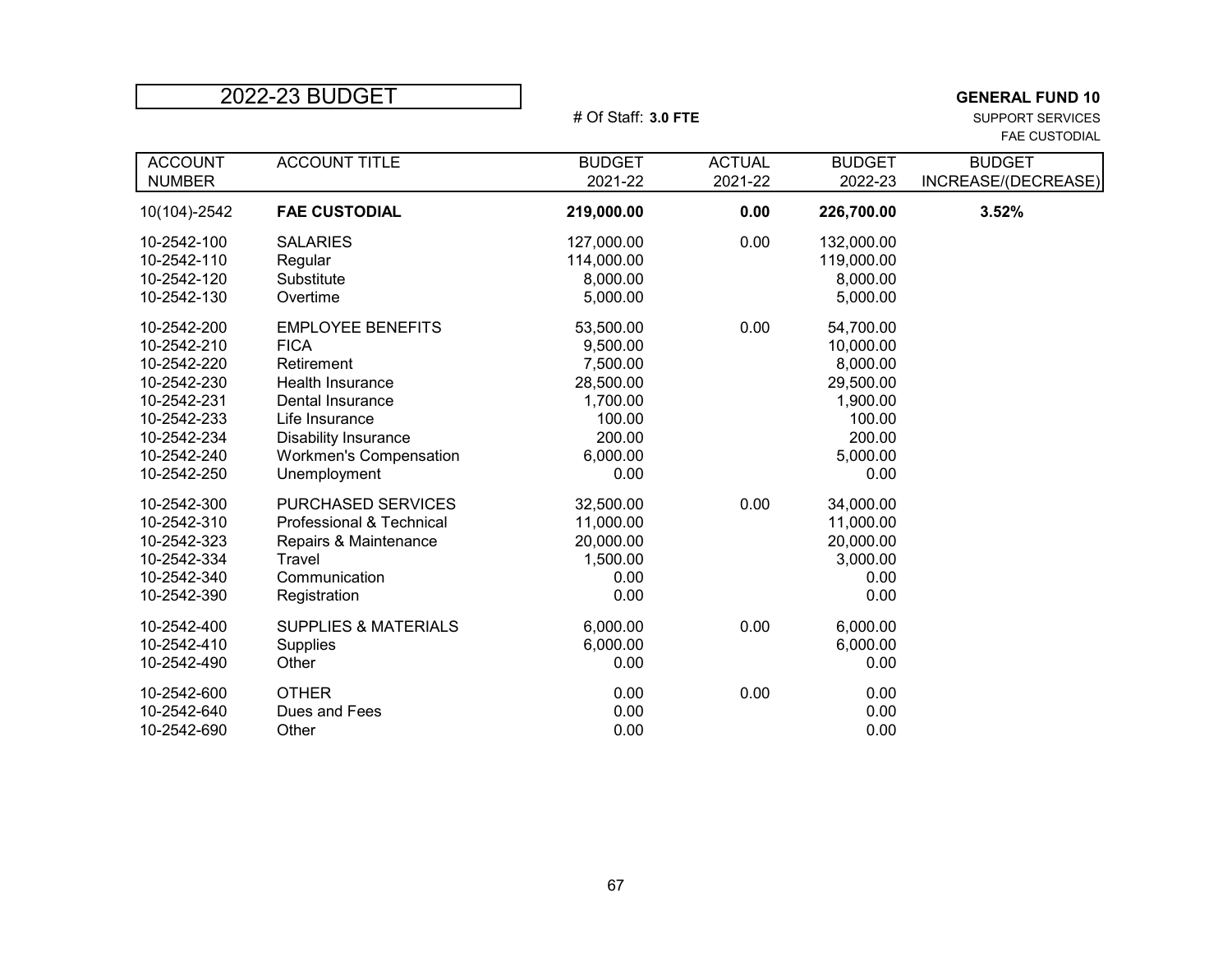# 2022-23 BUDGET

**GENERAL FUND 10**
SUPPORT SERVICES
FAE CUSTODIAL

# Of Staff: **3.0 FTE**

| ACCOUNT NUMBER | ACCOUNT TITLE | BUDGET 2021-22 | ACTUAL 2021-22 | BUDGET 2022-23 | BUDGET INCREASE/(DECREASE) |
|---|---|---|---|---|---|
| 10(104)-2542 | **FAE CUSTODIAL** | **219,000.00** | **0.00** | **226,700.00** | **3.52%** |
| 10-2542-100 | SALARIES | 127,000.00 | 0.00 | 132,000.00 | |
| 10-2542-110 | Regular | 114,000.00 | | 119,000.00 | |
| 10-2542-120 | Substitute | 8,000.00 | | 8,000.00 | |
| 10-2542-130 | Overtime | 5,000.00 | | 5,000.00 | |
| 10-2542-200 | EMPLOYEE BENEFITS | 53,500.00 | 0.00 | 54,700.00 | |
| 10-2542-210 | FICA | 9,500.00 | | 10,000.00 | |
| 10-2542-220 | Retirement | 7,500.00 | | 8,000.00 | |
| 10-2542-230 | Health Insurance | 28,500.00 | | 29,500.00 | |
| 10-2542-231 | Dental Insurance | 1,700.00 | | 1,900.00 | |
| 10-2542-233 | Life Insurance | 100.00 | | 100.00 | |
| 10-2542-234 | Disability Insurance | 200.00 | | 200.00 | |
| 10-2542-240 | Workmen's Compensation | 6,000.00 | | 5,000.00 | |
| 10-2542-250 | Unemployment | 0.00 | | 0.00 | |
| 10-2542-300 | PURCHASED SERVICES | 32,500.00 | 0.00 | 34,000.00 | |
| 10-2542-310 | Professional & Technical | 11,000.00 | | 11,000.00 | |
| 10-2542-323 | Repairs & Maintenance | 20,000.00 | | 20,000.00 | |
| 10-2542-334 | Travel | 1,500.00 | | 3,000.00 | |
| 10-2542-340 | Communication | 0.00 | | 0.00 | |
| 10-2542-390 | Registration | 0.00 | | 0.00 | |
| 10-2542-400 | SUPPLIES & MATERIALS | 6,000.00 | 0.00 | 6,000.00 | |
| 10-2542-410 | Supplies | 6,000.00 | | 6,000.00 | |
| 10-2542-490 | Other | 0.00 | | 0.00 | |
| 10-2542-600 | OTHER | 0.00 | 0.00 | 0.00 | |
| 10-2542-640 | Dues and Fees | 0.00 | | 0.00 | |
| 10-2542-690 | Other | 0.00 | | 0.00 | |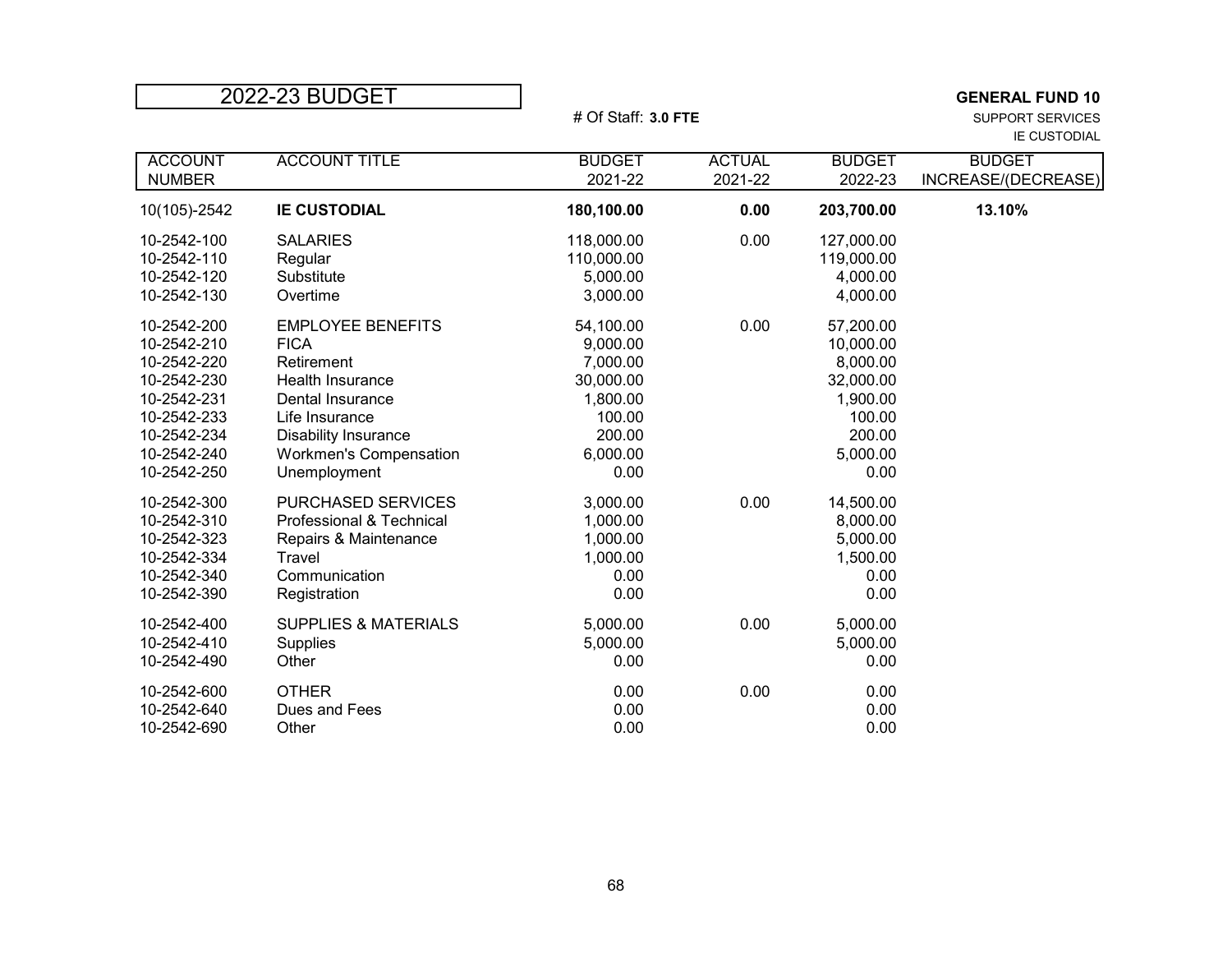# 2022-23 BUDGET

# Of Staff: **3.0 FTE**

**GENERAL FUND 10**
SUPPORT SERVICES
IE CUSTODIAL

| ACCOUNT NUMBER | ACCOUNT TITLE | BUDGET 2021-22 | ACTUAL 2021-22 | BUDGET 2022-23 | BUDGET INCREASE/(DECREASE) |
|---|---|---|---|---|---|
| 10(105)-2542 | **IE CUSTODIAL** | **180,100.00** | **0.00** | **203,700.00** | **13.10%** |
| 10-2542-100 | SALARIES | 118,000.00 | 0.00 | 127,000.00 | |
| 10-2542-110 | Regular | 110,000.00 | | 119,000.00 | |
| 10-2542-120 | Substitute | 5,000.00 | | 4,000.00 | |
| 10-2542-130 | Overtime | 3,000.00 | | 4,000.00 | |
| 10-2542-200 | EMPLOYEE BENEFITS | 54,100.00 | 0.00 | 57,200.00 | |
| 10-2542-210 | FICA | 9,000.00 | | 10,000.00 | |
| 10-2542-220 | Retirement | 7,000.00 | | 8,000.00 | |
| 10-2542-230 | Health Insurance | 30,000.00 | | 32,000.00 | |
| 10-2542-231 | Dental Insurance | 1,800.00 | | 1,900.00 | |
| 10-2542-233 | Life Insurance | 100.00 | | 100.00 | |
| 10-2542-234 | Disability Insurance | 200.00 | | 200.00 | |
| 10-2542-240 | Workmen's Compensation | 6,000.00 | | 5,000.00 | |
| 10-2542-250 | Unemployment | 0.00 | | 0.00 | |
| 10-2542-300 | PURCHASED SERVICES | 3,000.00 | 0.00 | 14,500.00 | |
| 10-2542-310 | Professional & Technical | 1,000.00 | | 8,000.00 | |
| 10-2542-323 | Repairs & Maintenance | 1,000.00 | | 5,000.00 | |
| 10-2542-334 | Travel | 1,000.00 | | 1,500.00 | |
| 10-2542-340 | Communication | 0.00 | | 0.00 | |
| 10-2542-390 | Registration | 0.00 | | 0.00 | |
| 10-2542-400 | SUPPLIES & MATERIALS | 5,000.00 | 0.00 | 5,000.00 | |
| 10-2542-410 | Supplies | 5,000.00 | | 5,000.00 | |
| 10-2542-490 | Other | 0.00 | | 0.00 | |
| 10-2542-600 | OTHER | 0.00 | 0.00 | 0.00 | |
| 10-2542-640 | Dues and Fees | 0.00 | | 0.00 | |
| 10-2542-690 | Other | 0.00 | | 0.00 | |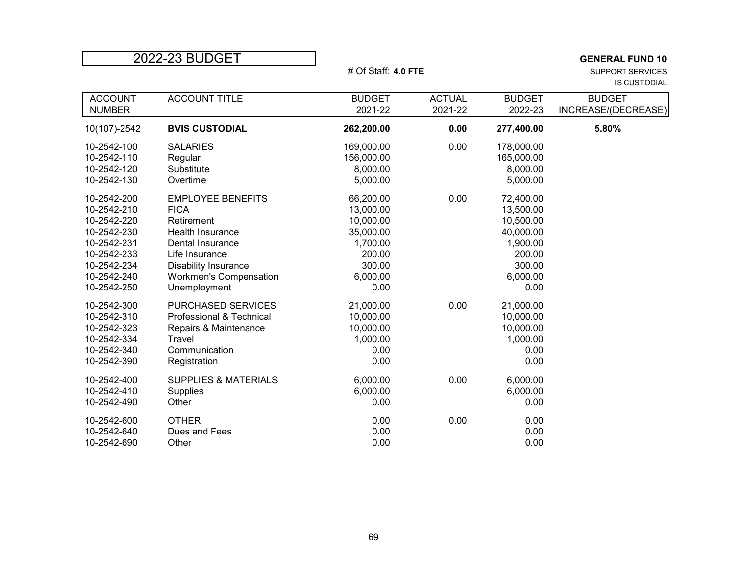# 2022-23 BUDGET

# Of Staff: **4.0 FTE**

**GENERAL FUND 10**
SUPPORT SERVICES
IS CUSTODIAL

| ACCOUNT NUMBER | ACCOUNT TITLE | BUDGET 2021-22 | ACTUAL 2021-22 | BUDGET 2022-23 | BUDGET INCREASE/(DECREASE) |
|---|---|---|---|---|---|
| 10(107)-2542 | **BVIS CUSTODIAL** | **262,200.00** | **0.00** | **277,400.00** | **5.80%** |
| 10-2542-100 | SALARIES | 169,000.00 | 0.00 | 178,000.00 | |
| 10-2542-110 | Regular | 156,000.00 | | 165,000.00 | |
| 10-2542-120 | Substitute | 8,000.00 | | 8,000.00 | |
| 10-2542-130 | Overtime | 5,000.00 | | 5,000.00 | |
| 10-2542-200 | EMPLOYEE BENEFITS | 66,200.00 | 0.00 | 72,400.00 | |
| 10-2542-210 | FICA | 13,000.00 | | 13,500.00 | |
| 10-2542-220 | Retirement | 10,000.00 | | 10,500.00 | |
| 10-2542-230 | Health Insurance | 35,000.00 | | 40,000.00 | |
| 10-2542-231 | Dental Insurance | 1,700.00 | | 1,900.00 | |
| 10-2542-233 | Life Insurance | 200.00 | | 200.00 | |
| 10-2542-234 | Disability Insurance | 300.00 | | 300.00 | |
| 10-2542-240 | Workmen's Compensation | 6,000.00 | | 6,000.00 | |
| 10-2542-250 | Unemployment | 0.00 | | 0.00 | |
| 10-2542-300 | PURCHASED SERVICES | 21,000.00 | 0.00 | 21,000.00 | |
| 10-2542-310 | Professional & Technical | 10,000.00 | | 10,000.00 | |
| 10-2542-323 | Repairs & Maintenance | 10,000.00 | | 10,000.00 | |
| 10-2542-334 | Travel | 1,000.00 | | 1,000.00 | |
| 10-2542-340 | Communication | 0.00 | | 0.00 | |
| 10-2542-390 | Registration | 0.00 | | 0.00 | |
| 10-2542-400 | SUPPLIES & MATERIALS | 6,000.00 | 0.00 | 6,000.00 | |
| 10-2542-410 | Supplies | 6,000.00 | | 6,000.00 | |
| 10-2542-490 | Other | 0.00 | | 0.00 | |
| 10-2542-600 | OTHER | 0.00 | 0.00 | 0.00 | |
| 10-2542-640 | Dues and Fees | 0.00 | | 0.00 | |
| 10-2542-690 | Other | 0.00 | | 0.00 | |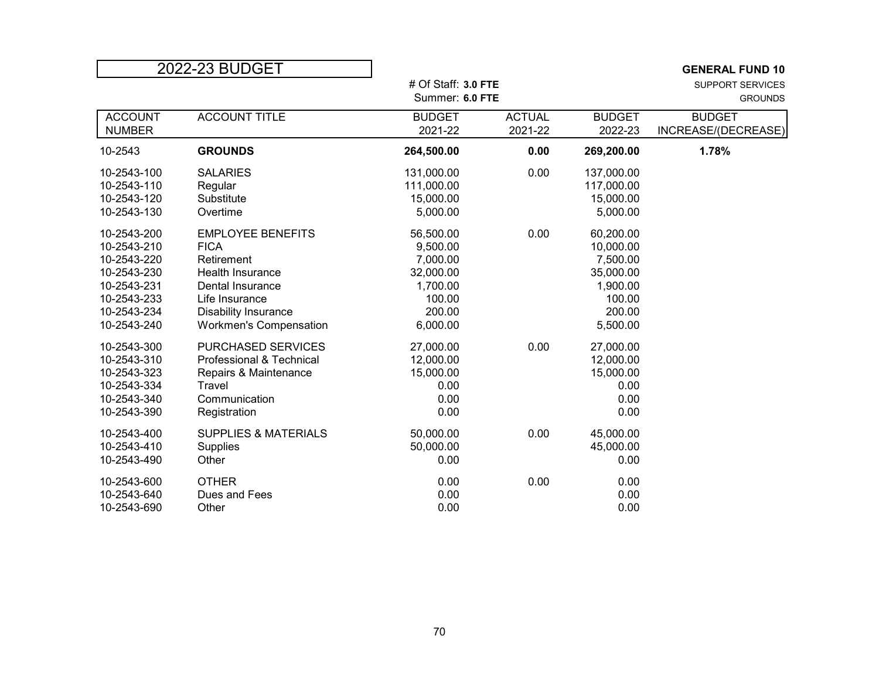## 2022-23 BUDGET

**GENERAL FUND 10**
SUPPORT SERVICES
GROUNDS

# Of Staff: **3.0 FTE**
Summer: **6.0 FTE**

| ACCOUNT NUMBER | ACCOUNT TITLE | BUDGET 2021-22 | ACTUAL 2021-22 | BUDGET 2022-23 | BUDGET INCREASE/(DECREASE) |
|---|---|---|---|---|---|
| 10-2543 | **GROUNDS** | **264,500.00** | **0.00** | **269,200.00** | **1.78%** |
| 10-2543-100 | SALARIES | 131,000.00 | 0.00 | 137,000.00 | |
| 10-2543-110 | Regular | 111,000.00 | | 117,000.00 | |
| 10-2543-120 | Substitute | 15,000.00 | | 15,000.00 | |
| 10-2543-130 | Overtime | 5,000.00 | | 5,000.00 | |
| 10-2543-200 | EMPLOYEE BENEFITS | 56,500.00 | 0.00 | 60,200.00 | |
| 10-2543-210 | FICA | 9,500.00 | | 10,000.00 | |
| 10-2543-220 | Retirement | 7,000.00 | | 7,500.00 | |
| 10-2543-230 | Health Insurance | 32,000.00 | | 35,000.00 | |
| 10-2543-231 | Dental Insurance | 1,700.00 | | 1,900.00 | |
| 10-2543-233 | Life Insurance | 100.00 | | 100.00 | |
| 10-2543-234 | Disability Insurance | 200.00 | | 200.00 | |
| 10-2543-240 | Workmen's Compensation | 6,000.00 | | 5,500.00 | |
| 10-2543-300 | PURCHASED SERVICES | 27,000.00 | 0.00 | 27,000.00 | |
| 10-2543-310 | Professional & Technical | 12,000.00 | | 12,000.00 | |
| 10-2543-323 | Repairs & Maintenance | 15,000.00 | | 15,000.00 | |
| 10-2543-334 | Travel | 0.00 | | 0.00 | |
| 10-2543-340 | Communication | 0.00 | | 0.00 | |
| 10-2543-390 | Registration | 0.00 | | 0.00 | |
| 10-2543-400 | SUPPLIES & MATERIALS | 50,000.00 | 0.00 | 45,000.00 | |
| 10-2543-410 | Supplies | 50,000.00 | | 45,000.00 | |
| 10-2543-490 | Other | 0.00 | | 0.00 | |
| 10-2543-600 | OTHER | 0.00 | 0.00 | 0.00 | |
| 10-2543-640 | Dues and Fees | 0.00 | | 0.00 | |
| 10-2543-690 | Other | 0.00 | | 0.00 | |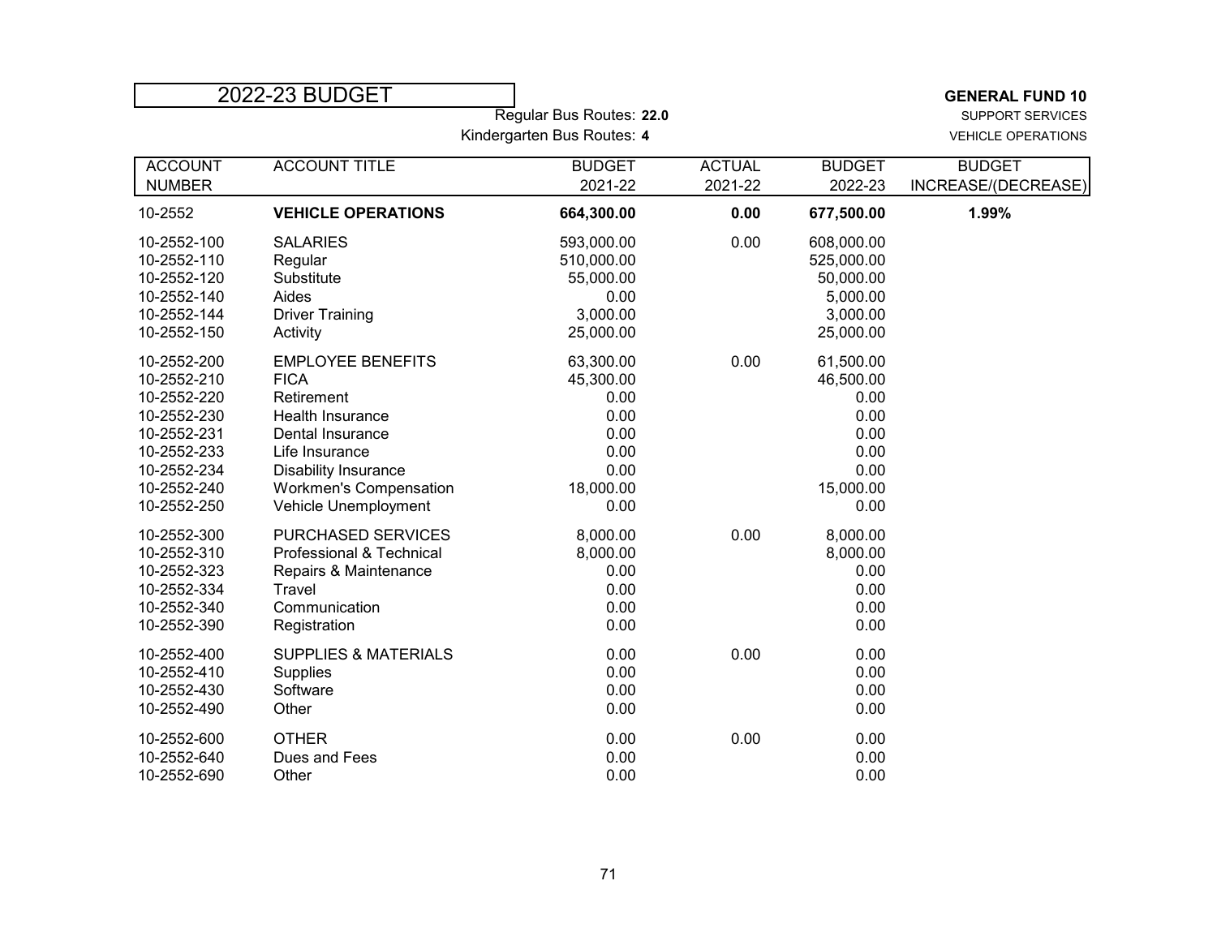# 2022-23 BUDGET

**GENERAL FUND 10**
SUPPORT SERVICES
VEHICLE OPERATIONS

Regular Bus Routes: **22.0**
Kindergarten Bus Routes: **4**

| ACCOUNT NUMBER | ACCOUNT TITLE | BUDGET 2021-22 | ACTUAL 2021-22 | BUDGET 2022-23 | BUDGET INCREASE/(DECREASE) |
|---|---|---|---|---|---|
| 10-2552 | **VEHICLE OPERATIONS** | **664,300.00** | **0.00** | **677,500.00** | **1.99%** |
| 10-2552-100 | SALARIES | 593,000.00 | 0.00 | 608,000.00 | |
| 10-2552-110 | Regular | 510,000.00 | | 525,000.00 | |
| 10-2552-120 | Substitute | 55,000.00 | | 50,000.00 | |
| 10-2552-140 | Aides | 0.00 | | 5,000.00 | |
| 10-2552-144 | Driver Training | 3,000.00 | | 3,000.00 | |
| 10-2552-150 | Activity | 25,000.00 | | 25,000.00 | |
| 10-2552-200 | EMPLOYEE BENEFITS | 63,300.00 | 0.00 | 61,500.00 | |
| 10-2552-210 | FICA | 45,300.00 | | 46,500.00 | |
| 10-2552-220 | Retirement | 0.00 | | 0.00 | |
| 10-2552-230 | Health Insurance | 0.00 | | 0.00 | |
| 10-2552-231 | Dental Insurance | 0.00 | | 0.00 | |
| 10-2552-233 | Life Insurance | 0.00 | | 0.00 | |
| 10-2552-234 | Disability Insurance | 0.00 | | 0.00 | |
| 10-2552-240 | Workmen's Compensation | 18,000.00 | | 15,000.00 | |
| 10-2552-250 | Vehicle Unemployment | 0.00 | | 0.00 | |
| 10-2552-300 | PURCHASED SERVICES | 8,000.00 | 0.00 | 8,000.00 | |
| 10-2552-310 | Professional & Technical | 8,000.00 | | 8,000.00 | |
| 10-2552-323 | Repairs & Maintenance | 0.00 | | 0.00 | |
| 10-2552-334 | Travel | 0.00 | | 0.00 | |
| 10-2552-340 | Communication | 0.00 | | 0.00 | |
| 10-2552-390 | Registration | 0.00 | | 0.00 | |
| 10-2552-400 | SUPPLIES & MATERIALS | 0.00 | 0.00 | 0.00 | |
| 10-2552-410 | Supplies | 0.00 | | 0.00 | |
| 10-2552-430 | Software | 0.00 | | 0.00 | |
| 10-2552-490 | Other | 0.00 | | 0.00 | |
| 10-2552-600 | OTHER | 0.00 | 0.00 | 0.00 | |
| 10-2552-640 | Dues and Fees | 0.00 | | 0.00 | |
| 10-2552-690 | Other | 0.00 | | 0.00 | |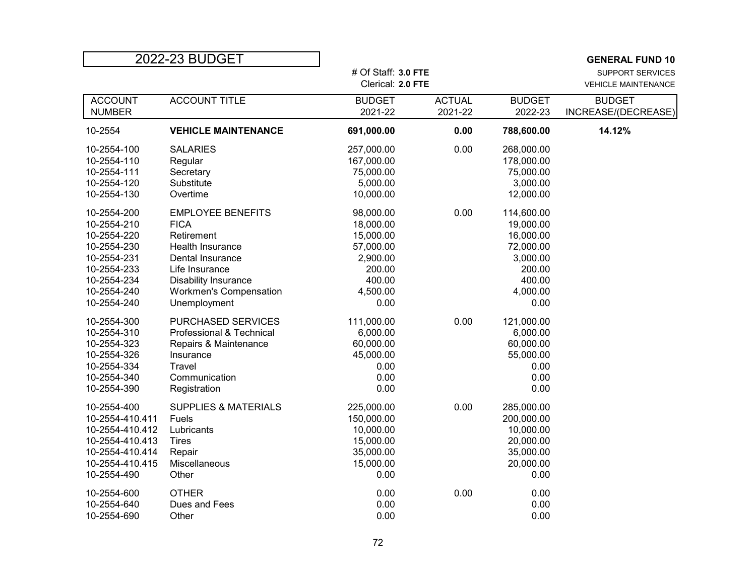# 2022-23 BUDGET

**GENERAL FUND 10**
SUPPORT SERVICES
VEHICLE MAINTENANCE

# Of Staff: **3.0 FTE**
Clerical: **2.0 FTE**

| ACCOUNT NUMBER | ACCOUNT TITLE | BUDGET 2021-22 | ACTUAL 2021-22 | BUDGET 2022-23 | BUDGET INCREASE/(DECREASE) |
|---|---|---|---|---|---|
| 10-2554 | **VEHICLE MAINTENANCE** | **691,000.00** | **0.00** | **788,600.00** | **14.12%** |
| 10-2554-100 | SALARIES | 257,000.00 | 0.00 | 268,000.00 | |
| 10-2554-110 | Regular | 167,000.00 | | 178,000.00 | |
| 10-2554-111 | Secretary | 75,000.00 | | 75,000.00 | |
| 10-2554-120 | Substitute | 5,000.00 | | 3,000.00 | |
| 10-2554-130 | Overtime | 10,000.00 | | 12,000.00 | |
| 10-2554-200 | EMPLOYEE BENEFITS | 98,000.00 | 0.00 | 114,600.00 | |
| 10-2554-210 | FICA | 18,000.00 | | 19,000.00 | |
| 10-2554-220 | Retirement | 15,000.00 | | 16,000.00 | |
| 10-2554-230 | Health Insurance | 57,000.00 | | 72,000.00 | |
| 10-2554-231 | Dental Insurance | 2,900.00 | | 3,000.00 | |
| 10-2554-233 | Life Insurance | 200.00 | | 200.00 | |
| 10-2554-234 | Disability Insurance | 400.00 | | 400.00 | |
| 10-2554-240 | Workmen's Compensation | 4,500.00 | | 4,000.00 | |
| 10-2554-240 | Unemployment | 0.00 | | 0.00 | |
| 10-2554-300 | PURCHASED SERVICES | 111,000.00 | 0.00 | 121,000.00 | |
| 10-2554-310 | Professional & Technical | 6,000.00 | | 6,000.00 | |
| 10-2554-323 | Repairs & Maintenance | 60,000.00 | | 60,000.00 | |
| 10-2554-326 | Insurance | 45,000.00 | | 55,000.00 | |
| 10-2554-334 | Travel | 0.00 | | 0.00 | |
| 10-2554-340 | Communication | 0.00 | | 0.00 | |
| 10-2554-390 | Registration | 0.00 | | 0.00 | |
| 10-2554-400 | SUPPLIES & MATERIALS | 225,000.00 | 0.00 | 285,000.00 | |
| 10-2554-410.411 | Fuels | 150,000.00 | | 200,000.00 | |
| 10-2554-410.412 | Lubricants | 10,000.00 | | 10,000.00 | |
| 10-2554-410.413 | Tires | 15,000.00 | | 20,000.00 | |
| 10-2554-410.414 | Repair | 35,000.00 | | 35,000.00 | |
| 10-2554-410.415 | Miscellaneous | 15,000.00 | | 20,000.00 | |
| 10-2554-490 | Other | 0.00 | | 0.00 | |
| 10-2554-600 | OTHER | 0.00 | 0.00 | 0.00 | |
| 10-2554-640 | Dues and Fees | 0.00 | | 0.00 | |
| 10-2554-690 | Other | 0.00 | | 0.00 | |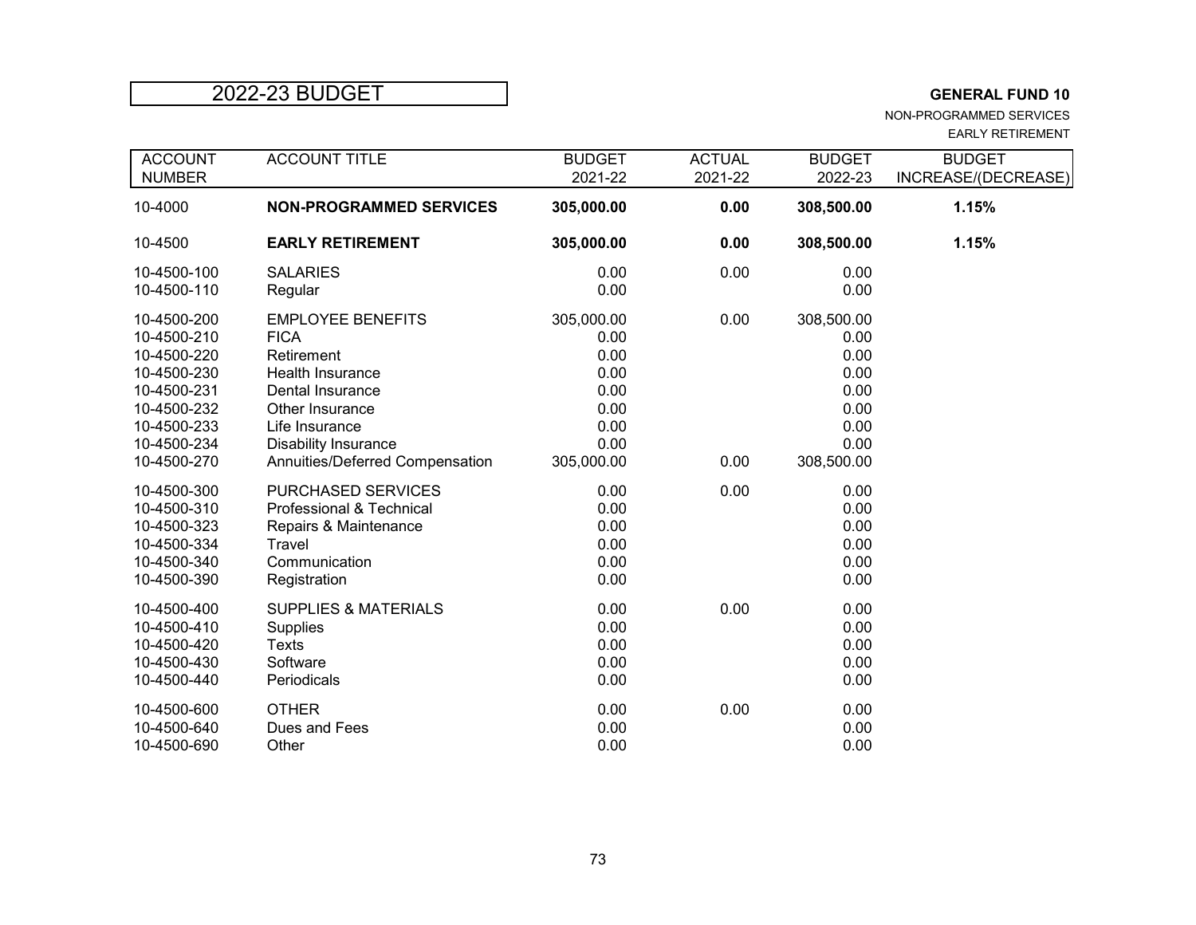# 2022-23 BUDGET

**GENERAL FUND 10**

NON-PROGRAMMED SERVICES

EARLY RETIREMENT

| ACCOUNT NUMBER | ACCOUNT TITLE | BUDGET 2021-22 | ACTUAL 2021-22 | BUDGET 2022-23 | BUDGET INCREASE/(DECREASE) |
|---|---|---|---|---|---|
| 10-4000 | **NON-PROGRAMMED SERVICES** | **305,000.00** | **0.00** | **308,500.00** | **1.15%** |
| 10-4500 | **EARLY RETIREMENT** | **305,000.00** | **0.00** | **308,500.00** | **1.15%** |
| 10-4500-100 | SALARIES | 0.00 | 0.00 | 0.00 | |
| 10-4500-110 | Regular | 0.00 | | 0.00 | |
| 10-4500-200 | EMPLOYEE BENEFITS | 305,000.00 | 0.00 | 308,500.00 | |
| 10-4500-210 | FICA | 0.00 | | 0.00 | |
| 10-4500-220 | Retirement | 0.00 | | 0.00 | |
| 10-4500-230 | Health Insurance | 0.00 | | 0.00 | |
| 10-4500-231 | Dental Insurance | 0.00 | | 0.00 | |
| 10-4500-232 | Other Insurance | 0.00 | | 0.00 | |
| 10-4500-233 | Life Insurance | 0.00 | | 0.00 | |
| 10-4500-234 | Disability Insurance | 0.00 | | 0.00 | |
| 10-4500-270 | Annuities/Deferred Compensation | 305,000.00 | 0.00 | 308,500.00 | |
| 10-4500-300 | PURCHASED SERVICES | 0.00 | 0.00 | 0.00 | |
| 10-4500-310 | Professional & Technical | 0.00 | | 0.00 | |
| 10-4500-323 | Repairs & Maintenance | 0.00 | | 0.00 | |
| 10-4500-334 | Travel | 0.00 | | 0.00 | |
| 10-4500-340 | Communication | 0.00 | | 0.00 | |
| 10-4500-390 | Registration | 0.00 | | 0.00 | |
| 10-4500-400 | SUPPLIES & MATERIALS | 0.00 | 0.00 | 0.00 | |
| 10-4500-410 | Supplies | 0.00 | | 0.00 | |
| 10-4500-420 | Texts | 0.00 | | 0.00 | |
| 10-4500-430 | Software | 0.00 | | 0.00 | |
| 10-4500-440 | Periodicals | 0.00 | | 0.00 | |
| 10-4500-600 | OTHER | 0.00 | 0.00 | 0.00 | |
| 10-4500-640 | Dues and Fees | 0.00 | | 0.00 | |
| 10-4500-690 | Other | 0.00 | | 0.00 | |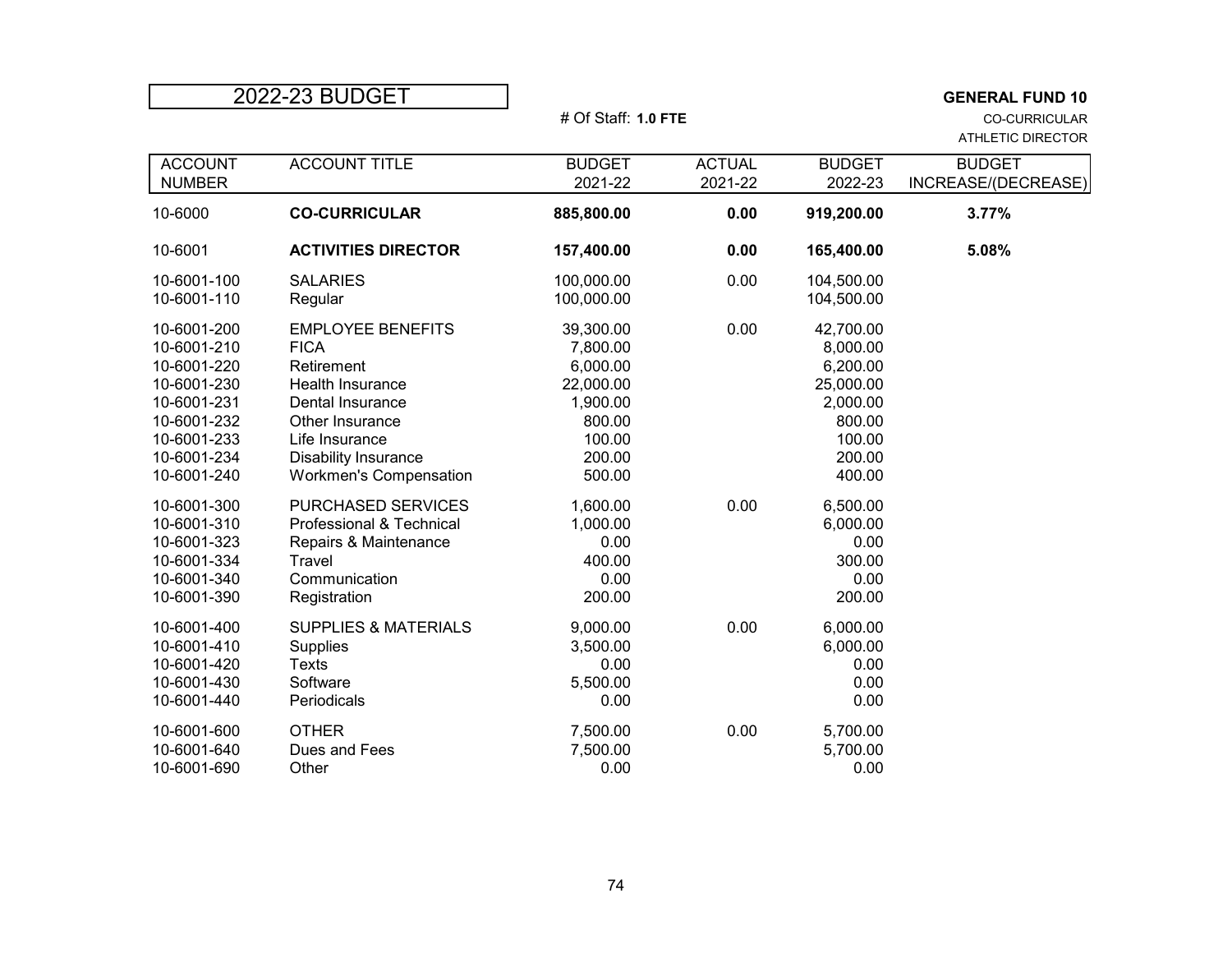# 2022-23 BUDGET

**GENERAL FUND 10**

# Of Staff: **1.0 FTE**

CO-CURRICULAR

ATHLETIC DIRECTOR

| ACCOUNT NUMBER | ACCOUNT TITLE | BUDGET 2021-22 | ACTUAL 2021-22 | BUDGET 2022-23 | BUDGET INCREASE/(DECREASE) |
|---|---|---|---|---|---|
| 10-6000 | **CO-CURRICULAR** | **885,800.00** | **0.00** | **919,200.00** | **3.77%** |
| 10-6001 | **ACTIVITIES DIRECTOR** | **157,400.00** | **0.00** | **165,400.00** | **5.08%** |
| 10-6001-100 | SALARIES | 100,000.00 | 0.00 | 104,500.00 | |
| 10-6001-110 | Regular | 100,000.00 | | 104,500.00 | |
| 10-6001-200 | EMPLOYEE BENEFITS | 39,300.00 | 0.00 | 42,700.00 | |
| 10-6001-210 | FICA | 7,800.00 | | 8,000.00 | |
| 10-6001-220 | Retirement | 6,000.00 | | 6,200.00 | |
| 10-6001-230 | Health Insurance | 22,000.00 | | 25,000.00 | |
| 10-6001-231 | Dental Insurance | 1,900.00 | | 2,000.00 | |
| 10-6001-232 | Other Insurance | 800.00 | | 800.00 | |
| 10-6001-233 | Life Insurance | 100.00 | | 100.00 | |
| 10-6001-234 | Disability Insurance | 200.00 | | 200.00 | |
| 10-6001-240 | Workmen's Compensation | 500.00 | | 400.00 | |
| 10-6001-300 | PURCHASED SERVICES | 1,600.00 | 0.00 | 6,500.00 | |
| 10-6001-310 | Professional & Technical | 1,000.00 | | 6,000.00 | |
| 10-6001-323 | Repairs & Maintenance | 0.00 | | 0.00 | |
| 10-6001-334 | Travel | 400.00 | | 300.00 | |
| 10-6001-340 | Communication | 0.00 | | 0.00 | |
| 10-6001-390 | Registration | 200.00 | | 200.00 | |
| 10-6001-400 | SUPPLIES & MATERIALS | 9,000.00 | 0.00 | 6,000.00 | |
| 10-6001-410 | Supplies | 3,500.00 | | 6,000.00 | |
| 10-6001-420 | Texts | 0.00 | | 0.00 | |
| 10-6001-430 | Software | 5,500.00 | | 0.00 | |
| 10-6001-440 | Periodicals | 0.00 | | 0.00 | |
| 10-6001-600 | OTHER | 7,500.00 | 0.00 | 5,700.00 | |
| 10-6001-640 | Dues and Fees | 7,500.00 | | 5,700.00 | |
| 10-6001-690 | Other | 0.00 | | 0.00 | |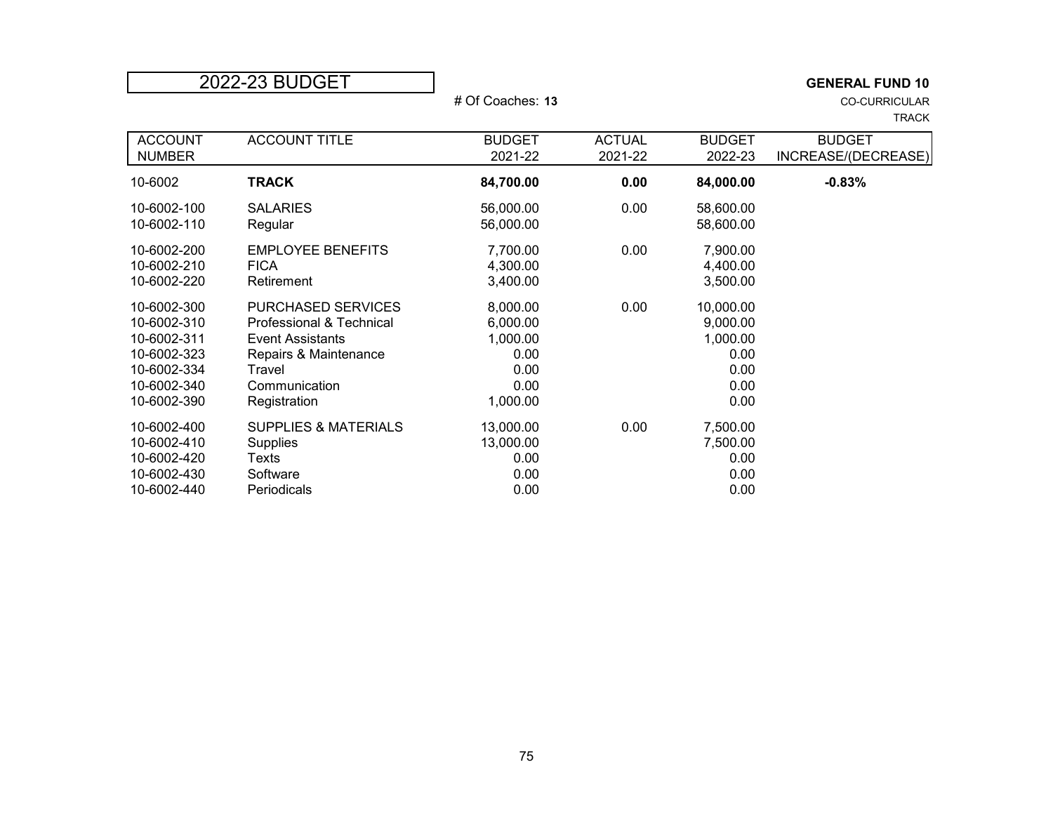# 2022-23 BUDGET

# Of Coaches: **13**

**GENERAL FUND 10**
CO-CURRICULAR
TRACK

| ACCOUNT NUMBER | ACCOUNT TITLE | BUDGET 2021-22 | ACTUAL 2021-22 | BUDGET 2022-23 | BUDGET INCREASE/(DECREASE) |
|---|---|---|---|---|---|
| 10-6002 | **TRACK** | **84,700.00** | **0.00** | **84,000.00** | **-0.83%** |
| 10-6002-100 | SALARIES | 56,000.00 | 0.00 | 58,600.00 | |
| 10-6002-110 | Regular | 56,000.00 | | 58,600.00 | |
| 10-6002-200 | EMPLOYEE BENEFITS | 7,700.00 | 0.00 | 7,900.00 | |
| 10-6002-210 | FICA | 4,300.00 | | 4,400.00 | |
| 10-6002-220 | Retirement | 3,400.00 | | 3,500.00 | |
| 10-6002-300 | PURCHASED SERVICES | 8,000.00 | 0.00 | 10,000.00 | |
| 10-6002-310 | Professional & Technical | 6,000.00 | | 9,000.00 | |
| 10-6002-311 | Event Assistants | 1,000.00 | | 1,000.00 | |
| 10-6002-323 | Repairs & Maintenance | 0.00 | | 0.00 | |
| 10-6002-334 | Travel | 0.00 | | 0.00 | |
| 10-6002-340 | Communication | 0.00 | | 0.00 | |
| 10-6002-390 | Registration | 1,000.00 | | 0.00 | |
| 10-6002-400 | SUPPLIES & MATERIALS | 13,000.00 | 0.00 | 7,500.00 | |
| 10-6002-410 | Supplies | 13,000.00 | | 7,500.00 | |
| 10-6002-420 | Texts | 0.00 | | 0.00 | |
| 10-6002-430 | Software | 0.00 | | 0.00 | |
| 10-6002-440 | Periodicals | 0.00 | | 0.00 | |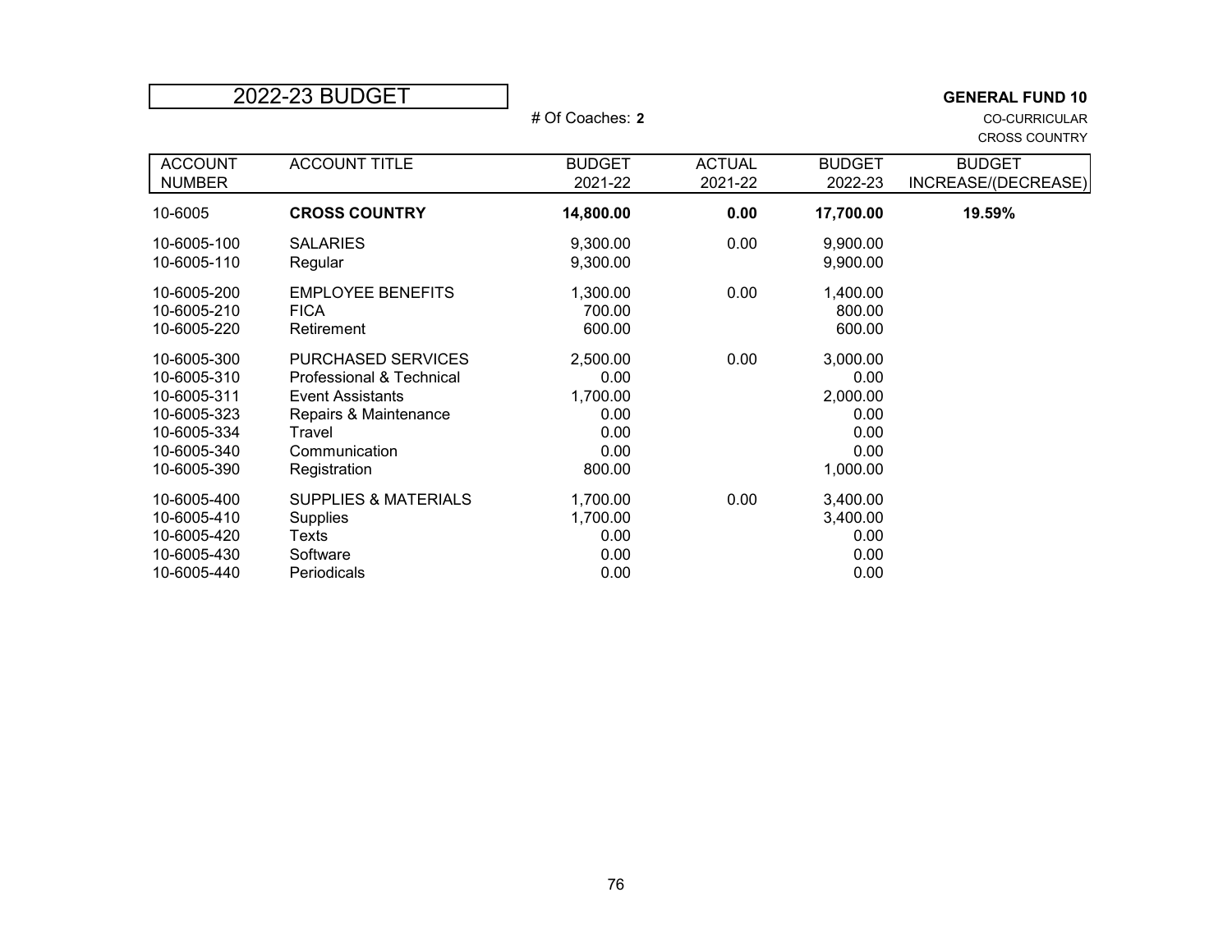# 2022-23 BUDGET

**GENERAL FUND 10**
CO-CURRICULAR
CROSS COUNTRY

# Of Coaches: **2**

| ACCOUNT NUMBER | ACCOUNT TITLE | BUDGET 2021-22 | ACTUAL 2021-22 | BUDGET 2022-23 | BUDGET INCREASE/(DECREASE) |
|---|---|---|---|---|---|
| 10-6005 | **CROSS COUNTRY** | **14,800.00** | **0.00** | **17,700.00** | **19.59%** |
| 10-6005-100 | SALARIES | 9,300.00 | 0.00 | 9,900.00 | |
| 10-6005-110 | Regular | 9,300.00 | | 9,900.00 | |
| 10-6005-200 | EMPLOYEE BENEFITS | 1,300.00 | 0.00 | 1,400.00 | |
| 10-6005-210 | FICA | 700.00 | | 800.00 | |
| 10-6005-220 | Retirement | 600.00 | | 600.00 | |
| 10-6005-300 | PURCHASED SERVICES | 2,500.00 | 0.00 | 3,000.00 | |
| 10-6005-310 | Professional & Technical | 0.00 | | 0.00 | |
| 10-6005-311 | Event Assistants | 1,700.00 | | 2,000.00 | |
| 10-6005-323 | Repairs & Maintenance | 0.00 | | 0.00 | |
| 10-6005-334 | Travel | 0.00 | | 0.00 | |
| 10-6005-340 | Communication | 0.00 | | 0.00 | |
| 10-6005-390 | Registration | 800.00 | | 1,000.00 | |
| 10-6005-400 | SUPPLIES & MATERIALS | 1,700.00 | 0.00 | 3,400.00 | |
| 10-6005-410 | Supplies | 1,700.00 | | 3,400.00 | |
| 10-6005-420 | Texts | 0.00 | | 0.00 | |
| 10-6005-430 | Software | 0.00 | | 0.00 | |
| 10-6005-440 | Periodicals | 0.00 | | 0.00 | |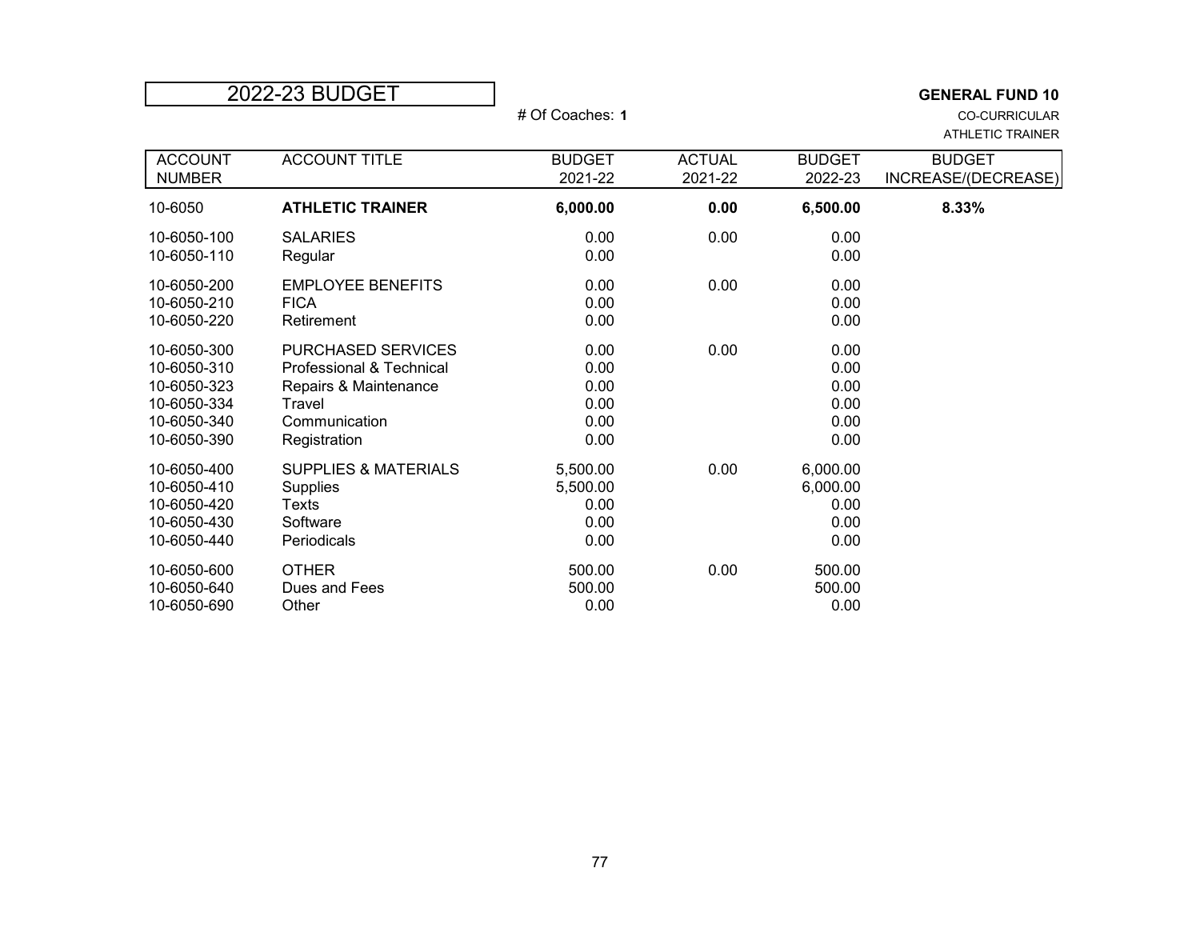# 2022-23 BUDGET

**GENERAL FUND 10**

# Of Coaches: **1**

CO-CURRICULAR

ATHLETIC TRAINER

| ACCOUNT NUMBER | ACCOUNT TITLE | BUDGET 2021-22 | ACTUAL 2021-22 | BUDGET 2022-23 | BUDGET INCREASE/(DECREASE) |
|---|---|---|---|---|---|
| 10-6050 | **ATHLETIC TRAINER** | **6,000.00** | **0.00** | **6,500.00** | **8.33%** |
| 10-6050-100 | SALARIES | 0.00 | 0.00 | 0.00 | |
| 10-6050-110 | Regular | 0.00 | | 0.00 | |
| 10-6050-200 | EMPLOYEE BENEFITS | 0.00 | 0.00 | 0.00 | |
| 10-6050-210 | FICA | 0.00 | | 0.00 | |
| 10-6050-220 | Retirement | 0.00 | | 0.00 | |
| 10-6050-300 | PURCHASED SERVICES | 0.00 | 0.00 | 0.00 | |
| 10-6050-310 | Professional & Technical | 0.00 | | 0.00 | |
| 10-6050-323 | Repairs & Maintenance | 0.00 | | 0.00 | |
| 10-6050-334 | Travel | 0.00 | | 0.00 | |
| 10-6050-340 | Communication | 0.00 | | 0.00 | |
| 10-6050-390 | Registration | 0.00 | | 0.00 | |
| 10-6050-400 | SUPPLIES & MATERIALS | 5,500.00 | 0.00 | 6,000.00 | |
| 10-6050-410 | Supplies | 5,500.00 | | 6,000.00 | |
| 10-6050-420 | Texts | 0.00 | | 0.00 | |
| 10-6050-430 | Software | 0.00 | | 0.00 | |
| 10-6050-440 | Periodicals | 0.00 | | 0.00 | |
| 10-6050-600 | OTHER | 500.00 | 0.00 | 500.00 | |
| 10-6050-640 | Dues and Fees | 500.00 | | 500.00 | |
| 10-6050-690 | Other | 0.00 | | 0.00 | |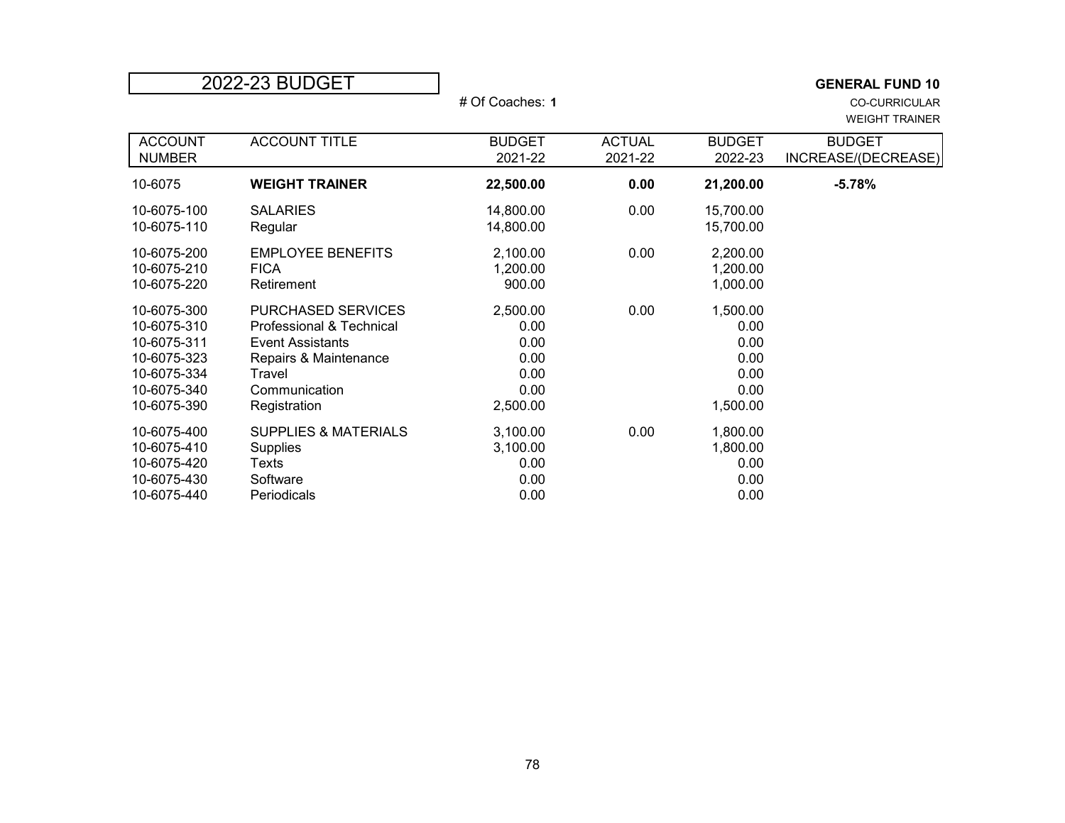# 2022-23 BUDGET

# Of Coaches: **1**

**GENERAL FUND 10**
CO-CURRICULAR
WEIGHT TRAINER

| ACCOUNT NUMBER | ACCOUNT TITLE | BUDGET 2021-22 | ACTUAL 2021-22 | BUDGET 2022-23 | BUDGET INCREASE/(DECREASE) |
|---|---|---|---|---|---|
| 10-6075 | **WEIGHT TRAINER** | **22,500.00** | **0.00** | **21,200.00** | **-5.78%** |
| 10-6075-100 | SALARIES | 14,800.00 | 0.00 | 15,700.00 | |
| 10-6075-110 | Regular | 14,800.00 | | 15,700.00 | |
| 10-6075-200 | EMPLOYEE BENEFITS | 2,100.00 | 0.00 | 2,200.00 | |
| 10-6075-210 | FICA | 1,200.00 | | 1,200.00 | |
| 10-6075-220 | Retirement | 900.00 | | 1,000.00 | |
| 10-6075-300 | PURCHASED SERVICES | 2,500.00 | 0.00 | 1,500.00 | |
| 10-6075-310 | Professional & Technical | 0.00 | | 0.00 | |
| 10-6075-311 | Event Assistants | 0.00 | | 0.00 | |
| 10-6075-323 | Repairs & Maintenance | 0.00 | | 0.00 | |
| 10-6075-334 | Travel | 0.00 | | 0.00 | |
| 10-6075-340 | Communication | 0.00 | | 0.00 | |
| 10-6075-390 | Registration | 2,500.00 | | 1,500.00 | |
| 10-6075-400 | SUPPLIES & MATERIALS | 3,100.00 | 0.00 | 1,800.00 | |
| 10-6075-410 | Supplies | 3,100.00 | | 1,800.00 | |
| 10-6075-420 | Texts | 0.00 | | 0.00 | |
| 10-6075-430 | Software | 0.00 | | 0.00 | |
| 10-6075-440 | Periodicals | 0.00 | | 0.00 | |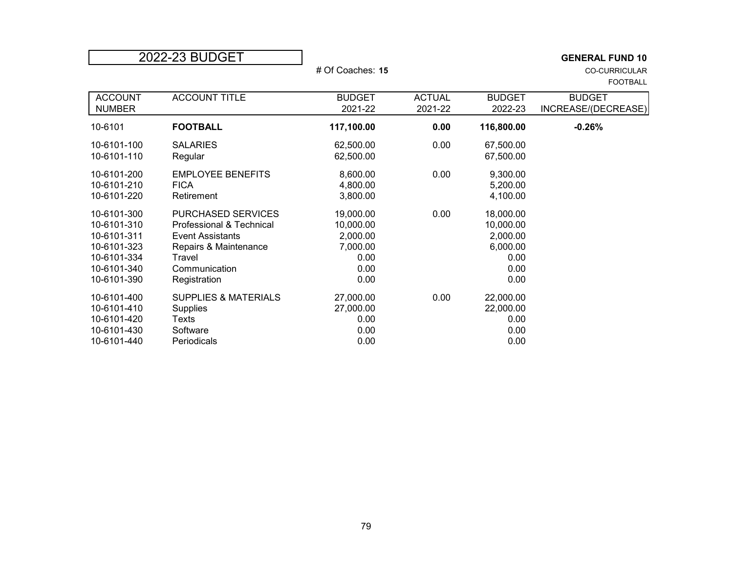# 2022-23 BUDGET

# Of Coaches: **15**

**GENERAL FUND 10**
CO-CURRICULAR
FOOTBALL

| ACCOUNT NUMBER | ACCOUNT TITLE | BUDGET 2021-22 | ACTUAL 2021-22 | BUDGET 2022-23 | BUDGET INCREASE/(DECREASE) |
|---|---|---|---|---|---|
| 10-6101 | **FOOTBALL** | **117,100.00** | **0.00** | **116,800.00** | **-0.26%** |
| 10-6101-100 | SALARIES | 62,500.00 | 0.00 | 67,500.00 | |
| 10-6101-110 | Regular | 62,500.00 | | 67,500.00 | |
| 10-6101-200 | EMPLOYEE BENEFITS | 8,600.00 | 0.00 | 9,300.00 | |
| 10-6101-210 | FICA | 4,800.00 | | 5,200.00 | |
| 10-6101-220 | Retirement | 3,800.00 | | 4,100.00 | |
| 10-6101-300 | PURCHASED SERVICES | 19,000.00 | 0.00 | 18,000.00 | |
| 10-6101-310 | Professional & Technical | 10,000.00 | | 10,000.00 | |
| 10-6101-311 | Event Assistants | 2,000.00 | | 2,000.00 | |
| 10-6101-323 | Repairs & Maintenance | 7,000.00 | | 6,000.00 | |
| 10-6101-334 | Travel | 0.00 | | 0.00 | |
| 10-6101-340 | Communication | 0.00 | | 0.00 | |
| 10-6101-390 | Registration | 0.00 | | 0.00 | |
| 10-6101-400 | SUPPLIES & MATERIALS | 27,000.00 | 0.00 | 22,000.00 | |
| 10-6101-410 | Supplies | 27,000.00 | | 22,000.00 | |
| 10-6101-420 | Texts | 0.00 | | 0.00 | |
| 10-6101-430 | Software | 0.00 | | 0.00 | |
| 10-6101-440 | Periodicals | 0.00 | | 0.00 | |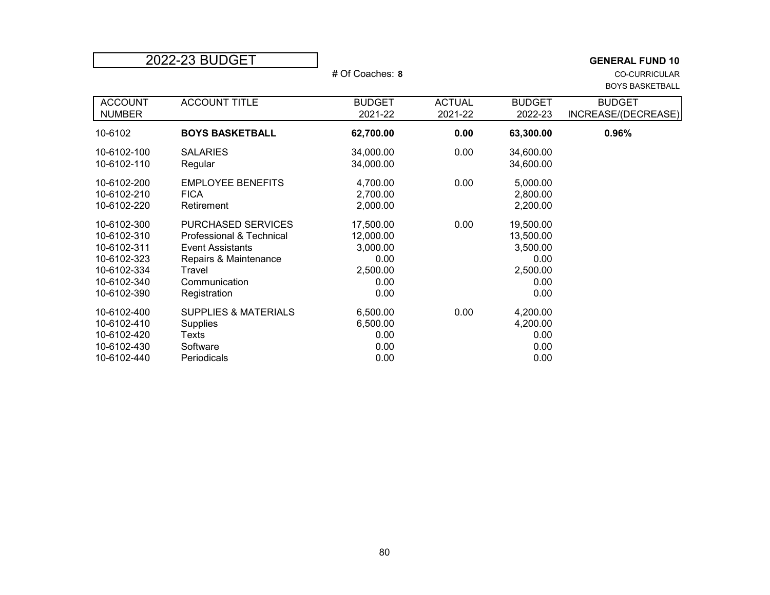# 2022-23 BUDGET

# Of Coaches: **8**

**GENERAL FUND 10**
CO-CURRICULAR
BOYS BASKETBALL

| ACCOUNT NUMBER | ACCOUNT TITLE | BUDGET 2021-22 | ACTUAL 2021-22 | BUDGET 2022-23 | BUDGET INCREASE/(DECREASE) |
|---|---|---|---|---|---|
| 10-6102 | **BOYS BASKETBALL** | **62,700.00** | **0.00** | **63,300.00** | **0.96%** |
| 10-6102-100 | SALARIES | 34,000.00 | 0.00 | 34,600.00 | |
| 10-6102-110 | Regular | 34,000.00 | | 34,600.00 | |
| 10-6102-200 | EMPLOYEE BENEFITS | 4,700.00 | 0.00 | 5,000.00 | |
| 10-6102-210 | FICA | 2,700.00 | | 2,800.00 | |
| 10-6102-220 | Retirement | 2,000.00 | | 2,200.00 | |
| 10-6102-300 | PURCHASED SERVICES | 17,500.00 | 0.00 | 19,500.00 | |
| 10-6102-310 | Professional & Technical | 12,000.00 | | 13,500.00 | |
| 10-6102-311 | Event Assistants | 3,000.00 | | 3,500.00 | |
| 10-6102-323 | Repairs & Maintenance | 0.00 | | 0.00 | |
| 10-6102-334 | Travel | 2,500.00 | | 2,500.00 | |
| 10-6102-340 | Communication | 0.00 | | 0.00 | |
| 10-6102-390 | Registration | 0.00 | | 0.00 | |
| 10-6102-400 | SUPPLIES & MATERIALS | 6,500.00 | 0.00 | 4,200.00 | |
| 10-6102-410 | Supplies | 6,500.00 | | 4,200.00 | |
| 10-6102-420 | Texts | 0.00 | | 0.00 | |
| 10-6102-430 | Software | 0.00 | | 0.00 | |
| 10-6102-440 | Periodicals | 0.00 | | 0.00 | |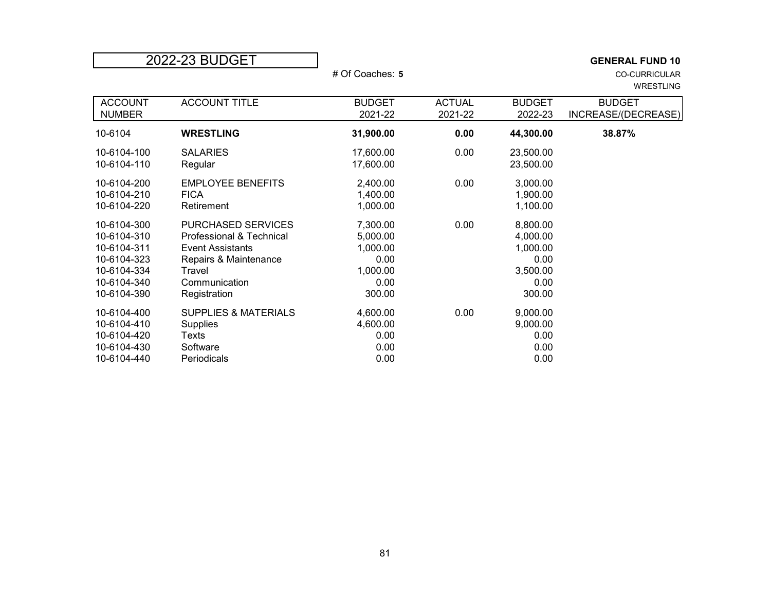# 2022-23 BUDGET

**GENERAL FUND 10**

# Of Coaches: **5**

CO-CURRICULAR

WRESTLING

| ACCOUNT NUMBER | ACCOUNT TITLE | BUDGET 2021-22 | ACTUAL 2021-22 | BUDGET 2022-23 | BUDGET INCREASE/(DECREASE) |
|---|---|---|---|---|---|
| 10-6104 | **WRESTLING** | **31,900.00** | **0.00** | **44,300.00** | **38.87%** |
| 10-6104-100 | SALARIES | 17,600.00 | 0.00 | 23,500.00 | |
| 10-6104-110 | Regular | 17,600.00 | | 23,500.00 | |
| 10-6104-200 | EMPLOYEE BENEFITS | 2,400.00 | 0.00 | 3,000.00 | |
| 10-6104-210 | FICA | 1,400.00 | | 1,900.00 | |
| 10-6104-220 | Retirement | 1,000.00 | | 1,100.00 | |
| 10-6104-300 | PURCHASED SERVICES | 7,300.00 | 0.00 | 8,800.00 | |
| 10-6104-310 | Professional & Technical | 5,000.00 | | 4,000.00 | |
| 10-6104-311 | Event Assistants | 1,000.00 | | 1,000.00 | |
| 10-6104-323 | Repairs & Maintenance | 0.00 | | 0.00 | |
| 10-6104-334 | Travel | 1,000.00 | | 3,500.00 | |
| 10-6104-340 | Communication | 0.00 | | 0.00 | |
| 10-6104-390 | Registration | 300.00 | | 300.00 | |
| 10-6104-400 | SUPPLIES & MATERIALS | 4,600.00 | 0.00 | 9,000.00 | |
| 10-6104-410 | Supplies | 4,600.00 | | 9,000.00 | |
| 10-6104-420 | Texts | 0.00 | | 0.00 | |
| 10-6104-430 | Software | 0.00 | | 0.00 | |
| 10-6104-440 | Periodicals | 0.00 | | 0.00 | |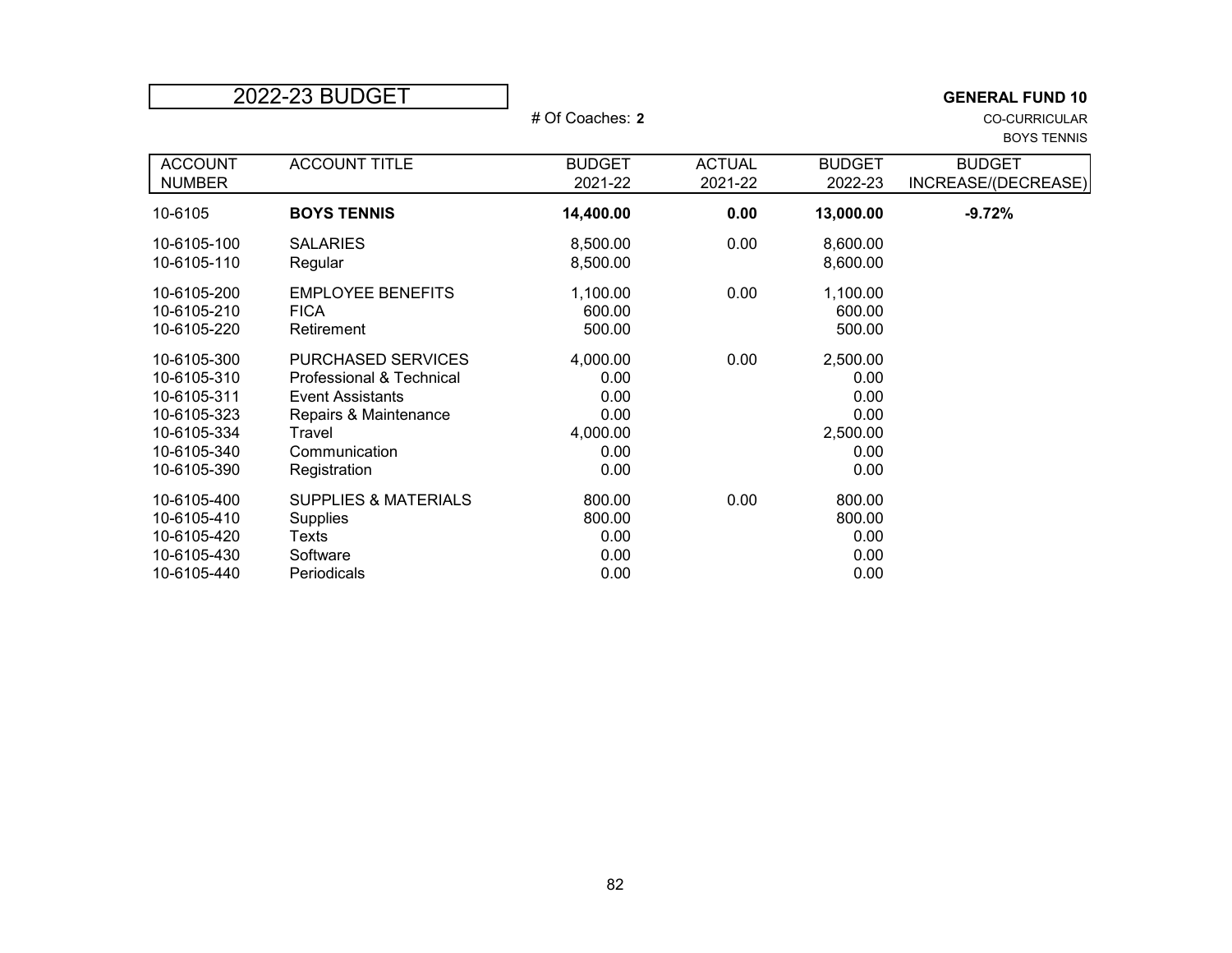# 2022-23 BUDGET

# Of Coaches: **2**

**GENERAL FUND 10**

CO-CURRICULAR

BOYS TENNIS

| ACCOUNT NUMBER | ACCOUNT TITLE | BUDGET 2021-22 | ACTUAL 2021-22 | BUDGET 2022-23 | BUDGET INCREASE/(DECREASE) |
|---|---|---|---|---|---|
| 10-6105 | **BOYS TENNIS** | **14,400.00** | **0.00** | **13,000.00** | **-9.72%** |
| 10-6105-100 | SALARIES | 8,500.00 | 0.00 | 8,600.00 | |
| 10-6105-110 | Regular | 8,500.00 | | 8,600.00 | |
| 10-6105-200 | EMPLOYEE BENEFITS | 1,100.00 | 0.00 | 1,100.00 | |
| 10-6105-210 | FICA | 600.00 | | 600.00 | |
| 10-6105-220 | Retirement | 500.00 | | 500.00 | |
| 10-6105-300 | PURCHASED SERVICES | 4,000.00 | 0.00 | 2,500.00 | |
| 10-6105-310 | Professional & Technical | 0.00 | | 0.00 | |
| 10-6105-311 | Event Assistants | 0.00 | | 0.00 | |
| 10-6105-323 | Repairs & Maintenance | 0.00 | | 0.00 | |
| 10-6105-334 | Travel | 4,000.00 | | 2,500.00 | |
| 10-6105-340 | Communication | 0.00 | | 0.00 | |
| 10-6105-390 | Registration | 0.00 | | 0.00 | |
| 10-6105-400 | SUPPLIES & MATERIALS | 800.00 | 0.00 | 800.00 | |
| 10-6105-410 | Supplies | 800.00 | | 800.00 | |
| 10-6105-420 | Texts | 0.00 | | 0.00 | |
| 10-6105-430 | Software | 0.00 | | 0.00 | |
| 10-6105-440 | Periodicals | 0.00 | | 0.00 | |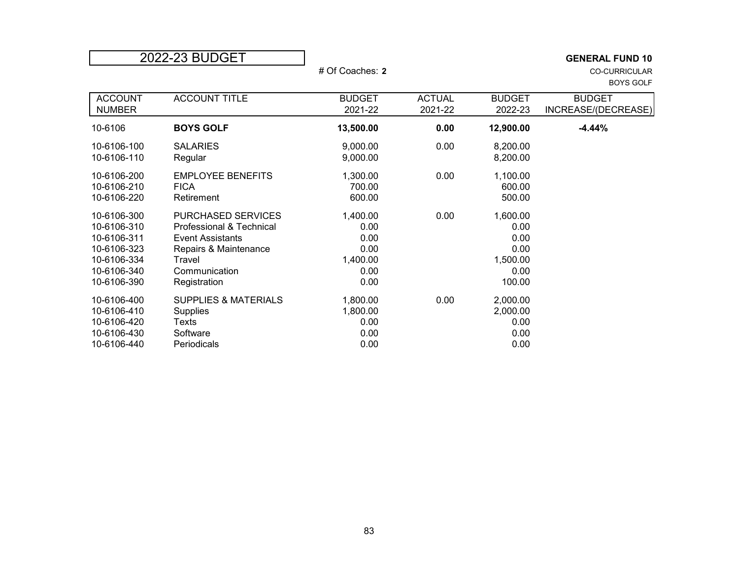# 2022-23 BUDGET

**GENERAL FUND 10**
CO-CURRICULAR
BOYS GOLF

# Of Coaches: **2**

| ACCOUNT NUMBER | ACCOUNT TITLE | BUDGET 2021-22 | ACTUAL 2021-22 | BUDGET 2022-23 | BUDGET INCREASE/(DECREASE) |
|---|---|---|---|---|---|
| 10-6106 | **BOYS GOLF** | **13,500.00** | **0.00** | **12,900.00** | **-4.44%** |
| 10-6106-100 | SALARIES | 9,000.00 | 0.00 | 8,200.00 | |
| 10-6106-110 | Regular | 9,000.00 | | 8,200.00 | |
| 10-6106-200 | EMPLOYEE BENEFITS | 1,300.00 | 0.00 | 1,100.00 | |
| 10-6106-210 | FICA | 700.00 | | 600.00 | |
| 10-6106-220 | Retirement | 600.00 | | 500.00 | |
| 10-6106-300 | PURCHASED SERVICES | 1,400.00 | 0.00 | 1,600.00 | |
| 10-6106-310 | Professional & Technical | 0.00 | | 0.00 | |
| 10-6106-311 | Event Assistants | 0.00 | | 0.00 | |
| 10-6106-323 | Repairs & Maintenance | 0.00 | | 0.00 | |
| 10-6106-334 | Travel | 1,400.00 | | 1,500.00 | |
| 10-6106-340 | Communication | 0.00 | | 0.00 | |
| 10-6106-390 | Registration | 0.00 | | 100.00 | |
| 10-6106-400 | SUPPLIES & MATERIALS | 1,800.00 | 0.00 | 2,000.00 | |
| 10-6106-410 | Supplies | 1,800.00 | | 2,000.00 | |
| 10-6106-420 | Texts | 0.00 | | 0.00 | |
| 10-6106-430 | Software | 0.00 | | 0.00 | |
| 10-6106-440 | Periodicals | 0.00 | | 0.00 | |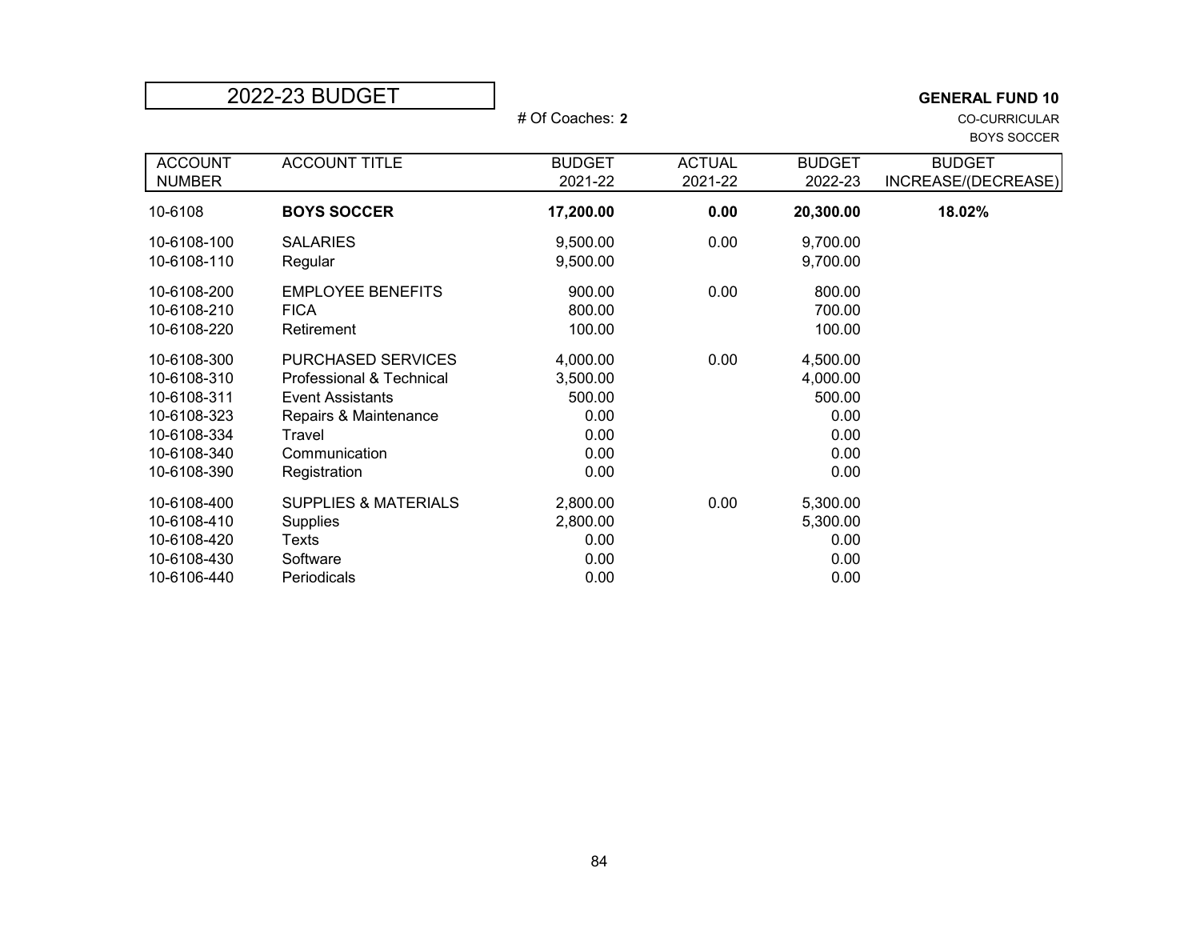# 2022-23 BUDGET

**GENERAL FUND 10**

\# Of Coaches: **2**

CO-CURRICULAR

BOYS SOCCER

| ACCOUNT NUMBER | ACCOUNT TITLE | BUDGET 2021-22 | ACTUAL 2021-22 | BUDGET 2022-23 | BUDGET INCREASE/(DECREASE) |
|---|---|---|---|---|---|
| 10-6108 | **BOYS SOCCER** | **17,200.00** | **0.00** | **20,300.00** | **18.02%** |
| 10-6108-100 | SALARIES | 9,500.00 | 0.00 | 9,700.00 | |
| 10-6108-110 | Regular | 9,500.00 | | 9,700.00 | |
| 10-6108-200 | EMPLOYEE BENEFITS | 900.00 | 0.00 | 800.00 | |
| 10-6108-210 | FICA | 800.00 | | 700.00 | |
| 10-6108-220 | Retirement | 100.00 | | 100.00 | |
| 10-6108-300 | PURCHASED SERVICES | 4,000.00 | 0.00 | 4,500.00 | |
| 10-6108-310 | Professional & Technical | 3,500.00 | | 4,000.00 | |
| 10-6108-311 | Event Assistants | 500.00 | | 500.00 | |
| 10-6108-323 | Repairs & Maintenance | 0.00 | | 0.00 | |
| 10-6108-334 | Travel | 0.00 | | 0.00 | |
| 10-6108-340 | Communication | 0.00 | | 0.00 | |
| 10-6108-390 | Registration | 0.00 | | 0.00 | |
| 10-6108-400 | SUPPLIES & MATERIALS | 2,800.00 | 0.00 | 5,300.00 | |
| 10-6108-410 | Supplies | 2,800.00 | | 5,300.00 | |
| 10-6108-420 | Texts | 0.00 | | 0.00 | |
| 10-6108-430 | Software | 0.00 | | 0.00 | |
| 10-6106-440 | Periodicals | 0.00 | | 0.00 | |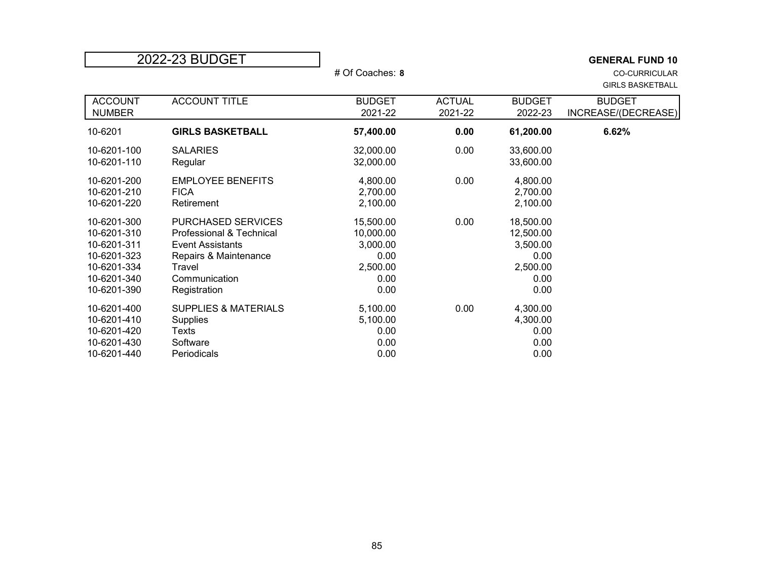# 2022-23 BUDGET

**GENERAL FUND 10**

# Of Coaches: **8**

CO-CURRICULAR

GIRLS BASKETBALL

| ACCOUNT NUMBER | ACCOUNT TITLE | BUDGET 2021-22 | ACTUAL 2021-22 | BUDGET 2022-23 | BUDGET INCREASE/(DECREASE) |
|---|---|---|---|---|---|
| 10-6201 | **GIRLS BASKETBALL** | **57,400.00** | **0.00** | **61,200.00** | **6.62%** |
| 10-6201-100 | SALARIES | 32,000.00 | 0.00 | 33,600.00 | |
| 10-6201-110 | Regular | 32,000.00 | | 33,600.00 | |
| 10-6201-200 | EMPLOYEE BENEFITS | 4,800.00 | 0.00 | 4,800.00 | |
| 10-6201-210 | FICA | 2,700.00 | | 2,700.00 | |
| 10-6201-220 | Retirement | 2,100.00 | | 2,100.00 | |
| 10-6201-300 | PURCHASED SERVICES | 15,500.00 | 0.00 | 18,500.00 | |
| 10-6201-310 | Professional & Technical | 10,000.00 | | 12,500.00 | |
| 10-6201-311 | Event Assistants | 3,000.00 | | 3,500.00 | |
| 10-6201-323 | Repairs & Maintenance | 0.00 | | 0.00 | |
| 10-6201-334 | Travel | 2,500.00 | | 2,500.00 | |
| 10-6201-340 | Communication | 0.00 | | 0.00 | |
| 10-6201-390 | Registration | 0.00 | | 0.00 | |
| 10-6201-400 | SUPPLIES & MATERIALS | 5,100.00 | 0.00 | 4,300.00 | |
| 10-6201-410 | Supplies | 5,100.00 | | 4,300.00 | |
| 10-6201-420 | Texts | 0.00 | | 0.00 | |
| 10-6201-430 | Software | 0.00 | | 0.00 | |
| 10-6201-440 | Periodicals | 0.00 | | 0.00 | |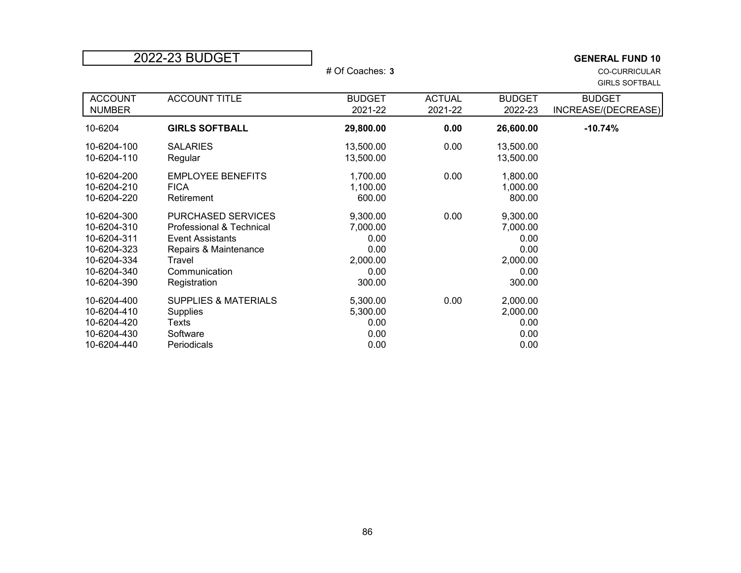# 2022-23 BUDGET

# Of Coaches: **3**

**GENERAL FUND 10**
CO-CURRICULAR
GIRLS SOFTBALL

| ACCOUNT NUMBER | ACCOUNT TITLE | BUDGET 2021-22 | ACTUAL 2021-22 | BUDGET 2022-23 | BUDGET INCREASE/(DECREASE) |
|---|---|---|---|---|---|
| 10-6204 | **GIRLS SOFTBALL** | **29,800.00** | **0.00** | **26,600.00** | **-10.74%** |
| 10-6204-100 | SALARIES | 13,500.00 | 0.00 | 13,500.00 | |
| 10-6204-110 | Regular | 13,500.00 | | 13,500.00 | |
| 10-6204-200 | EMPLOYEE BENEFITS | 1,700.00 | 0.00 | 1,800.00 | |
| 10-6204-210 | FICA | 1,100.00 | | 1,000.00 | |
| 10-6204-220 | Retirement | 600.00 | | 800.00 | |
| 10-6204-300 | PURCHASED SERVICES | 9,300.00 | 0.00 | 9,300.00 | |
| 10-6204-310 | Professional & Technical | 7,000.00 | | 7,000.00 | |
| 10-6204-311 | Event Assistants | 0.00 | | 0.00 | |
| 10-6204-323 | Repairs & Maintenance | 0.00 | | 0.00 | |
| 10-6204-334 | Travel | 2,000.00 | | 2,000.00 | |
| 10-6204-340 | Communication | 0.00 | | 0.00 | |
| 10-6204-390 | Registration | 300.00 | | 300.00 | |
| 10-6204-400 | SUPPLIES & MATERIALS | 5,300.00 | 0.00 | 2,000.00 | |
| 10-6204-410 | Supplies | 5,300.00 | | 2,000.00 | |
| 10-6204-420 | Texts | 0.00 | | 0.00 | |
| 10-6204-430 | Software | 0.00 | | 0.00 | |
| 10-6204-440 | Periodicals | 0.00 | | 0.00 | |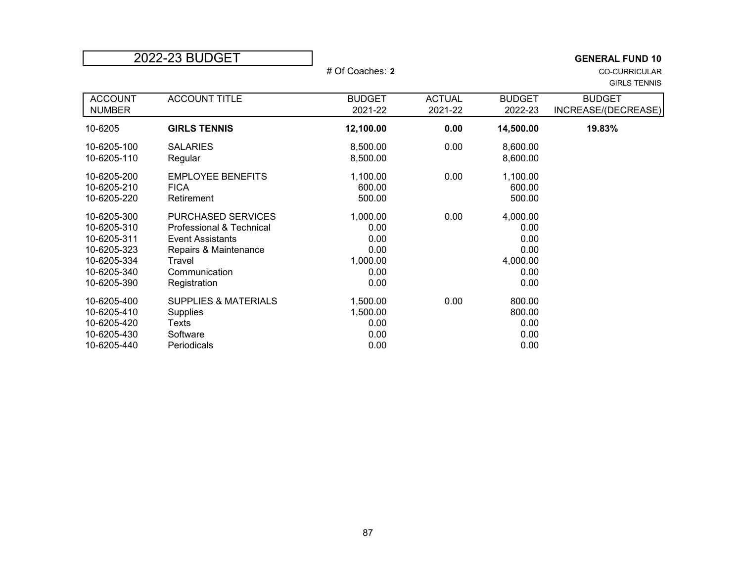# 2022-23 BUDGET

**GENERAL FUND 10**

CO-CURRICULAR

GIRLS TENNIS

# Of Coaches: **2**

| ACCOUNT NUMBER | ACCOUNT TITLE | BUDGET 2021-22 | ACTUAL 2021-22 | BUDGET 2022-23 | BUDGET INCREASE/(DECREASE) |
|---|---|---|---|---|---|
| 10-6205 | **GIRLS TENNIS** | **12,100.00** | **0.00** | **14,500.00** | **19.83%** |
| 10-6205-100 | SALARIES | 8,500.00 | 0.00 | 8,600.00 | |
| 10-6205-110 | Regular | 8,500.00 | | 8,600.00 | |
| 10-6205-200 | EMPLOYEE BENEFITS | 1,100.00 | 0.00 | 1,100.00 | |
| 10-6205-210 | FICA | 600.00 | | 600.00 | |
| 10-6205-220 | Retirement | 500.00 | | 500.00 | |
| 10-6205-300 | PURCHASED SERVICES | 1,000.00 | 0.00 | 4,000.00 | |
| 10-6205-310 | Professional & Technical | 0.00 | | 0.00 | |
| 10-6205-311 | Event Assistants | 0.00 | | 0.00 | |
| 10-6205-323 | Repairs & Maintenance | 0.00 | | 0.00 | |
| 10-6205-334 | Travel | 1,000.00 | | 4,000.00 | |
| 10-6205-340 | Communication | 0.00 | | 0.00 | |
| 10-6205-390 | Registration | 0.00 | | 0.00 | |
| 10-6205-400 | SUPPLIES & MATERIALS | 1,500.00 | 0.00 | 800.00 | |
| 10-6205-410 | Supplies | 1,500.00 | | 800.00 | |
| 10-6205-420 | Texts | 0.00 | | 0.00 | |
| 10-6205-430 | Software | 0.00 | | 0.00 | |
| 10-6205-440 | Periodicals | 0.00 | | 0.00 | |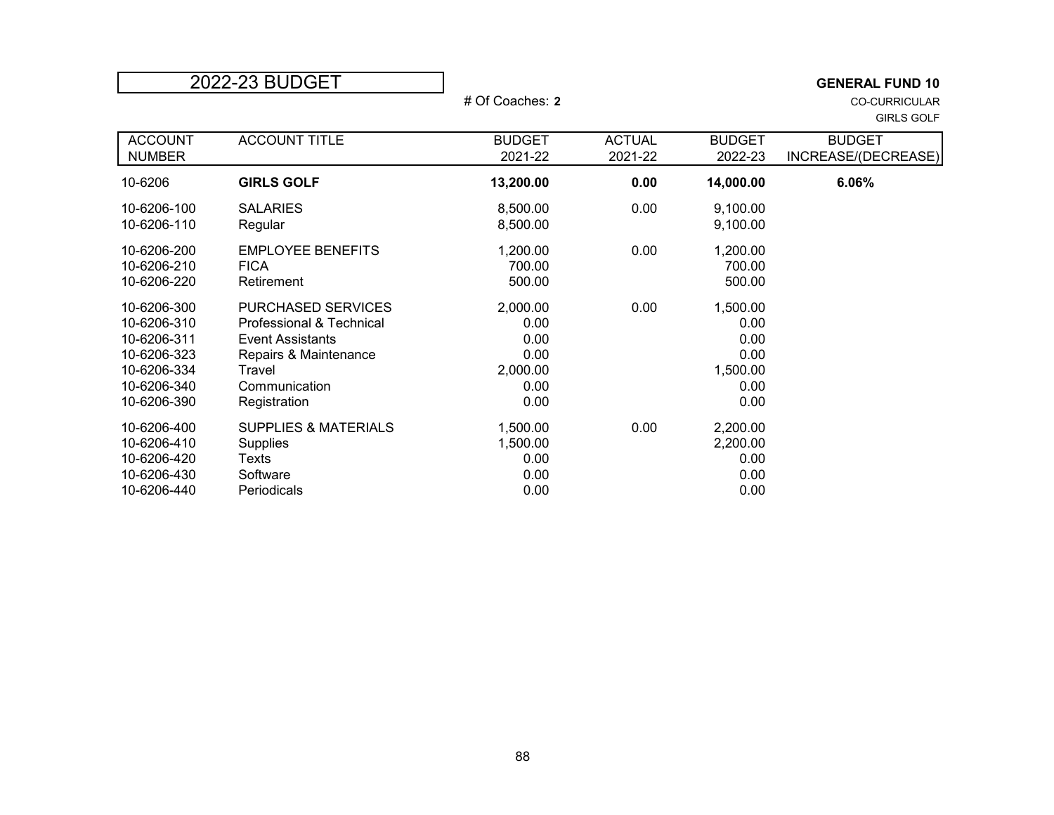# 2022-23 BUDGET

**GENERAL FUND 10**

# Of Coaches: **2**

CO-CURRICULAR

GIRLS GOLF

| ACCOUNT NUMBER | ACCOUNT TITLE | BUDGET 2021-22 | ACTUAL 2021-22 | BUDGET 2022-23 | BUDGET INCREASE/(DECREASE) |
|---|---|---|---|---|---|
| 10-6206 | **GIRLS GOLF** | **13,200.00** | **0.00** | **14,000.00** | **6.06%** |
| 10-6206-100 | SALARIES | 8,500.00 | 0.00 | 9,100.00 | |
| 10-6206-110 | Regular | 8,500.00 | | 9,100.00 | |
| 10-6206-200 | EMPLOYEE BENEFITS | 1,200.00 | 0.00 | 1,200.00 | |
| 10-6206-210 | FICA | 700.00 | | 700.00 | |
| 10-6206-220 | Retirement | 500.00 | | 500.00 | |
| 10-6206-300 | PURCHASED SERVICES | 2,000.00 | 0.00 | 1,500.00 | |
| 10-6206-310 | Professional & Technical | 0.00 | | 0.00 | |
| 10-6206-311 | Event Assistants | 0.00 | | 0.00 | |
| 10-6206-323 | Repairs & Maintenance | 0.00 | | 0.00 | |
| 10-6206-334 | Travel | 2,000.00 | | 1,500.00 | |
| 10-6206-340 | Communication | 0.00 | | 0.00 | |
| 10-6206-390 | Registration | 0.00 | | 0.00 | |
| 10-6206-400 | SUPPLIES & MATERIALS | 1,500.00 | 0.00 | 2,200.00 | |
| 10-6206-410 | Supplies | 1,500.00 | | 2,200.00 | |
| 10-6206-420 | Texts | 0.00 | | 0.00 | |
| 10-6206-430 | Software | 0.00 | | 0.00 | |
| 10-6206-440 | Periodicals | 0.00 | | 0.00 | |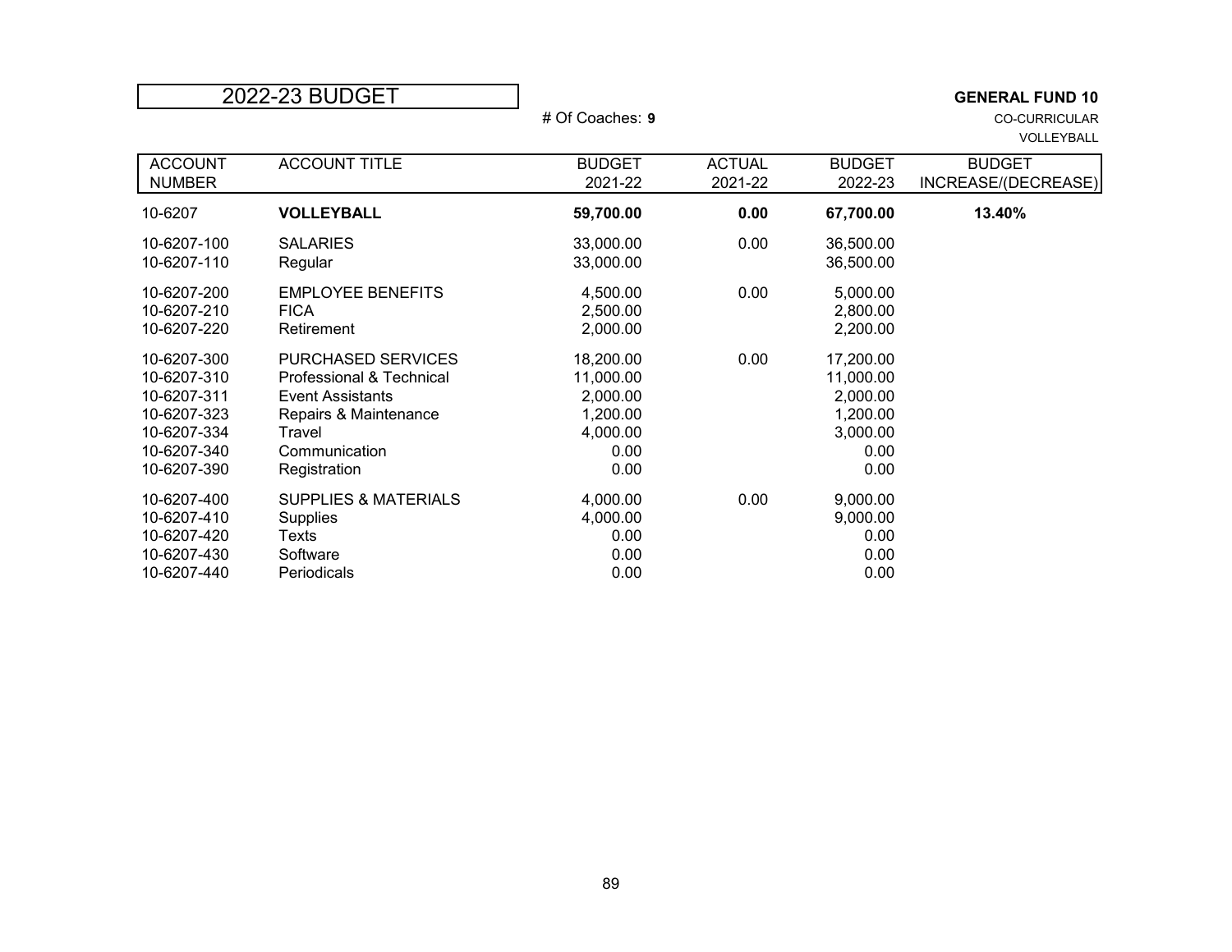# 2022-23 BUDGET

# Of Coaches: **9**

**GENERAL FUND 10**
CO-CURRICULAR
VOLLEYBALL

| ACCOUNT NUMBER | ACCOUNT TITLE | BUDGET 2021-22 | ACTUAL 2021-22 | BUDGET 2022-23 | BUDGET INCREASE/(DECREASE) |
|---|---|---|---|---|---|
| 10-6207 | **VOLLEYBALL** | **59,700.00** | **0.00** | **67,700.00** | **13.40%** |
| 10-6207-100 | SALARIES | 33,000.00 | 0.00 | 36,500.00 | |
| 10-6207-110 | Regular | 33,000.00 | | 36,500.00 | |
| 10-6207-200 | EMPLOYEE BENEFITS | 4,500.00 | 0.00 | 5,000.00 | |
| 10-6207-210 | FICA | 2,500.00 | | 2,800.00 | |
| 10-6207-220 | Retirement | 2,000.00 | | 2,200.00 | |
| 10-6207-300 | PURCHASED SERVICES | 18,200.00 | 0.00 | 17,200.00 | |
| 10-6207-310 | Professional & Technical | 11,000.00 | | 11,000.00 | |
| 10-6207-311 | Event Assistants | 2,000.00 | | 2,000.00 | |
| 10-6207-323 | Repairs & Maintenance | 1,200.00 | | 1,200.00 | |
| 10-6207-334 | Travel | 4,000.00 | | 3,000.00 | |
| 10-6207-340 | Communication | 0.00 | | 0.00 | |
| 10-6207-390 | Registration | 0.00 | | 0.00 | |
| 10-6207-400 | SUPPLIES & MATERIALS | 4,000.00 | 0.00 | 9,000.00 | |
| 10-6207-410 | Supplies | 4,000.00 | | 9,000.00 | |
| 10-6207-420 | Texts | 0.00 | | 0.00 | |
| 10-6207-430 | Software | 0.00 | | 0.00 | |
| 10-6207-440 | Periodicals | 0.00 | | 0.00 | |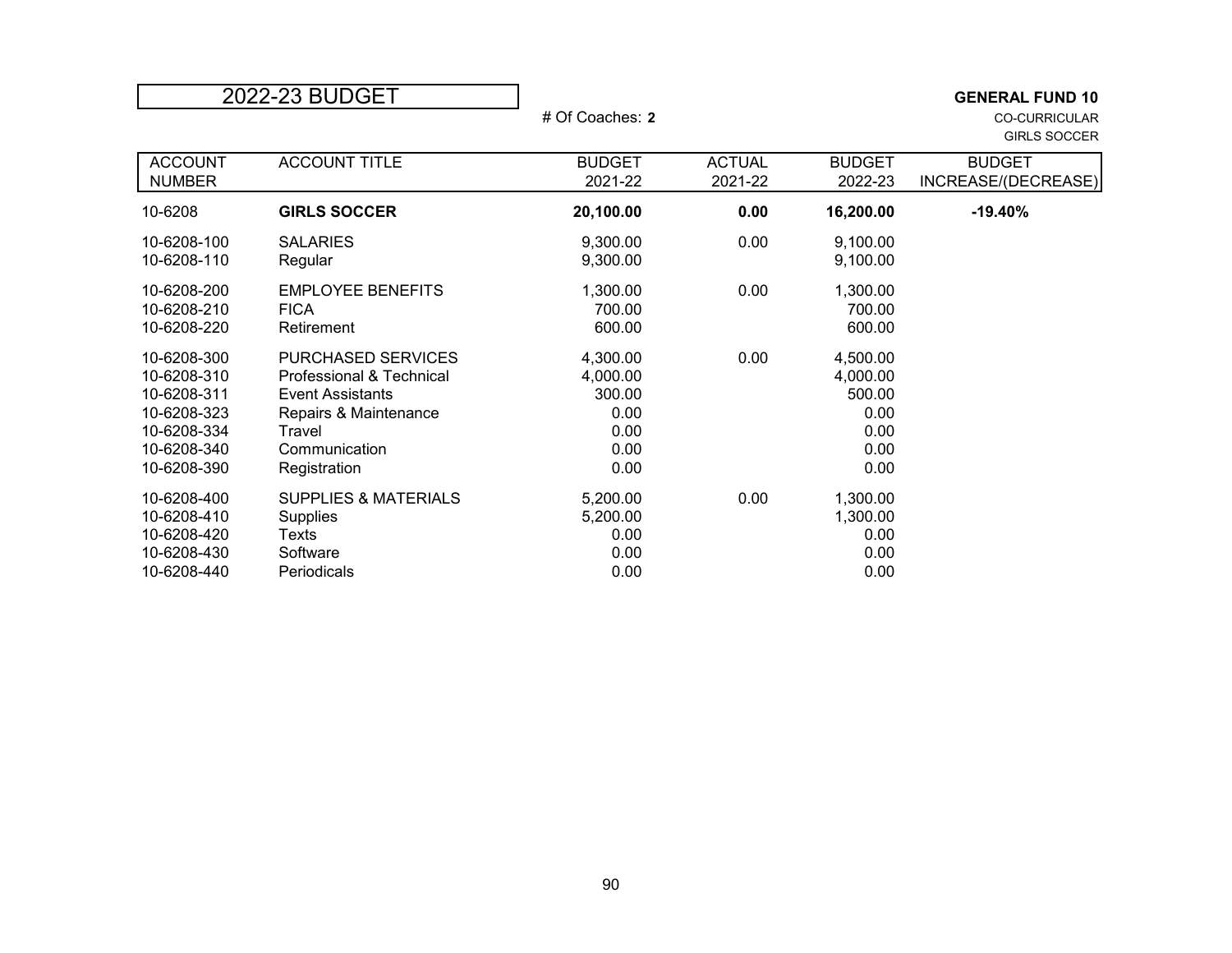# 2022-23 BUDGET

# Of Coaches: **2**

**GENERAL FUND 10**
CO-CURRICULAR
GIRLS SOCCER

| ACCOUNT NUMBER | ACCOUNT TITLE | BUDGET 2021-22 | ACTUAL 2021-22 | BUDGET 2022-23 | BUDGET INCREASE/(DECREASE) |
|---|---|---|---|---|---|
| 10-6208 | **GIRLS SOCCER** | **20,100.00** | **0.00** | **16,200.00** | **-19.40%** |
| 10-6208-100 | SALARIES | 9,300.00 | 0.00 | 9,100.00 | |
| 10-6208-110 | Regular | 9,300.00 | | 9,100.00 | |
| 10-6208-200 | EMPLOYEE BENEFITS | 1,300.00 | 0.00 | 1,300.00 | |
| 10-6208-210 | FICA | 700.00 | | 700.00 | |
| 10-6208-220 | Retirement | 600.00 | | 600.00 | |
| 10-6208-300 | PURCHASED SERVICES | 4,300.00 | 0.00 | 4,500.00 | |
| 10-6208-310 | Professional & Technical | 4,000.00 | | 4,000.00 | |
| 10-6208-311 | Event Assistants | 300.00 | | 500.00 | |
| 10-6208-323 | Repairs & Maintenance | 0.00 | | 0.00 | |
| 10-6208-334 | Travel | 0.00 | | 0.00 | |
| 10-6208-340 | Communication | 0.00 | | 0.00 | |
| 10-6208-390 | Registration | 0.00 | | 0.00 | |
| 10-6208-400 | SUPPLIES & MATERIALS | 5,200.00 | 0.00 | 1,300.00 | |
| 10-6208-410 | Supplies | 5,200.00 | | 1,300.00 | |
| 10-6208-420 | Texts | 0.00 | | 0.00 | |
| 10-6208-430 | Software | 0.00 | | 0.00 | |
| 10-6208-440 | Periodicals | 0.00 | | 0.00 | |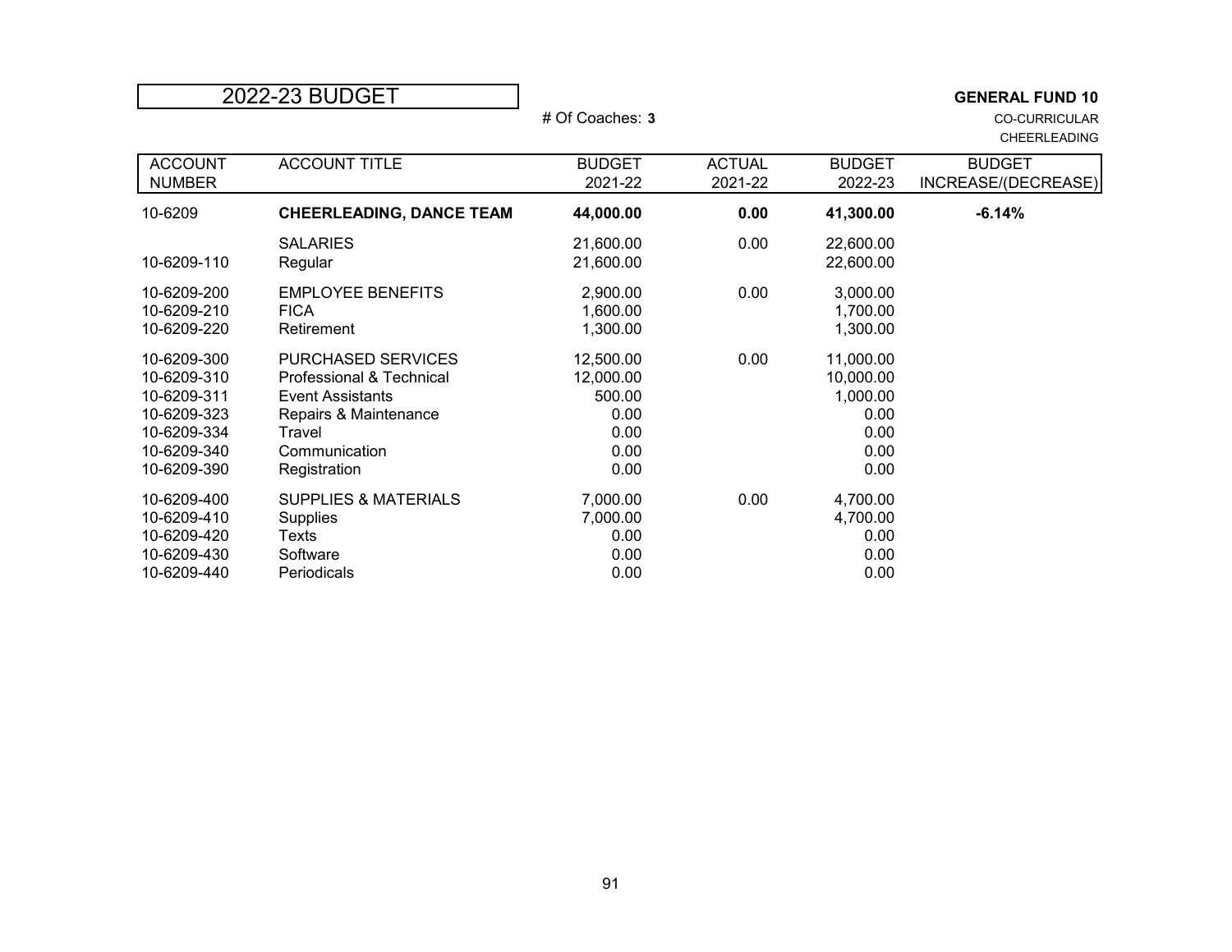# 2022-23 BUDGET

# Of Coaches: **3**

**GENERAL FUND 10**
CO-CURRICULAR
CHEERLEADING

| ACCOUNT NUMBER | ACCOUNT TITLE | BUDGET 2021-22 | ACTUAL 2021-22 | BUDGET 2022-23 | BUDGET INCREASE/(DECREASE) |
|---|---|---|---|---|---|
| 10-6209 | **CHEERLEADING, DANCE TEAM** | **44,000.00** | **0.00** | **41,300.00** | **-6.14%** |
| | SALARIES | 21,600.00 | 0.00 | 22,600.00 | |
| 10-6209-110 | Regular | 21,600.00 | | 22,600.00 | |
| 10-6209-200 | EMPLOYEE BENEFITS | 2,900.00 | 0.00 | 3,000.00 | |
| 10-6209-210 | FICA | 1,600.00 | | 1,700.00 | |
| 10-6209-220 | Retirement | 1,300.00 | | 1,300.00 | |
| 10-6209-300 | PURCHASED SERVICES | 12,500.00 | 0.00 | 11,000.00 | |
| 10-6209-310 | Professional & Technical | 12,000.00 | | 10,000.00 | |
| 10-6209-311 | Event Assistants | 500.00 | | 1,000.00 | |
| 10-6209-323 | Repairs & Maintenance | 0.00 | | 0.00 | |
| 10-6209-334 | Travel | 0.00 | | 0.00 | |
| 10-6209-340 | Communication | 0.00 | | 0.00 | |
| 10-6209-390 | Registration | 0.00 | | 0.00 | |
| 10-6209-400 | SUPPLIES & MATERIALS | 7,000.00 | 0.00 | 4,700.00 | |
| 10-6209-410 | Supplies | 7,000.00 | | 4,700.00 | |
| 10-6209-420 | Texts | 0.00 | | 0.00 | |
| 10-6209-430 | Software | 0.00 | | 0.00 | |
| 10-6209-440 | Periodicals | 0.00 | | 0.00 | |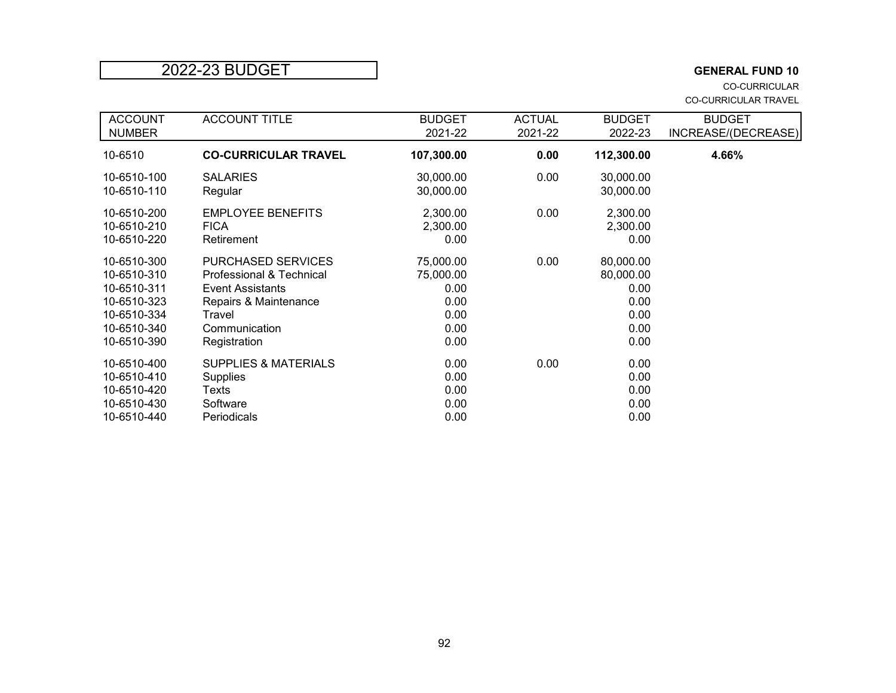# 2022-23 BUDGET

**GENERAL FUND 10**

CO-CURRICULAR

CO-CURRICULAR TRAVEL

| ACCOUNT NUMBER | ACCOUNT TITLE | BUDGET 2021-22 | ACTUAL 2021-22 | BUDGET 2022-23 | BUDGET INCREASE/(DECREASE) |
|---|---|---|---|---|---|
| 10-6510 | **CO-CURRICULAR TRAVEL** | **107,300.00** | **0.00** | **112,300.00** | **4.66%** |
| 10-6510-100 | SALARIES | 30,000.00 | 0.00 | 30,000.00 | |
| 10-6510-110 | Regular | 30,000.00 | | 30,000.00 | |
| 10-6510-200 | EMPLOYEE BENEFITS | 2,300.00 | 0.00 | 2,300.00 | |
| 10-6510-210 | FICA | 2,300.00 | | 2,300.00 | |
| 10-6510-220 | Retirement | 0.00 | | 0.00 | |
| 10-6510-300 | PURCHASED SERVICES | 75,000.00 | 0.00 | 80,000.00 | |
| 10-6510-310 | Professional & Technical | 75,000.00 | | 80,000.00 | |
| 10-6510-311 | Event Assistants | 0.00 | | 0.00 | |
| 10-6510-323 | Repairs & Maintenance | 0.00 | | 0.00 | |
| 10-6510-334 | Travel | 0.00 | | 0.00 | |
| 10-6510-340 | Communication | 0.00 | | 0.00 | |
| 10-6510-390 | Registration | 0.00 | | 0.00 | |
| 10-6510-400 | SUPPLIES & MATERIALS | 0.00 | 0.00 | 0.00 | |
| 10-6510-410 | Supplies | 0.00 | | 0.00 | |
| 10-6510-420 | Texts | 0.00 | | 0.00 | |
| 10-6510-430 | Software | 0.00 | | 0.00 | |
| 10-6510-440 | Periodicals | 0.00 | | 0.00 | |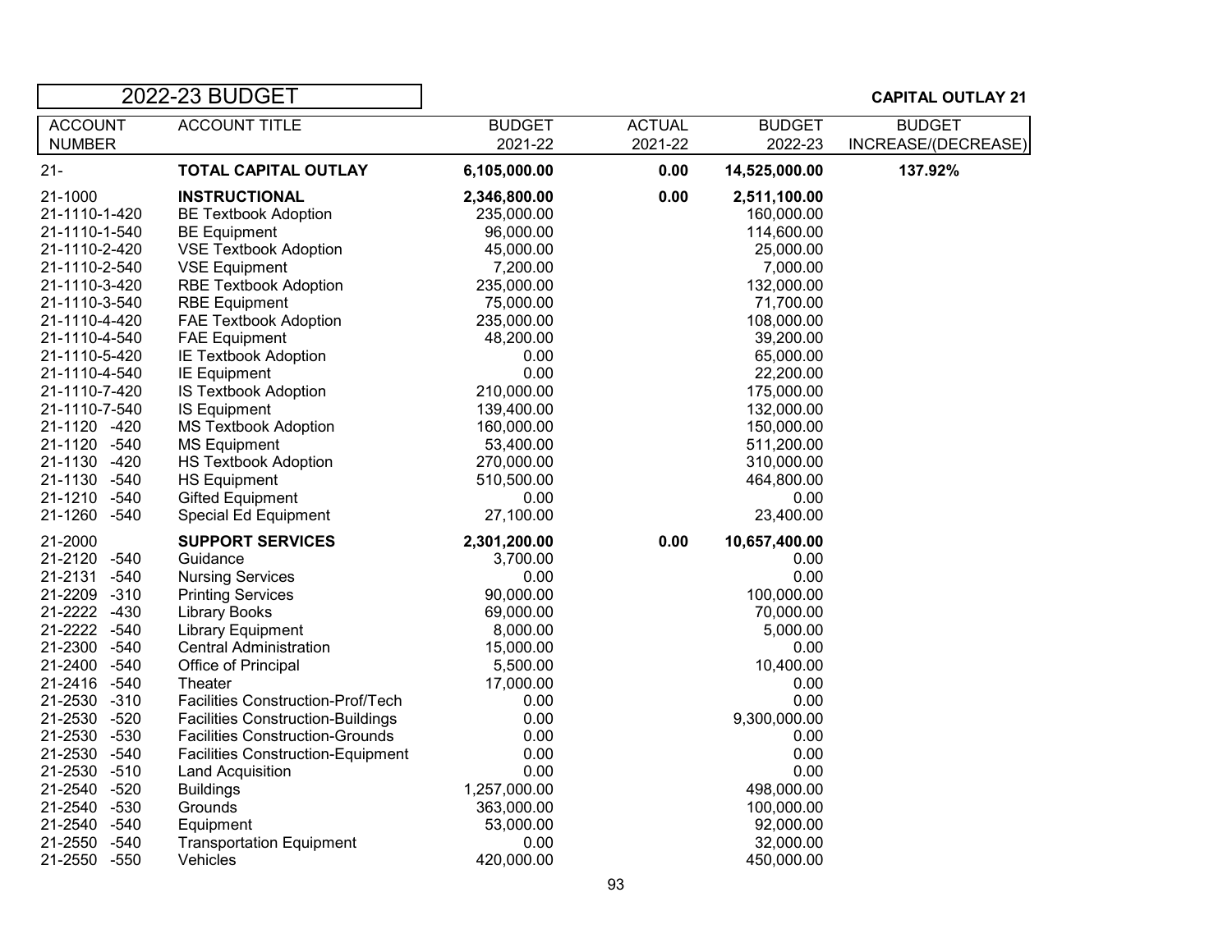# 2022-23 BUDGET

**CAPITAL OUTLAY 21**

| ACCOUNT NUMBER | ACCOUNT TITLE | BUDGET 2021-22 | ACTUAL 2021-22 | BUDGET 2022-23 | BUDGET INCREASE/(DECREASE) |
|---|---|---|---|---|---|
| 21- | **TOTAL CAPITAL OUTLAY** | **6,105,000.00** | **0.00** | **14,525,000.00** | **137.92%** |
| 21-1000 | **INSTRUCTIONAL** | **2,346,800.00** | **0.00** | **2,511,100.00** | |
| 21-1110-1-420 | BE Textbook Adoption | 235,000.00 | | 160,000.00 | |
| 21-1110-1-540 | BE Equipment | 96,000.00 | | 114,600.00 | |
| 21-1110-2-420 | VSE Textbook Adoption | 45,000.00 | | 25,000.00 | |
| 21-1110-2-540 | VSE Equipment | 7,200.00 | | 7,000.00 | |
| 21-1110-3-420 | RBE Textbook Adoption | 235,000.00 | | 132,000.00 | |
| 21-1110-3-540 | RBE Equipment | 75,000.00 | | 71,700.00 | |
| 21-1110-4-420 | FAE Textbook Adoption | 235,000.00 | | 108,000.00 | |
| 21-1110-4-540 | FAE Equipment | 48,200.00 | | 39,200.00 | |
| 21-1110-5-420 | IE Textbook Adoption | 0.00 | | 65,000.00 | |
| 21-1110-4-540 | IE Equipment | 0.00 | | 22,200.00 | |
| 21-1110-7-420 | IS Textbook Adoption | 210,000.00 | | 175,000.00 | |
| 21-1110-7-540 | IS Equipment | 139,400.00 | | 132,000.00 | |
| 21-1120 -420 | MS Textbook Adoption | 160,000.00 | | 150,000.00 | |
| 21-1120 -540 | MS Equipment | 53,400.00 | | 511,200.00 | |
| 21-1130 -420 | HS Textbook Adoption | 270,000.00 | | 310,000.00 | |
| 21-1130 -540 | HS Equipment | 510,500.00 | | 464,800.00 | |
| 21-1210 -540 | Gifted Equipment | 0.00 | | 0.00 | |
| 21-1260 -540 | Special Ed Equipment | 27,100.00 | | 23,400.00 | |
| 21-2000 | **SUPPORT SERVICES** | **2,301,200.00** | **0.00** | **10,657,400.00** | |
| 21-2120 -540 | Guidance | 3,700.00 | | 0.00 | |
| 21-2131 -540 | Nursing Services | 0.00 | | 0.00 | |
| 21-2209 -310 | Printing Services | 90,000.00 | | 100,000.00 | |
| 21-2222 -430 | Library Books | 69,000.00 | | 70,000.00 | |
| 21-2222 -540 | Library Equipment | 8,000.00 | | 5,000.00 | |
| 21-2300 -540 | Central Administration | 15,000.00 | | 0.00 | |
| 21-2400 -540 | Office of Principal | 5,500.00 | | 10,400.00 | |
| 21-2416 -540 | Theater | 17,000.00 | | 0.00 | |
| 21-2530 -310 | Facilities Construction-Prof/Tech | 0.00 | | 0.00 | |
| 21-2530 -520 | Facilities Construction-Buildings | 0.00 | | 9,300,000.00 | |
| 21-2530 -530 | Facilities Construction-Grounds | 0.00 | | 0.00 | |
| 21-2530 -540 | Facilities Construction-Equipment | 0.00 | | 0.00 | |
| 21-2530 -510 | Land Acquisition | 0.00 | | 0.00 | |
| 21-2540 -520 | Buildings | 1,257,000.00 | | 498,000.00 | |
| 21-2540 -530 | Grounds | 363,000.00 | | 100,000.00 | |
| 21-2540 -540 | Equipment | 53,000.00 | | 92,000.00 | |
| 21-2550 -540 | Transportation Equipment | 0.00 | | 32,000.00 | |
| 21-2550 -550 | Vehicles | 420,000.00 | | 450,000.00 | |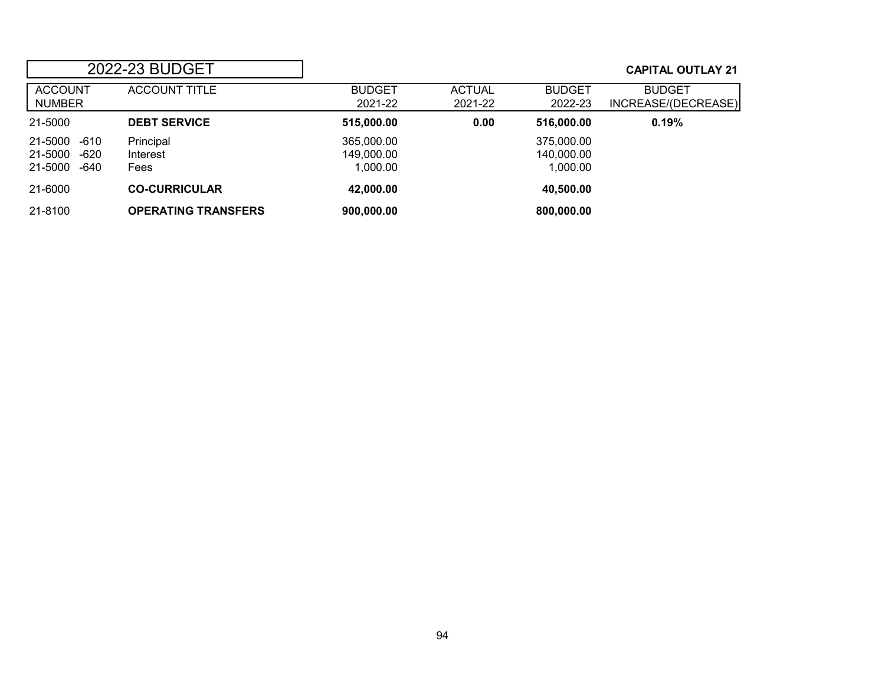## 2022-23 BUDGET

**CAPITAL OUTLAY 21**

| ACCOUNT NUMBER | ACCOUNT TITLE | BUDGET 2021-22 | ACTUAL 2021-22 | BUDGET 2022-23 | BUDGET INCREASE/(DECREASE) |
|---|---|---|---|---|---|
| 21-5000 | **DEBT SERVICE** | **515,000.00** | **0.00** | **516,000.00** | **0.19%** |
| 21-5000 -610 | Principal | 365,000.00 | | 375,000.00 | |
| 21-5000 -620 | Interest | 149,000.00 | | 140,000.00 | |
| 21-5000 -640 | Fees | 1,000.00 | | 1,000.00 | |
| 21-6000 | **CO-CURRICULAR** | **42,000.00** | | **40,500.00** | |
| 21-8100 | **OPERATING TRANSFERS** | **900,000.00** | | **800,000.00** | |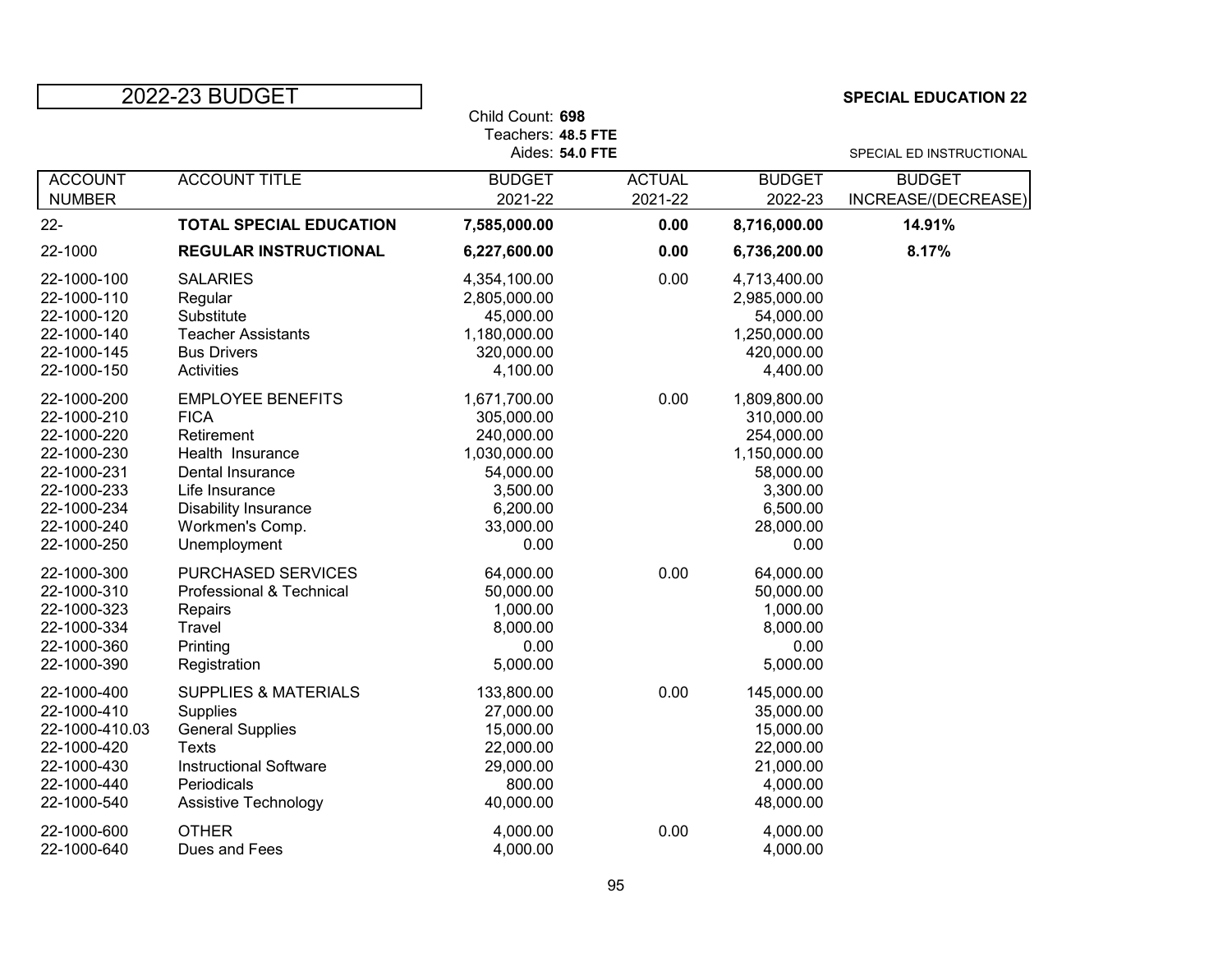# 2022-23 BUDGET

**SPECIAL EDUCATION 22**

Child Count: **698**
Teachers: **48.5 FTE**
Aides: **54.0 FTE**

SPECIAL ED INSTRUCTIONAL

| ACCOUNT NUMBER | ACCOUNT TITLE | BUDGET 2021-22 | ACTUAL 2021-22 | BUDGET 2022-23 | BUDGET INCREASE/(DECREASE) |
|---|---|---|---|---|---|
| 22- | **TOTAL SPECIAL EDUCATION** | **7,585,000.00** | **0.00** | **8,716,000.00** | **14.91%** |
| 22-1000 | **REGULAR INSTRUCTIONAL** | **6,227,600.00** | **0.00** | **6,736,200.00** | **8.17%** |
| 22-1000-100 | SALARIES | 4,354,100.00 | 0.00 | 4,713,400.00 | |
| 22-1000-110 | Regular | 2,805,000.00 | | 2,985,000.00 | |
| 22-1000-120 | Substitute | 45,000.00 | | 54,000.00 | |
| 22-1000-140 | Teacher Assistants | 1,180,000.00 | | 1,250,000.00 | |
| 22-1000-145 | Bus Drivers | 320,000.00 | | 420,000.00 | |
| 22-1000-150 | Activities | 4,100.00 | | 4,400.00 | |
| 22-1000-200 | EMPLOYEE BENEFITS | 1,671,700.00 | 0.00 | 1,809,800.00 | |
| 22-1000-210 | FICA | 305,000.00 | | 310,000.00 | |
| 22-1000-220 | Retirement | 240,000.00 | | 254,000.00 | |
| 22-1000-230 | Health Insurance | 1,030,000.00 | | 1,150,000.00 | |
| 22-1000-231 | Dental Insurance | 54,000.00 | | 58,000.00 | |
| 22-1000-233 | Life Insurance | 3,500.00 | | 3,300.00 | |
| 22-1000-234 | Disability Insurance | 6,200.00 | | 6,500.00 | |
| 22-1000-240 | Workmen's Comp. | 33,000.00 | | 28,000.00 | |
| 22-1000-250 | Unemployment | 0.00 | | 0.00 | |
| 22-1000-300 | PURCHASED SERVICES | 64,000.00 | 0.00 | 64,000.00 | |
| 22-1000-310 | Professional & Technical | 50,000.00 | | 50,000.00 | |
| 22-1000-323 | Repairs | 1,000.00 | | 1,000.00 | |
| 22-1000-334 | Travel | 8,000.00 | | 8,000.00 | |
| 22-1000-360 | Printing | 0.00 | | 0.00 | |
| 22-1000-390 | Registration | 5,000.00 | | 5,000.00 | |
| 22-1000-400 | SUPPLIES & MATERIALS | 133,800.00 | 0.00 | 145,000.00 | |
| 22-1000-410 | Supplies | 27,000.00 | | 35,000.00 | |
| 22-1000-410.03 | General Supplies | 15,000.00 | | 15,000.00 | |
| 22-1000-420 | Texts | 22,000.00 | | 22,000.00 | |
| 22-1000-430 | Instructional Software | 29,000.00 | | 21,000.00 | |
| 22-1000-440 | Periodicals | 800.00 | | 4,000.00 | |
| 22-1000-540 | Assistive Technology | 40,000.00 | | 48,000.00 | |
| 22-1000-600 | OTHER | 4,000.00 | 0.00 | 4,000.00 | |
| 22-1000-640 | Dues and Fees | 4,000.00 | | 4,000.00 | |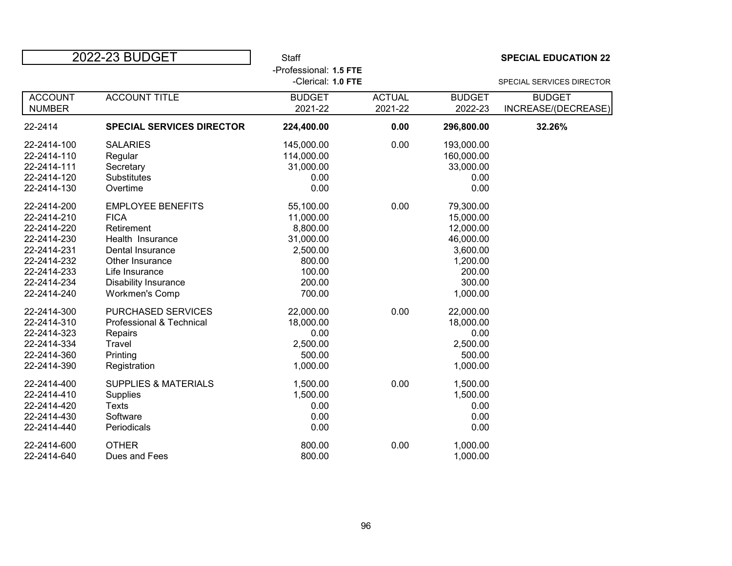# 2022-23 BUDGET

Staff
-Professional: **1.5 FTE**
-Clerical: **1.0 FTE**

**SPECIAL EDUCATION 22**

SPECIAL SERVICES DIRECTOR

| ACCOUNT NUMBER | ACCOUNT TITLE | BUDGET 2021-22 | ACTUAL 2021-22 | BUDGET 2022-23 | BUDGET INCREASE/(DECREASE) |
|---|---|---|---|---|---|
| 22-2414 | **SPECIAL SERVICES DIRECTOR** | **224,400.00** | **0.00** | **296,800.00** | **32.26%** |
| 22-2414-100 | SALARIES | 145,000.00 | 0.00 | 193,000.00 | |
| 22-2414-110 | Regular | 114,000.00 | | 160,000.00 | |
| 22-2414-111 | Secretary | 31,000.00 | | 33,000.00 | |
| 22-2414-120 | Substitutes | 0.00 | | 0.00 | |
| 22-2414-130 | Overtime | 0.00 | | 0.00 | |
| 22-2414-200 | EMPLOYEE BENEFITS | 55,100.00 | 0.00 | 79,300.00 | |
| 22-2414-210 | FICA | 11,000.00 | | 15,000.00 | |
| 22-2414-220 | Retirement | 8,800.00 | | 12,000.00 | |
| 22-2414-230 | Health Insurance | 31,000.00 | | 46,000.00 | |
| 22-2414-231 | Dental Insurance | 2,500.00 | | 3,600.00 | |
| 22-2414-232 | Other Insurance | 800.00 | | 1,200.00 | |
| 22-2414-233 | Life Insurance | 100.00 | | 200.00 | |
| 22-2414-234 | Disability Insurance | 200.00 | | 300.00 | |
| 22-2414-240 | Workmen's Comp | 700.00 | | 1,000.00 | |
| 22-2414-300 | PURCHASED SERVICES | 22,000.00 | 0.00 | 22,000.00 | |
| 22-2414-310 | Professional & Technical | 18,000.00 | | 18,000.00 | |
| 22-2414-323 | Repairs | 0.00 | | 0.00 | |
| 22-2414-334 | Travel | 2,500.00 | | 2,500.00 | |
| 22-2414-360 | Printing | 500.00 | | 500.00 | |
| 22-2414-390 | Registration | 1,000.00 | | 1,000.00 | |
| 22-2414-400 | SUPPLIES & MATERIALS | 1,500.00 | 0.00 | 1,500.00 | |
| 22-2414-410 | Supplies | 1,500.00 | | 1,500.00 | |
| 22-2414-420 | Texts | 0.00 | | 0.00 | |
| 22-2414-430 | Software | 0.00 | | 0.00 | |
| 22-2414-440 | Periodicals | 0.00 | | 0.00 | |
| 22-2414-600 | OTHER | 800.00 | 0.00 | 1,000.00 | |
| 22-2414-640 | Dues and Fees | 800.00 | | 1,000.00 | |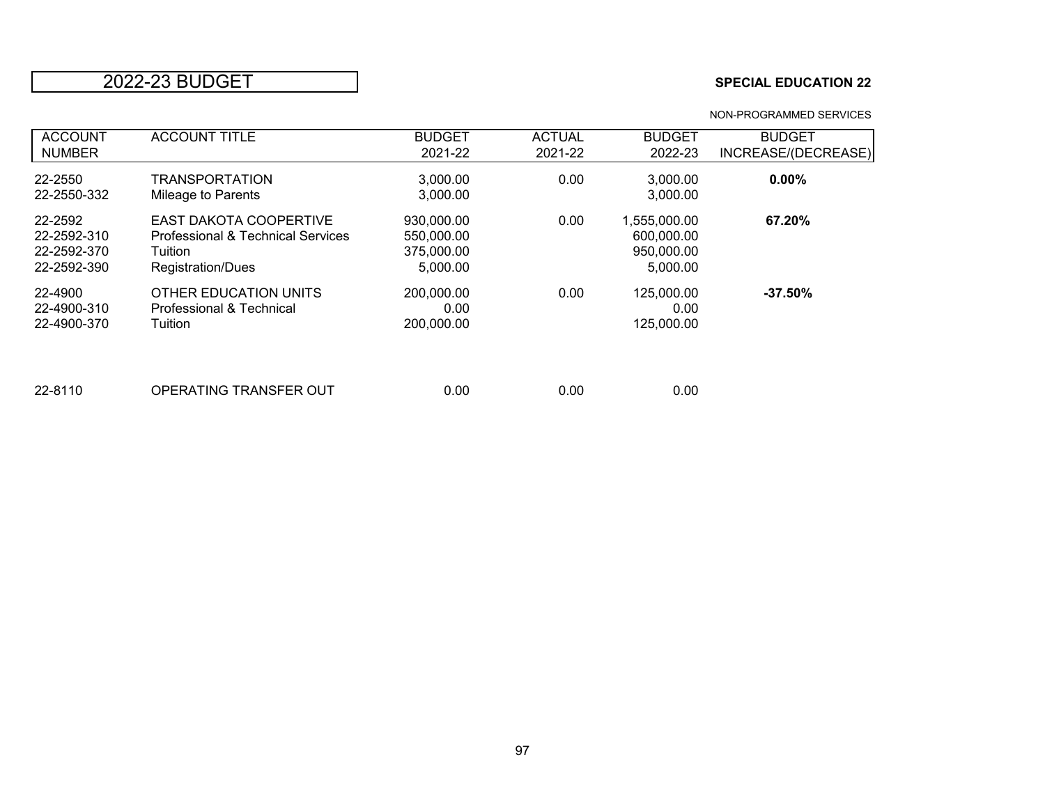# 2022-23 BUDGET

**SPECIAL EDUCATION 22**

NON-PROGRAMMED SERVICES

| ACCOUNT NUMBER | ACCOUNT TITLE | BUDGET 2021-22 | ACTUAL 2021-22 | BUDGET 2022-23 | BUDGET INCREASE/(DECREASE) |
|---|---|---|---|---|---|
| 22-2550 | TRANSPORTATION | 3,000.00 | 0.00 | 3,000.00 | **0.00%** |
| 22-2550-332 | Mileage to Parents | 3,000.00 | | 3,000.00 | |
| 22-2592 | EAST DAKOTA COOPERTIVE | 930,000.00 | 0.00 | 1,555,000.00 | **67.20%** |
| 22-2592-310 | Professional & Technical Services | 550,000.00 | | 600,000.00 | |
| 22-2592-370 | Tuition | 375,000.00 | | 950,000.00 | |
| 22-2592-390 | Registration/Dues | 5,000.00 | | 5,000.00 | |
| 22-4900 | OTHER EDUCATION UNITS | 200,000.00 | 0.00 | 125,000.00 | **-37.50%** |
| 22-4900-310 | Professional & Technical | 0.00 | | 0.00 | |
| 22-4900-370 | Tuition | 200,000.00 | | 125,000.00 | |
| 22-8110 | OPERATING TRANSFER OUT | 0.00 | 0.00 | 0.00 | |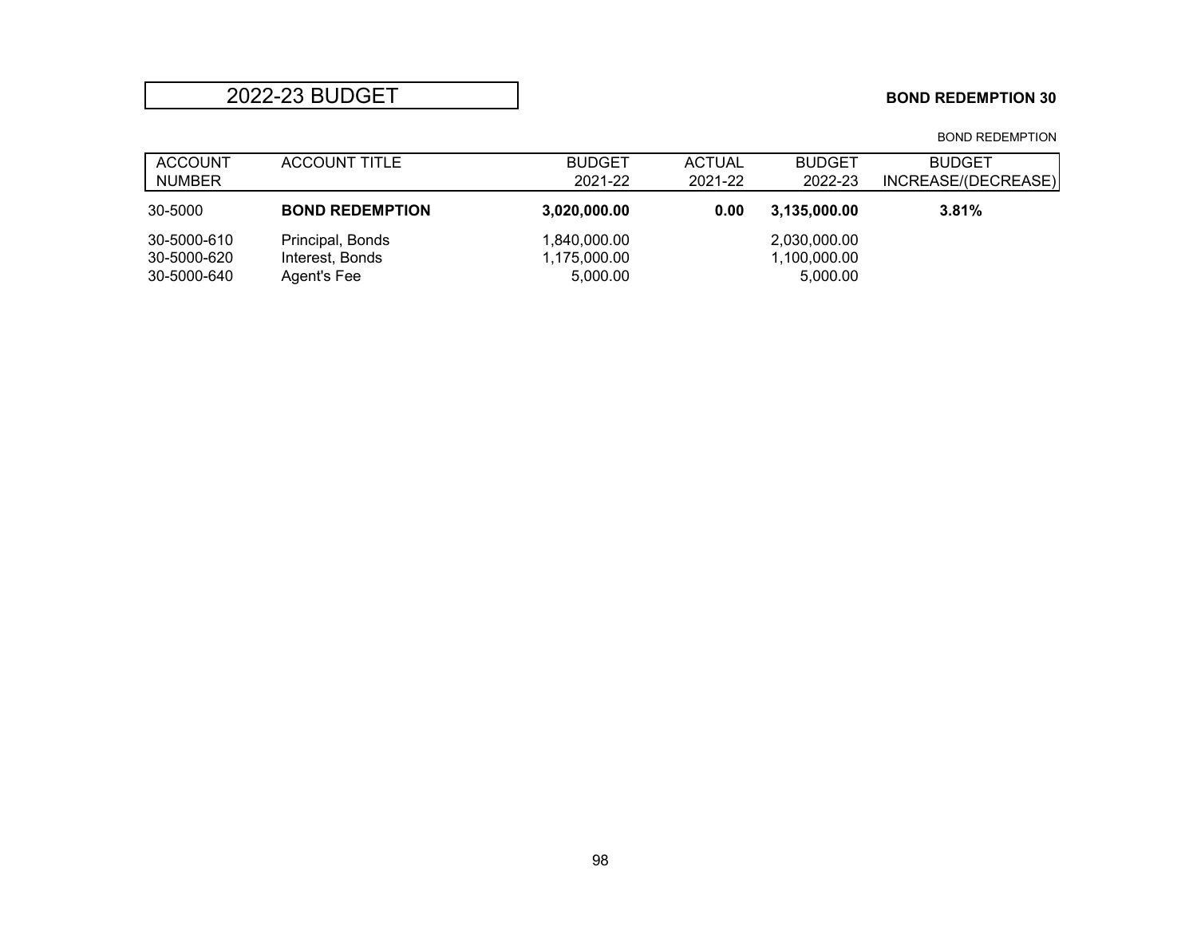# 2022-23 BUDGET

**BOND REDEMPTION 30**

BOND REDEMPTION

| ACCOUNT NUMBER | ACCOUNT TITLE | BUDGET 2021-22 | ACTUAL 2021-22 | BUDGET 2022-23 | BUDGET INCREASE/(DECREASE) |
|---|---|---|---|---|---|
| 30-5000 | **BOND REDEMPTION** | **3,020,000.00** | **0.00** | **3,135,000.00** | **3.81%** |
| 30-5000-610 | Principal, Bonds | 1,840,000.00 | | 2,030,000.00 | |
| 30-5000-620 | Interest, Bonds | 1,175,000.00 | | 1,100,000.00 | |
| 30-5000-640 | Agent's Fee | 5,000.00 | | 5,000.00 | |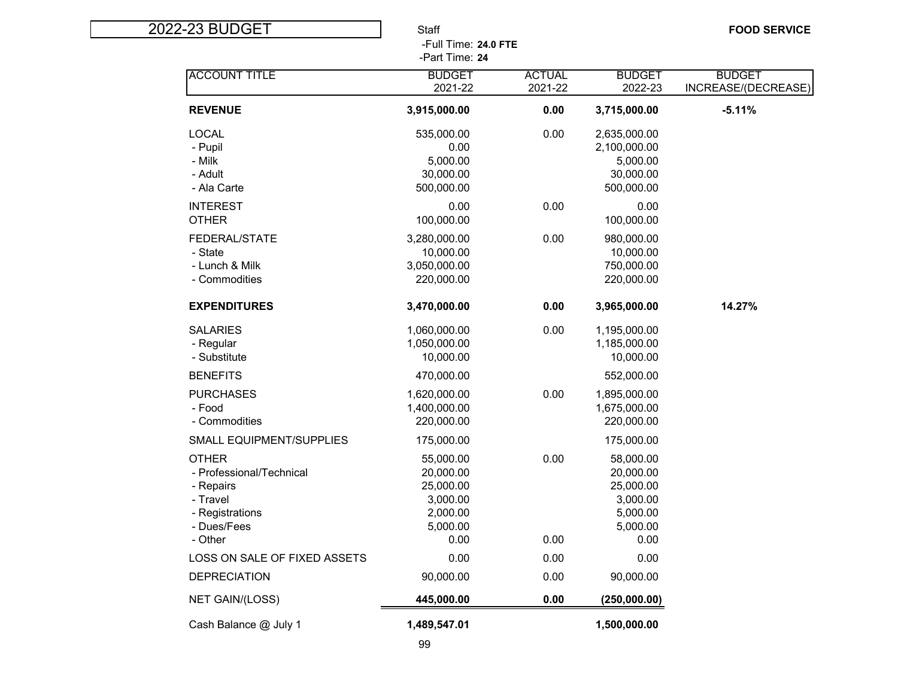# 2022-23 BUDGET

Staff
-Full Time: **24.0 FTE**
-Part Time: **24**

**FOOD SERVICE**

| ACCOUNT TITLE | BUDGET 2021-22 | ACTUAL 2021-22 | BUDGET 2022-23 | BUDGET INCREASE/(DECREASE) |
|---|---|---|---|---|
| **REVENUE** | **3,915,000.00** | **0.00** | **3,715,000.00** | **-5.11%** |
| LOCAL | 535,000.00 | 0.00 | 2,635,000.00 | |
| - Pupil | 0.00 | | 2,100,000.00 | |
| - Milk | 5,000.00 | | 5,000.00 | |
| - Adult | 30,000.00 | | 30,000.00 | |
| - Ala Carte | 500,000.00 | | 500,000.00 | |
| INTEREST | 0.00 | 0.00 | 0.00 | |
| OTHER | 100,000.00 | | 100,000.00 | |
| FEDERAL/STATE | 3,280,000.00 | 0.00 | 980,000.00 | |
| - State | 10,000.00 | | 10,000.00 | |
| - Lunch & Milk | 3,050,000.00 | | 750,000.00 | |
| - Commodities | 220,000.00 | | 220,000.00 | |
| **EXPENDITURES** | **3,470,000.00** | **0.00** | **3,965,000.00** | **14.27%** |
| SALARIES | 1,060,000.00 | 0.00 | 1,195,000.00 | |
| - Regular | 1,050,000.00 | | 1,185,000.00 | |
| - Substitute | 10,000.00 | | 10,000.00 | |
| BENEFITS | 470,000.00 | | 552,000.00 | |
| PURCHASES | 1,620,000.00 | 0.00 | 1,895,000.00 | |
| - Food | 1,400,000.00 | | 1,675,000.00 | |
| - Commodities | 220,000.00 | | 220,000.00 | |
| SMALL EQUIPMENT/SUPPLIES | 175,000.00 | | 175,000.00 | |
| OTHER | 55,000.00 | 0.00 | 58,000.00 | |
| - Professional/Technical | 20,000.00 | | 20,000.00 | |
| - Repairs | 25,000.00 | | 25,000.00 | |
| - Travel | 3,000.00 | | 3,000.00 | |
| - Registrations | 2,000.00 | | 5,000.00 | |
| - Dues/Fees | 5,000.00 | | 5,000.00 | |
| - Other | 0.00 | 0.00 | 0.00 | |
| LOSS ON SALE OF FIXED ASSETS | 0.00 | 0.00 | 0.00 | |
| DEPRECIATION | 90,000.00 | 0.00 | 90,000.00 | |
| NET GAIN/(LOSS) | **445,000.00** | **0.00** | **(250,000.00)** | |
| Cash Balance @ July 1 | **1,489,547.01** | | **1,500,000.00** | |